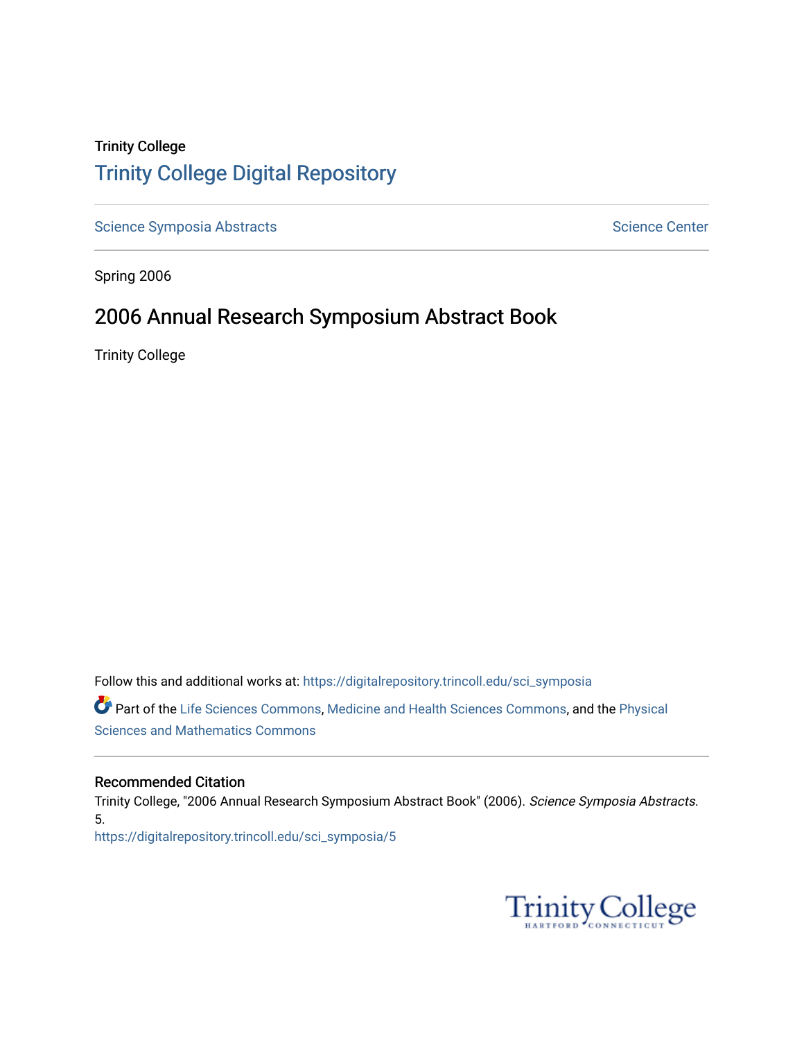Trinity College

# Trinity College Digital Repository

Science Symposia Abstracts

Science Center

Spring 2006

## 2006 Annual Research Symposium Abstract Book

Trinity College

Follow this and additional works at: https://digitalrepository.trincoll.edu/sci_symposia

Part of the Life Sciences Commons, Medicine and Health Sciences Commons, and the Physical Sciences and Mathematics Commons

### Recommended Citation

Trinity College, "2006 Annual Research Symposium Abstract Book" (2006). *Science Symposia Abstracts*. 5.
https://digitalrepository.trincoll.edu/sci_symposia/5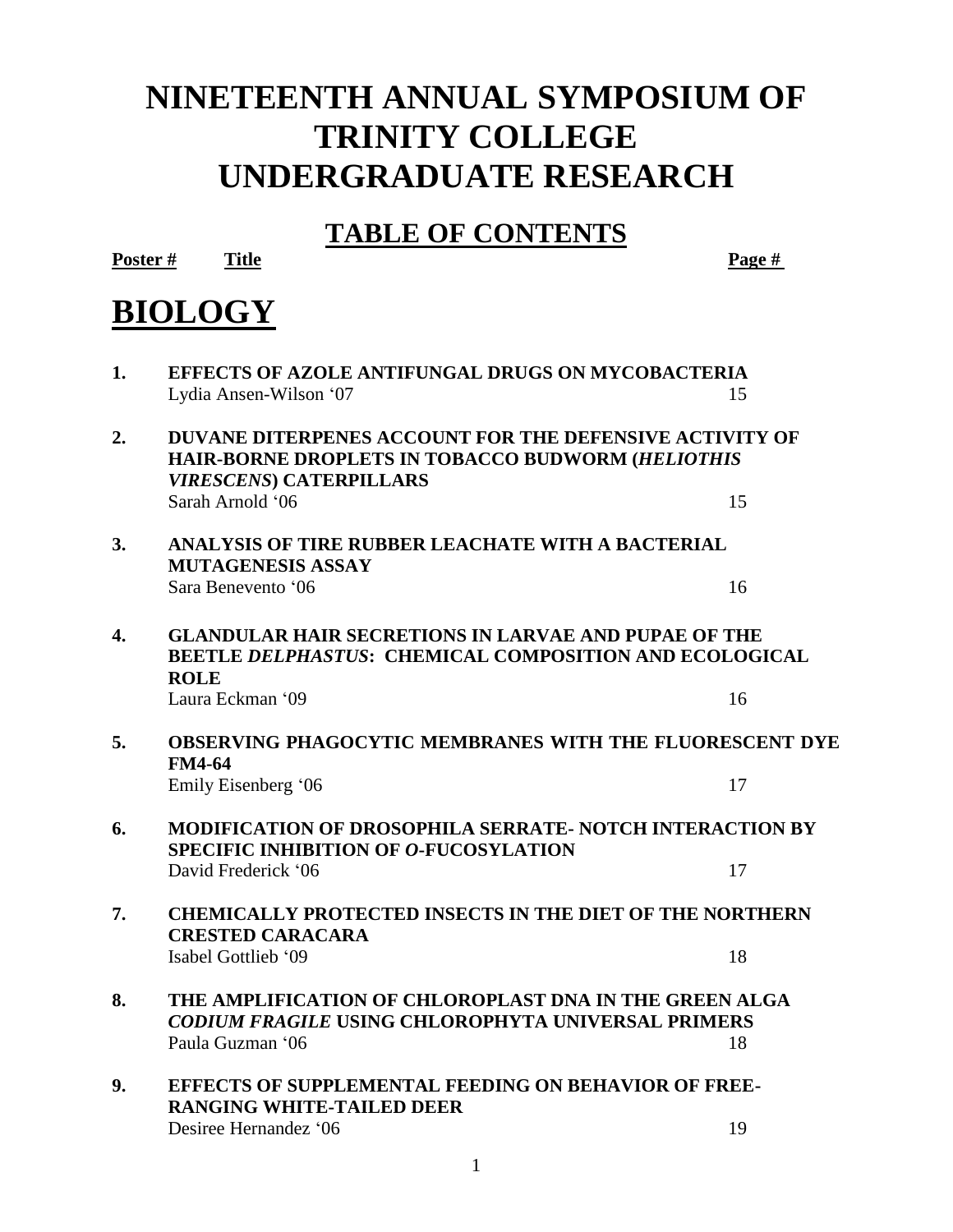# NINETEENTH ANNUAL SYMPOSIUM OF TRINITY COLLEGE UNDERGRADUATE RESEARCH

## TABLE OF CONTENTS

**Poster #** **Title** **Page #**

# BIOLOGY

| Poster # | Title | Page # |
|---|---|---|
| **1.** | **EFFECTS OF AZOLE ANTIFUNGAL DRUGS ON MYCOBACTERIA**<br>Lydia Ansen-Wilson '07 | 15 |
| **2.** | **DUVANE DITERPENES ACCOUNT FOR THE DEFENSIVE ACTIVITY OF HAIR-BORNE DROPLETS IN TOBACCO BUDWORM (*HELIOTHIS VIRESCENS*) CATERPILLARS**<br>Sarah Arnold '06 | 15 |
| **3.** | **ANALYSIS OF TIRE RUBBER LEACHATE WITH A BACTERIAL MUTAGENESIS ASSAY**<br>Sara Benevento '06 | 16 |
| **4.** | **GLANDULAR HAIR SECRETIONS IN LARVAE AND PUPAE OF THE BEETLE *DELPHASTUS*: CHEMICAL COMPOSITION AND ECOLOGICAL ROLE**<br>Laura Eckman '09 | 16 |
| **5.** | **OBSERVING PHAGOCYTIC MEMBRANES WITH THE FLUORESCENT DYE FM4-64**<br>Emily Eisenberg '06 | 17 |
| **6.** | **MODIFICATION OF DROSOPHILA SERRATE- NOTCH INTERACTION BY SPECIFIC INHIBITION OF *O*-FUCOSYLATION**<br>David Frederick '06 | 17 |
| **7.** | **CHEMICALLY PROTECTED INSECTS IN THE DIET OF THE NORTHERN CRESTED CARACARA**<br>Isabel Gottlieb '09 | 18 |
| **8.** | **THE AMPLIFICATION OF CHLOROPLAST DNA IN THE GREEN ALGA *CODIUM FRAGILE* USING CHLOROPHYTA UNIVERSAL PRIMERS**<br>Paula Guzman '06 | 18 |
| **9.** | **EFFECTS OF SUPPLEMENTAL FEEDING ON BEHAVIOR OF FREE-RANGING WHITE-TAILED DEER**<br>Desiree Hernandez '06 | 19 |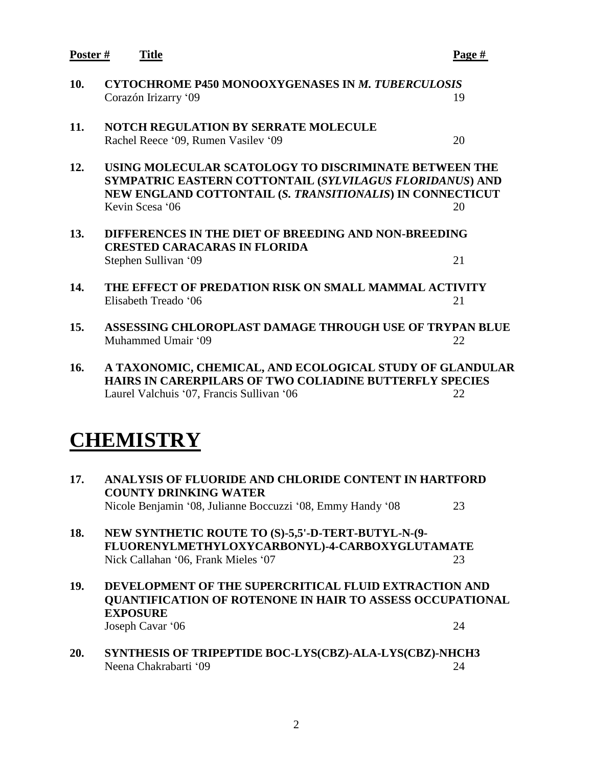| Poster # | Title | Page # |
|---|---|---|
| 10. | **CYTOCHROME P450 MONOOXYGENASES IN *M. TUBERCULOSIS***<br>Corazón Irizarry '09 | 19 |
| 11. | **NOTCH REGULATION BY SERRATE MOLECULE**<br>Rachel Reece '09, Rumen Vasilev '09 | 20 |
| 12. | **USING MOLECULAR SCATOLOGY TO DISCRIMINATE BETWEEN THE SYMPATRIC EASTERN COTTONTAIL (*SYLVILAGUS FLORIDANUS*) AND NEW ENGLAND COTTONTAIL (*S. TRANSITIONALIS*) IN CONNECTICUT**<br>Kevin Scesa '06 | 20 |
| 13. | **DIFFERENCES IN THE DIET OF BREEDING AND NON-BREEDING CRESTED CARACARAS IN FLORIDA**<br>Stephen Sullivan '09 | 21 |
| 14. | **THE EFFECT OF PREDATION RISK ON SMALL MAMMAL ACTIVITY**<br>Elisabeth Treado '06 | 21 |
| 15. | **ASSESSING CHLOROPLAST DAMAGE THROUGH USE OF TRYPAN BLUE**<br>Muhammed Umair '09 | 22 |
| 16. | **A TAXONOMIC, CHEMICAL, AND ECOLOGICAL STUDY OF GLANDULAR HAIRS IN CARERPILARS OF TWO COLIADINE BUTTERFLY SPECIES**<br>Laurel Valchuis '07, Francis Sullivan '06 | 22 |

# CHEMISTRY

| Poster # | Title | Page # |
|---|---|---|
| 17. | **ANALYSIS OF FLUORIDE AND CHLORIDE CONTENT IN HARTFORD COUNTY DRINKING WATER**<br>Nicole Benjamin '08, Julianne Boccuzzi '08, Emmy Handy '08 | 23 |
| 18. | **NEW SYNTHETIC ROUTE TO (S)-5,5'-D-TERT-BUTYL-N-(9-FLUORENYLMETHYLOXYCARBONYL)-4-CARBOXYGLUTAMATE**<br>Nick Callahan '06, Frank Mieles '07 | 23 |
| 19. | **DEVELOPMENT OF THE SUPERCRITICAL FLUID EXTRACTION AND QUANTIFICATION OF ROTENONE IN HAIR TO ASSESS OCCUPATIONAL EXPOSURE**<br>Joseph Cavar '06 | 24 |
| 20. | **SYNTHESIS OF TRIPEPTIDE BOC-LYS(CBZ)-ALA-LYS(CBZ)-NHCH3**<br>Neena Chakrabarti '09 | 24 |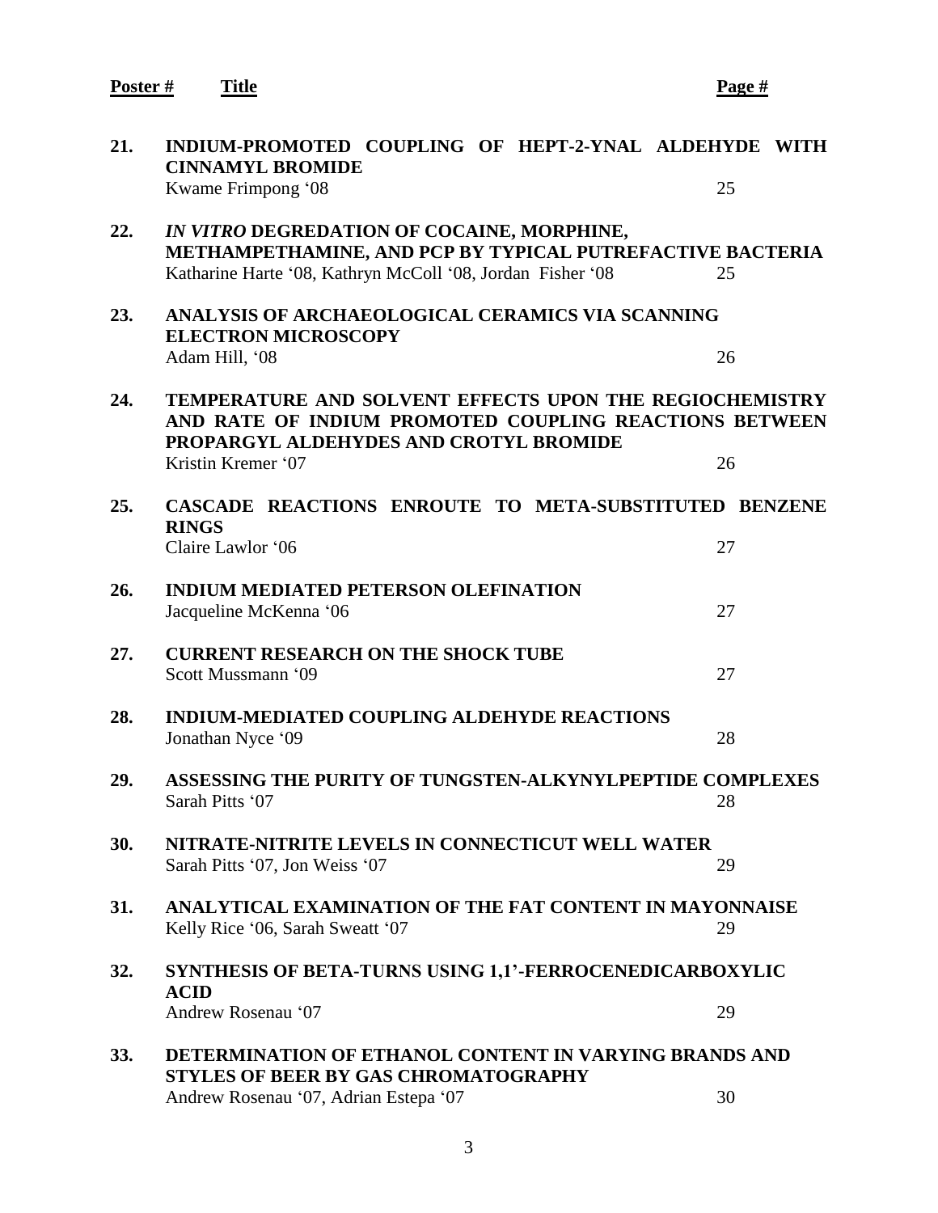| Poster # | Title | Page # |
|---|---|---|
| 21. | **INDIUM-PROMOTED COUPLING OF HEPT-2-YNAL ALDEHYDE WITH CINNAMYL BROMIDE**<br>Kwame Frimpong '08 | 25 |
| 22. | ***IN VITRO* DEGREDATION OF COCAINE, MORPHINE, METHAMPETHAMINE, AND PCP BY TYPICAL PUTREFACTIVE BACTERIA**<br>Katharine Harte '08, Kathryn McColl '08, Jordan Fisher '08 | 25 |
| 23. | **ANALYSIS OF ARCHAEOLOGICAL CERAMICS VIA SCANNING ELECTRON MICROSCOPY**<br>Adam Hill, '08 | 26 |
| 24. | **TEMPERATURE AND SOLVENT EFFECTS UPON THE REGIOCHEMISTRY AND RATE OF INDIUM PROMOTED COUPLING REACTIONS BETWEEN PROPARGYL ALDEHYDES AND CROTYL BROMIDE**<br>Kristin Kremer '07 | 26 |
| 25. | **CASCADE REACTIONS ENROUTE TO META-SUBSTITUTED BENZENE RINGS**<br>Claire Lawlor '06 | 27 |
| 26. | **INDIUM MEDIATED PETERSON OLEFINATION**<br>Jacqueline McKenna '06 | 27 |
| 27. | **CURRENT RESEARCH ON THE SHOCK TUBE**<br>Scott Mussmann '09 | 27 |
| 28. | **INDIUM-MEDIATED COUPLING ALDEHYDE REACTIONS**<br>Jonathan Nyce '09 | 28 |
| 29. | **ASSESSING THE PURITY OF TUNGSTEN-ALKYNYLPEPTIDE COMPLEXES**<br>Sarah Pitts '07 | 28 |
| 30. | **NITRATE-NITRITE LEVELS IN CONNECTICUT WELL WATER**<br>Sarah Pitts '07, Jon Weiss '07 | 29 |
| 31. | **ANALYTICAL EXAMINATION OF THE FAT CONTENT IN MAYONNAISE**<br>Kelly Rice '06, Sarah Sweatt '07 | 29 |
| 32. | **SYNTHESIS OF BETA-TURNS USING 1,1'-FERROCENEDICARBOXYLIC ACID**<br>Andrew Rosenau '07 | 29 |
| 33. | **DETERMINATION OF ETHANOL CONTENT IN VARYING BRANDS AND STYLES OF BEER BY GAS CHROMATOGRAPHY**<br>Andrew Rosenau '07, Adrian Estepa '07 | 30 |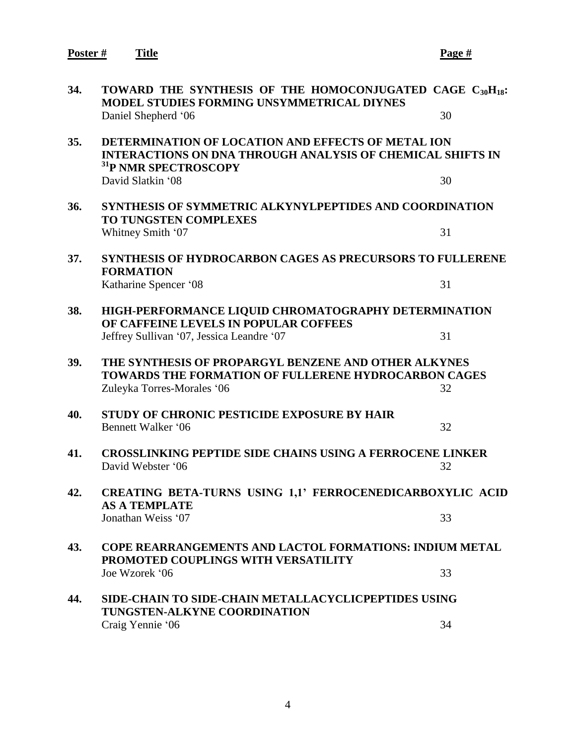| Poster # | Title | Page # |
| --- | --- | --- |
| 34. | **TOWARD THE SYNTHESIS OF THE HOMOCONJUGATED CAGE $C_{30}H_{18}$: MODEL STUDIES FORMING UNSYMMETRICAL DIYNES**<br>Daniel Shepherd '06 | 30 |
| 35. | **DETERMINATION OF LOCATION AND EFFECTS OF METAL ION INTERACTIONS ON DNA THROUGH ANALYSIS OF CHEMICAL SHIFTS IN $^{31}$P NMR SPECTROSCOPY**<br>David Slatkin '08 | 30 |
| 36. | **SYNTHESIS OF SYMMETRIC ALKYNYLPEPTIDES AND COORDINATION TO TUNGSTEN COMPLEXES**<br>Whitney Smith '07 | 31 |
| 37. | **SYNTHESIS OF HYDROCARBON CAGES AS PRECURSORS TO FULLERENE FORMATION**<br>Katharine Spencer '08 | 31 |
| 38. | **HIGH-PERFORMANCE LIQUID CHROMATOGRAPHY DETERMINATION OF CAFFEINE LEVELS IN POPULAR COFFEES**<br>Jeffrey Sullivan '07, Jessica Leandre '07 | 31 |
| 39. | **THE SYNTHESIS OF PROPARGYL BENZENE AND OTHER ALKYNES TOWARDS THE FORMATION OF FULLERENE HYDROCARBON CAGES**<br>Zuleyka Torres-Morales '06 | 32 |
| 40. | **STUDY OF CHRONIC PESTICIDE EXPOSURE BY HAIR**<br>Bennett Walker '06 | 32 |
| 41. | **CROSSLINKING PEPTIDE SIDE CHAINS USING A FERROCENE LINKER**<br>David Webster '06 | 32 |
| 42. | **CREATING BETA-TURNS USING 1,1' FERROCENEDICARBOXYLIC ACID AS A TEMPLATE**<br>Jonathan Weiss '07 | 33 |
| 43. | **COPE REARRANGEMENTS AND LACTOL FORMATIONS: INDIUM METAL PROMOTED COUPLINGS WITH VERSATILITY**<br>Joe Wzorek '06 | 33 |
| 44. | **SIDE-CHAIN TO SIDE-CHAIN METALLACYCLICPEPTIDES USING TUNGSTEN-ALKYNE COORDINATION**<br>Craig Yennie '06 | 34 |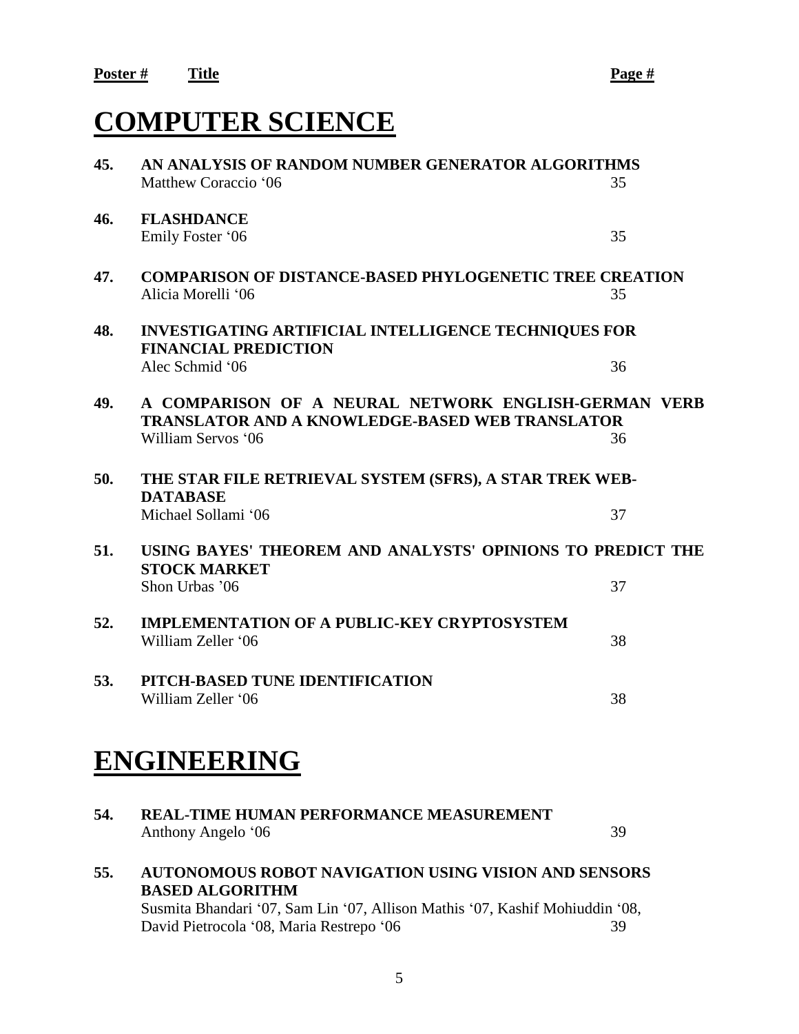**Poster #** **Title** **Page #**

# COMPUTER SCIENCE

**45. AN ANALYSIS OF RANDOM NUMBER GENERATOR ALGORITHMS**
Matthew Coraccio '06 — 35

**46. FLASHDANCE**
Emily Foster '06 — 35

**47. COMPARISON OF DISTANCE-BASED PHYLOGENETIC TREE CREATION**
Alicia Morelli '06 — 35

**48. INVESTIGATING ARTIFICIAL INTELLIGENCE TECHNIQUES FOR FINANCIAL PREDICTION**
Alec Schmid '06 — 36

**49. A COMPARISON OF A NEURAL NETWORK ENGLISH-GERMAN VERB TRANSLATOR AND A KNOWLEDGE-BASED WEB TRANSLATOR**
William Servos '06 — 36

**50. THE STAR FILE RETRIEVAL SYSTEM (SFRS), A STAR TREK WEB-DATABASE**
Michael Sollami '06 — 37

**51. USING BAYES' THEOREM AND ANALYSTS' OPINIONS TO PREDICT THE STOCK MARKET**
Shon Urbas '06 — 37

**52. IMPLEMENTATION OF A PUBLIC-KEY CRYPTOSYSTEM**
William Zeller '06 — 38

**53. PITCH-BASED TUNE IDENTIFICATION**
William Zeller '06 — 38

# ENGINEERING

**54. REAL-TIME HUMAN PERFORMANCE MEASUREMENT**
Anthony Angelo '06 — 39

**55. AUTONOMOUS ROBOT NAVIGATION USING VISION AND SENSORS BASED ALGORITHM**
Susmita Bhandari '07, Sam Lin '07, Allison Mathis '07, Kashif Mohiuddin '08, David Pietrocola '08, Maria Restrepo '06 — 39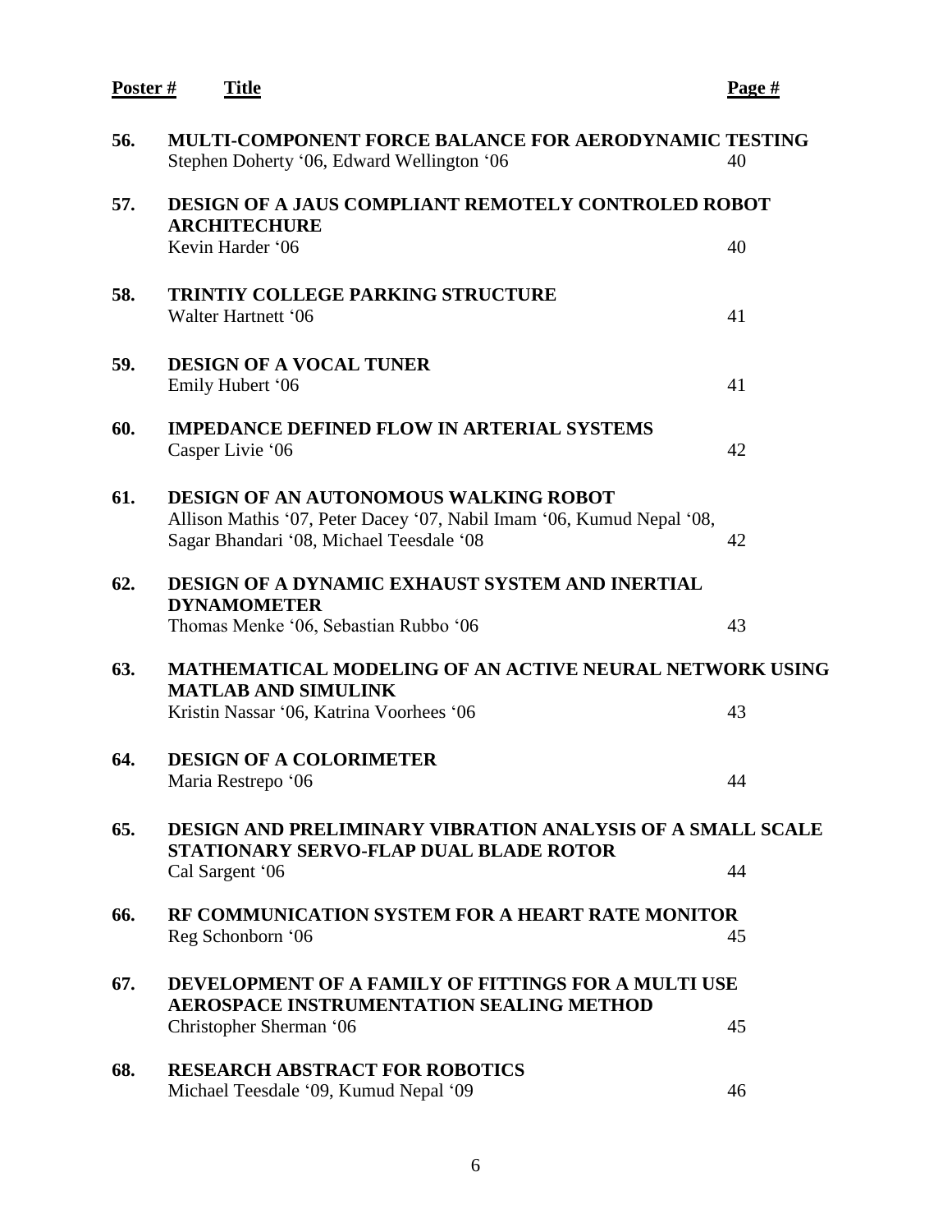| Poster # | Title | Page # |
|---|---|---|
| 56. | **MULTI-COMPONENT FORCE BALANCE FOR AERODYNAMIC TESTING**<br>Stephen Doherty '06, Edward Wellington '06 | 40 |
| 57. | **DESIGN OF A JAUS COMPLIANT REMOTELY CONTROLED ROBOT ARCHITECHURE**<br>Kevin Harder '06 | 40 |
| 58. | **TRINTIY COLLEGE PARKING STRUCTURE**<br>Walter Hartnett '06 | 41 |
| 59. | **DESIGN OF A VOCAL TUNER**<br>Emily Hubert '06 | 41 |
| 60. | **IMPEDANCE DEFINED FLOW IN ARTERIAL SYSTEMS**<br>Casper Livie '06 | 42 |
| 61. | **DESIGN OF AN AUTONOMOUS WALKING ROBOT**<br>Allison Mathis '07, Peter Dacey '07, Nabil Imam '06, Kumud Nepal '08, Sagar Bhandari '08, Michael Teesdale '08 | 42 |
| 62. | **DESIGN OF A DYNAMIC EXHAUST SYSTEM AND INERTIAL DYNAMOMETER**<br>Thomas Menke '06, Sebastian Rubbo '06 | 43 |
| 63. | **MATHEMATICAL MODELING OF AN ACTIVE NEURAL NETWORK USING MATLAB AND SIMULINK**<br>Kristin Nassar '06, Katrina Voorhees '06 | 43 |
| 64. | **DESIGN OF A COLORIMETER**<br>Maria Restrepo '06 | 44 |
| 65. | **DESIGN AND PRELIMINARY VIBRATION ANALYSIS OF A SMALL SCALE STATIONARY SERVO-FLAP DUAL BLADE ROTOR**<br>Cal Sargent '06 | 44 |
| 66. | **RF COMMUNICATION SYSTEM FOR A HEART RATE MONITOR**<br>Reg Schonborn '06 | 45 |
| 67. | **DEVELOPMENT OF A FAMILY OF FITTINGS FOR A MULTI USE AEROSPACE INSTRUMENTATION SEALING METHOD**<br>Christopher Sherman '06 | 45 |
| 68. | **RESEARCH ABSTRACT FOR ROBOTICS**<br>Michael Teesdale '09, Kumud Nepal '09 | 46 |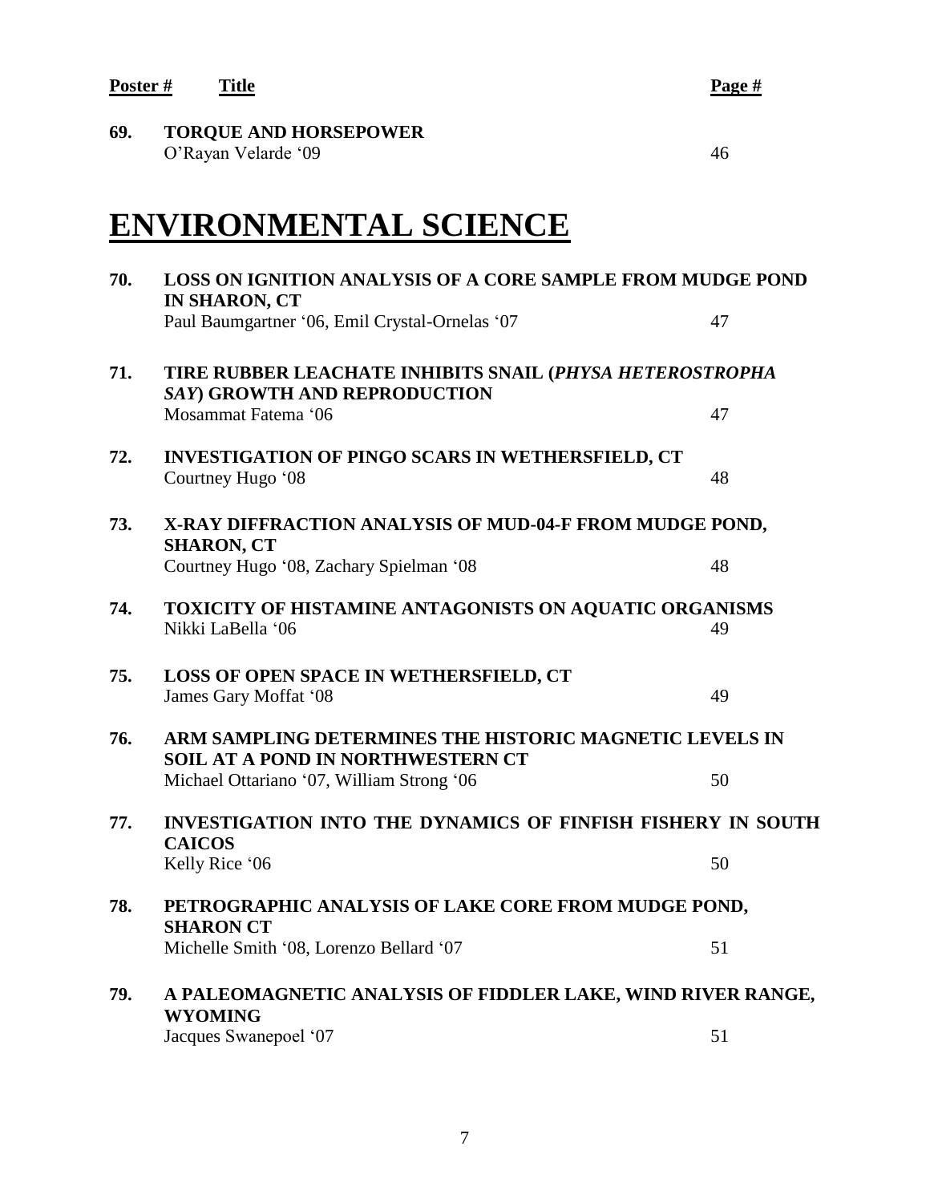| Poster # | Title | Page # |
|---|---|---|
| 69. | **TORQUE AND HORSEPOWER**<br>O'Rayan Velarde '09 | 46 |

# ENVIRONMENTAL SCIENCE

| Poster # | Title | Page # |
|---|---|---|
| 70. | **LOSS ON IGNITION ANALYSIS OF A CORE SAMPLE FROM MUDGE POND IN SHARON, CT**<br>Paul Baumgartner '06, Emil Crystal-Ornelas '07 | 47 |
| 71. | **TIRE RUBBER LEACHATE INHIBITS SNAIL (*PHYSA HETEROSTROPHA SAY*) GROWTH AND REPRODUCTION**<br>Mosammat Fatema '06 | 47 |
| 72. | **INVESTIGATION OF PINGO SCARS IN WETHERSFIELD, CT**<br>Courtney Hugo '08 | 48 |
| 73. | **X-RAY DIFFRACTION ANALYSIS OF MUD-04-F FROM MUDGE POND, SHARON, CT**<br>Courtney Hugo '08, Zachary Spielman '08 | 48 |
| 74. | **TOXICITY OF HISTAMINE ANTAGONISTS ON AQUATIC ORGANISMS**<br>Nikki LaBella '06 | 49 |
| 75. | **LOSS OF OPEN SPACE IN WETHERSFIELD, CT**<br>James Gary Moffat '08 | 49 |
| 76. | **ARM SAMPLING DETERMINES THE HISTORIC MAGNETIC LEVELS IN SOIL AT A POND IN NORTHWESTERN CT**<br>Michael Ottariano '07, William Strong '06 | 50 |
| 77. | **INVESTIGATION INTO THE DYNAMICS OF FINFISH FISHERY IN SOUTH CAICOS**<br>Kelly Rice '06 | 50 |
| 78. | **PETROGRAPHIC ANALYSIS OF LAKE CORE FROM MUDGE POND, SHARON CT**<br>Michelle Smith '08, Lorenzo Bellard '07 | 51 |
| 79. | **A PALEOMAGNETIC ANALYSIS OF FIDDLER LAKE, WIND RIVER RANGE, WYOMING**<br>Jacques Swanepoel '07 | 51 |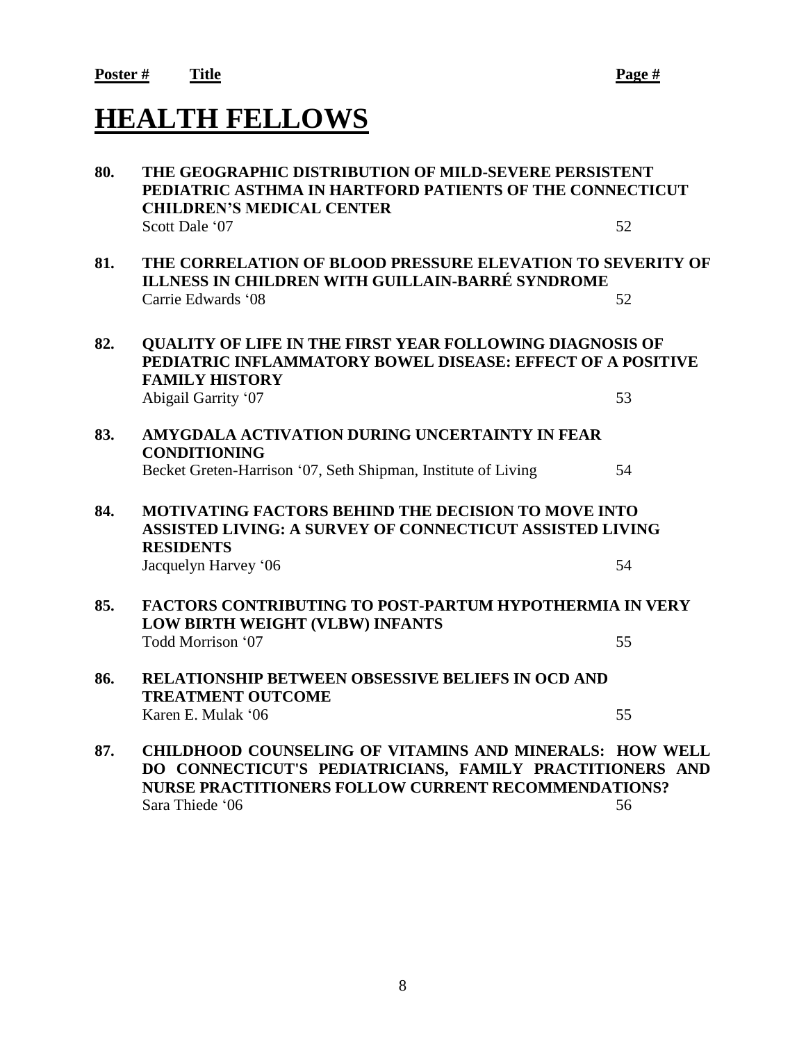**Poster #** **Title** **Page #**

# HEALTH FELLOWS

**80. THE GEOGRAPHIC DISTRIBUTION OF MILD-SEVERE PERSISTENT PEDIATRIC ASTHMA IN HARTFORD PATIENTS OF THE CONNECTICUT CHILDREN'S MEDICAL CENTER**
Scott Dale '07 52

**81. THE CORRELATION OF BLOOD PRESSURE ELEVATION TO SEVERITY OF ILLNESS IN CHILDREN WITH GUILLAIN-BARRÉ SYNDROME**
Carrie Edwards '08 52

**82. QUALITY OF LIFE IN THE FIRST YEAR FOLLOWING DIAGNOSIS OF PEDIATRIC INFLAMMATORY BOWEL DISEASE: EFFECT OF A POSITIVE FAMILY HISTORY**
Abigail Garrity '07 53

**83. AMYGDALA ACTIVATION DURING UNCERTAINTY IN FEAR CONDITIONING**
Becket Greten-Harrison '07, Seth Shipman, Institute of Living 54

**84. MOTIVATING FACTORS BEHIND THE DECISION TO MOVE INTO ASSISTED LIVING: A SURVEY OF CONNECTICUT ASSISTED LIVING RESIDENTS**
Jacquelyn Harvey '06 54

**85. FACTORS CONTRIBUTING TO POST-PARTUM HYPOTHERMIA IN VERY LOW BIRTH WEIGHT (VLBW) INFANTS**
Todd Morrison '07 55

**86. RELATIONSHIP BETWEEN OBSESSIVE BELIEFS IN OCD AND TREATMENT OUTCOME**
Karen E. Mulak '06 55

**87. CHILDHOOD COUNSELING OF VITAMINS AND MINERALS: HOW WELL DO CONNECTICUT'S PEDIATRICIANS, FAMILY PRACTITIONERS AND NURSE PRACTITIONERS FOLLOW CURRENT RECOMMENDATIONS?**
Sara Thiede '06 56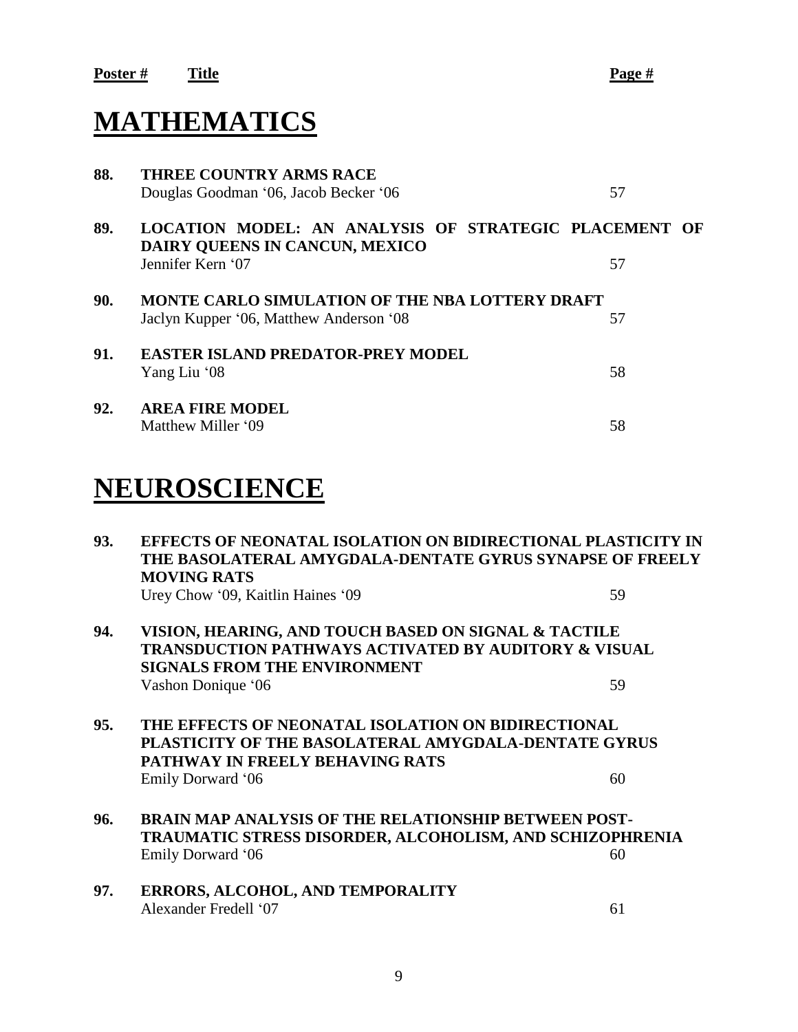**Poster #** **Title** **Page #**

# MATHEMATICS

**88. THREE COUNTRY ARMS RACE**
Douglas Goodman '06, Jacob Becker '06 — 57

**89. LOCATION MODEL: AN ANALYSIS OF STRATEGIC PLACEMENT OF DAIRY QUEENS IN CANCUN, MEXICO**
Jennifer Kern '07 — 57

**90. MONTE CARLO SIMULATION OF THE NBA LOTTERY DRAFT**
Jaclyn Kupper '06, Matthew Anderson '08 — 57

**91. EASTER ISLAND PREDATOR-PREY MODEL**
Yang Liu '08 — 58

**92. AREA FIRE MODEL**
Matthew Miller '09 — 58

# NEUROSCIENCE

**93. EFFECTS OF NEONATAL ISOLATION ON BIDIRECTIONAL PLASTICITY IN THE BASOLATERAL AMYGDALA-DENTATE GYRUS SYNAPSE OF FREELY MOVING RATS**
Urey Chow '09, Kaitlin Haines '09 — 59

**94. VISION, HEARING, AND TOUCH BASED ON SIGNAL & TACTILE TRANSDUCTION PATHWAYS ACTIVATED BY AUDITORY & VISUAL SIGNALS FROM THE ENVIRONMENT**
Vashon Donique '06 — 59

**95. THE EFFECTS OF NEONATAL ISOLATION ON BIDIRECTIONAL PLASTICITY OF THE BASOLATERAL AMYGDALA-DENTATE GYRUS PATHWAY IN FREELY BEHAVING RATS**
Emily Dorward '06 — 60

**96. BRAIN MAP ANALYSIS OF THE RELATIONSHIP BETWEEN POST-TRAUMATIC STRESS DISORDER, ALCOHOLISM, AND SCHIZOPHRENIA**
Emily Dorward '06 — 60

**97. ERRORS, ALCOHOL, AND TEMPORALITY**
Alexander Fredell '07 — 61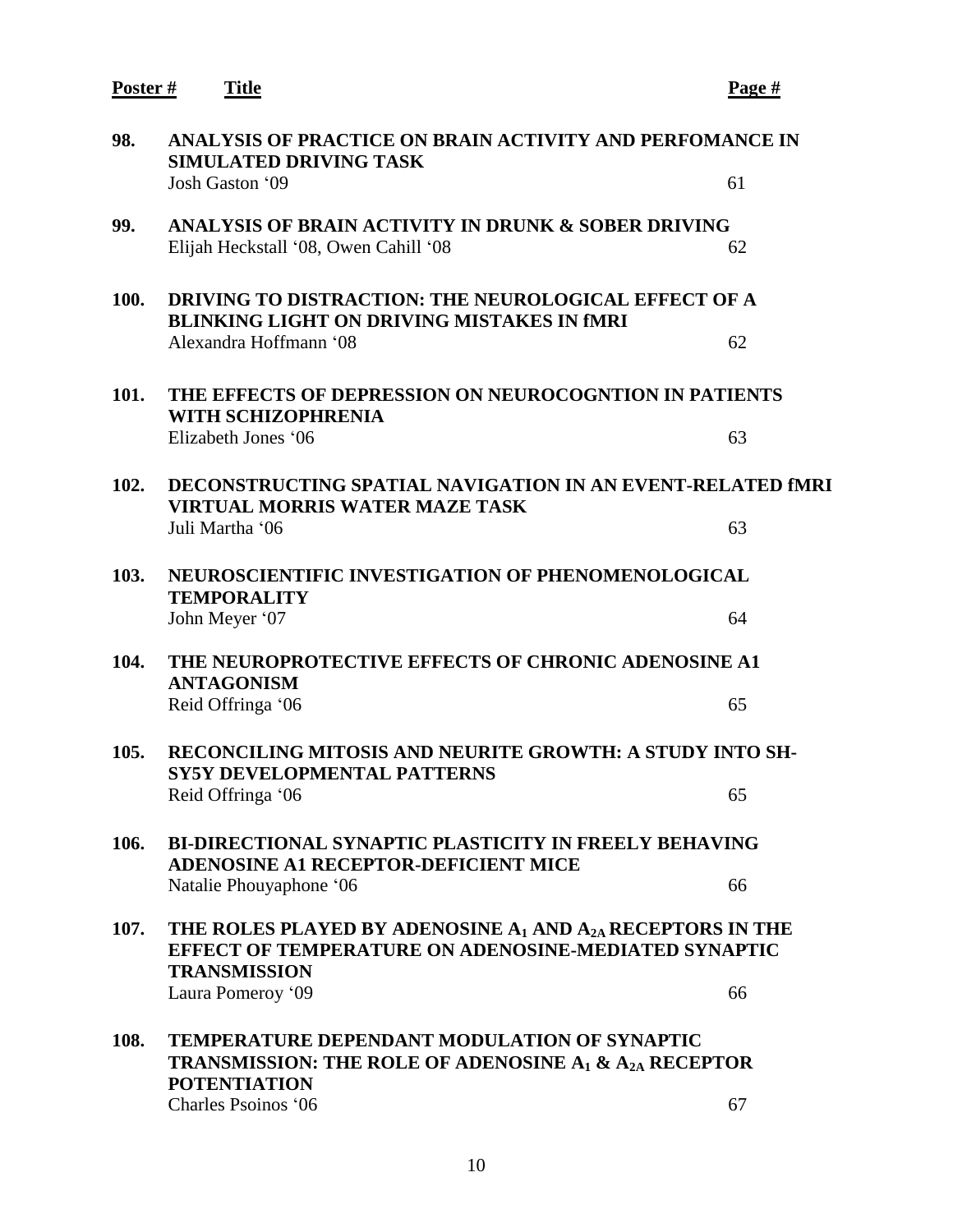| Poster # | Title | Page # |
| --- | --- | --- |
| 98. | **ANALYSIS OF PRACTICE ON BRAIN ACTIVITY AND PERFOMANCE IN SIMULATED DRIVING TASK**<br>Josh Gaston '09 | 61 |
| 99. | **ANALYSIS OF BRAIN ACTIVITY IN DRUNK & SOBER DRIVING**<br>Elijah Heckstall '08, Owen Cahill '08 | 62 |
| 100. | **DRIVING TO DISTRACTION: THE NEUROLOGICAL EFFECT OF A BLINKING LIGHT ON DRIVING MISTAKES IN fMRI**<br>Alexandra Hoffmann '08 | 62 |
| 101. | **THE EFFECTS OF DEPRESSION ON NEUROCOGNTION IN PATIENTS WITH SCHIZOPHRENIA**<br>Elizabeth Jones '06 | 63 |
| 102. | **DECONSTRUCTING SPATIAL NAVIGATION IN AN EVENT-RELATED fMRI VIRTUAL MORRIS WATER MAZE TASK**<br>Juli Martha '06 | 63 |
| 103. | **NEUROSCIENTIFIC INVESTIGATION OF PHENOMENOLOGICAL TEMPORALITY**<br>John Meyer '07 | 64 |
| 104. | **THE NEUROPROTECTIVE EFFECTS OF CHRONIC ADENOSINE A1 ANTAGONISM**<br>Reid Offringa '06 | 65 |
| 105. | **RECONCILING MITOSIS AND NEURITE GROWTH: A STUDY INTO SH-SY5Y DEVELOPMENTAL PATTERNS**<br>Reid Offringa '06 | 65 |
| 106. | **BI-DIRECTIONAL SYNAPTIC PLASTICITY IN FREELY BEHAVING ADENOSINE A1 RECEPTOR-DEFICIENT MICE**<br>Natalie Phouyaphone '06 | 66 |
| 107. | **THE ROLES PLAYED BY ADENOSINE $A_1$ AND $A_{2A}$ RECEPTORS IN THE EFFECT OF TEMPERATURE ON ADENOSINE-MEDIATED SYNAPTIC TRANSMISSION**<br>Laura Pomeroy '09 | 66 |
| 108. | **TEMPERATURE DEPENDANT MODULATION OF SYNAPTIC TRANSMISSION: THE ROLE OF ADENOSINE $A_1$ & $A_{2A}$ RECEPTOR POTENTIATION**<br>Charles Psoinos '06 | 67 |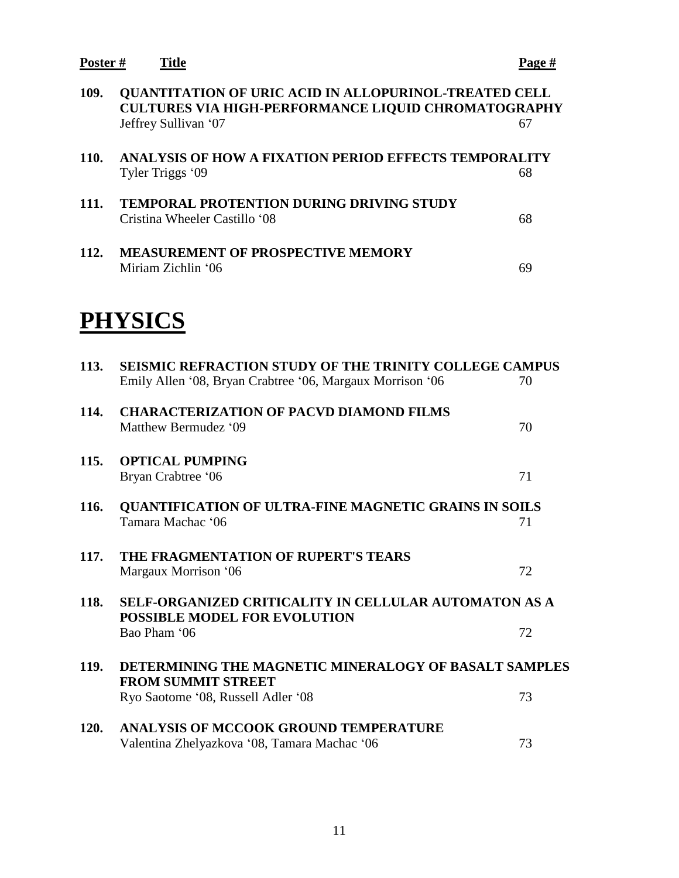| Poster # | Title | Page # |
|---|---|---|
| **109.** | **QUANTITATION OF URIC ACID IN ALLOPURINOL-TREATED CELL CULTURES VIA HIGH-PERFORMANCE LIQUID CHROMATOGRAPHY**<br>Jeffrey Sullivan '07 | 67 |
| **110.** | **ANALYSIS OF HOW A FIXATION PERIOD EFFECTS TEMPORALITY**<br>Tyler Triggs '09 | 68 |
| **111.** | **TEMPORAL PROTENTION DURING DRIVING STUDY**<br>Cristina Wheeler Castillo '08 | 68 |
| **112.** | **MEASUREMENT OF PROSPECTIVE MEMORY**<br>Miriam Zichlin '06 | 69 |

# PHYSICS

| Poster # | Title | Page # |
|---|---|---|
| **113.** | **SEISMIC REFRACTION STUDY OF THE TRINITY COLLEGE CAMPUS**<br>Emily Allen '08, Bryan Crabtree '06, Margaux Morrison '06 | 70 |
| **114.** | **CHARACTERIZATION OF PACVD DIAMOND FILMS**<br>Matthew Bermudez '09 | 70 |
| **115.** | **OPTICAL PUMPING**<br>Bryan Crabtree '06 | 71 |
| **116.** | **QUANTIFICATION OF ULTRA-FINE MAGNETIC GRAINS IN SOILS**<br>Tamara Machac '06 | 71 |
| **117.** | **THE FRAGMENTATION OF RUPERT'S TEARS**<br>Margaux Morrison '06 | 72 |
| **118.** | **SELF-ORGANIZED CRITICALITY IN CELLULAR AUTOMATON AS A POSSIBLE MODEL FOR EVOLUTION**<br>Bao Pham '06 | 72 |
| **119.** | **DETERMINING THE MAGNETIC MINERALOGY OF BASALT SAMPLES FROM SUMMIT STREET**<br>Ryo Saotome '08, Russell Adler '08 | 73 |
| **120.** | **ANALYSIS OF MCCOOK GROUND TEMPERATURE**<br>Valentina Zhelyazkova '08, Tamara Machac '06 | 73 |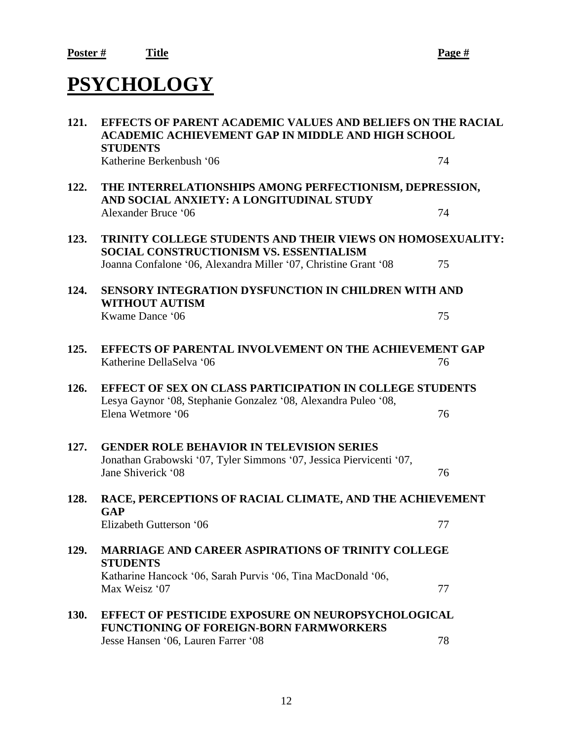| Poster # | Title | Page # |
|---|---|---|

# PSYCHOLOGY

| | | |
|---|---|---|
| **121.** | **EFFECTS OF PARENT ACADEMIC VALUES AND BELIEFS ON THE RACIAL ACADEMIC ACHIEVEMENT GAP IN MIDDLE AND HIGH SCHOOL STUDENTS**<br>Katherine Berkenbush '06 | 74 |
| **122.** | **THE INTERRELATIONSHIPS AMONG PERFECTIONISM, DEPRESSION, AND SOCIAL ANXIETY: A LONGITUDINAL STUDY**<br>Alexander Bruce '06 | 74 |
| **123.** | **TRINITY COLLEGE STUDENTS AND THEIR VIEWS ON HOMOSEXUALITY: SOCIAL CONSTRUCTIONISM VS. ESSENTIALISM**<br>Joanna Confalone '06, Alexandra Miller '07, Christine Grant '08 | 75 |
| **124.** | **SENSORY INTEGRATION DYSFUNCTION IN CHILDREN WITH AND WITHOUT AUTISM**<br>Kwame Dance '06 | 75 |
| **125.** | **EFFECTS OF PARENTAL INVOLVEMENT ON THE ACHIEVEMENT GAP**<br>Katherine DellaSelva '06 | 76 |
| **126.** | **EFFECT OF SEX ON CLASS PARTICIPATION IN COLLEGE STUDENTS**<br>Lesya Gaynor '08, Stephanie Gonzalez '08, Alexandra Puleo '08, Elena Wetmore '06 | 76 |
| **127.** | **GENDER ROLE BEHAVIOR IN TELEVISION SERIES**<br>Jonathan Grabowski '07, Tyler Simmons '07, Jessica Piervicenti '07, Jane Shiverick '08 | 76 |
| **128.** | **RACE, PERCEPTIONS OF RACIAL CLIMATE, AND THE ACHIEVEMENT GAP**<br>Elizabeth Gutterson '06 | 77 |
| **129.** | **MARRIAGE AND CAREER ASPIRATIONS OF TRINITY COLLEGE STUDENTS**<br>Katharine Hancock '06, Sarah Purvis '06, Tina MacDonald '06, Max Weisz '07 | 77 |
| **130.** | **EFFECT OF PESTICIDE EXPOSURE ON NEUROPSYCHOLOGICAL FUNCTIONING OF FOREIGN-BORN FARMWORKERS**<br>Jesse Hansen '06, Lauren Farrer '08 | 78 |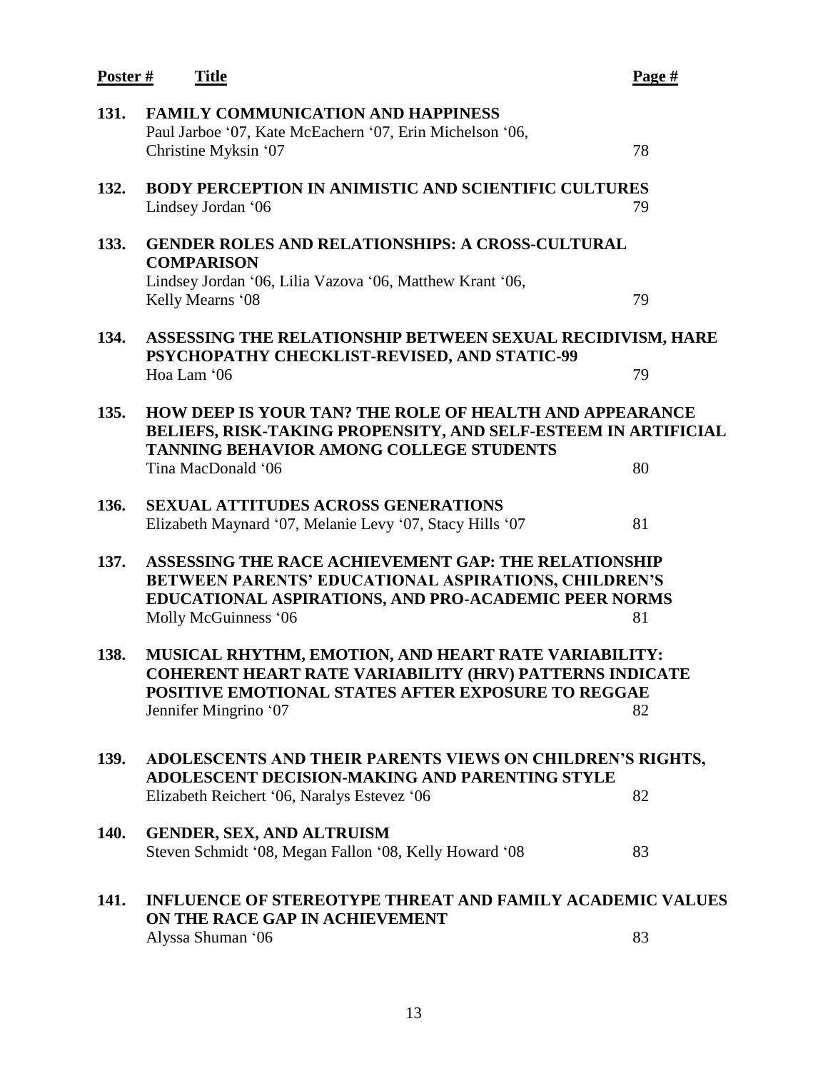| Poster # | Title | Page # |
|---|---|---|
| 131. | **FAMILY COMMUNICATION AND HAPPINESS**<br>Paul Jarboe '07, Kate McEachern '07, Erin Michelson '06, Christine Myksin '07 | 78 |
| 132. | **BODY PERCEPTION IN ANIMISTIC AND SCIENTIFIC CULTURES**<br>Lindsey Jordan '06 | 79 |
| 133. | **GENDER ROLES AND RELATIONSHIPS: A CROSS-CULTURAL COMPARISON**<br>Lindsey Jordan '06, Lilia Vazova '06, Matthew Krant '06, Kelly Mearns '08 | 79 |
| 134. | **ASSESSING THE RELATIONSHIP BETWEEN SEXUAL RECIDIVISM, HARE PSYCHOPATHY CHECKLIST-REVISED, AND STATIC-99**<br>Hoa Lam '06 | 79 |
| 135. | **HOW DEEP IS YOUR TAN? THE ROLE OF HEALTH AND APPEARANCE BELIEFS, RISK-TAKING PROPENSITY, AND SELF-ESTEEM IN ARTIFICIAL TANNING BEHAVIOR AMONG COLLEGE STUDENTS**<br>Tina MacDonald '06 | 80 |
| 136. | **SEXUAL ATTITUDES ACROSS GENERATIONS**<br>Elizabeth Maynard '07, Melanie Levy '07, Stacy Hills '07 | 81 |
| 137. | **ASSESSING THE RACE ACHIEVEMENT GAP: THE RELATIONSHIP BETWEEN PARENTS' EDUCATIONAL ASPIRATIONS, CHILDREN'S EDUCATIONAL ASPIRATIONS, AND PRO-ACADEMIC PEER NORMS**<br>Molly McGuinness '06 | 81 |
| 138. | **MUSICAL RHYTHM, EMOTION, AND HEART RATE VARIABILITY: COHERENT HEART RATE VARIABILITY (HRV) PATTERNS INDICATE POSITIVE EMOTIONAL STATES AFTER EXPOSURE TO REGGAE**<br>Jennifer Mingrino '07 | 82 |
| 139. | **ADOLESCENTS AND THEIR PARENTS VIEWS ON CHILDREN'S RIGHTS, ADOLESCENT DECISION-MAKING AND PARENTING STYLE**<br>Elizabeth Reichert '06, Naralys Estevez '06 | 82 |
| 140. | **GENDER, SEX, AND ALTRUISM**<br>Steven Schmidt '08, Megan Fallon '08, Kelly Howard '08 | 83 |
| 141. | **INFLUENCE OF STEREOTYPE THREAT AND FAMILY ACADEMIC VALUES ON THE RACE GAP IN ACHIEVEMENT**<br>Alyssa Shuman '06 | 83 |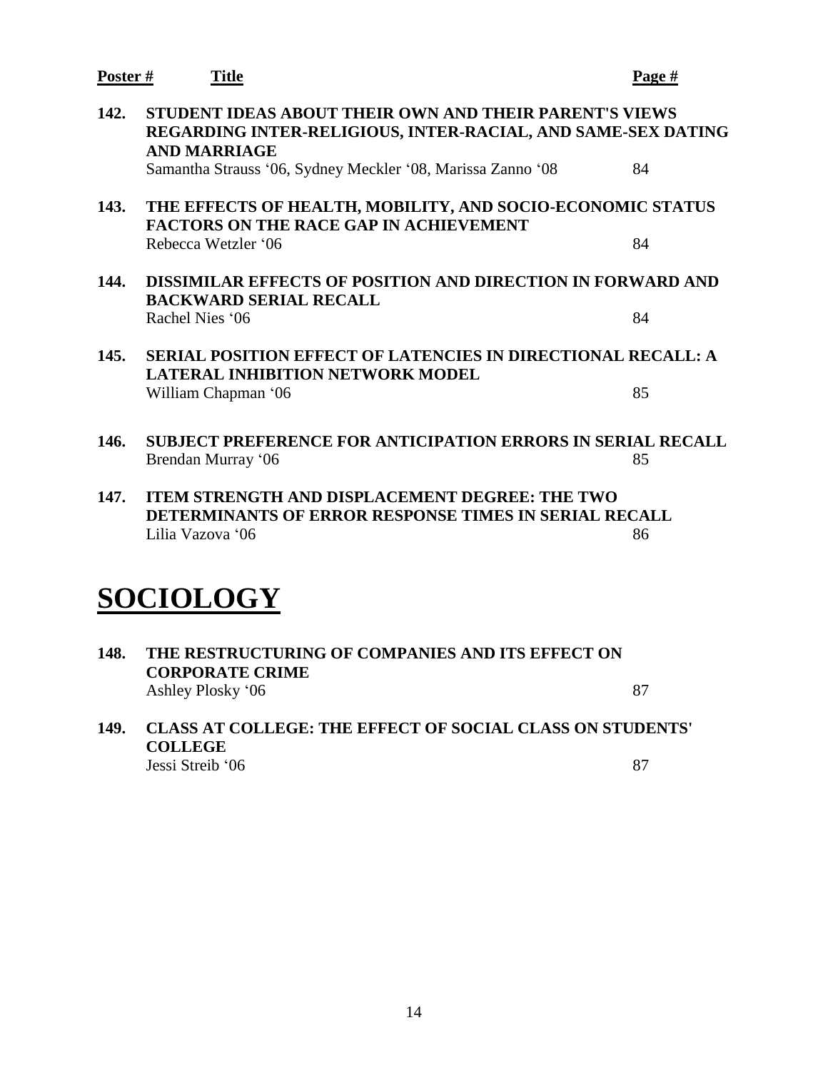| Poster # | Title | Page # |
|---|---|---|
| 142. | **STUDENT IDEAS ABOUT THEIR OWN AND THEIR PARENT'S VIEWS REGARDING INTER-RELIGIOUS, INTER-RACIAL, AND SAME-SEX DATING AND MARRIAGE**<br>Samantha Strauss '06, Sydney Meckler '08, Marissa Zanno '08 | 84 |
| 143. | **THE EFFECTS OF HEALTH, MOBILITY, AND SOCIO-ECONOMIC STATUS FACTORS ON THE RACE GAP IN ACHIEVEMENT**<br>Rebecca Wetzler '06 | 84 |
| 144. | **DISSIMILAR EFFECTS OF POSITION AND DIRECTION IN FORWARD AND BACKWARD SERIAL RECALL**<br>Rachel Nies '06 | 84 |
| 145. | **SERIAL POSITION EFFECT OF LATENCIES IN DIRECTIONAL RECALL: A LATERAL INHIBITION NETWORK MODEL**<br>William Chapman '06 | 85 |
| 146. | **SUBJECT PREFERENCE FOR ANTICIPATION ERRORS IN SERIAL RECALL**<br>Brendan Murray '06 | 85 |
| 147. | **ITEM STRENGTH AND DISPLACEMENT DEGREE: THE TWO DETERMINANTS OF ERROR RESPONSE TIMES IN SERIAL RECALL**<br>Lilia Vazova '06 | 86 |

# SOCIOLOGY

| Poster # | Title | Page # |
|---|---|---|
| 148. | **THE RESTRUCTURING OF COMPANIES AND ITS EFFECT ON CORPORATE CRIME**<br>Ashley Plosky '06 | 87 |
| 149. | **CLASS AT COLLEGE: THE EFFECT OF SOCIAL CLASS ON STUDENTS' COLLEGE**<br>Jessi Streib '06 | 87 |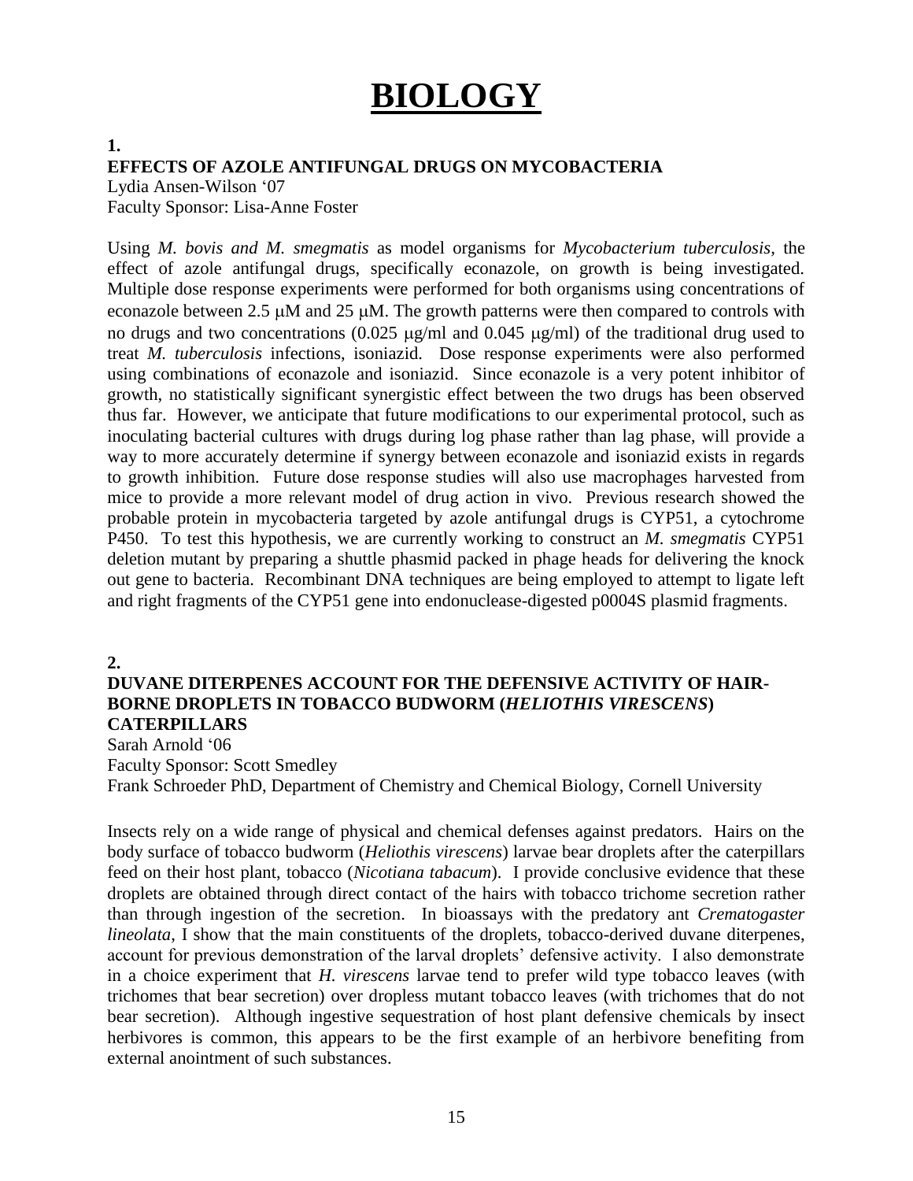# BIOLOGY

**1.**

**EFFECTS OF AZOLE ANTIFUNGAL DRUGS ON MYCOBACTERIA**

Lydia Ansen-Wilson '07
Faculty Sponsor: Lisa-Anne Foster

Using *M. bovis and M. smegmatis* as model organisms for *Mycobacterium tuberculosis,* the effect of azole antifungal drugs, specifically econazole, on growth is being investigated. Multiple dose response experiments were performed for both organisms using concentrations of econazole between 2.5 μM and 25 μM. The growth patterns were then compared to controls with no drugs and two concentrations (0.025 μg/ml and 0.045 μg/ml) of the traditional drug used to treat *M. tuberculosis* infections, isoniazid. Dose response experiments were also performed using combinations of econazole and isoniazid. Since econazole is a very potent inhibitor of growth, no statistically significant synergistic effect between the two drugs has been observed thus far. However, we anticipate that future modifications to our experimental protocol, such as inoculating bacterial cultures with drugs during log phase rather than lag phase, will provide a way to more accurately determine if synergy between econazole and isoniazid exists in regards to growth inhibition. Future dose response studies will also use macrophages harvested from mice to provide a more relevant model of drug action in vivo. Previous research showed the probable protein in mycobacteria targeted by azole antifungal drugs is CYP51, a cytochrome P450. To test this hypothesis, we are currently working to construct an *M. smegmatis* CYP51 deletion mutant by preparing a shuttle phasmid packed in phage heads for delivering the knock out gene to bacteria. Recombinant DNA techniques are being employed to attempt to ligate left and right fragments of the CYP51 gene into endonuclease-digested p0004S plasmid fragments.

**2.**

**DUVANE DITERPENES ACCOUNT FOR THE DEFENSIVE ACTIVITY OF HAIR-BORNE DROPLETS IN TOBACCO BUDWORM (*HELIOTHIS VIRESCENS*) CATERPILLARS**

Sarah Arnold '06
Faculty Sponsor: Scott Smedley
Frank Schroeder PhD, Department of Chemistry and Chemical Biology, Cornell University

Insects rely on a wide range of physical and chemical defenses against predators. Hairs on the body surface of tobacco budworm (*Heliothis virescens*) larvae bear droplets after the caterpillars feed on their host plant, tobacco (*Nicotiana tabacum*). I provide conclusive evidence that these droplets are obtained through direct contact of the hairs with tobacco trichome secretion rather than through ingestion of the secretion. In bioassays with the predatory ant *Crematogaster lineolata*, I show that the main constituents of the droplets, tobacco-derived duvane diterpenes, account for previous demonstration of the larval droplets' defensive activity. I also demonstrate in a choice experiment that *H. virescens* larvae tend to prefer wild type tobacco leaves (with trichomes that bear secretion) over dropless mutant tobacco leaves (with trichomes that do not bear secretion). Although ingestive sequestration of host plant defensive chemicals by insect herbivores is common, this appears to be the first example of an herbivore benefiting from external anointment of such substances.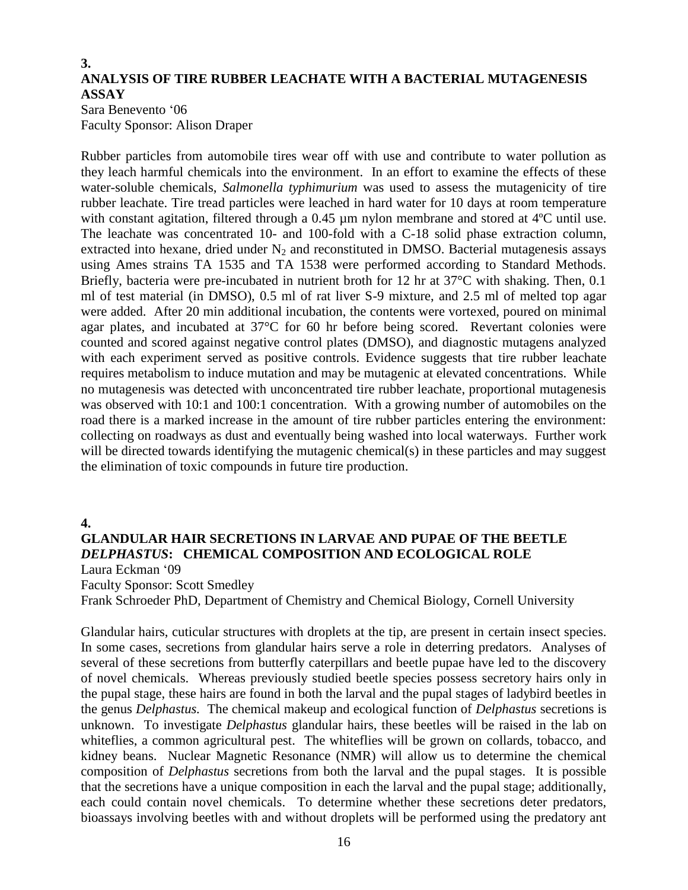**3.**

## ANALYSIS OF TIRE RUBBER LEACHATE WITH A BACTERIAL MUTAGENESIS ASSAY

Sara Benevento '06
Faculty Sponsor: Alison Draper

Rubber particles from automobile tires wear off with use and contribute to water pollution as they leach harmful chemicals into the environment. In an effort to examine the effects of these water-soluble chemicals, *Salmonella typhimurium* was used to assess the mutagenicity of tire rubber leachate. Tire tread particles were leached in hard water for 10 days at room temperature with constant agitation, filtered through a 0.45 µm nylon membrane and stored at 4ºC until use. The leachate was concentrated 10- and 100-fold with a C-18 solid phase extraction column, extracted into hexane, dried under $N_2$ and reconstituted in DMSO. Bacterial mutagenesis assays using Ames strains TA 1535 and TA 1538 were performed according to Standard Methods. Briefly, bacteria were pre-incubated in nutrient broth for 12 hr at 37°C with shaking. Then, 0.1 ml of test material (in DMSO), 0.5 ml of rat liver S-9 mixture, and 2.5 ml of melted top agar were added. After 20 min additional incubation, the contents were vortexed, poured on minimal agar plates, and incubated at 37°C for 60 hr before being scored. Revertant colonies were counted and scored against negative control plates (DMSO), and diagnostic mutagens analyzed with each experiment served as positive controls. Evidence suggests that tire rubber leachate requires metabolism to induce mutation and may be mutagenic at elevated concentrations. While no mutagenesis was detected with unconcentrated tire rubber leachate, proportional mutagenesis was observed with 10:1 and 100:1 concentration. With a growing number of automobiles on the road there is a marked increase in the amount of tire rubber particles entering the environment: collecting on roadways as dust and eventually being washed into local waterways. Further work will be directed towards identifying the mutagenic chemical(s) in these particles and may suggest the elimination of toxic compounds in future tire production.

**4.**

## GLANDULAR HAIR SECRETIONS IN LARVAE AND PUPAE OF THE BEETLE *DELPHASTUS*: CHEMICAL COMPOSITION AND ECOLOGICAL ROLE

Laura Eckman '09
Faculty Sponsor: Scott Smedley
Frank Schroeder PhD, Department of Chemistry and Chemical Biology, Cornell University

Glandular hairs, cuticular structures with droplets at the tip, are present in certain insect species. In some cases, secretions from glandular hairs serve a role in deterring predators. Analyses of several of these secretions from butterfly caterpillars and beetle pupae have led to the discovery of novel chemicals. Whereas previously studied beetle species possess secretory hairs only in the pupal stage, these hairs are found in both the larval and the pupal stages of ladybird beetles in the genus *Delphastus.* The chemical makeup and ecological function of *Delphastus* secretions is unknown. To investigate *Delphastus* glandular hairs, these beetles will be raised in the lab on whiteflies, a common agricultural pest. The whiteflies will be grown on collards, tobacco, and kidney beans. Nuclear Magnetic Resonance (NMR) will allow us to determine the chemical composition of *Delphastus* secretions from both the larval and the pupal stages. It is possible that the secretions have a unique composition in each the larval and the pupal stage; additionally, each could contain novel chemicals. To determine whether these secretions deter predators, bioassays involving beetles with and without droplets will be performed using the predatory ant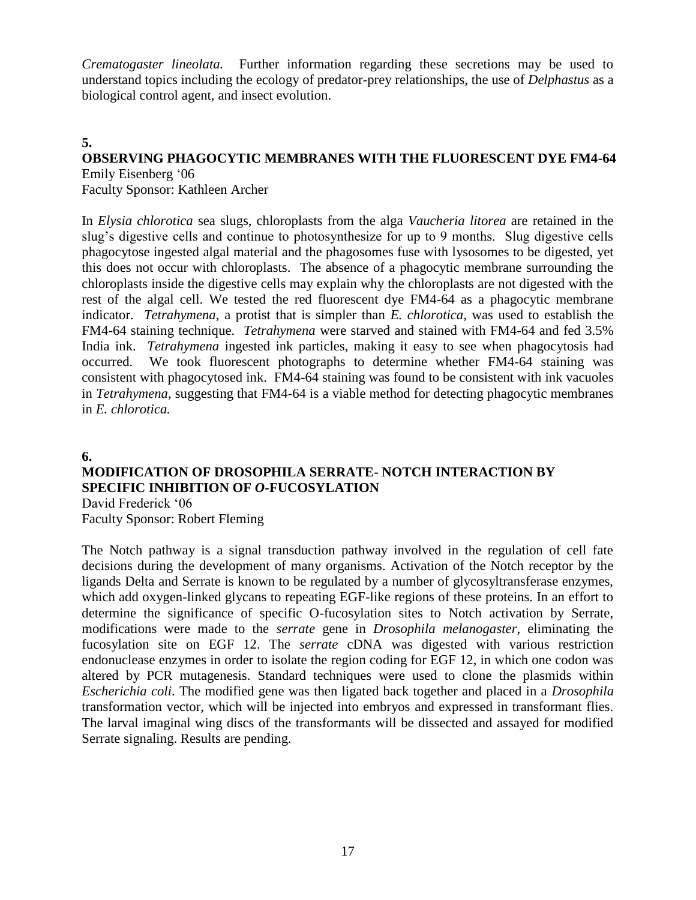*Crematogaster lineolata.* Further information regarding these secretions may be used to understand topics including the ecology of predator-prey relationships, the use of *Delphastus* as a biological control agent, and insect evolution.

**5.**

### OBSERVING PHAGOCYTIC MEMBRANES WITH THE FLUORESCENT DYE FM4-64

Emily Eisenberg '06
Faculty Sponsor: Kathleen Archer

In *Elysia chlorotica* sea slugs, chloroplasts from the alga *Vaucheria litorea* are retained in the slug's digestive cells and continue to photosynthesize for up to 9 months. Slug digestive cells phagocytose ingested algal material and the phagosomes fuse with lysosomes to be digested, yet this does not occur with chloroplasts. The absence of a phagocytic membrane surrounding the chloroplasts inside the digestive cells may explain why the chloroplasts are not digested with the rest of the algal cell. We tested the red fluorescent dye FM4-64 as a phagocytic membrane indicator. *Tetrahymena*, a protist that is simpler than *E. chlorotica*, was used to establish the FM4-64 staining technique. *Tetrahymena* were starved and stained with FM4-64 and fed 3.5% India ink. *Tetrahymena* ingested ink particles, making it easy to see when phagocytosis had occurred. We took fluorescent photographs to determine whether FM4-64 staining was consistent with phagocytosed ink. FM4-64 staining was found to be consistent with ink vacuoles in *Tetrahymena*, suggesting that FM4-64 is a viable method for detecting phagocytic membranes in *E. chlorotica.*

**6.**

### MODIFICATION OF DROSOPHILA SERRATE- NOTCH INTERACTION BY SPECIFIC INHIBITION OF *O*-FUCOSYLATION

David Frederick '06
Faculty Sponsor: Robert Fleming

The Notch pathway is a signal transduction pathway involved in the regulation of cell fate decisions during the development of many organisms. Activation of the Notch receptor by the ligands Delta and Serrate is known to be regulated by a number of glycosyltransferase enzymes, which add oxygen-linked glycans to repeating EGF-like regions of these proteins. In an effort to determine the significance of specific O-fucosylation sites to Notch activation by Serrate, modifications were made to the *serrate* gene in *Drosophila melanogaster*, eliminating the fucosylation site on EGF 12. The *serrate* cDNA was digested with various restriction endonuclease enzymes in order to isolate the region coding for EGF 12, in which one codon was altered by PCR mutagenesis. Standard techniques were used to clone the plasmids within *Escherichia coli*. The modified gene was then ligated back together and placed in a *Drosophila* transformation vector, which will be injected into embryos and expressed in transformant flies. The larval imaginal wing discs of the transformants will be dissected and assayed for modified Serrate signaling. Results are pending.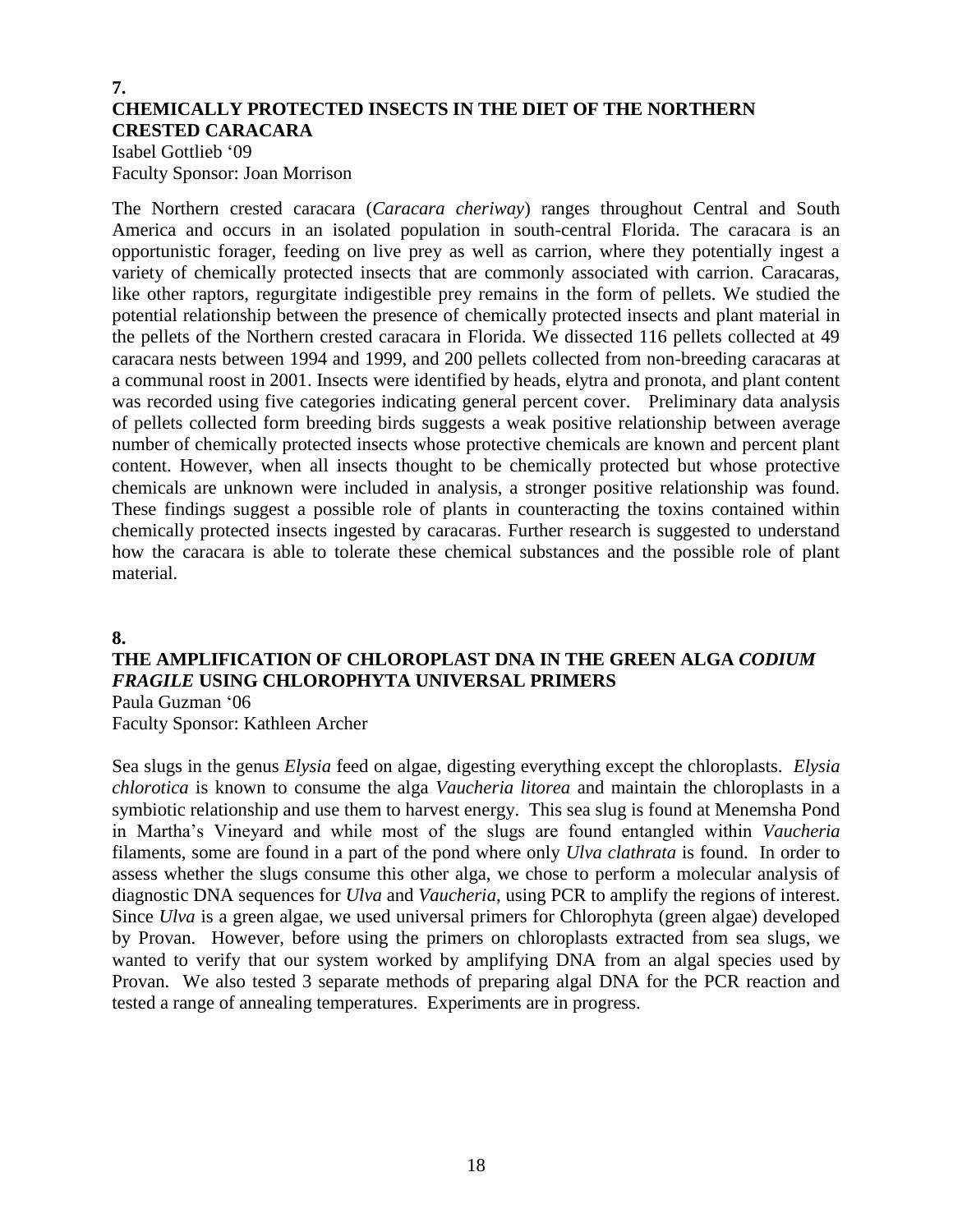**7.**

## CHEMICALLY PROTECTED INSECTS IN THE DIET OF THE NORTHERN CRESTED CARACARA

Isabel Gottlieb '09
Faculty Sponsor: Joan Morrison

The Northern crested caracara (*Caracara cheriway*) ranges throughout Central and South America and occurs in an isolated population in south-central Florida. The caracara is an opportunistic forager, feeding on live prey as well as carrion, where they potentially ingest a variety of chemically protected insects that are commonly associated with carrion. Caracaras, like other raptors, regurgitate indigestible prey remains in the form of pellets. We studied the potential relationship between the presence of chemically protected insects and plant material in the pellets of the Northern crested caracara in Florida. We dissected 116 pellets collected at 49 caracara nests between 1994 and 1999, and 200 pellets collected from non-breeding caracaras at a communal roost in 2001. Insects were identified by heads, elytra and pronota, and plant content was recorded using five categories indicating general percent cover. Preliminary data analysis of pellets collected form breeding birds suggests a weak positive relationship between average number of chemically protected insects whose protective chemicals are known and percent plant content. However, when all insects thought to be chemically protected but whose protective chemicals are unknown were included in analysis, a stronger positive relationship was found. These findings suggest a possible role of plants in counteracting the toxins contained within chemically protected insects ingested by caracaras. Further research is suggested to understand how the caracara is able to tolerate these chemical substances and the possible role of plant material.

**8.**

## THE AMPLIFICATION OF CHLOROPLAST DNA IN THE GREEN ALGA *CODIUM FRAGILE* USING CHLOROPHYTA UNIVERSAL PRIMERS

Paula Guzman '06
Faculty Sponsor: Kathleen Archer

Sea slugs in the genus *Elysia* feed on algae, digesting everything except the chloroplasts. *Elysia chlorotica* is known to consume the alga *Vaucheria litorea* and maintain the chloroplasts in a symbiotic relationship and use them to harvest energy. This sea slug is found at Menemsha Pond in Martha's Vineyard and while most of the slugs are found entangled within *Vaucheria* filaments, some are found in a part of the pond where only *Ulva clathrata* is found. In order to assess whether the slugs consume this other alga, we chose to perform a molecular analysis of diagnostic DNA sequences for *Ulva* and *Vaucheria*, using PCR to amplify the regions of interest. Since *Ulva* is a green algae, we used universal primers for Chlorophyta (green algae) developed by Provan. However, before using the primers on chloroplasts extracted from sea slugs, we wanted to verify that our system worked by amplifying DNA from an algal species used by Provan. We also tested 3 separate methods of preparing algal DNA for the PCR reaction and tested a range of annealing temperatures. Experiments are in progress.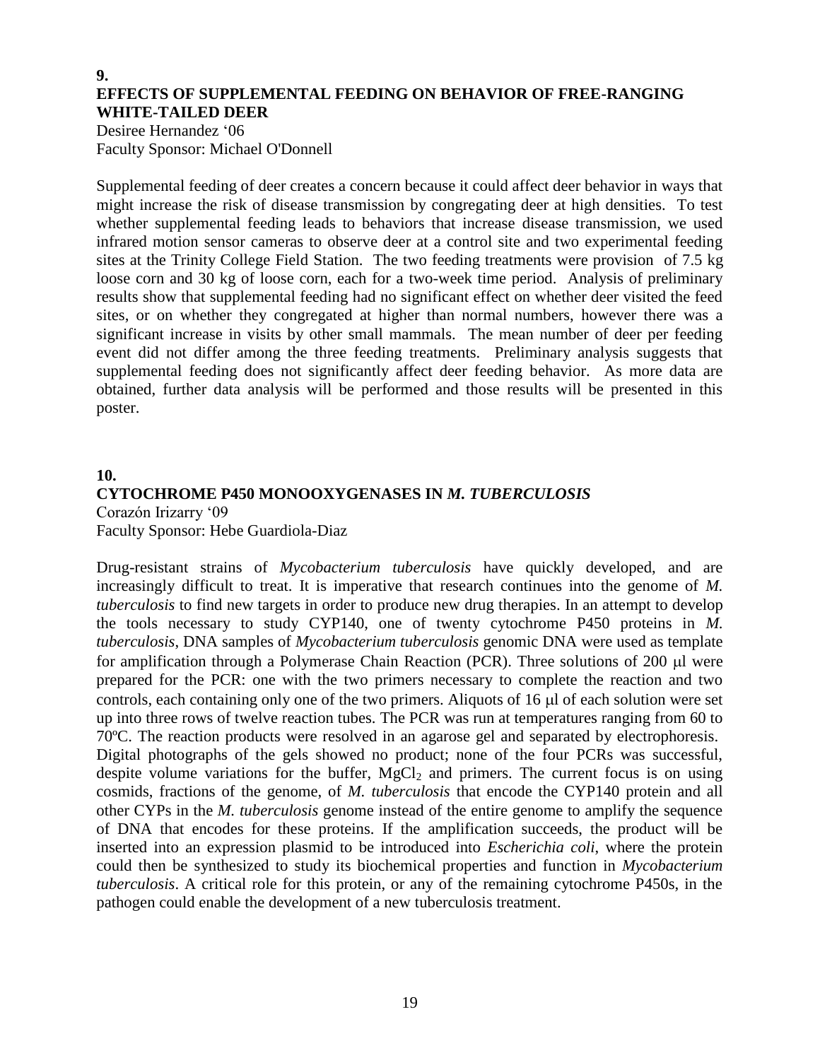**9.**

**EFFECTS OF SUPPLEMENTAL FEEDING ON BEHAVIOR OF FREE-RANGING WHITE-TAILED DEER**

Desiree Hernandez '06
Faculty Sponsor: Michael O'Donnell

Supplemental feeding of deer creates a concern because it could affect deer behavior in ways that might increase the risk of disease transmission by congregating deer at high densities. To test whether supplemental feeding leads to behaviors that increase disease transmission, we used infrared motion sensor cameras to observe deer at a control site and two experimental feeding sites at the Trinity College Field Station. The two feeding treatments were provision of 7.5 kg loose corn and 30 kg of loose corn, each for a two-week time period. Analysis of preliminary results show that supplemental feeding had no significant effect on whether deer visited the feed sites, or on whether they congregated at higher than normal numbers, however there was a significant increase in visits by other small mammals. The mean number of deer per feeding event did not differ among the three feeding treatments. Preliminary analysis suggests that supplemental feeding does not significantly affect deer feeding behavior. As more data are obtained, further data analysis will be performed and those results will be presented in this poster.

**10.**

**CYTOCHROME P450 MONOOXYGENASES IN *M. TUBERCULOSIS***

Corazón Irizarry '09
Faculty Sponsor: Hebe Guardiola-Diaz

Drug-resistant strains of *Mycobacterium tuberculosis* have quickly developed, and are increasingly difficult to treat. It is imperative that research continues into the genome of *M. tuberculosis* to find new targets in order to produce new drug therapies. In an attempt to develop the tools necessary to study CYP140, one of twenty cytochrome P450 proteins in *M. tuberculosis*, DNA samples of *Mycobacterium tuberculosis* genomic DNA were used as template for amplification through a Polymerase Chain Reaction (PCR). Three solutions of 200 μl were prepared for the PCR: one with the two primers necessary to complete the reaction and two controls, each containing only one of the two primers. Aliquots of 16 μl of each solution were set up into three rows of twelve reaction tubes. The PCR was run at temperatures ranging from 60 to 70ºC. The reaction products were resolved in an agarose gel and separated by electrophoresis. Digital photographs of the gels showed no product; none of the four PCRs was successful, despite volume variations for the buffer, $MgCl_2$ and primers. The current focus is on using cosmids, fractions of the genome, of *M. tuberculosis* that encode the CYP140 protein and all other CYPs in the *M. tuberculosis* genome instead of the entire genome to amplify the sequence of DNA that encodes for these proteins. If the amplification succeeds, the product will be inserted into an expression plasmid to be introduced into *Escherichia coli*, where the protein could then be synthesized to study its biochemical properties and function in *Mycobacterium tuberculosis*. A critical role for this protein, or any of the remaining cytochrome P450s, in the pathogen could enable the development of a new tuberculosis treatment.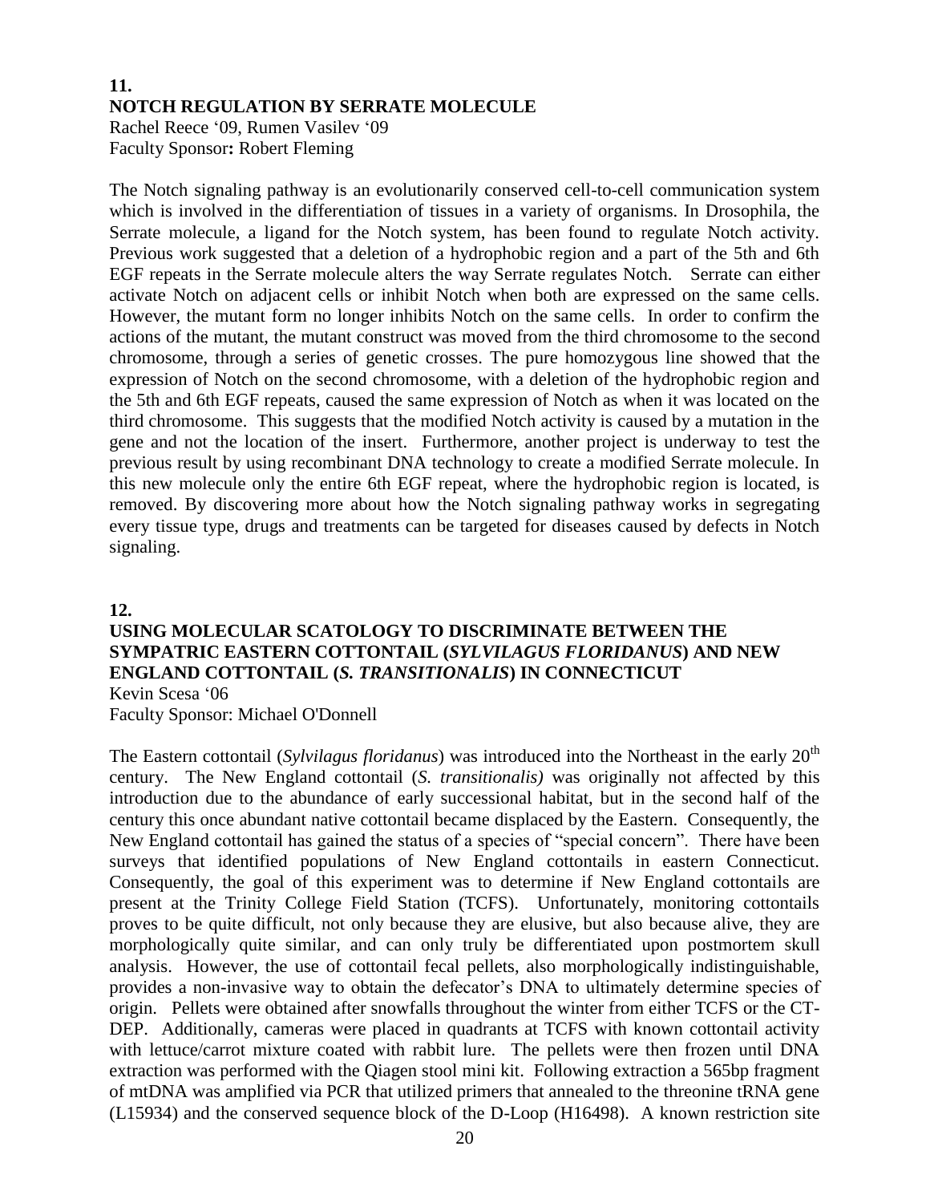## 11.
## NOTCH REGULATION BY SERRATE MOLECULE

Rachel Reece '09, Rumen Vasilev '09
Faculty Sponsor: Robert Fleming

The Notch signaling pathway is an evolutionarily conserved cell-to-cell communication system which is involved in the differentiation of tissues in a variety of organisms. In Drosophila, the Serrate molecule, a ligand for the Notch system, has been found to regulate Notch activity. Previous work suggested that a deletion of a hydrophobic region and a part of the 5th and 6th EGF repeats in the Serrate molecule alters the way Serrate regulates Notch. Serrate can either activate Notch on adjacent cells or inhibit Notch when both are expressed on the same cells. However, the mutant form no longer inhibits Notch on the same cells. In order to confirm the actions of the mutant, the mutant construct was moved from the third chromosome to the second chromosome, through a series of genetic crosses. The pure homozygous line showed that the expression of Notch on the second chromosome, with a deletion of the hydrophobic region and the 5th and 6th EGF repeats, caused the same expression of Notch as when it was located on the third chromosome. This suggests that the modified Notch activity is caused by a mutation in the gene and not the location of the insert. Furthermore, another project is underway to test the previous result by using recombinant DNA technology to create a modified Serrate molecule. In this new molecule only the entire 6th EGF repeat, where the hydrophobic region is located, is removed. By discovering more about how the Notch signaling pathway works in segregating every tissue type, drugs and treatments can be targeted for diseases caused by defects in Notch signaling.

## 12.
## USING MOLECULAR SCATOLOGY TO DISCRIMINATE BETWEEN THE SYMPATRIC EASTERN COTTONTAIL (*SYLVILAGUS FLORIDANUS*) AND NEW ENGLAND COTTONTAIL (*S. TRANSITIONALIS*) IN CONNECTICUT

Kevin Scesa '06
Faculty Sponsor: Michael O'Donnell

The Eastern cottontail (*Sylvilagus floridanus*) was introduced into the Northeast in the early 20th century. The New England cottontail (*S. transitionalis)* was originally not affected by this introduction due to the abundance of early successional habitat, but in the second half of the century this once abundant native cottontail became displaced by the Eastern. Consequently, the New England cottontail has gained the status of a species of "special concern". There have been surveys that identified populations of New England cottontails in eastern Connecticut. Consequently, the goal of this experiment was to determine if New England cottontails are present at the Trinity College Field Station (TCFS). Unfortunately, monitoring cottontails proves to be quite difficult, not only because they are elusive, but also because alive, they are morphologically quite similar, and can only truly be differentiated upon postmortem skull analysis. However, the use of cottontail fecal pellets, also morphologically indistinguishable, provides a non-invasive way to obtain the defecator's DNA to ultimately determine species of origin. Pellets were obtained after snowfalls throughout the winter from either TCFS or the CT-DEP. Additionally, cameras were placed in quadrants at TCFS with known cottontail activity with lettuce/carrot mixture coated with rabbit lure. The pellets were then frozen until DNA extraction was performed with the Qiagen stool mini kit. Following extraction a 565bp fragment of mtDNA was amplified via PCR that utilized primers that annealed to the threonine tRNA gene (L15934) and the conserved sequence block of the D-Loop (H16498). A known restriction site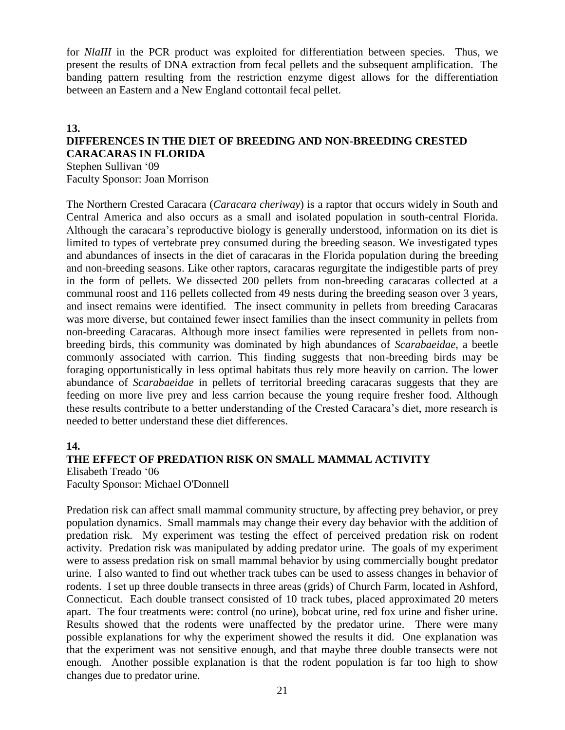for *NlaIII* in the PCR product was exploited for differentiation between species. Thus, we present the results of DNA extraction from fecal pellets and the subsequent amplification. The banding pattern resulting from the restriction enzyme digest allows for the differentiation between an Eastern and a New England cottontail fecal pellet.

## 13.
## DIFFERENCES IN THE DIET OF BREEDING AND NON-BREEDING CRESTED CARACARAS IN FLORIDA

Stephen Sullivan '09
Faculty Sponsor: Joan Morrison

The Northern Crested Caracara (*Caracara cheriway*) is a raptor that occurs widely in South and Central America and also occurs as a small and isolated population in south-central Florida. Although the caracara's reproductive biology is generally understood, information on its diet is limited to types of vertebrate prey consumed during the breeding season. We investigated types and abundances of insects in the diet of caracaras in the Florida population during the breeding and non-breeding seasons. Like other raptors, caracaras regurgitate the indigestible parts of prey in the form of pellets. We dissected 200 pellets from non-breeding caracaras collected at a communal roost and 116 pellets collected from 49 nests during the breeding season over 3 years, and insect remains were identified. The insect community in pellets from breeding Caracaras was more diverse, but contained fewer insect families than the insect community in pellets from non-breeding Caracaras. Although more insect families were represented in pellets from non-breeding birds, this community was dominated by high abundances of *Scarabaeidae*, a beetle commonly associated with carrion. This finding suggests that non-breeding birds may be foraging opportunistically in less optimal habitats thus rely more heavily on carrion. The lower abundance of *Scarabaeidae* in pellets of territorial breeding caracaras suggests that they are feeding on more live prey and less carrion because the young require fresher food. Although these results contribute to a better understanding of the Crested Caracara's diet, more research is needed to better understand these diet differences.

## 14.
## THE EFFECT OF PREDATION RISK ON SMALL MAMMAL ACTIVITY

Elisabeth Treado '06
Faculty Sponsor: Michael O'Donnell

Predation risk can affect small mammal community structure, by affecting prey behavior, or prey population dynamics. Small mammals may change their every day behavior with the addition of predation risk. My experiment was testing the effect of perceived predation risk on rodent activity. Predation risk was manipulated by adding predator urine. The goals of my experiment were to assess predation risk on small mammal behavior by using commercially bought predator urine. I also wanted to find out whether track tubes can be used to assess changes in behavior of rodents. I set up three double transects in three areas (grids) of Church Farm, located in Ashford, Connecticut. Each double transect consisted of 10 track tubes, placed approximated 20 meters apart. The four treatments were: control (no urine), bobcat urine, red fox urine and fisher urine. Results showed that the rodents were unaffected by the predator urine. There were many possible explanations for why the experiment showed the results it did. One explanation was that the experiment was not sensitive enough, and that maybe three double transects were not enough. Another possible explanation is that the rodent population is far too high to show changes due to predator urine.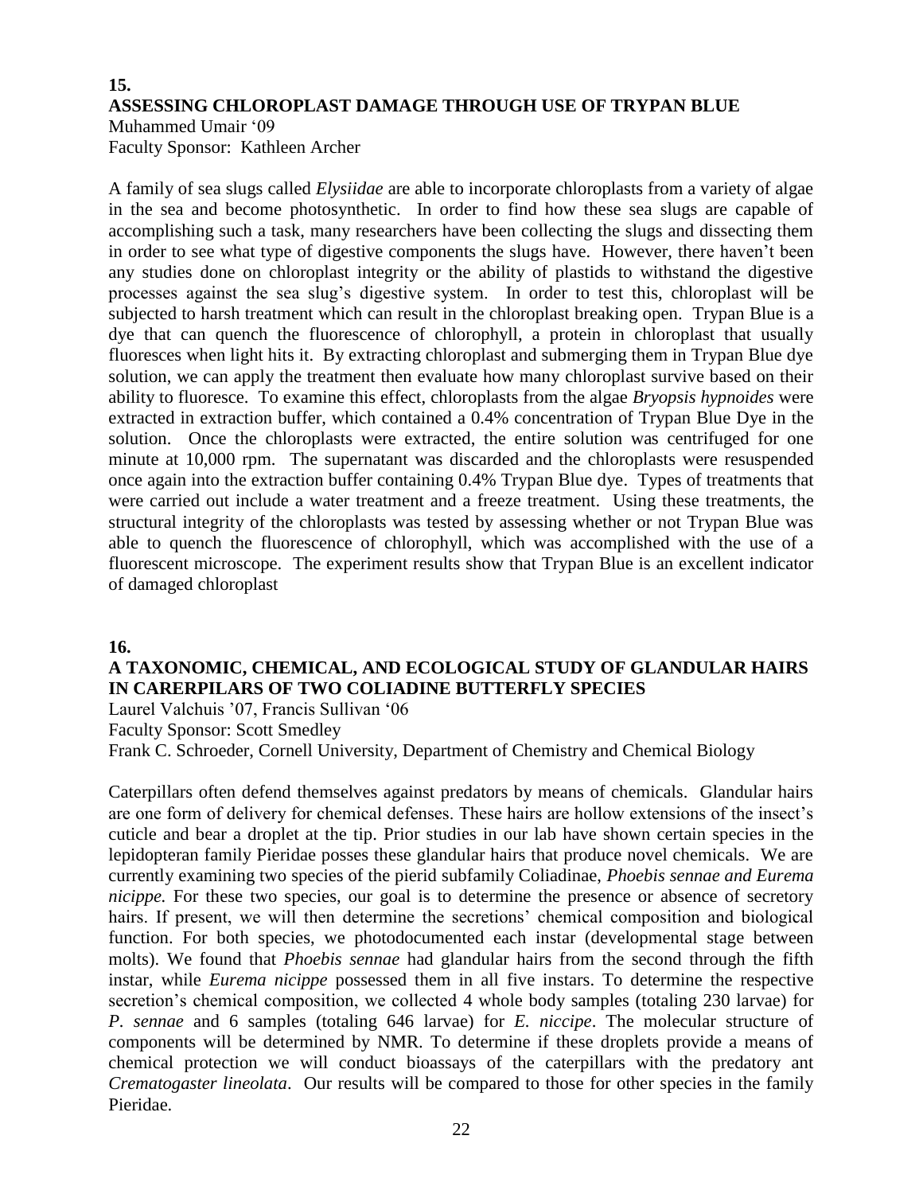## 15.

## ASSESSING CHLOROPLAST DAMAGE THROUGH USE OF TRYPAN BLUE

Muhammed Umair '09
Faculty Sponsor: Kathleen Archer

A family of sea slugs called *Elysiidae* are able to incorporate chloroplasts from a variety of algae in the sea and become photosynthetic. In order to find how these sea slugs are capable of accomplishing such a task, many researchers have been collecting the slugs and dissecting them in order to see what type of digestive components the slugs have. However, there haven't been any studies done on chloroplast integrity or the ability of plastids to withstand the digestive processes against the sea slug's digestive system. In order to test this, chloroplast will be subjected to harsh treatment which can result in the chloroplast breaking open. Trypan Blue is a dye that can quench the fluorescence of chlorophyll, a protein in chloroplast that usually fluoresces when light hits it. By extracting chloroplast and submerging them in Trypan Blue dye solution, we can apply the treatment then evaluate how many chloroplast survive based on their ability to fluoresce. To examine this effect, chloroplasts from the algae *Bryopsis hypnoides* were extracted in extraction buffer, which contained a 0.4% concentration of Trypan Blue Dye in the solution. Once the chloroplasts were extracted, the entire solution was centrifuged for one minute at 10,000 rpm. The supernatant was discarded and the chloroplasts were resuspended once again into the extraction buffer containing 0.4% Trypan Blue dye. Types of treatments that were carried out include a water treatment and a freeze treatment. Using these treatments, the structural integrity of the chloroplasts was tested by assessing whether or not Trypan Blue was able to quench the fluorescence of chlorophyll, which was accomplished with the use of a fluorescent microscope. The experiment results show that Trypan Blue is an excellent indicator of damaged chloroplast

## 16.

## A TAXONOMIC, CHEMICAL, AND ECOLOGICAL STUDY OF GLANDULAR HAIRS IN CARERPILARS OF TWO COLIADINE BUTTERFLY SPECIES

Laurel Valchuis '07, Francis Sullivan '06
Faculty Sponsor: Scott Smedley
Frank C. Schroeder, Cornell University, Department of Chemistry and Chemical Biology

Caterpillars often defend themselves against predators by means of chemicals. Glandular hairs are one form of delivery for chemical defenses. These hairs are hollow extensions of the insect's cuticle and bear a droplet at the tip. Prior studies in our lab have shown certain species in the lepidopteran family Pieridae posses these glandular hairs that produce novel chemicals. We are currently examining two species of the pierid subfamily Coliadinae, *Phoebis sennae and Eurema nicippe.* For these two species, our goal is to determine the presence or absence of secretory hairs. If present, we will then determine the secretions' chemical composition and biological function. For both species, we photodocumented each instar (developmental stage between molts). We found that *Phoebis sennae* had glandular hairs from the second through the fifth instar, while *Eurema nicippe* possessed them in all five instars. To determine the respective secretion's chemical composition, we collected 4 whole body samples (totaling 230 larvae) for *P. sennae* and 6 samples (totaling 646 larvae) for *E. niccipe*. The molecular structure of components will be determined by NMR. To determine if these droplets provide a means of chemical protection we will conduct bioassays of the caterpillars with the predatory ant *Crematogaster lineolata*. Our results will be compared to those for other species in the family Pieridae.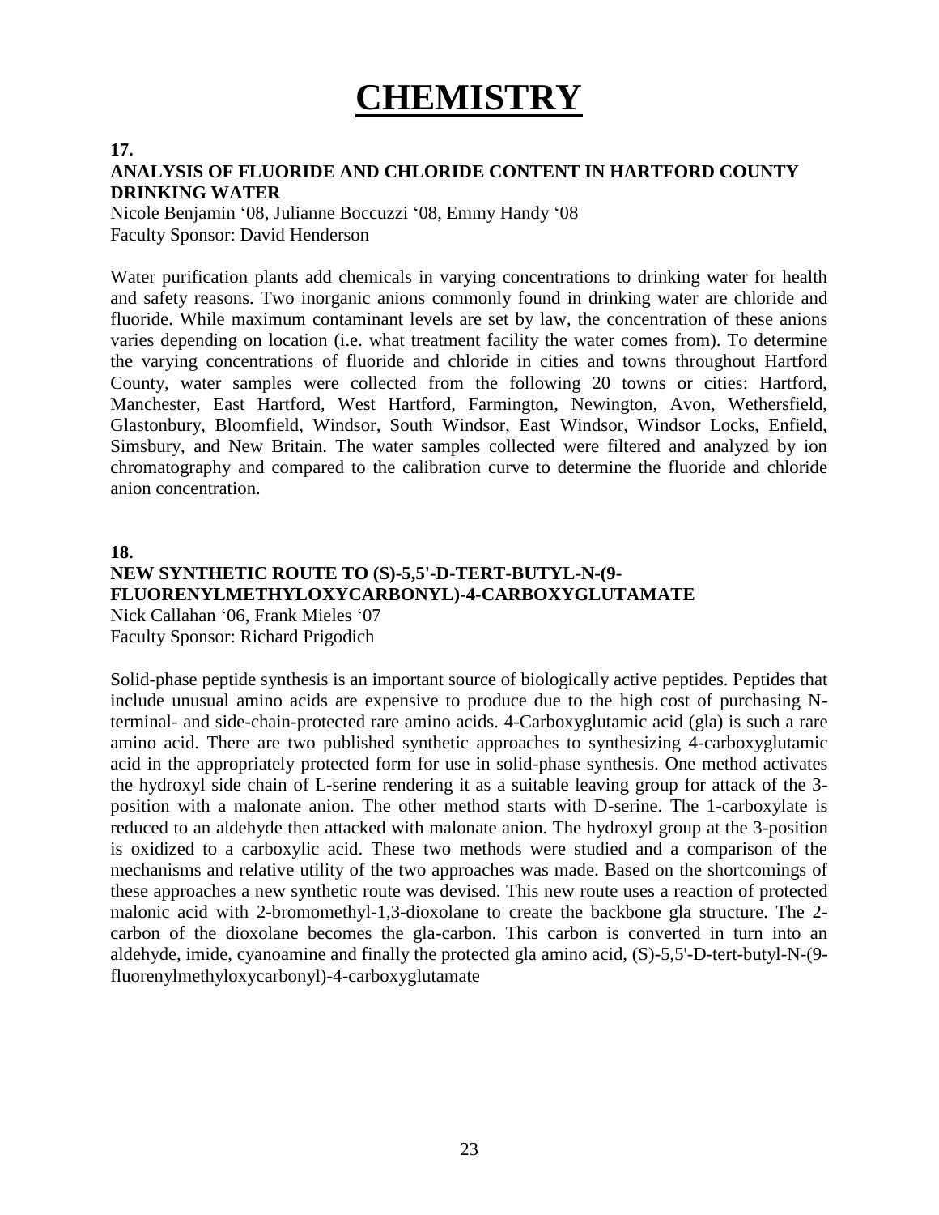# CHEMISTRY

**17.**

**ANALYSIS OF FLUORIDE AND CHLORIDE CONTENT IN HARTFORD COUNTY DRINKING WATER**

Nicole Benjamin '08, Julianne Boccuzzi '08, Emmy Handy '08
Faculty Sponsor: David Henderson

Water purification plants add chemicals in varying concentrations to drinking water for health and safety reasons. Two inorganic anions commonly found in drinking water are chloride and fluoride. While maximum contaminant levels are set by law, the concentration of these anions varies depending on location (i.e. what treatment facility the water comes from). To determine the varying concentrations of fluoride and chloride in cities and towns throughout Hartford County, water samples were collected from the following 20 towns or cities: Hartford, Manchester, East Hartford, West Hartford, Farmington, Newington, Avon, Wethersfield, Glastonbury, Bloomfield, Windsor, South Windsor, East Windsor, Windsor Locks, Enfield, Simsbury, and New Britain. The water samples collected were filtered and analyzed by ion chromatography and compared to the calibration curve to determine the fluoride and chloride anion concentration.

**18.**

**NEW SYNTHETIC ROUTE TO (S)-5,5'-D-TERT-BUTYL-N-(9-FLUORENYLMETHYLOXYCARBONYL)-4-CARBOXYGLUTAMATE**

Nick Callahan '06, Frank Mieles '07
Faculty Sponsor: Richard Prigodich

Solid-phase peptide synthesis is an important source of biologically active peptides. Peptides that include unusual amino acids are expensive to produce due to the high cost of purchasing N-terminal- and side-chain-protected rare amino acids. 4-Carboxyglutamic acid (gla) is such a rare amino acid. There are two published synthetic approaches to synthesizing 4-carboxyglutamic acid in the appropriately protected form for use in solid-phase synthesis. One method activates the hydroxyl side chain of L-serine rendering it as a suitable leaving group for attack of the 3-position with a malonate anion. The other method starts with D-serine. The 1-carboxylate is reduced to an aldehyde then attacked with malonate anion. The hydroxyl group at the 3-position is oxidized to a carboxylic acid. These two methods were studied and a comparison of the mechanisms and relative utility of the two approaches was made. Based on the shortcomings of these approaches a new synthetic route was devised. This new route uses a reaction of protected malonic acid with 2-bromomethyl-1,3-dioxolane to create the backbone gla structure. The 2-carbon of the dioxolane becomes the gla-carbon. This carbon is converted in turn into an aldehyde, imide, cyanoamine and finally the protected gla amino acid, (S)-5,5'-D-tert-butyl-N-(9-fluorenylmethyloxycarbonyl)-4-carboxyglutamate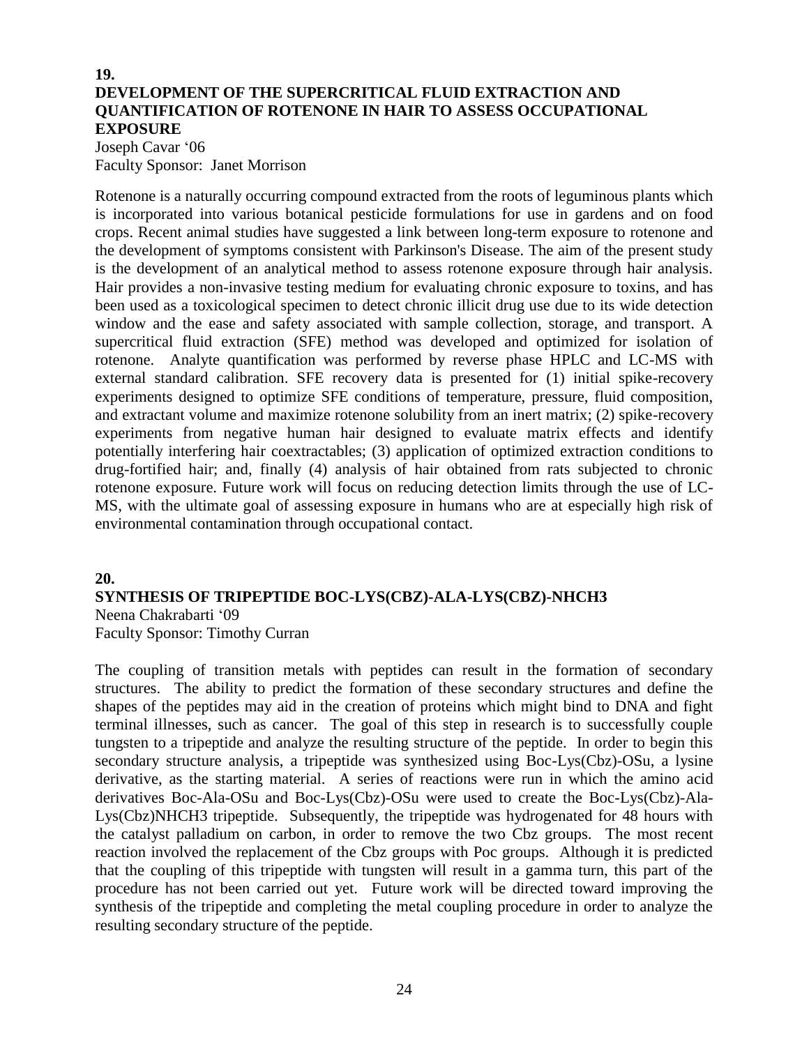**19.**

## DEVELOPMENT OF THE SUPERCRITICAL FLUID EXTRACTION AND QUANTIFICATION OF ROTENONE IN HAIR TO ASSESS OCCUPATIONAL EXPOSURE

Joseph Cavar '06
Faculty Sponsor: Janet Morrison

Rotenone is a naturally occurring compound extracted from the roots of leguminous plants which is incorporated into various botanical pesticide formulations for use in gardens and on food crops. Recent animal studies have suggested a link between long-term exposure to rotenone and the development of symptoms consistent with Parkinson's Disease. The aim of the present study is the development of an analytical method to assess rotenone exposure through hair analysis. Hair provides a non-invasive testing medium for evaluating chronic exposure to toxins, and has been used as a toxicological specimen to detect chronic illicit drug use due to its wide detection window and the ease and safety associated with sample collection, storage, and transport. A supercritical fluid extraction (SFE) method was developed and optimized for isolation of rotenone. Analyte quantification was performed by reverse phase HPLC and LC-MS with external standard calibration. SFE recovery data is presented for (1) initial spike-recovery experiments designed to optimize SFE conditions of temperature, pressure, fluid composition, and extractant volume and maximize rotenone solubility from an inert matrix; (2) spike-recovery experiments from negative human hair designed to evaluate matrix effects and identify potentially interfering hair coextractables; (3) application of optimized extraction conditions to drug-fortified hair; and, finally (4) analysis of hair obtained from rats subjected to chronic rotenone exposure. Future work will focus on reducing detection limits through the use of LC-MS, with the ultimate goal of assessing exposure in humans who are at especially high risk of environmental contamination through occupational contact.

**20.**

## SYNTHESIS OF TRIPEPTIDE BOC-LYS(CBZ)-ALA-LYS(CBZ)-NHCH3

Neena Chakrabarti '09
Faculty Sponsor: Timothy Curran

The coupling of transition metals with peptides can result in the formation of secondary structures. The ability to predict the formation of these secondary structures and define the shapes of the peptides may aid in the creation of proteins which might bind to DNA and fight terminal illnesses, such as cancer. The goal of this step in research is to successfully couple tungsten to a tripeptide and analyze the resulting structure of the peptide. In order to begin this secondary structure analysis, a tripeptide was synthesized using Boc-Lys(Cbz)-OSu, a lysine derivative, as the starting material. A series of reactions were run in which the amino acid derivatives Boc-Ala-OSu and Boc-Lys(Cbz)-OSu were used to create the Boc-Lys(Cbz)-Ala-Lys(Cbz)NHCH3 tripeptide. Subsequently, the tripeptide was hydrogenated for 48 hours with the catalyst palladium on carbon, in order to remove the two Cbz groups. The most recent reaction involved the replacement of the Cbz groups with Poc groups. Although it is predicted that the coupling of this tripeptide with tungsten will result in a gamma turn, this part of the procedure has not been carried out yet. Future work will be directed toward improving the synthesis of the tripeptide and completing the metal coupling procedure in order to analyze the resulting secondary structure of the peptide.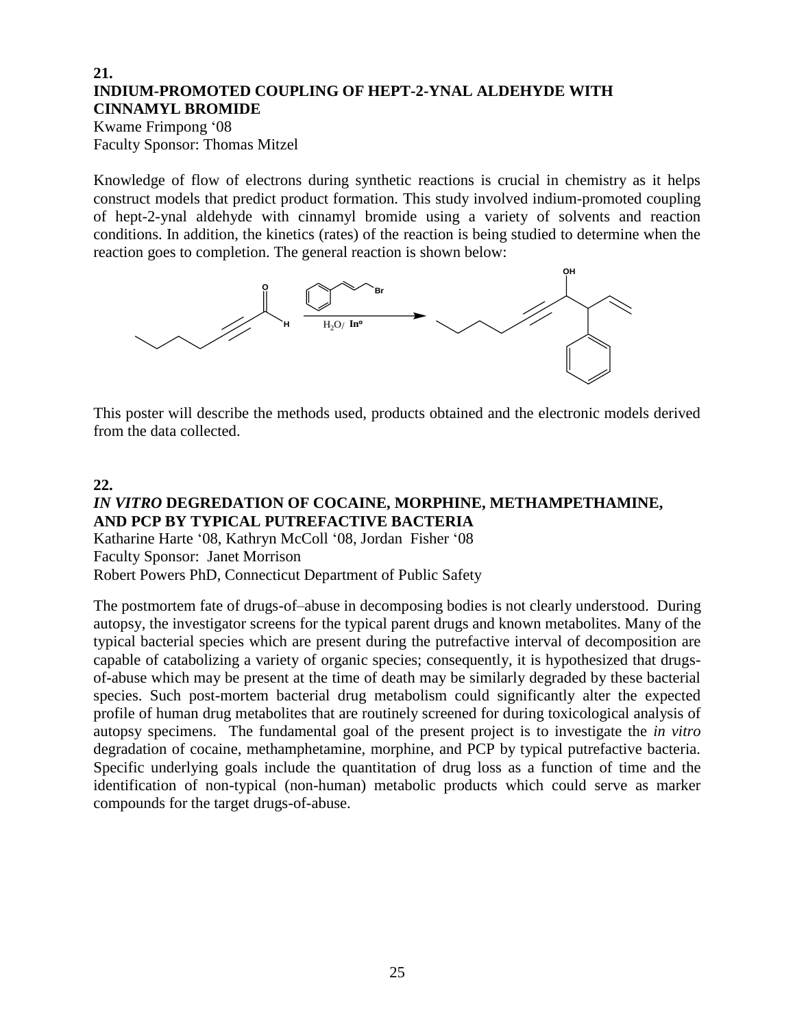**21.**

**INDIUM-PROMOTED COUPLING OF HEPT-2-YNAL ALDEHYDE WITH CINNAMYL BROMIDE**

Kwame Frimpong '08
Faculty Sponsor: Thomas Mitzel

Knowledge of flow of electrons during synthetic reactions is crucial in chemistry as it helps construct models that predict product formation. This study involved indium-promoted coupling of hept-2-ynal aldehyde with cinnamyl bromide using a variety of solvents and reaction conditions. In addition, the kinetics (rates) of the reaction is being studied to determine when the reaction goes to completion. The general reaction is shown below:

This poster will describe the methods used, products obtained and the electronic models derived from the data collected.

**22.**

***IN VITRO* DEGREDATION OF COCAINE, MORPHINE, METHAMPETHAMINE, AND PCP BY TYPICAL PUTREFACTIVE BACTERIA**

Katharine Harte '08, Kathryn McColl '08, Jordan Fisher '08
Faculty Sponsor: Janet Morrison
Robert Powers PhD, Connecticut Department of Public Safety

The postmortem fate of drugs-of–abuse in decomposing bodies is not clearly understood. During autopsy, the investigator screens for the typical parent drugs and known metabolites. Many of the typical bacterial species which are present during the putrefactive interval of decomposition are capable of catabolizing a variety of organic species; consequently, it is hypothesized that drugs-of-abuse which may be present at the time of death may be similarly degraded by these bacterial species. Such post-mortem bacterial drug metabolism could significantly alter the expected profile of human drug metabolites that are routinely screened for during toxicological analysis of autopsy specimens. The fundamental goal of the present project is to investigate the *in vitro* degradation of cocaine, methamphetamine, morphine, and PCP by typical putrefactive bacteria. Specific underlying goals include the quantitation of drug loss as a function of time and the identification of non-typical (non-human) metabolic products which could serve as marker compounds for the target drugs-of-abuse.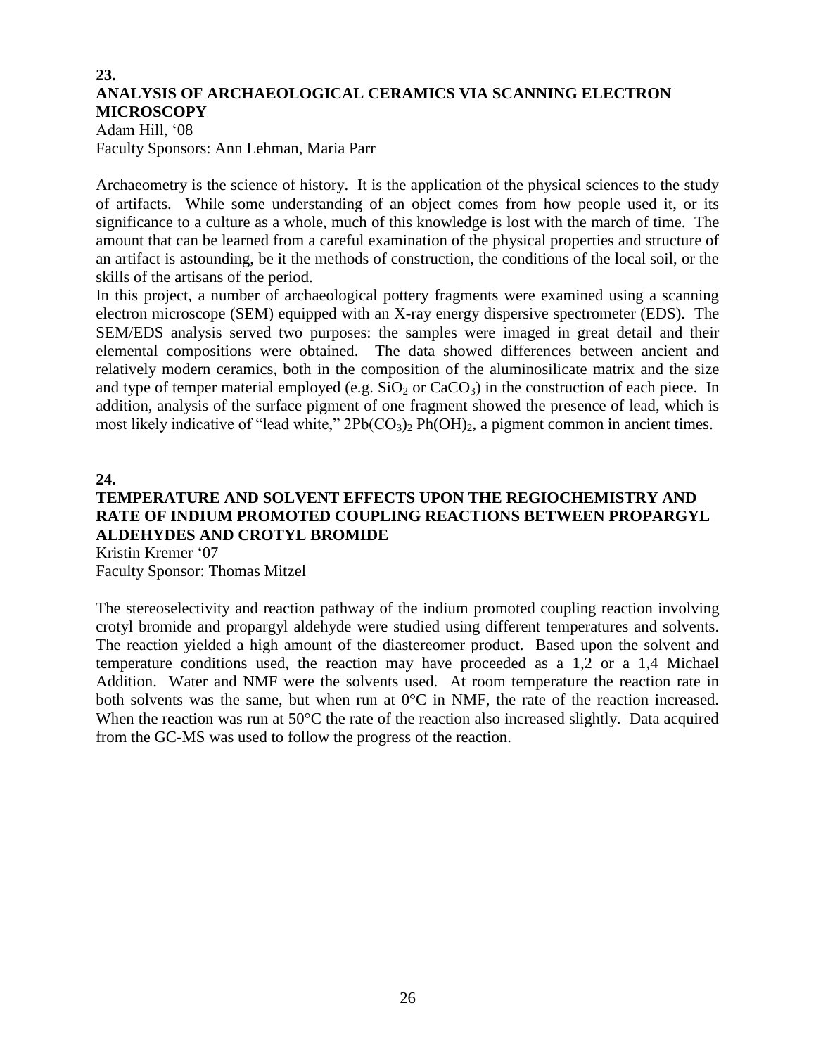**23.**

## ANALYSIS OF ARCHAEOLOGICAL CERAMICS VIA SCANNING ELECTRON MICROSCOPY

Adam Hill, '08
Faculty Sponsors: Ann Lehman, Maria Parr

Archaeometry is the science of history. It is the application of the physical sciences to the study of artifacts. While some understanding of an object comes from how people used it, or its significance to a culture as a whole, much of this knowledge is lost with the march of time. The amount that can be learned from a careful examination of the physical properties and structure of an artifact is astounding, be it the methods of construction, the conditions of the local soil, or the skills of the artisans of the period.

In this project, a number of archaeological pottery fragments were examined using a scanning electron microscope (SEM) equipped with an X-ray energy dispersive spectrometer (EDS). The SEM/EDS analysis served two purposes: the samples were imaged in great detail and their elemental compositions were obtained. The data showed differences between ancient and relatively modern ceramics, both in the composition of the aluminosilicate matrix and the size and type of temper material employed (e.g. $SiO_2$ or $CaCO_3$) in the construction of each piece. In addition, analysis of the surface pigment of one fragment showed the presence of lead, which is most likely indicative of "lead white," $2Pb(CO_3)_2\ Ph(OH)_2$, a pigment common in ancient times.

**24.**

## TEMPERATURE AND SOLVENT EFFECTS UPON THE REGIOCHEMISTRY AND RATE OF INDIUM PROMOTED COUPLING REACTIONS BETWEEN PROPARGYL ALDEHYDES AND CROTYL BROMIDE

Kristin Kremer '07
Faculty Sponsor: Thomas Mitzel

The stereoselectivity and reaction pathway of the indium promoted coupling reaction involving crotyl bromide and propargyl aldehyde were studied using different temperatures and solvents. The reaction yielded a high amount of the diastereomer product. Based upon the solvent and temperature conditions used, the reaction may have proceeded as a 1,2 or a 1,4 Michael Addition. Water and NMF were the solvents used. At room temperature the reaction rate in both solvents was the same, but when run at 0°C in NMF, the rate of the reaction increased. When the reaction was run at 50°C the rate of the reaction also increased slightly. Data acquired from the GC-MS was used to follow the progress of the reaction.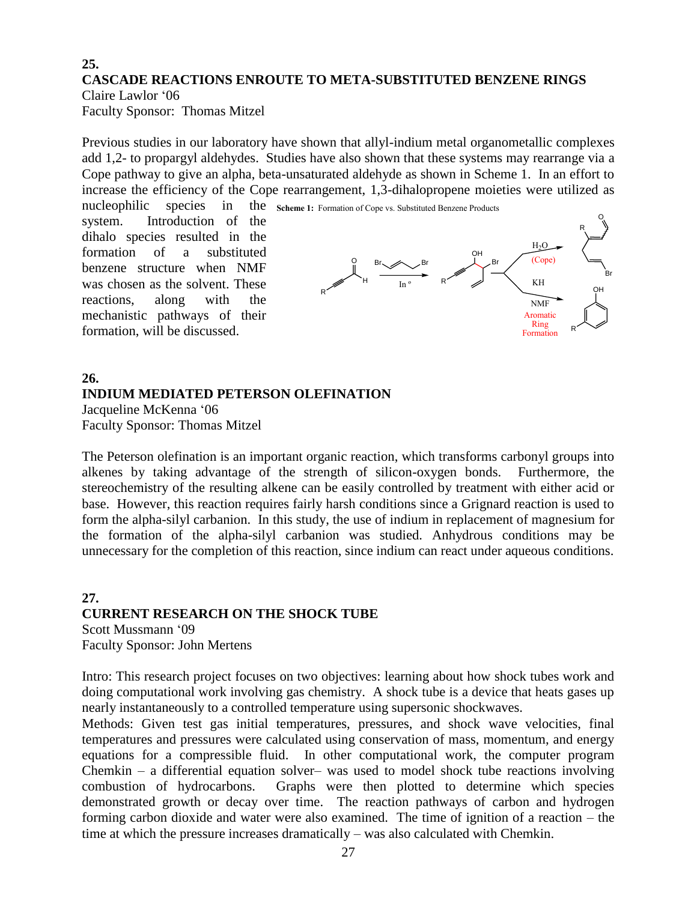**25.**

## CASCADE REACTIONS ENROUTE TO META-SUBSTITUTED BENZENE RINGS

Claire Lawlor '06
Faculty Sponsor: Thomas Mitzel

Previous studies in our laboratory have shown that allyl-indium metal organometallic complexes add 1,2- to propargyl aldehydes. Studies have also shown that these systems may rearrange via a Cope pathway to give an alpha, beta-unsaturated aldehyde as shown in Scheme 1. In an effort to increase the efficiency of the Cope rearrangement, 1,3-dihalopropene moieties were utilized as nucleophilic species in the system. Introduction of the dihalo species resulted in the formation of a substituted benzene structure when NMF was chosen as the solvent. These reactions, along with the mechanistic pathways of their formation, will be discussed.

**Scheme 1:** Formation of Cope vs. Substituted Benzene Products

**26.**

## INDIUM MEDIATED PETERSON OLEFINATION

Jacqueline McKenna '06
Faculty Sponsor: Thomas Mitzel

The Peterson olefination is an important organic reaction, which transforms carbonyl groups into alkenes by taking advantage of the strength of silicon-oxygen bonds. Furthermore, the stereochemistry of the resulting alkene can be easily controlled by treatment with either acid or base. However, this reaction requires fairly harsh conditions since a Grignard reaction is used to form the alpha-silyl carbanion. In this study, the use of indium in replacement of magnesium for the formation of the alpha-silyl carbanion was studied. Anhydrous conditions may be unnecessary for the completion of this reaction, since indium can react under aqueous conditions.

**27.**

## CURRENT RESEARCH ON THE SHOCK TUBE

Scott Mussmann '09
Faculty Sponsor: John Mertens

Intro: This research project focuses on two objectives: learning about how shock tubes work and doing computational work involving gas chemistry. A shock tube is a device that heats gases up nearly instantaneously to a controlled temperature using supersonic shockwaves.

Methods: Given test gas initial temperatures, pressures, and shock wave velocities, final temperatures and pressures were calculated using conservation of mass, momentum, and energy equations for a compressible fluid. In other computational work, the computer program Chemkin – a differential equation solver– was used to model shock tube reactions involving combustion of hydrocarbons. Graphs were then plotted to determine which species demonstrated growth or decay over time. The reaction pathways of carbon and hydrogen forming carbon dioxide and water were also examined. The time of ignition of a reaction – the time at which the pressure increases dramatically – was also calculated with Chemkin.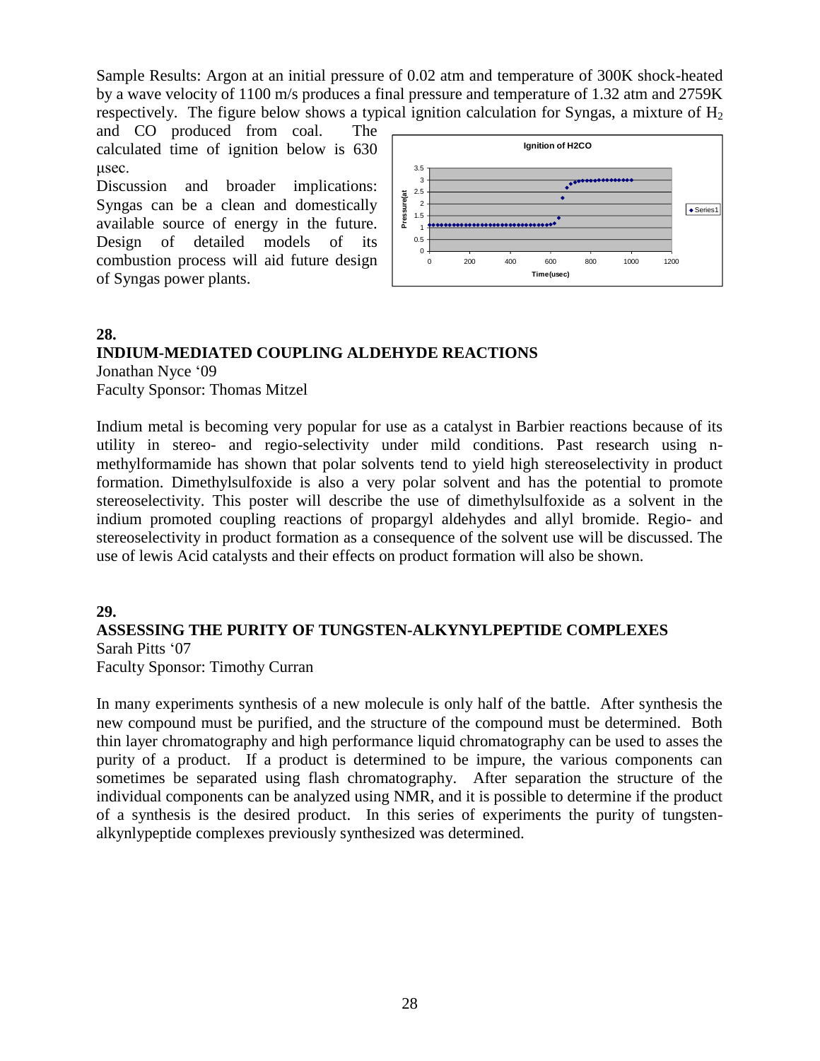Sample Results: Argon at an initial pressure of 0.02 atm and temperature of 300K shock-heated by a wave velocity of 1100 m/s produces a final pressure and temperature of 1.32 atm and 2759K respectively. The figure below shows a typical ignition calculation for Syngas, a mixture of $H_2$ and CO produced from coal. The calculated time of ignition below is 630 μsec.

Discussion and broader implications: Syngas can be a clean and domestically available source of energy in the future. Design of detailed models of its combustion process will aid future design of Syngas power plants.

## 28.

## INDIUM-MEDIATED COUPLING ALDEHYDE REACTIONS

Jonathan Nyce '09
Faculty Sponsor: Thomas Mitzel

Indium metal is becoming very popular for use as a catalyst in Barbier reactions because of its utility in stereo- and regio-selectivity under mild conditions. Past research using n-methylformamide has shown that polar solvents tend to yield high stereoselectivity in product formation. Dimethylsulfoxide is also a very polar solvent and has the potential to promote stereoselectivity. This poster will describe the use of dimethylsulfoxide as a solvent in the indium promoted coupling reactions of propargyl aldehydes and allyl bromide. Regio- and stereoselectivity in product formation as a consequence of the solvent use will be discussed. The use of lewis Acid catalysts and their effects on product formation will also be shown.

## 29.

## ASSESSING THE PURITY OF TUNGSTEN-ALKYNYLPEPTIDE COMPLEXES

Sarah Pitts '07
Faculty Sponsor: Timothy Curran

In many experiments synthesis of a new molecule is only half of the battle. After synthesis the new compound must be purified, and the structure of the compound must be determined. Both thin layer chromatography and high performance liquid chromatography can be used to asses the purity of a product. If a product is determined to be impure, the various components can sometimes be separated using flash chromatography. After separation the structure of the individual components can be analyzed using NMR, and it is possible to determine if the product of a synthesis is the desired product. In this series of experiments the purity of tungsten-alkynlypeptide complexes previously synthesized was determined.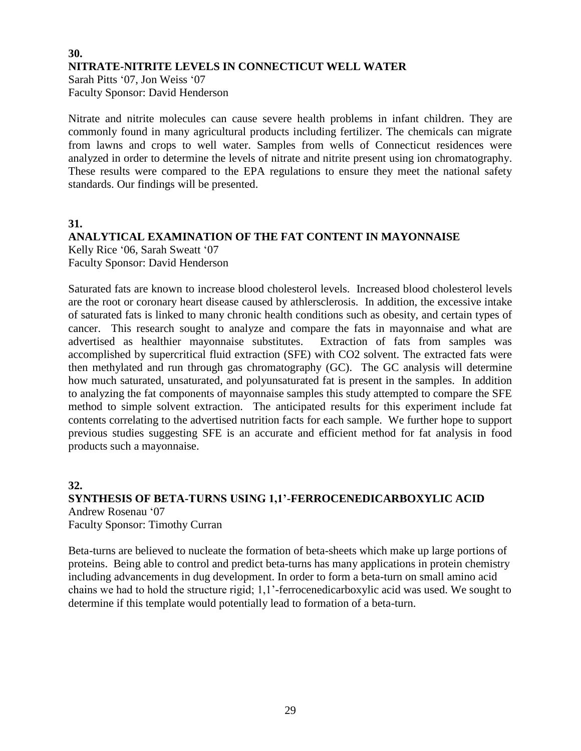**30.**

### NITRATE-NITRITE LEVELS IN CONNECTICUT WELL WATER

Sarah Pitts '07, Jon Weiss '07
Faculty Sponsor: David Henderson

Nitrate and nitrite molecules can cause severe health problems in infant children. They are commonly found in many agricultural products including fertilizer. The chemicals can migrate from lawns and crops to well water. Samples from wells of Connecticut residences were analyzed in order to determine the levels of nitrate and nitrite present using ion chromatography. These results were compared to the EPA regulations to ensure they meet the national safety standards. Our findings will be presented.

**31.**

### ANALYTICAL EXAMINATION OF THE FAT CONTENT IN MAYONNAISE

Kelly Rice '06, Sarah Sweatt '07
Faculty Sponsor: David Henderson

Saturated fats are known to increase blood cholesterol levels. Increased blood cholesterol levels are the root or coronary heart disease caused by athlersclerosis. In addition, the excessive intake of saturated fats is linked to many chronic health conditions such as obesity, and certain types of cancer. This research sought to analyze and compare the fats in mayonnaise and what are advertised as healthier mayonnaise substitutes. Extraction of fats from samples was accomplished by supercritical fluid extraction (SFE) with $CO_2$ solvent. The extracted fats were then methylated and run through gas chromatography (GC). The GC analysis will determine how much saturated, unsaturated, and polyunsaturated fat is present in the samples. In addition to analyzing the fat components of mayonnaise samples this study attempted to compare the SFE method to simple solvent extraction. The anticipated results for this experiment include fat contents correlating to the advertised nutrition facts for each sample. We further hope to support previous studies suggesting SFE is an accurate and efficient method for fat analysis in food products such a mayonnaise.

**32.**

### SYNTHESIS OF BETA-TURNS USING 1,1'-FERROCENEDICARBOXYLIC ACID

Andrew Rosenau '07
Faculty Sponsor: Timothy Curran

Beta-turns are believed to nucleate the formation of beta-sheets which make up large portions of proteins. Being able to control and predict beta-turns has many applications in protein chemistry including advancements in dug development. In order to form a beta-turn on small amino acid chains we had to hold the structure rigid; 1,1'-ferrocenedicarboxylic acid was used. We sought to determine if this template would potentially lead to formation of a beta-turn.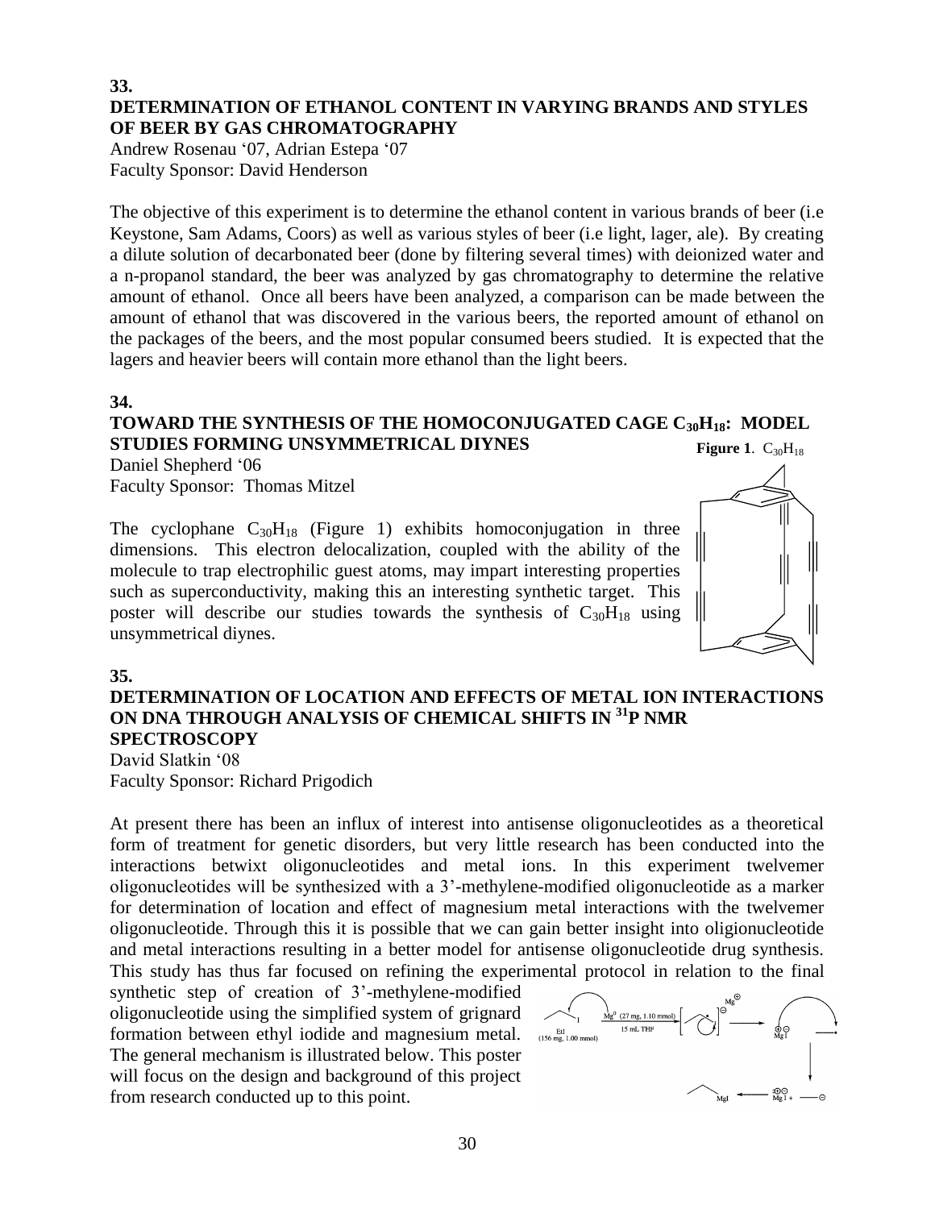## 33.

### DETERMINATION OF ETHANOL CONTENT IN VARYING BRANDS AND STYLES OF BEER BY GAS CHROMATOGRAPHY

Andrew Rosenau ‘07, Adrian Estepa ‘07
Faculty Sponsor: David Henderson

The objective of this experiment is to determine the ethanol content in various brands of beer (i.e Keystone, Sam Adams, Coors) as well as various styles of beer (i.e light, lager, ale). By creating a dilute solution of decarbonated beer (done by filtering several times) with deionized water and a n-propanol standard, the beer was analyzed by gas chromatography to determine the relative amount of ethanol. Once all beers have been analyzed, a comparison can be made between the amount of ethanol that was discovered in the various beers, the reported amount of ethanol on the packages of the beers, and the most popular consumed beers studied. It is expected that the lagers and heavier beers will contain more ethanol than the light beers.

## 34.

### TOWARD THE SYNTHESIS OF THE HOMOCONJUGATED CAGE $C_{30}H_{18}$: MODEL STUDIES FORMING UNSYMMETRICAL DIYNES

Daniel Shepherd ‘06
Faculty Sponsor: Thomas Mitzel

**Figure 1**. $C_{30}H_{18}$

The cyclophane $C_{30}H_{18}$ (Figure 1) exhibits homoconjugation in three dimensions. This electron delocalization, coupled with the ability of the molecule to trap electrophilic guest atoms, may impart interesting properties such as superconductivity, making this an interesting synthetic target. This poster will describe our studies towards the synthesis of $C_{30}H_{18}$ using unsymmetrical diynes.

## 35.

### DETERMINATION OF LOCATION AND EFFECTS OF METAL ION INTERACTIONS ON DNA THROUGH ANALYSIS OF CHEMICAL SHIFTS IN $^{31}$P NMR SPECTROSCOPY

David Slatkin ‘08
Faculty Sponsor: Richard Prigodich

At present there has been an influx of interest into antisense oligonucleotides as a theoretical form of treatment for genetic disorders, but very little research has been conducted into the interactions betwixt oligonucleotides and metal ions. In this experiment twelvemer oligonucleotides will be synthesized with a 3’-methylene-modified oligonucleotide as a marker for determination of location and effect of magnesium metal interactions with the twelvemer oligonucleotide. Through this it is possible that we can gain better insight into oligionucleotide and metal interactions resulting in a better model for antisense oligonucleotide drug synthesis. This study has thus far focused on refining the experimental protocol in relation to the final synthetic step of creation of 3’-methylene-modified oligonucleotide using the simplified system of grignard formation between ethyl iodide and magnesium metal. The general mechanism is illustrated below. This poster will focus on the design and background of this project from research conducted up to this point.

EtI (156 mg, 1.00 mmol); $Mg^0$ (27 mg, 1.10 mmol), 15 mL THF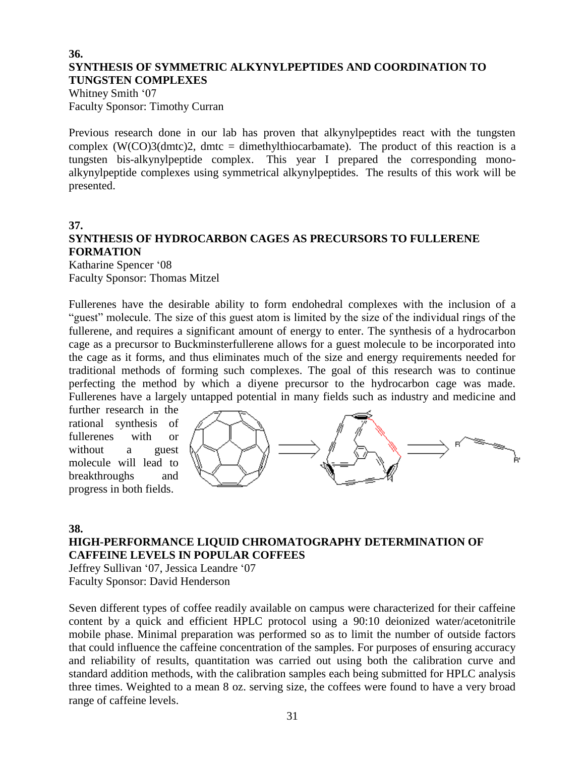**36.**

## SYNTHESIS OF SYMMETRIC ALKYNYLPEPTIDES AND COORDINATION TO TUNGSTEN COMPLEXES

Whitney Smith '07
Faculty Sponsor: Timothy Curran

Previous research done in our lab has proven that alkynylpeptides react with the tungsten complex ($W(CO)_3(dmtc)_2$, dmtc = dimethylthiocarbamate). The product of this reaction is a tungsten bis-alkynylpeptide complex. This year I prepared the corresponding mono-alkynylpeptide complexes using symmetrical alkynylpeptides. The results of this work will be presented.

**37.**

## SYNTHESIS OF HYDROCARBON CAGES AS PRECURSORS TO FULLERENE FORMATION

Katharine Spencer '08
Faculty Sponsor: Thomas Mitzel

Fullerenes have the desirable ability to form endohedral complexes with the inclusion of a "guest" molecule. The size of this guest atom is limited by the size of the individual rings of the fullerene, and requires a significant amount of energy to enter. The synthesis of a hydrocarbon cage as a precursor to Buckminsterfullerene allows for a guest molecule to be incorporated into the cage as it forms, and thus eliminates much of the size and energy requirements needed for traditional methods of forming such complexes. The goal of this research was to continue perfecting the method by which a diyene precursor to the hydrocarbon cage was made. Fullerenes have a largely untapped potential in many fields such as industry and medicine and further research in the rational synthesis of fullerenes with or without a guest molecule will lead to breakthroughs and progress in both fields.

**38.**

## HIGH-PERFORMANCE LIQUID CHROMATOGRAPHY DETERMINATION OF CAFFEINE LEVELS IN POPULAR COFFEES

Jeffrey Sullivan '07, Jessica Leandre '07
Faculty Sponsor: David Henderson

Seven different types of coffee readily available on campus were characterized for their caffeine content by a quick and efficient HPLC protocol using a 90:10 deionized water/acetonitrile mobile phase. Minimal preparation was performed so as to limit the number of outside factors that could influence the caffeine concentration of the samples. For purposes of ensuring accuracy and reliability of results, quantitation was carried out using both the calibration curve and standard addition methods, with the calibration samples each being submitted for HPLC analysis three times. Weighted to a mean 8 oz. serving size, the coffees were found to have a very broad range of caffeine levels.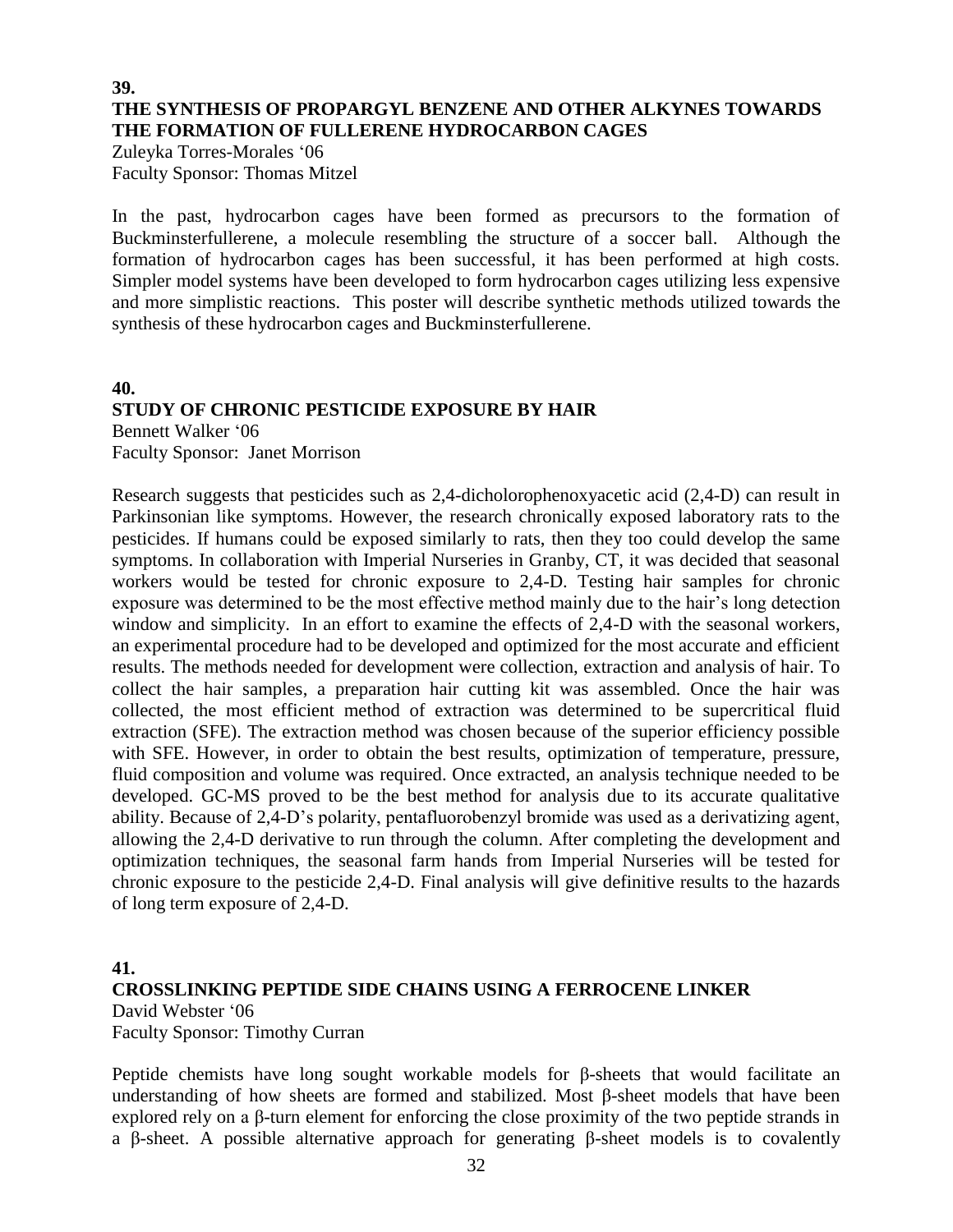**39.**

## THE SYNTHESIS OF PROPARGYL BENZENE AND OTHER ALKYNES TOWARDS THE FORMATION OF FULLERENE HYDROCARBON CAGES

Zuleyka Torres-Morales '06
Faculty Sponsor: Thomas Mitzel

In the past, hydrocarbon cages have been formed as precursors to the formation of Buckminsterfullerene, a molecule resembling the structure of a soccer ball. Although the formation of hydrocarbon cages has been successful, it has been performed at high costs. Simpler model systems have been developed to form hydrocarbon cages utilizing less expensive and more simplistic reactions. This poster will describe synthetic methods utilized towards the synthesis of these hydrocarbon cages and Buckminsterfullerene.

**40.**

## STUDY OF CHRONIC PESTICIDE EXPOSURE BY HAIR

Bennett Walker '06
Faculty Sponsor: Janet Morrison

Research suggests that pesticides such as 2,4-dicholorophenoxyacetic acid (2,4-D) can result in Parkinsonian like symptoms. However, the research chronically exposed laboratory rats to the pesticides. If humans could be exposed similarly to rats, then they too could develop the same symptoms. In collaboration with Imperial Nurseries in Granby, CT, it was decided that seasonal workers would be tested for chronic exposure to 2,4-D. Testing hair samples for chronic exposure was determined to be the most effective method mainly due to the hair's long detection window and simplicity. In an effort to examine the effects of 2,4-D with the seasonal workers, an experimental procedure had to be developed and optimized for the most accurate and efficient results. The methods needed for development were collection, extraction and analysis of hair. To collect the hair samples, a preparation hair cutting kit was assembled. Once the hair was collected, the most efficient method of extraction was determined to be supercritical fluid extraction (SFE). The extraction method was chosen because of the superior efficiency possible with SFE. However, in order to obtain the best results, optimization of temperature, pressure, fluid composition and volume was required. Once extracted, an analysis technique needed to be developed. GC-MS proved to be the best method for analysis due to its accurate qualitative ability. Because of 2,4-D's polarity, pentafluorobenzyl bromide was used as a derivatizing agent, allowing the 2,4-D derivative to run through the column. After completing the development and optimization techniques, the seasonal farm hands from Imperial Nurseries will be tested for chronic exposure to the pesticide 2,4-D. Final analysis will give definitive results to the hazards of long term exposure of 2,4-D.

**41.**

## CROSSLINKING PEPTIDE SIDE CHAINS USING A FERROCENE LINKER

David Webster '06
Faculty Sponsor: Timothy Curran

Peptide chemists have long sought workable models for β-sheets that would facilitate an understanding of how sheets are formed and stabilized. Most β-sheet models that have been explored rely on a β-turn element for enforcing the close proximity of the two peptide strands in a β-sheet. A possible alternative approach for generating β-sheet models is to covalently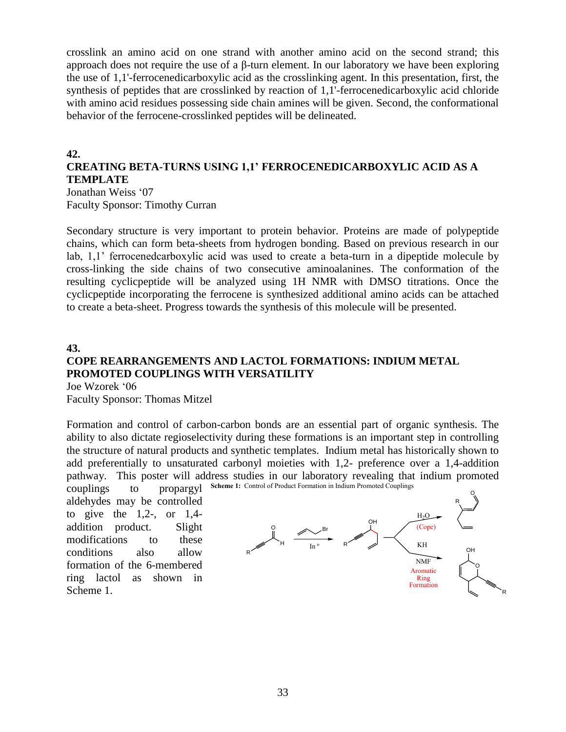crosslink an amino acid on one strand with another amino acid on the second strand; this approach does not require the use of a β-turn element. In our laboratory we have been exploring the use of 1,1'-ferrocenedicarboxylic acid as the crosslinking agent. In this presentation, first, the synthesis of peptides that are crosslinked by reaction of 1,1'-ferrocenedicarboxylic acid chloride with amino acid residues possessing side chain amines will be given. Second, the conformational behavior of the ferrocene-crosslinked peptides will be delineated.

**42.**

## CREATING BETA-TURNS USING 1,1' FERROCENEDICARBOXYLIC ACID AS A TEMPLATE

Jonathan Weiss '07
Faculty Sponsor: Timothy Curran

Secondary structure is very important to protein behavior. Proteins are made of polypeptide chains, which can form beta-sheets from hydrogen bonding. Based on previous research in our lab, 1,1' ferrocenedcarboxylic acid was used to create a beta-turn in a dipeptide molecule by cross-linking the side chains of two consecutive aminoalanines. The conformation of the resulting cyclicpeptide will be analyzed using 1H NMR with DMSO titrations. Once the cyclicpeptide incorporating the ferrocene is synthesized additional amino acids can be attached to create a beta-sheet. Progress towards the synthesis of this molecule will be presented.

**43.**

## COPE REARRANGEMENTS AND LACTOL FORMATIONS: INDIUM METAL PROMOTED COUPLINGS WITH VERSATILITY

Joe Wzorek '06
Faculty Sponsor: Thomas Mitzel

Formation and control of carbon-carbon bonds are an essential part of organic synthesis. The ability to also dictate regioselectivity during these formations is an important step in controlling the structure of natural products and synthetic templates. Indium metal has historically shown to add preferentially to unsaturated carbonyl moieties with 1,2- preference over a 1,4-addition pathway. This poster will address studies in our laboratory revealing that indium promoted couplings to propargyl aldehydes may be controlled to give the 1,2-, or 1,4-addition product. Slight modifications to these conditions also allow formation of the 6-membered ring lactol as shown in Scheme 1.

**Scheme 1:** Control of Product Formation in Indium Promoted Couplings

In °; $H_2O$ (Cope); KH NMF Aromatic Ring Formation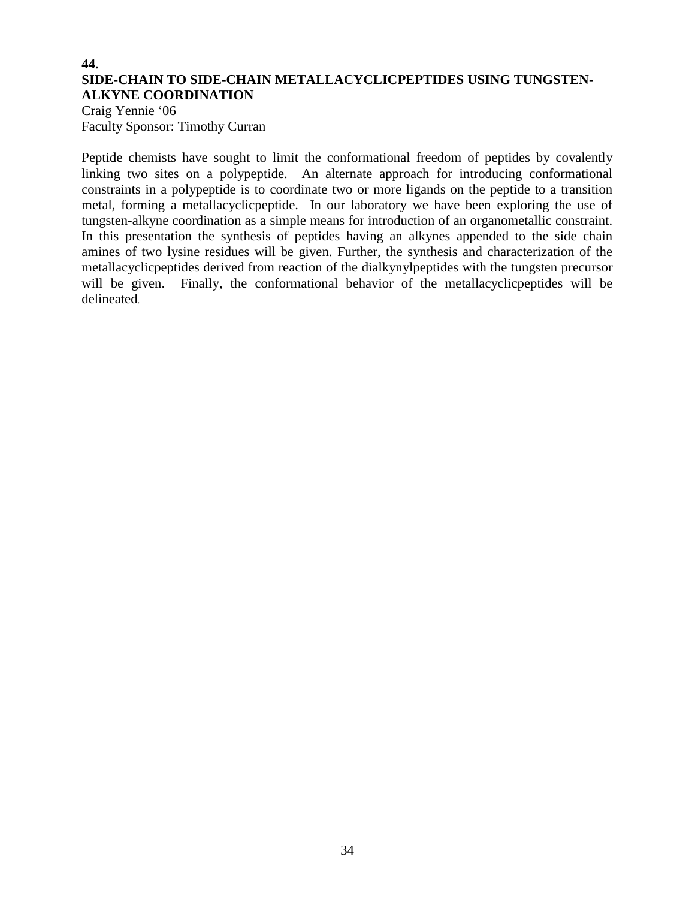**44.**

## SIDE-CHAIN TO SIDE-CHAIN METALLACYCLICPEPTIDES USING TUNGSTEN-ALKYNE COORDINATION

Craig Yennie '06
Faculty Sponsor: Timothy Curran

Peptide chemists have sought to limit the conformational freedom of peptides by covalently linking two sites on a polypeptide. An alternate approach for introducing conformational constraints in a polypeptide is to coordinate two or more ligands on the peptide to a transition metal, forming a metallacyclicpeptide. In our laboratory we have been exploring the use of tungsten-alkyne coordination as a simple means for introduction of an organometallic constraint. In this presentation the synthesis of peptides having an alkynes appended to the side chain amines of two lysine residues will be given. Further, the synthesis and characterization of the metallacyclicpeptides derived from reaction of the dialkynylpeptides with the tungsten precursor will be given. Finally, the conformational behavior of the metallacyclicpeptides will be delineated.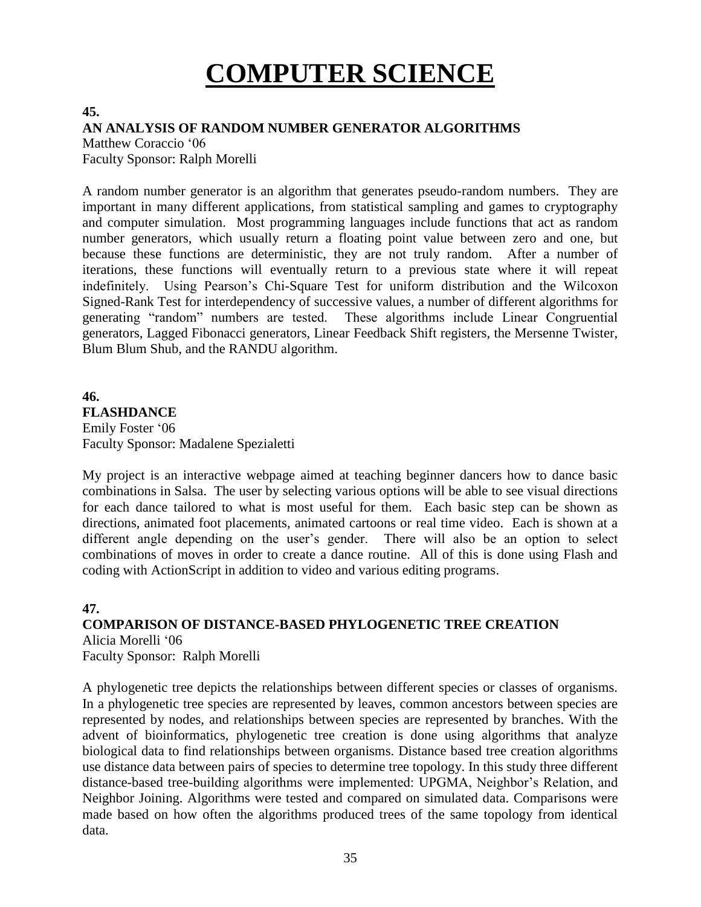# COMPUTER SCIENCE

**45.**

**AN ANALYSIS OF RANDOM NUMBER GENERATOR ALGORITHMS**

Matthew Coraccio '06
Faculty Sponsor: Ralph Morelli

A random number generator is an algorithm that generates pseudo-random numbers. They are important in many different applications, from statistical sampling and games to cryptography and computer simulation. Most programming languages include functions that act as random number generators, which usually return a floating point value between zero and one, but because these functions are deterministic, they are not truly random. After a number of iterations, these functions will eventually return to a previous state where it will repeat indefinitely. Using Pearson's Chi-Square Test for uniform distribution and the Wilcoxon Signed-Rank Test for interdependency of successive values, a number of different algorithms for generating "random" numbers are tested. These algorithms include Linear Congruential generators, Lagged Fibonacci generators, Linear Feedback Shift registers, the Mersenne Twister, Blum Blum Shub, and the RANDU algorithm.

**46.**

**FLASHDANCE**

Emily Foster '06
Faculty Sponsor: Madalene Spezialetti

My project is an interactive webpage aimed at teaching beginner dancers how to dance basic combinations in Salsa. The user by selecting various options will be able to see visual directions for each dance tailored to what is most useful for them. Each basic step can be shown as directions, animated foot placements, animated cartoons or real time video. Each is shown at a different angle depending on the user's gender. There will also be an option to select combinations of moves in order to create a dance routine. All of this is done using Flash and coding with ActionScript in addition to video and various editing programs.

**47.**

**COMPARISON OF DISTANCE-BASED PHYLOGENETIC TREE CREATION**

Alicia Morelli '06
Faculty Sponsor: Ralph Morelli

A phylogenetic tree depicts the relationships between different species or classes of organisms. In a phylogenetic tree species are represented by leaves, common ancestors between species are represented by nodes, and relationships between species are represented by branches. With the advent of bioinformatics, phylogenetic tree creation is done using algorithms that analyze biological data to find relationships between organisms. Distance based tree creation algorithms use distance data between pairs of species to determine tree topology. In this study three different distance-based tree-building algorithms were implemented: UPGMA, Neighbor's Relation, and Neighbor Joining. Algorithms were tested and compared on simulated data. Comparisons were made based on how often the algorithms produced trees of the same topology from identical data.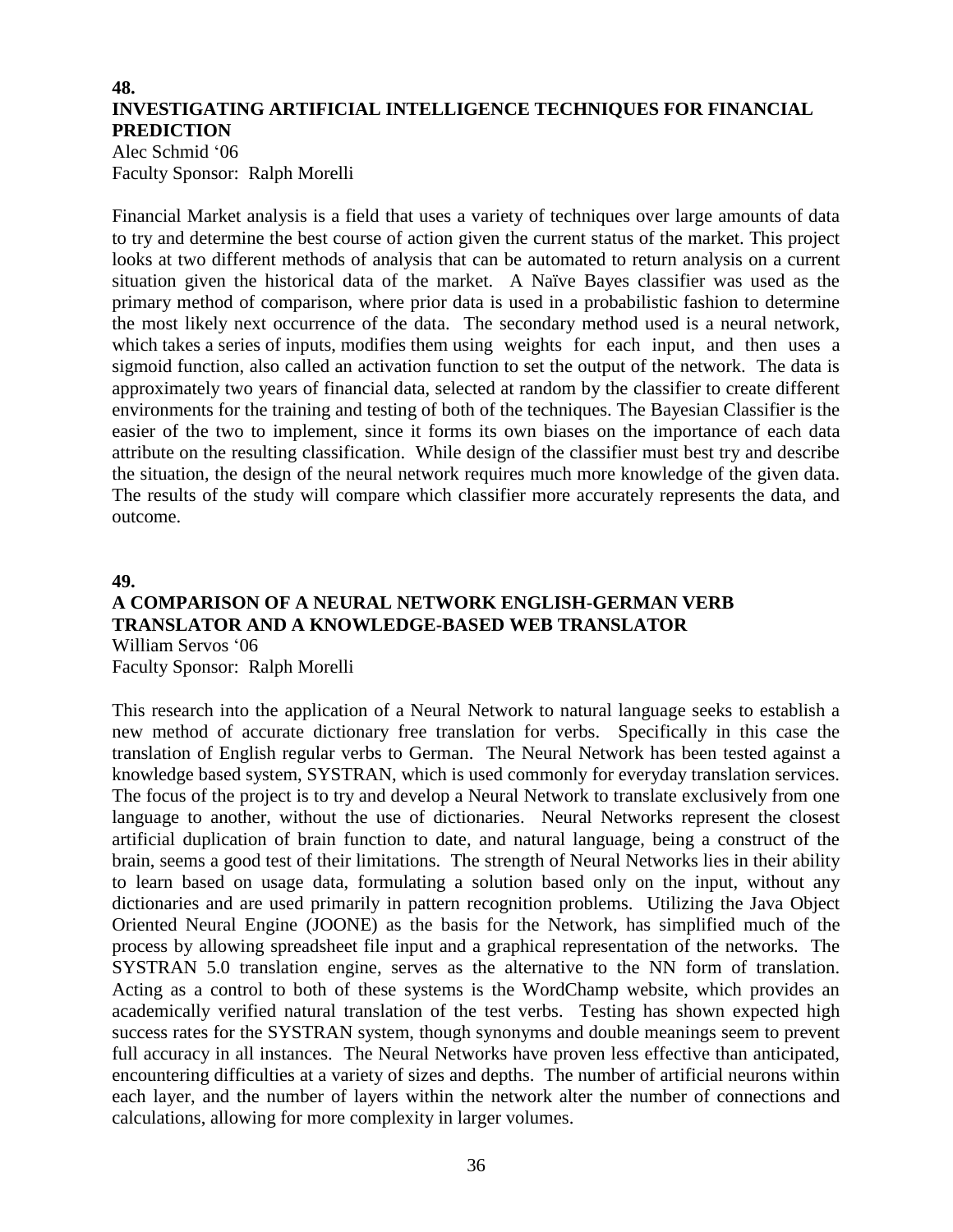**48.**

### INVESTIGATING ARTIFICIAL INTELLIGENCE TECHNIQUES FOR FINANCIAL PREDICTION

Alec Schmid '06
Faculty Sponsor: Ralph Morelli

Financial Market analysis is a field that uses a variety of techniques over large amounts of data to try and determine the best course of action given the current status of the market. This project looks at two different methods of analysis that can be automated to return analysis on a current situation given the historical data of the market. A Naïve Bayes classifier was used as the primary method of comparison, where prior data is used in a probabilistic fashion to determine the most likely next occurrence of the data. The secondary method used is a neural network, which takes a series of inputs, modifies them using weights for each input, and then uses a sigmoid function, also called an activation function to set the output of the network. The data is approximately two years of financial data, selected at random by the classifier to create different environments for the training and testing of both of the techniques. The Bayesian Classifier is the easier of the two to implement, since it forms its own biases on the importance of each data attribute on the resulting classification. While design of the classifier must best try and describe the situation, the design of the neural network requires much more knowledge of the given data. The results of the study will compare which classifier more accurately represents the data, and outcome.

**49.**

### A COMPARISON OF A NEURAL NETWORK ENGLISH-GERMAN VERB TRANSLATOR AND A KNOWLEDGE-BASED WEB TRANSLATOR

William Servos '06
Faculty Sponsor: Ralph Morelli

This research into the application of a Neural Network to natural language seeks to establish a new method of accurate dictionary free translation for verbs. Specifically in this case the translation of English regular verbs to German. The Neural Network has been tested against a knowledge based system, SYSTRAN, which is used commonly for everyday translation services. The focus of the project is to try and develop a Neural Network to translate exclusively from one language to another, without the use of dictionaries. Neural Networks represent the closest artificial duplication of brain function to date, and natural language, being a construct of the brain, seems a good test of their limitations. The strength of Neural Networks lies in their ability to learn based on usage data, formulating a solution based only on the input, without any dictionaries and are used primarily in pattern recognition problems. Utilizing the Java Object Oriented Neural Engine (JOONE) as the basis for the Network, has simplified much of the process by allowing spreadsheet file input and a graphical representation of the networks. The SYSTRAN 5.0 translation engine, serves as the alternative to the NN form of translation. Acting as a control to both of these systems is the WordChamp website, which provides an academically verified natural translation of the test verbs. Testing has shown expected high success rates for the SYSTRAN system, though synonyms and double meanings seem to prevent full accuracy in all instances. The Neural Networks have proven less effective than anticipated, encountering difficulties at a variety of sizes and depths. The number of artificial neurons within each layer, and the number of layers within the network alter the number of connections and calculations, allowing for more complexity in larger volumes.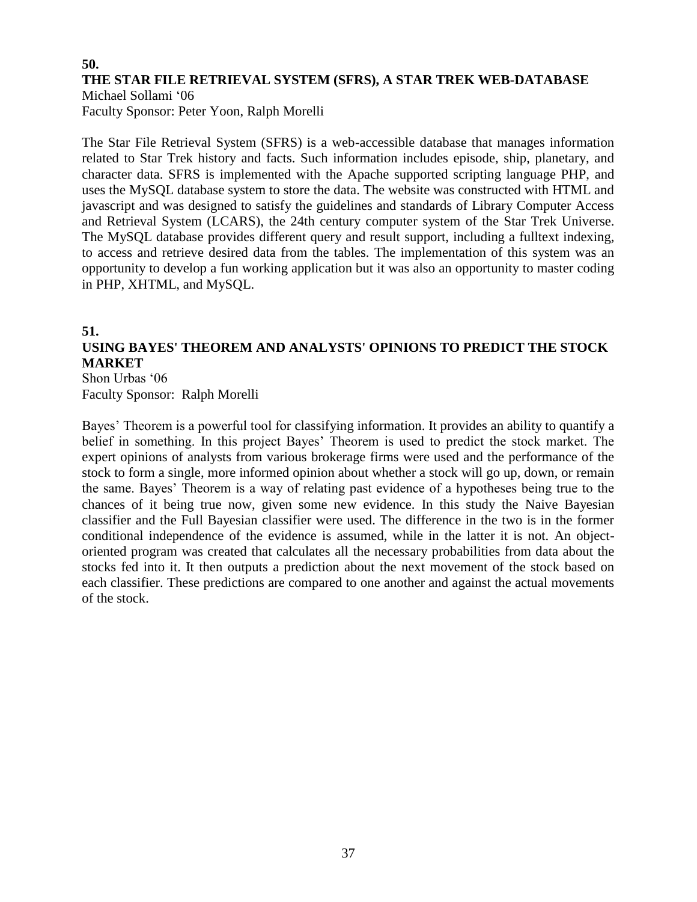**50.**

### THE STAR FILE RETRIEVAL SYSTEM (SFRS), A STAR TREK WEB-DATABASE

Michael Sollami '06
Faculty Sponsor: Peter Yoon, Ralph Morelli

The Star File Retrieval System (SFRS) is a web-accessible database that manages information related to Star Trek history and facts. Such information includes episode, ship, planetary, and character data. SFRS is implemented with the Apache supported scripting language PHP, and uses the MySQL database system to store the data. The website was constructed with HTML and javascript and was designed to satisfy the guidelines and standards of Library Computer Access and Retrieval System (LCARS), the 24th century computer system of the Star Trek Universe. The MySQL database provides different query and result support, including a fulltext indexing, to access and retrieve desired data from the tables. The implementation of this system was an opportunity to develop a fun working application but it was also an opportunity to master coding in PHP, XHTML, and MySQL.

**51.**

### USING BAYES' THEOREM AND ANALYSTS' OPINIONS TO PREDICT THE STOCK MARKET

Shon Urbas '06
Faculty Sponsor: Ralph Morelli

Bayes' Theorem is a powerful tool for classifying information. It provides an ability to quantify a belief in something. In this project Bayes' Theorem is used to predict the stock market. The expert opinions of analysts from various brokerage firms were used and the performance of the stock to form a single, more informed opinion about whether a stock will go up, down, or remain the same. Bayes' Theorem is a way of relating past evidence of a hypotheses being true to the chances of it being true now, given some new evidence. In this study the Naive Bayesian classifier and the Full Bayesian classifier were used. The difference in the two is in the former conditional independence of the evidence is assumed, while in the latter it is not. An object-oriented program was created that calculates all the necessary probabilities from data about the stocks fed into it. It then outputs a prediction about the next movement of the stock based on each classifier. These predictions are compared to one another and against the actual movements of the stock.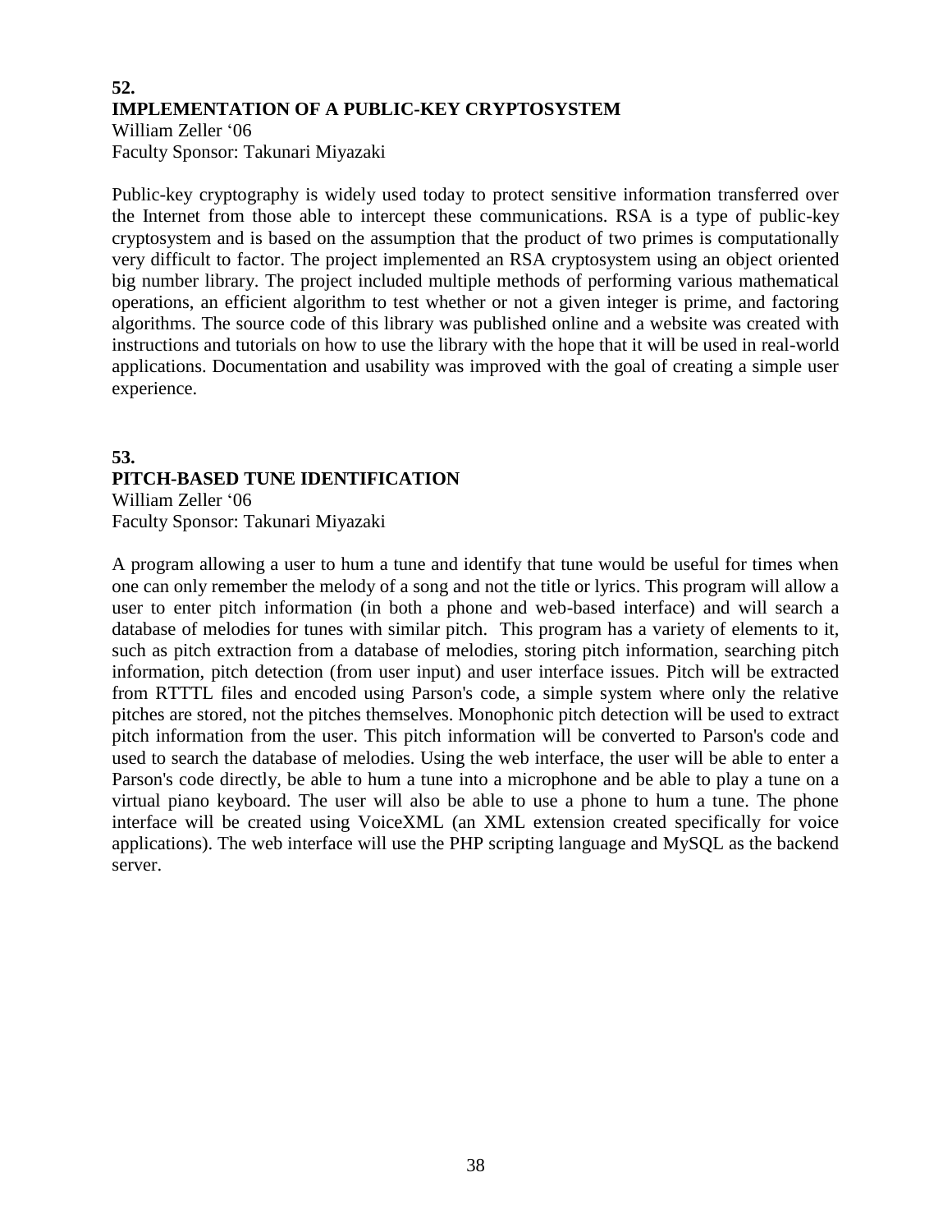### 52.
### IMPLEMENTATION OF A PUBLIC-KEY CRYPTOSYSTEM

William Zeller ‘06
Faculty Sponsor: Takunari Miyazaki

Public-key cryptography is widely used today to protect sensitive information transferred over the Internet from those able to intercept these communications. RSA is a type of public-key cryptosystem and is based on the assumption that the product of two primes is computationally very difficult to factor. The project implemented an RSA cryptosystem using an object oriented big number library. The project included multiple methods of performing various mathematical operations, an efficient algorithm to test whether or not a given integer is prime, and factoring algorithms. The source code of this library was published online and a website was created with instructions and tutorials on how to use the library with the hope that it will be used in real-world applications. Documentation and usability was improved with the goal of creating a simple user experience.

### 53.
### PITCH-BASED TUNE IDENTIFICATION

William Zeller ‘06
Faculty Sponsor: Takunari Miyazaki

A program allowing a user to hum a tune and identify that tune would be useful for times when one can only remember the melody of a song and not the title or lyrics. This program will allow a user to enter pitch information (in both a phone and web-based interface) and will search a database of melodies for tunes with similar pitch. This program has a variety of elements to it, such as pitch extraction from a database of melodies, storing pitch information, searching pitch information, pitch detection (from user input) and user interface issues. Pitch will be extracted from RTTTL files and encoded using Parson's code, a simple system where only the relative pitches are stored, not the pitches themselves. Monophonic pitch detection will be used to extract pitch information from the user. This pitch information will be converted to Parson's code and used to search the database of melodies. Using the web interface, the user will be able to enter a Parson's code directly, be able to hum a tune into a microphone and be able to play a tune on a virtual piano keyboard. The user will also be able to use a phone to hum a tune. The phone interface will be created using VoiceXML (an XML extension created specifically for voice applications). The web interface will use the PHP scripting language and MySQL as the backend server.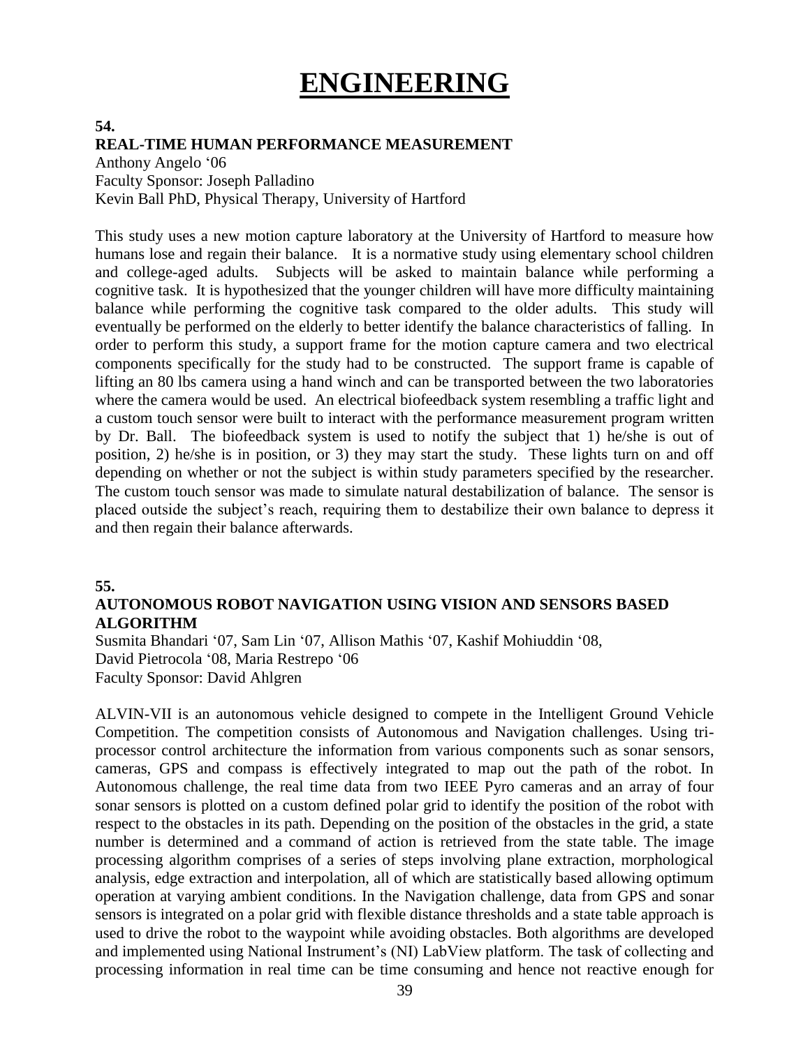# ENGINEERING

**54.**

**REAL-TIME HUMAN PERFORMANCE MEASUREMENT**

Anthony Angelo '06
Faculty Sponsor: Joseph Palladino
Kevin Ball PhD, Physical Therapy, University of Hartford

This study uses a new motion capture laboratory at the University of Hartford to measure how humans lose and regain their balance. It is a normative study using elementary school children and college-aged adults. Subjects will be asked to maintain balance while performing a cognitive task. It is hypothesized that the younger children will have more difficulty maintaining balance while performing the cognitive task compared to the older adults. This study will eventually be performed on the elderly to better identify the balance characteristics of falling. In order to perform this study, a support frame for the motion capture camera and two electrical components specifically for the study had to be constructed. The support frame is capable of lifting an 80 lbs camera using a hand winch and can be transported between the two laboratories where the camera would be used. An electrical biofeedback system resembling a traffic light and a custom touch sensor were built to interact with the performance measurement program written by Dr. Ball. The biofeedback system is used to notify the subject that 1) he/she is out of position, 2) he/she is in position, or 3) they may start the study. These lights turn on and off depending on whether or not the subject is within study parameters specified by the researcher. The custom touch sensor was made to simulate natural destabilization of balance. The sensor is placed outside the subject's reach, requiring them to destabilize their own balance to depress it and then regain their balance afterwards.

**55.**

**AUTONOMOUS ROBOT NAVIGATION USING VISION AND SENSORS BASED ALGORITHM**

Susmita Bhandari '07, Sam Lin '07, Allison Mathis '07, Kashif Mohiuddin '08,
David Pietrocola '08, Maria Restrepo '06
Faculty Sponsor: David Ahlgren

ALVIN-VII is an autonomous vehicle designed to compete in the Intelligent Ground Vehicle Competition. The competition consists of Autonomous and Navigation challenges. Using tri-processor control architecture the information from various components such as sonar sensors, cameras, GPS and compass is effectively integrated to map out the path of the robot. In Autonomous challenge, the real time data from two IEEE Pyro cameras and an array of four sonar sensors is plotted on a custom defined polar grid to identify the position of the robot with respect to the obstacles in its path. Depending on the position of the obstacles in the grid, a state number is determined and a command of action is retrieved from the state table. The image processing algorithm comprises of a series of steps involving plane extraction, morphological analysis, edge extraction and interpolation, all of which are statistically based allowing optimum operation at varying ambient conditions. In the Navigation challenge, data from GPS and sonar sensors is integrated on a polar grid with flexible distance thresholds and a state table approach is used to drive the robot to the waypoint while avoiding obstacles. Both algorithms are developed and implemented using National Instrument's (NI) LabView platform. The task of collecting and processing information in real time can be time consuming and hence not reactive enough for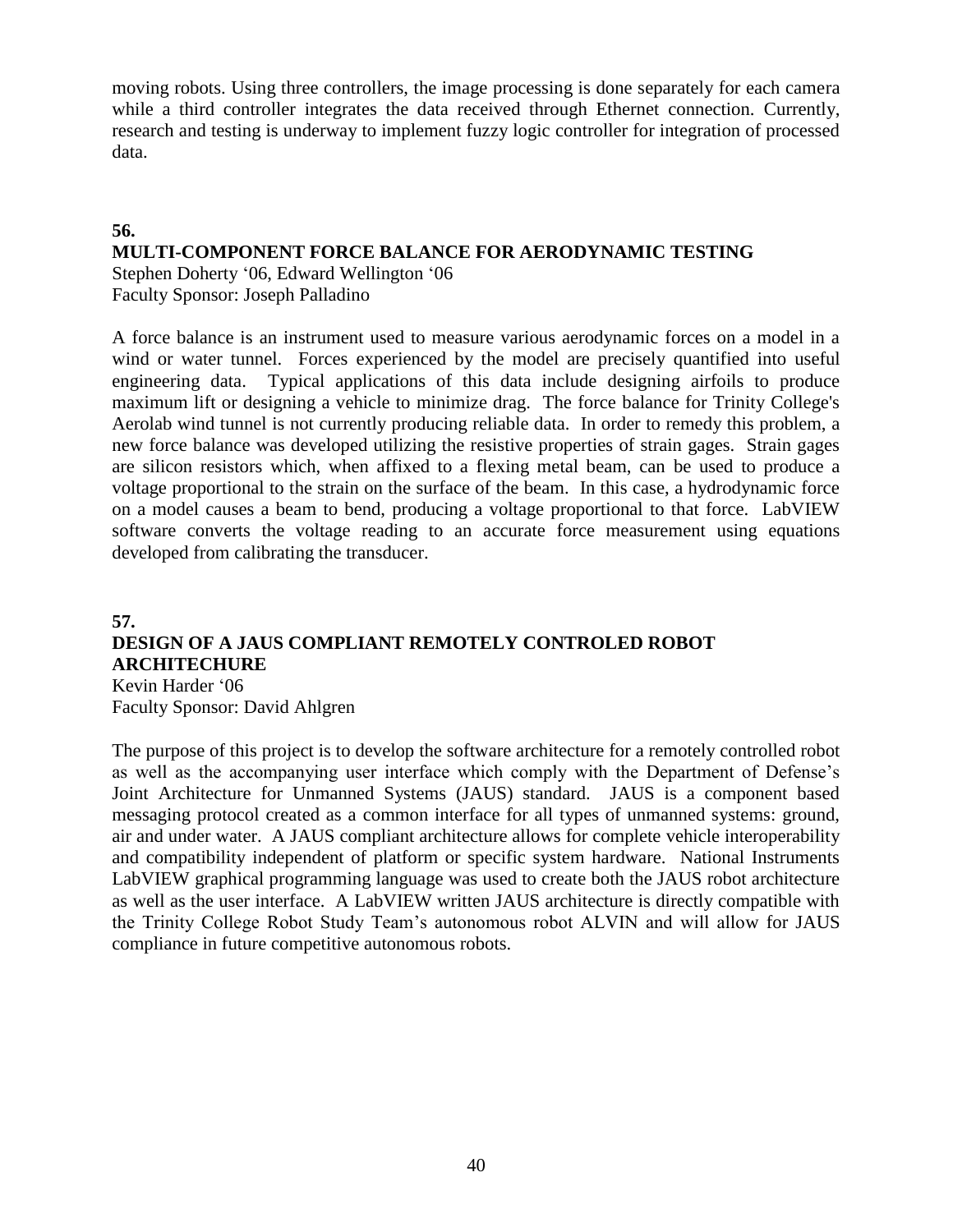moving robots. Using three controllers, the image processing is done separately for each camera while a third controller integrates the data received through Ethernet connection. Currently, research and testing is underway to implement fuzzy logic controller for integration of processed data.

**56.**

**MULTI-COMPONENT FORCE BALANCE FOR AERODYNAMIC TESTING**

Stephen Doherty '06, Edward Wellington '06
Faculty Sponsor: Joseph Palladino

A force balance is an instrument used to measure various aerodynamic forces on a model in a wind or water tunnel. Forces experienced by the model are precisely quantified into useful engineering data. Typical applications of this data include designing airfoils to produce maximum lift or designing a vehicle to minimize drag. The force balance for Trinity College's Aerolab wind tunnel is not currently producing reliable data. In order to remedy this problem, a new force balance was developed utilizing the resistive properties of strain gages. Strain gages are silicon resistors which, when affixed to a flexing metal beam, can be used to produce a voltage proportional to the strain on the surface of the beam. In this case, a hydrodynamic force on a model causes a beam to bend, producing a voltage proportional to that force. LabVIEW software converts the voltage reading to an accurate force measurement using equations developed from calibrating the transducer.

**57.**

**DESIGN OF A JAUS COMPLIANT REMOTELY CONTROLED ROBOT ARCHITECHURE**

Kevin Harder '06
Faculty Sponsor: David Ahlgren

The purpose of this project is to develop the software architecture for a remotely controlled robot as well as the accompanying user interface which comply with the Department of Defense's Joint Architecture for Unmanned Systems (JAUS) standard. JAUS is a component based messaging protocol created as a common interface for all types of unmanned systems: ground, air and under water. A JAUS compliant architecture allows for complete vehicle interoperability and compatibility independent of platform or specific system hardware. National Instruments LabVIEW graphical programming language was used to create both the JAUS robot architecture as well as the user interface. A LabVIEW written JAUS architecture is directly compatible with the Trinity College Robot Study Team's autonomous robot ALVIN and will allow for JAUS compliance in future competitive autonomous robots.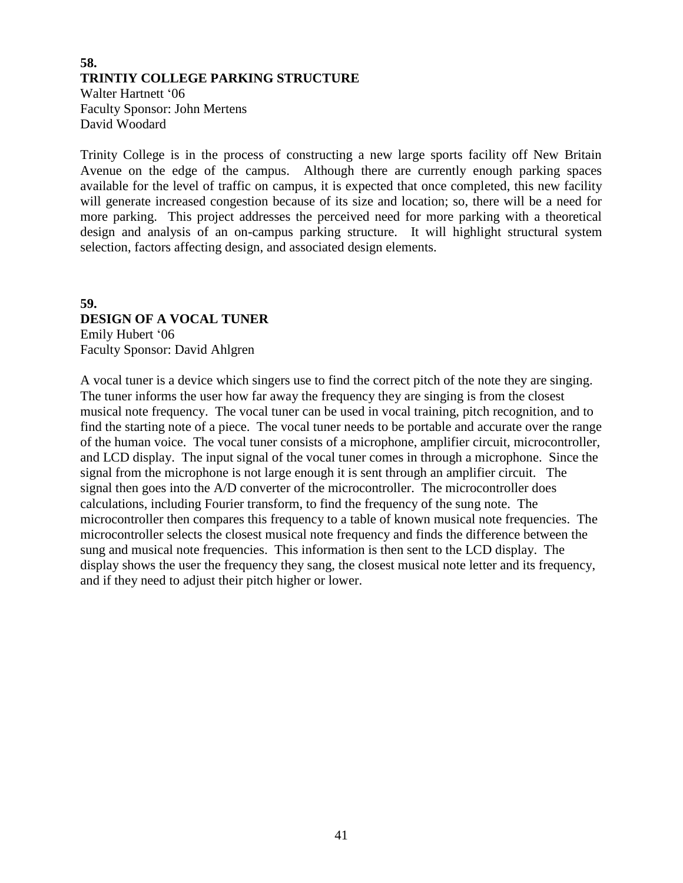**58.**
**TRINTIY COLLEGE PARKING STRUCTURE**
Walter Hartnett '06
Faculty Sponsor: John Mertens
David Woodard

Trinity College is in the process of constructing a new large sports facility off New Britain Avenue on the edge of the campus. Although there are currently enough parking spaces available for the level of traffic on campus, it is expected that once completed, this new facility will generate increased congestion because of its size and location; so, there will be a need for more parking. This project addresses the perceived need for more parking with a theoretical design and analysis of an on-campus parking structure. It will highlight structural system selection, factors affecting design, and associated design elements.

**59.**
**DESIGN OF A VOCAL TUNER**
Emily Hubert '06
Faculty Sponsor: David Ahlgren

A vocal tuner is a device which singers use to find the correct pitch of the note they are singing. The tuner informs the user how far away the frequency they are singing is from the closest musical note frequency. The vocal tuner can be used in vocal training, pitch recognition, and to find the starting note of a piece. The vocal tuner needs to be portable and accurate over the range of the human voice. The vocal tuner consists of a microphone, amplifier circuit, microcontroller, and LCD display. The input signal of the vocal tuner comes in through a microphone. Since the signal from the microphone is not large enough it is sent through an amplifier circuit. The signal then goes into the A/D converter of the microcontroller. The microcontroller does calculations, including Fourier transform, to find the frequency of the sung note. The microcontroller then compares this frequency to a table of known musical note frequencies. The microcontroller selects the closest musical note frequency and finds the difference between the sung and musical note frequencies. This information is then sent to the LCD display. The display shows the user the frequency they sang, the closest musical note letter and its frequency, and if they need to adjust their pitch higher or lower.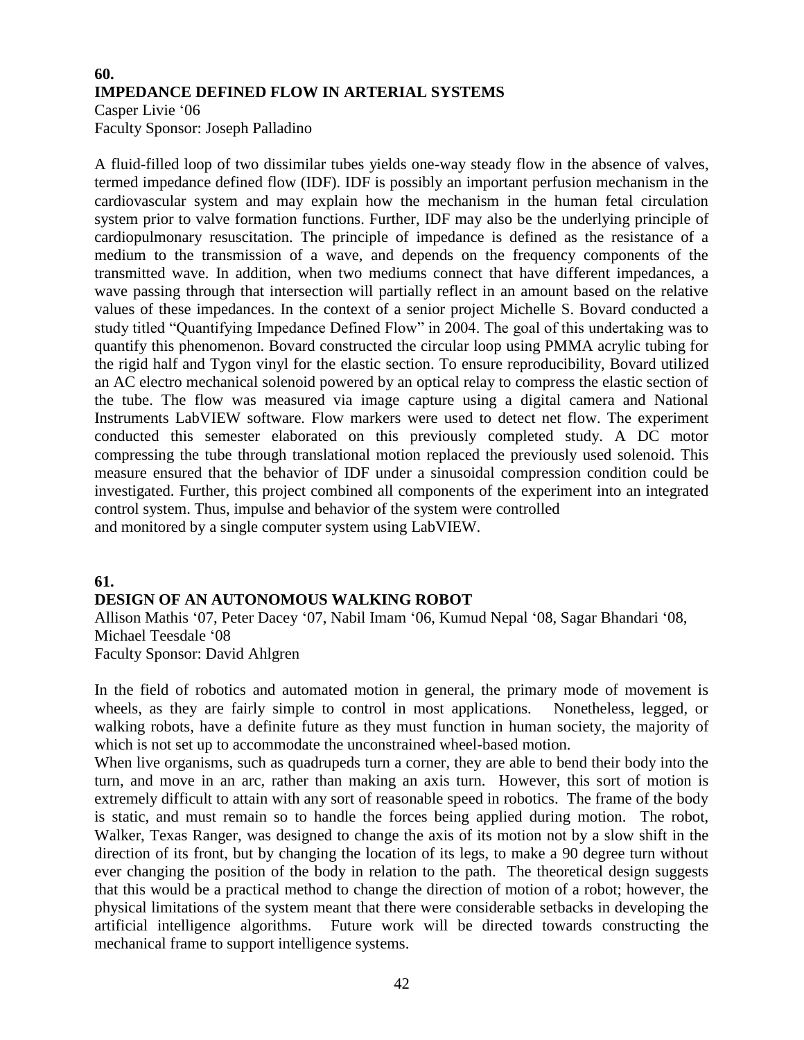## 60.
## IMPEDANCE DEFINED FLOW IN ARTERIAL SYSTEMS

Casper Livie '06
Faculty Sponsor: Joseph Palladino

A fluid-filled loop of two dissimilar tubes yields one-way steady flow in the absence of valves, termed impedance defined flow (IDF). IDF is possibly an important perfusion mechanism in the cardiovascular system and may explain how the mechanism in the human fetal circulation system prior to valve formation functions. Further, IDF may also be the underlying principle of cardiopulmonary resuscitation. The principle of impedance is defined as the resistance of a medium to the transmission of a wave, and depends on the frequency components of the transmitted wave. In addition, when two mediums connect that have different impedances, a wave passing through that intersection will partially reflect in an amount based on the relative values of these impedances. In the context of a senior project Michelle S. Bovard conducted a study titled "Quantifying Impedance Defined Flow" in 2004. The goal of this undertaking was to quantify this phenomenon. Bovard constructed the circular loop using PMMA acrylic tubing for the rigid half and Tygon vinyl for the elastic section. To ensure reproducibility, Bovard utilized an AC electro mechanical solenoid powered by an optical relay to compress the elastic section of the tube. The flow was measured via image capture using a digital camera and National Instruments LabVIEW software. Flow markers were used to detect net flow. The experiment conducted this semester elaborated on this previously completed study. A DC motor compressing the tube through translational motion replaced the previously used solenoid. This measure ensured that the behavior of IDF under a sinusoidal compression condition could be investigated. Further, this project combined all components of the experiment into an integrated control system. Thus, impulse and behavior of the system were controlled and monitored by a single computer system using LabVIEW.

## 61.
## DESIGN OF AN AUTONOMOUS WALKING ROBOT

Allison Mathis '07, Peter Dacey '07, Nabil Imam '06, Kumud Nepal '08, Sagar Bhandari '08, Michael Teesdale '08
Faculty Sponsor: David Ahlgren

In the field of robotics and automated motion in general, the primary mode of movement is wheels, as they are fairly simple to control in most applications. Nonetheless, legged, or walking robots, have a definite future as they must function in human society, the majority of which is not set up to accommodate the unconstrained wheel-based motion.

When live organisms, such as quadrupeds turn a corner, they are able to bend their body into the turn, and move in an arc, rather than making an axis turn. However, this sort of motion is extremely difficult to attain with any sort of reasonable speed in robotics. The frame of the body is static, and must remain so to handle the forces being applied during motion. The robot, Walker, Texas Ranger, was designed to change the axis of its motion not by a slow shift in the direction of its front, but by changing the location of its legs, to make a 90 degree turn without ever changing the position of the body in relation to the path. The theoretical design suggests that this would be a practical method to change the direction of motion of a robot; however, the physical limitations of the system meant that there were considerable setbacks in developing the artificial intelligence algorithms. Future work will be directed towards constructing the mechanical frame to support intelligence systems.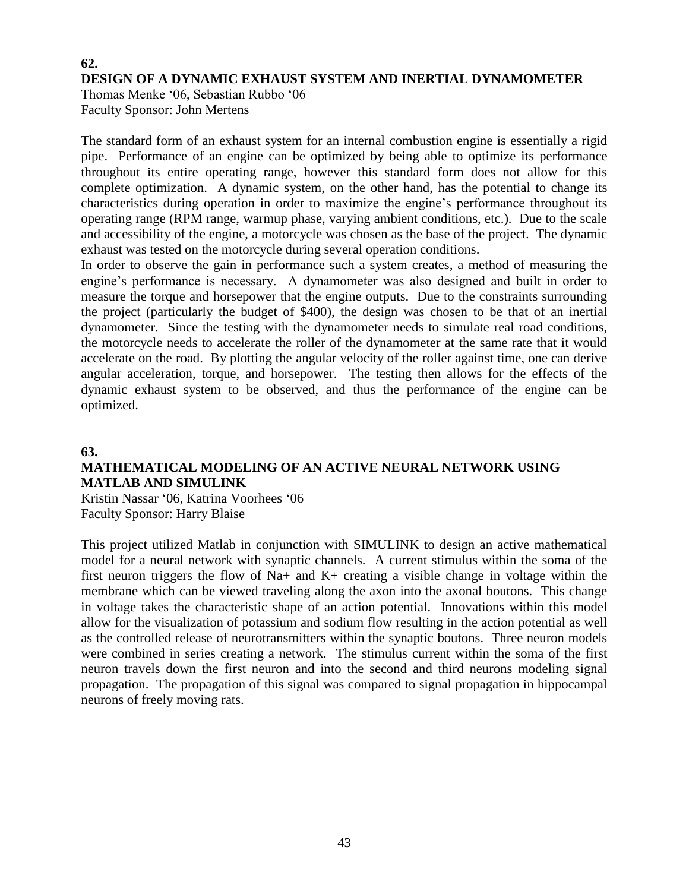**62.**

**DESIGN OF A DYNAMIC EXHAUST SYSTEM AND INERTIAL DYNAMOMETER**

Thomas Menke ‘06, Sebastian Rubbo ‘06
Faculty Sponsor: John Mertens

The standard form of an exhaust system for an internal combustion engine is essentially a rigid pipe. Performance of an engine can be optimized by being able to optimize its performance throughout its entire operating range, however this standard form does not allow for this complete optimization. A dynamic system, on the other hand, has the potential to change its characteristics during operation in order to maximize the engine's performance throughout its operating range (RPM range, warmup phase, varying ambient conditions, etc.). Due to the scale and accessibility of the engine, a motorcycle was chosen as the base of the project. The dynamic exhaust was tested on the motorcycle during several operation conditions.

In order to observe the gain in performance such a system creates, a method of measuring the engine's performance is necessary. A dynamometer was also designed and built in order to measure the torque and horsepower that the engine outputs. Due to the constraints surrounding the project (particularly the budget of $400), the design was chosen to be that of an inertial dynamometer. Since the testing with the dynamometer needs to simulate real road conditions, the motorcycle needs to accelerate the roller of the dynamometer at the same rate that it would accelerate on the road. By plotting the angular velocity of the roller against time, one can derive angular acceleration, torque, and horsepower. The testing then allows for the effects of the dynamic exhaust system to be observed, and thus the performance of the engine can be optimized.

**63.**

**MATHEMATICAL MODELING OF AN ACTIVE NEURAL NETWORK USING MATLAB AND SIMULINK**

Kristin Nassar ‘06, Katrina Voorhees ‘06
Faculty Sponsor: Harry Blaise

This project utilized Matlab in conjunction with SIMULINK to design an active mathematical model for a neural network with synaptic channels. A current stimulus within the soma of the first neuron triggers the flow of $Na^+$ and $K^+$ creating a visible change in voltage within the membrane which can be viewed traveling along the axon into the axonal boutons. This change in voltage takes the characteristic shape of an action potential. Innovations within this model allow for the visualization of potassium and sodium flow resulting in the action potential as well as the controlled release of neurotransmitters within the synaptic boutons. Three neuron models were combined in series creating a network. The stimulus current within the soma of the first neuron travels down the first neuron and into the second and third neurons modeling signal propagation. The propagation of this signal was compared to signal propagation in hippocampal neurons of freely moving rats.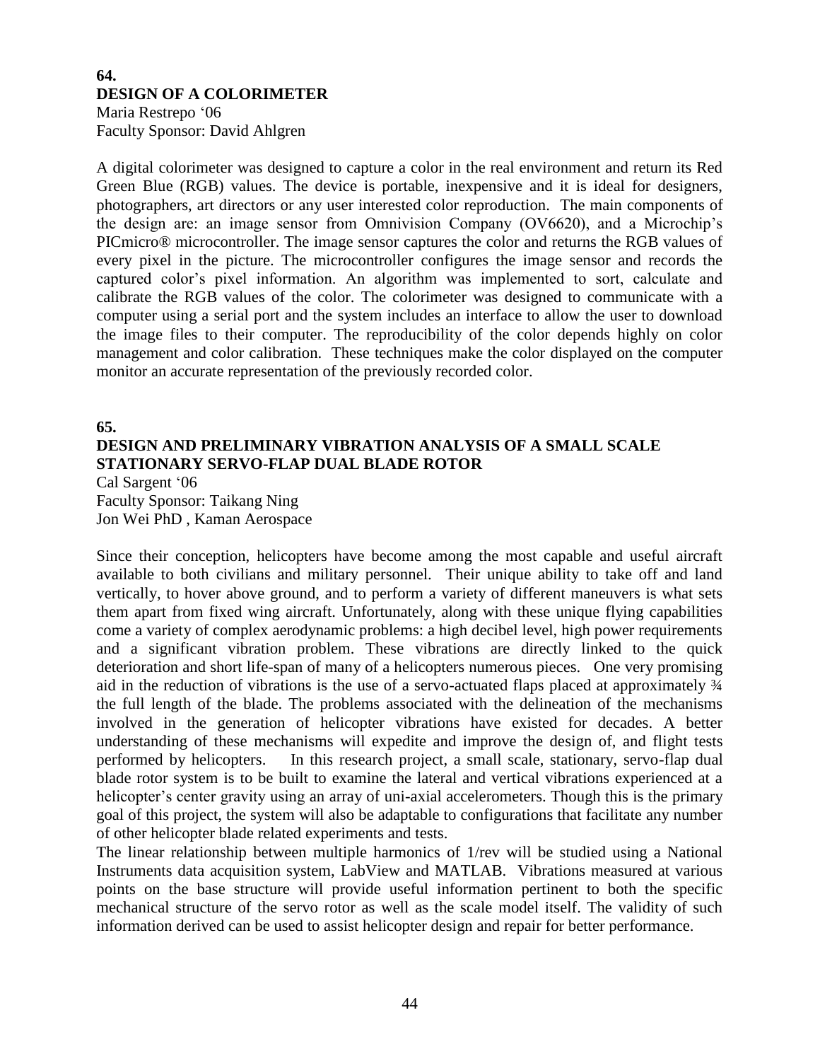**64.**
## DESIGN OF A COLORIMETER

Maria Restrepo '06
Faculty Sponsor: David Ahlgren

A digital colorimeter was designed to capture a color in the real environment and return its Red Green Blue (RGB) values. The device is portable, inexpensive and it is ideal for designers, photographers, art directors or any user interested color reproduction. The main components of the design are: an image sensor from Omnivision Company (OV6620), and a Microchip's PICmicro® microcontroller. The image sensor captures the color and returns the RGB values of every pixel in the picture. The microcontroller configures the image sensor and records the captured color's pixel information. An algorithm was implemented to sort, calculate and calibrate the RGB values of the color. The colorimeter was designed to communicate with a computer using a serial port and the system includes an interface to allow the user to download the image files to their computer. The reproducibility of the color depends highly on color management and color calibration. These techniques make the color displayed on the computer monitor an accurate representation of the previously recorded color.

**65.**
## DESIGN AND PRELIMINARY VIBRATION ANALYSIS OF A SMALL SCALE STATIONARY SERVO-FLAP DUAL BLADE ROTOR

Cal Sargent '06
Faculty Sponsor: Taikang Ning
Jon Wei PhD , Kaman Aerospace

Since their conception, helicopters have become among the most capable and useful aircraft available to both civilians and military personnel. Their unique ability to take off and land vertically, to hover above ground, and to perform a variety of different maneuvers is what sets them apart from fixed wing aircraft. Unfortunately, along with these unique flying capabilities come a variety of complex aerodynamic problems: a high decibel level, high power requirements and a significant vibration problem. These vibrations are directly linked to the quick deterioration and short life-span of many of a helicopters numerous pieces. One very promising aid in the reduction of vibrations is the use of a servo-actuated flaps placed at approximately ¾ the full length of the blade. The problems associated with the delineation of the mechanisms involved in the generation of helicopter vibrations have existed for decades. A better understanding of these mechanisms will expedite and improve the design of, and flight tests performed by helicopters. In this research project, a small scale, stationary, servo-flap dual blade rotor system is to be built to examine the lateral and vertical vibrations experienced at a helicopter's center gravity using an array of uni-axial accelerometers. Though this is the primary goal of this project, the system will also be adaptable to configurations that facilitate any number of other helicopter blade related experiments and tests.

The linear relationship between multiple harmonics of 1/rev will be studied using a National Instruments data acquisition system, LabView and MATLAB. Vibrations measured at various points on the base structure will provide useful information pertinent to both the specific mechanical structure of the servo rotor as well as the scale model itself. The validity of such information derived can be used to assist helicopter design and repair for better performance.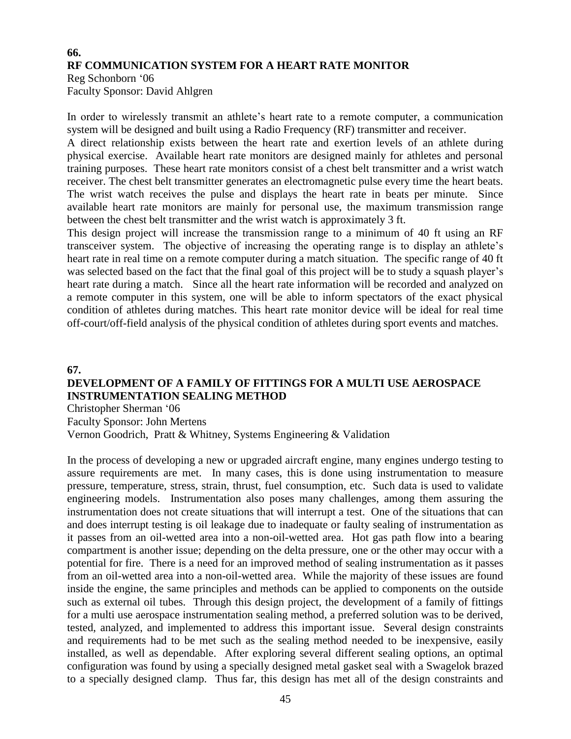**66.**

## RF COMMUNICATION SYSTEM FOR A HEART RATE MONITOR

Reg Schonborn '06
Faculty Sponsor: David Ahlgren

In order to wirelessly transmit an athlete's heart rate to a remote computer, a communication system will be designed and built using a Radio Frequency (RF) transmitter and receiver.

A direct relationship exists between the heart rate and exertion levels of an athlete during physical exercise. Available heart rate monitors are designed mainly for athletes and personal training purposes. These heart rate monitors consist of a chest belt transmitter and a wrist watch receiver. The chest belt transmitter generates an electromagnetic pulse every time the heart beats. The wrist watch receives the pulse and displays the heart rate in beats per minute. Since available heart rate monitors are mainly for personal use, the maximum transmission range between the chest belt transmitter and the wrist watch is approximately 3 ft.

This design project will increase the transmission range to a minimum of 40 ft using an RF transceiver system. The objective of increasing the operating range is to display an athlete's heart rate in real time on a remote computer during a match situation. The specific range of 40 ft was selected based on the fact that the final goal of this project will be to study a squash player's heart rate during a match. Since all the heart rate information will be recorded and analyzed on a remote computer in this system, one will be able to inform spectators of the exact physical condition of athletes during matches. This heart rate monitor device will be ideal for real time off-court/off-field analysis of the physical condition of athletes during sport events and matches.

**67.**

## DEVELOPMENT OF A FAMILY OF FITTINGS FOR A MULTI USE AEROSPACE INSTRUMENTATION SEALING METHOD

Christopher Sherman '06
Faculty Sponsor: John Mertens
Vernon Goodrich, Pratt & Whitney, Systems Engineering & Validation

In the process of developing a new or upgraded aircraft engine, many engines undergo testing to assure requirements are met. In many cases, this is done using instrumentation to measure pressure, temperature, stress, strain, thrust, fuel consumption, etc. Such data is used to validate engineering models. Instrumentation also poses many challenges, among them assuring the instrumentation does not create situations that will interrupt a test. One of the situations that can and does interrupt testing is oil leakage due to inadequate or faulty sealing of instrumentation as it passes from an oil-wetted area into a non-oil-wetted area. Hot gas path flow into a bearing compartment is another issue; depending on the delta pressure, one or the other may occur with a potential for fire. There is a need for an improved method of sealing instrumentation as it passes from an oil-wetted area into a non-oil-wetted area. While the majority of these issues are found inside the engine, the same principles and methods can be applied to components on the outside such as external oil tubes. Through this design project, the development of a family of fittings for a multi use aerospace instrumentation sealing method, a preferred solution was to be derived, tested, analyzed, and implemented to address this important issue. Several design constraints and requirements had to be met such as the sealing method needed to be inexpensive, easily installed, as well as dependable. After exploring several different sealing options, an optimal configuration was found by using a specially designed metal gasket seal with a Swagelok brazed to a specially designed clamp. Thus far, this design has met all of the design constraints and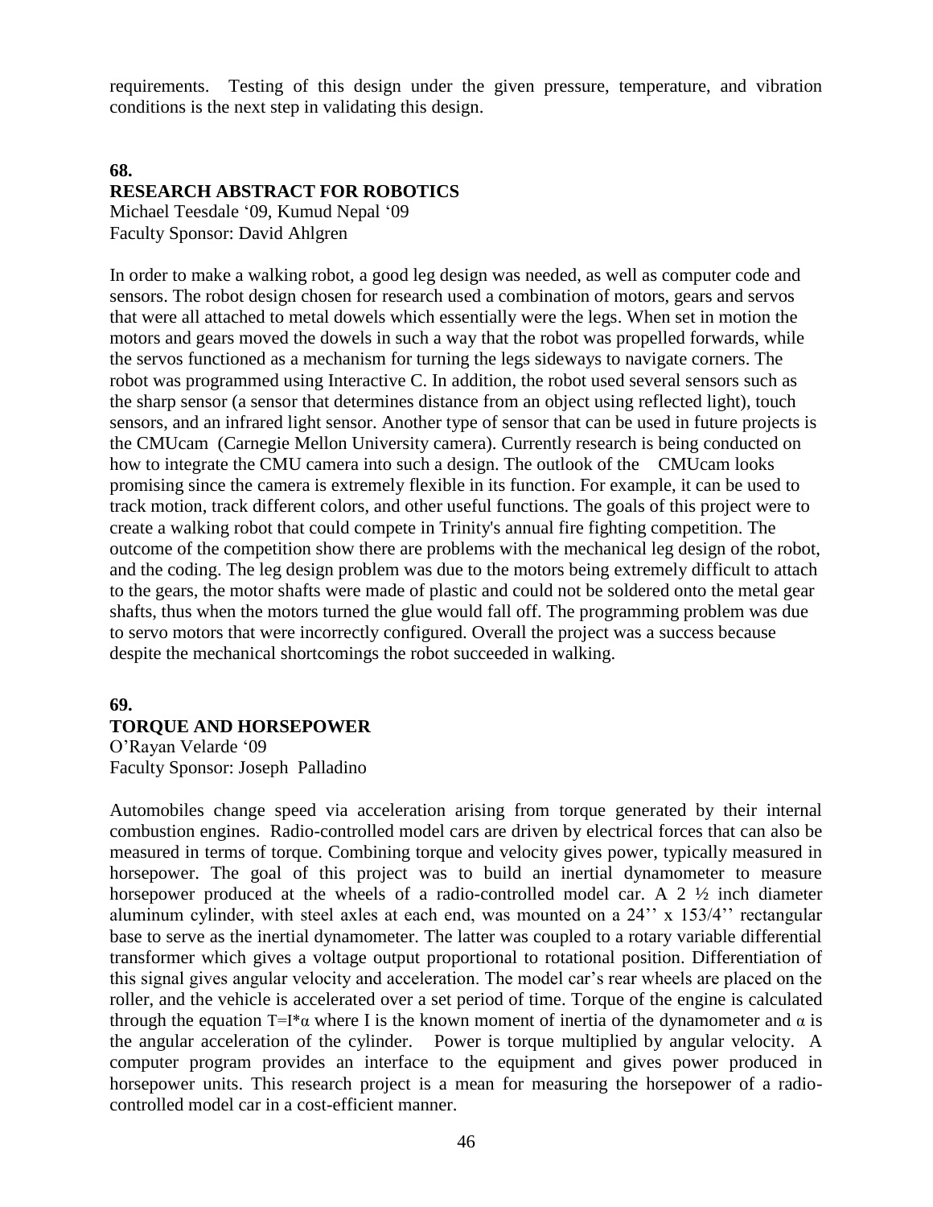requirements. Testing of this design under the given pressure, temperature, and vibration conditions is the next step in validating this design.

## 68.
## RESEARCH ABSTRACT FOR ROBOTICS

Michael Teesdale '09, Kumud Nepal '09
Faculty Sponsor: David Ahlgren

In order to make a walking robot, a good leg design was needed, as well as computer code and sensors. The robot design chosen for research used a combination of motors, gears and servos that were all attached to metal dowels which essentially were the legs. When set in motion the motors and gears moved the dowels in such a way that the robot was propelled forwards, while the servos functioned as a mechanism for turning the legs sideways to navigate corners. The robot was programmed using Interactive C. In addition, the robot used several sensors such as the sharp sensor (a sensor that determines distance from an object using reflected light), touch sensors, and an infrared light sensor. Another type of sensor that can be used in future projects is the CMUcam (Carnegie Mellon University camera). Currently research is being conducted on how to integrate the CMU camera into such a design. The outlook of the CMUcam looks promising since the camera is extremely flexible in its function. For example, it can be used to track motion, track different colors, and other useful functions. The goals of this project were to create a walking robot that could compete in Trinity's annual fire fighting competition. The outcome of the competition show there are problems with the mechanical leg design of the robot, and the coding. The leg design problem was due to the motors being extremely difficult to attach to the gears, the motor shafts were made of plastic and could not be soldered onto the metal gear shafts, thus when the motors turned the glue would fall off. The programming problem was due to servo motors that were incorrectly configured. Overall the project was a success because despite the mechanical shortcomings the robot succeeded in walking.

## 69.
## TORQUE AND HORSEPOWER

O'Rayan Velarde '09
Faculty Sponsor: Joseph Palladino

Automobiles change speed via acceleration arising from torque generated by their internal combustion engines. Radio-controlled model cars are driven by electrical forces that can also be measured in terms of torque. Combining torque and velocity gives power, typically measured in horsepower. The goal of this project was to build an inertial dynamometer to measure horsepower produced at the wheels of a radio-controlled model car. A 2 ½ inch diameter aluminum cylinder, with steel axles at each end, was mounted on a 24'' x 153/4'' rectangular base to serve as the inertial dynamometer. The latter was coupled to a rotary variable differential transformer which gives a voltage output proportional to rotational position. Differentiation of this signal gives angular velocity and acceleration. The model car's rear wheels are placed on the roller, and the vehicle is accelerated over a set period of time. Torque of the engine is calculated through the equation $T=I*\alpha$ where I is the known moment of inertia of the dynamometer and $\alpha$ is the angular acceleration of the cylinder. Power is torque multiplied by angular velocity. A computer program provides an interface to the equipment and gives power produced in horsepower units. This research project is a mean for measuring the horsepower of a radio-controlled model car in a cost-efficient manner.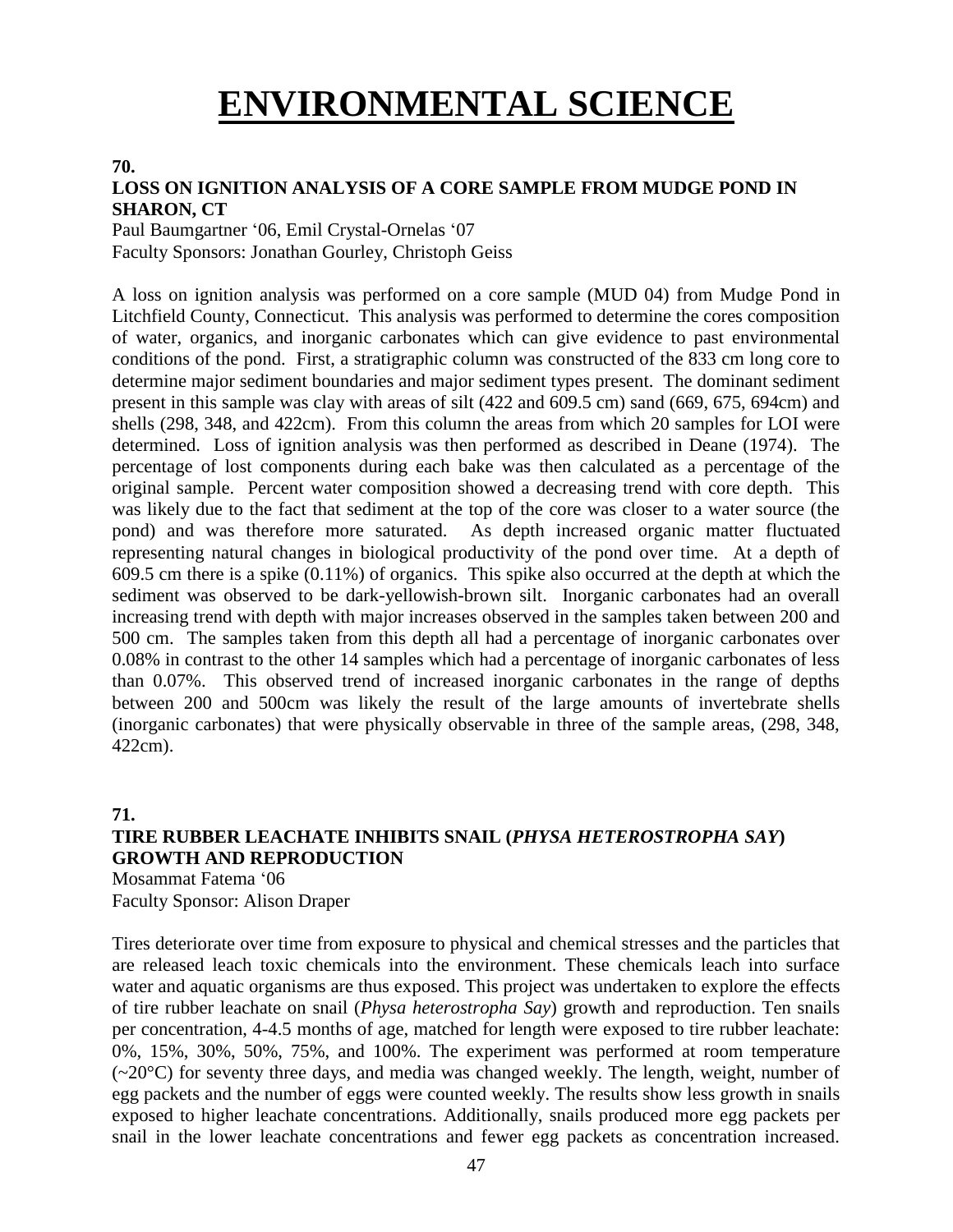# ENVIRONMENTAL SCIENCE

**70.**

**LOSS ON IGNITION ANALYSIS OF A CORE SAMPLE FROM MUDGE POND IN SHARON, CT**

Paul Baumgartner '06, Emil Crystal-Ornelas '07
Faculty Sponsors: Jonathan Gourley, Christoph Geiss

A loss on ignition analysis was performed on a core sample (MUD 04) from Mudge Pond in Litchfield County, Connecticut. This analysis was performed to determine the cores composition of water, organics, and inorganic carbonates which can give evidence to past environmental conditions of the pond. First, a stratigraphic column was constructed of the 833 cm long core to determine major sediment boundaries and major sediment types present. The dominant sediment present in this sample was clay with areas of silt (422 and 609.5 cm) sand (669, 675, 694cm) and shells (298, 348, and 422cm). From this column the areas from which 20 samples for LOI were determined. Loss of ignition analysis was then performed as described in Deane (1974). The percentage of lost components during each bake was then calculated as a percentage of the original sample. Percent water composition showed a decreasing trend with core depth. This was likely due to the fact that sediment at the top of the core was closer to a water source (the pond) and was therefore more saturated. As depth increased organic matter fluctuated representing natural changes in biological productivity of the pond over time. At a depth of 609.5 cm there is a spike (0.11%) of organics. This spike also occurred at the depth at which the sediment was observed to be dark-yellowish-brown silt. Inorganic carbonates had an overall increasing trend with depth with major increases observed in the samples taken between 200 and 500 cm. The samples taken from this depth all had a percentage of inorganic carbonates over 0.08% in contrast to the other 14 samples which had a percentage of inorganic carbonates of less than 0.07%. This observed trend of increased inorganic carbonates in the range of depths between 200 and 500cm was likely the result of the large amounts of invertebrate shells (inorganic carbonates) that were physically observable in three of the sample areas, (298, 348, 422cm).

**71.**

**TIRE RUBBER LEACHATE INHIBITS SNAIL (*PHYSA HETEROSTROPHA SAY*) GROWTH AND REPRODUCTION**

Mosammat Fatema '06
Faculty Sponsor: Alison Draper

Tires deteriorate over time from exposure to physical and chemical stresses and the particles that are released leach toxic chemicals into the environment. These chemicals leach into surface water and aquatic organisms are thus exposed. This project was undertaken to explore the effects of tire rubber leachate on snail (*Physa heterostropha Say*) growth and reproduction. Ten snails per concentration, 4-4.5 months of age, matched for length were exposed to tire rubber leachate: 0%, 15%, 30%, 50%, 75%, and 100%. The experiment was performed at room temperature (~20°C) for seventy three days, and media was changed weekly. The length, weight, number of egg packets and the number of eggs were counted weekly. The results show less growth in snails exposed to higher leachate concentrations. Additionally, snails produced more egg packets per snail in the lower leachate concentrations and fewer egg packets as concentration increased.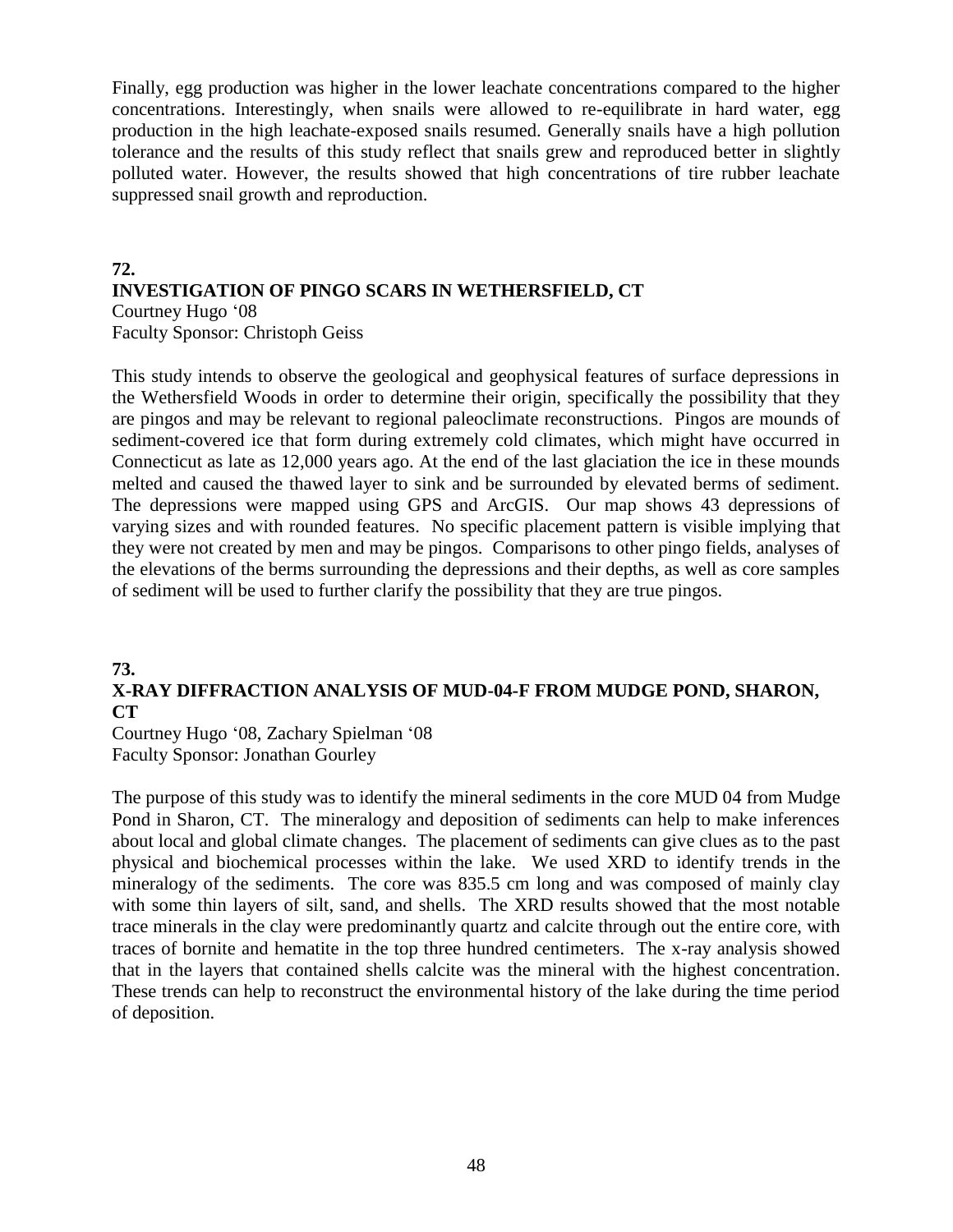Finally, egg production was higher in the lower leachate concentrations compared to the higher concentrations. Interestingly, when snails were allowed to re-equilibrate in hard water, egg production in the high leachate-exposed snails resumed. Generally snails have a high pollution tolerance and the results of this study reflect that snails grew and reproduced better in slightly polluted water. However, the results showed that high concentrations of tire rubber leachate suppressed snail growth and reproduction.

**72.**

**INVESTIGATION OF PINGO SCARS IN WETHERSFIELD, CT**

Courtney Hugo '08
Faculty Sponsor: Christoph Geiss

This study intends to observe the geological and geophysical features of surface depressions in the Wethersfield Woods in order to determine their origin, specifically the possibility that they are pingos and may be relevant to regional paleoclimate reconstructions. Pingos are mounds of sediment-covered ice that form during extremely cold climates, which might have occurred in Connecticut as late as 12,000 years ago. At the end of the last glaciation the ice in these mounds melted and caused the thawed layer to sink and be surrounded by elevated berms of sediment. The depressions were mapped using GPS and ArcGIS. Our map shows 43 depressions of varying sizes and with rounded features. No specific placement pattern is visible implying that they were not created by men and may be pingos. Comparisons to other pingo fields, analyses of the elevations of the berms surrounding the depressions and their depths, as well as core samples of sediment will be used to further clarify the possibility that they are true pingos.

**73.**

**X-RAY DIFFRACTION ANALYSIS OF MUD-04-F FROM MUDGE POND, SHARON, CT**

Courtney Hugo '08, Zachary Spielman '08
Faculty Sponsor: Jonathan Gourley

The purpose of this study was to identify the mineral sediments in the core MUD 04 from Mudge Pond in Sharon, CT. The mineralogy and deposition of sediments can help to make inferences about local and global climate changes. The placement of sediments can give clues as to the past physical and biochemical processes within the lake. We used XRD to identify trends in the mineralogy of the sediments. The core was 835.5 cm long and was composed of mainly clay with some thin layers of silt, sand, and shells. The XRD results showed that the most notable trace minerals in the clay were predominantly quartz and calcite through out the entire core, with traces of bornite and hematite in the top three hundred centimeters. The x-ray analysis showed that in the layers that contained shells calcite was the mineral with the highest concentration. These trends can help to reconstruct the environmental history of the lake during the time period of deposition.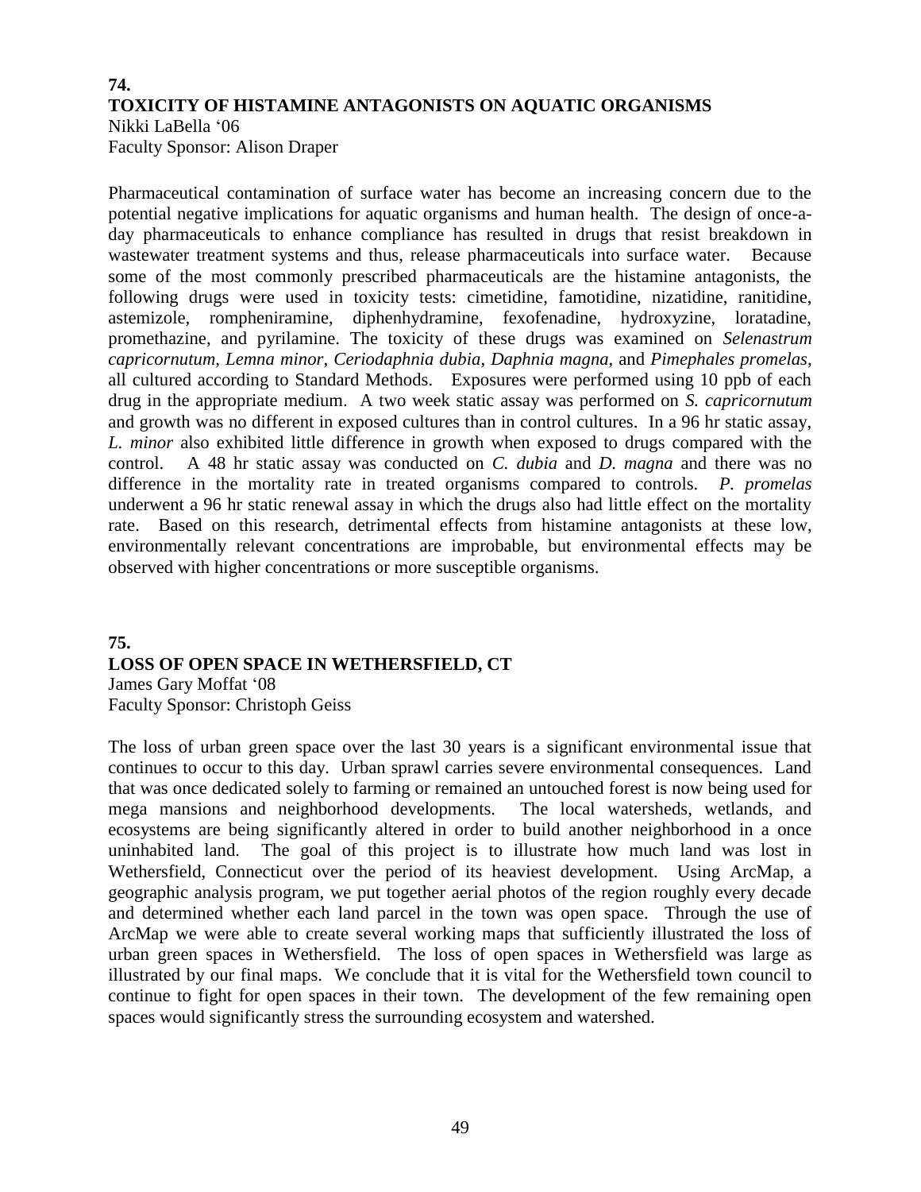## 74.
## TOXICITY OF HISTAMINE ANTAGONISTS ON AQUATIC ORGANISMS

Nikki LaBella '06
Faculty Sponsor: Alison Draper

Pharmaceutical contamination of surface water has become an increasing concern due to the potential negative implications for aquatic organisms and human health. The design of once-a-day pharmaceuticals to enhance compliance has resulted in drugs that resist breakdown in wastewater treatment systems and thus, release pharmaceuticals into surface water. Because some of the most commonly prescribed pharmaceuticals are the histamine antagonists, the following drugs were used in toxicity tests: cimetidine, famotidine, nizatidine, ranitidine, astemizole, rompheniramine, diphenhydramine, fexofenadine, hydroxyzine, loratadine, promethazine, and pyrilamine. The toxicity of these drugs was examined on *Selenastrum capricornutum*, *Lemna minor*, *Ceriodaphnia dubia*, *Daphnia magna*, and *Pimephales promelas*, all cultured according to Standard Methods. Exposures were performed using 10 ppb of each drug in the appropriate medium. A two week static assay was performed on *S. capricornutum* and growth was no different in exposed cultures than in control cultures. In a 96 hr static assay, *L. minor* also exhibited little difference in growth when exposed to drugs compared with the control. A 48 hr static assay was conducted on *C. dubia* and *D. magna* and there was no difference in the mortality rate in treated organisms compared to controls. *P. promelas* underwent a 96 hr static renewal assay in which the drugs also had little effect on the mortality rate. Based on this research, detrimental effects from histamine antagonists at these low, environmentally relevant concentrations are improbable, but environmental effects may be observed with higher concentrations or more susceptible organisms.

## 75.
## LOSS OF OPEN SPACE IN WETHERSFIELD, CT

James Gary Moffat '08
Faculty Sponsor: Christoph Geiss

The loss of urban green space over the last 30 years is a significant environmental issue that continues to occur to this day. Urban sprawl carries severe environmental consequences. Land that was once dedicated solely to farming or remained an untouched forest is now being used for mega mansions and neighborhood developments. The local watersheds, wetlands, and ecosystems are being significantly altered in order to build another neighborhood in a once uninhabited land. The goal of this project is to illustrate how much land was lost in Wethersfield, Connecticut over the period of its heaviest development. Using ArcMap, a geographic analysis program, we put together aerial photos of the region roughly every decade and determined whether each land parcel in the town was open space. Through the use of ArcMap we were able to create several working maps that sufficiently illustrated the loss of urban green spaces in Wethersfield. The loss of open spaces in Wethersfield was large as illustrated by our final maps. We conclude that it is vital for the Wethersfield town council to continue to fight for open spaces in their town. The development of the few remaining open spaces would significantly stress the surrounding ecosystem and watershed.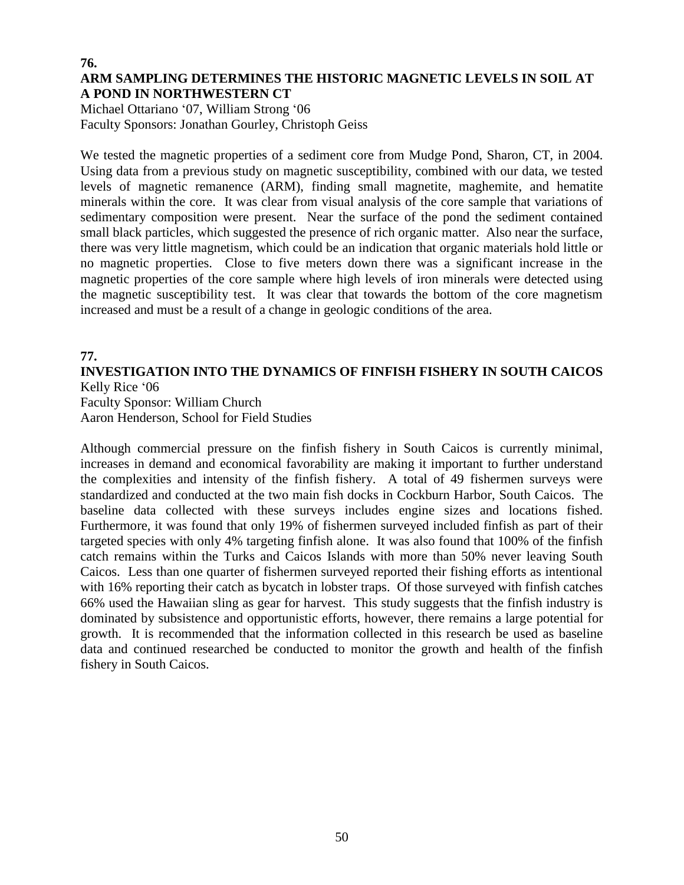**76.**

### ARM SAMPLING DETERMINES THE HISTORIC MAGNETIC LEVELS IN SOIL AT A POND IN NORTHWESTERN CT

Michael Ottariano '07, William Strong '06
Faculty Sponsors: Jonathan Gourley, Christoph Geiss

We tested the magnetic properties of a sediment core from Mudge Pond, Sharon, CT, in 2004. Using data from a previous study on magnetic susceptibility, combined with our data, we tested levels of magnetic remanence (ARM), finding small magnetite, maghemite, and hematite minerals within the core. It was clear from visual analysis of the core sample that variations of sedimentary composition were present. Near the surface of the pond the sediment contained small black particles, which suggested the presence of rich organic matter. Also near the surface, there was very little magnetism, which could be an indication that organic materials hold little or no magnetic properties. Close to five meters down there was a significant increase in the magnetic properties of the core sample where high levels of iron minerals were detected using the magnetic susceptibility test. It was clear that towards the bottom of the core magnetism increased and must be a result of a change in geologic conditions of the area.

**77.**

### INVESTIGATION INTO THE DYNAMICS OF FINFISH FISHERY IN SOUTH CAICOS

Kelly Rice '06
Faculty Sponsor: William Church
Aaron Henderson, School for Field Studies

Although commercial pressure on the finfish fishery in South Caicos is currently minimal, increases in demand and economical favorability are making it important to further understand the complexities and intensity of the finfish fishery. A total of 49 fishermen surveys were standardized and conducted at the two main fish docks in Cockburn Harbor, South Caicos. The baseline data collected with these surveys includes engine sizes and locations fished. Furthermore, it was found that only 19% of fishermen surveyed included finfish as part of their targeted species with only 4% targeting finfish alone. It was also found that 100% of the finfish catch remains within the Turks and Caicos Islands with more than 50% never leaving South Caicos. Less than one quarter of fishermen surveyed reported their fishing efforts as intentional with 16% reporting their catch as bycatch in lobster traps. Of those surveyed with finfish catches 66% used the Hawaiian sling as gear for harvest. This study suggests that the finfish industry is dominated by subsistence and opportunistic efforts, however, there remains a large potential for growth. It is recommended that the information collected in this research be used as baseline data and continued researched be conducted to monitor the growth and health of the finfish fishery in South Caicos.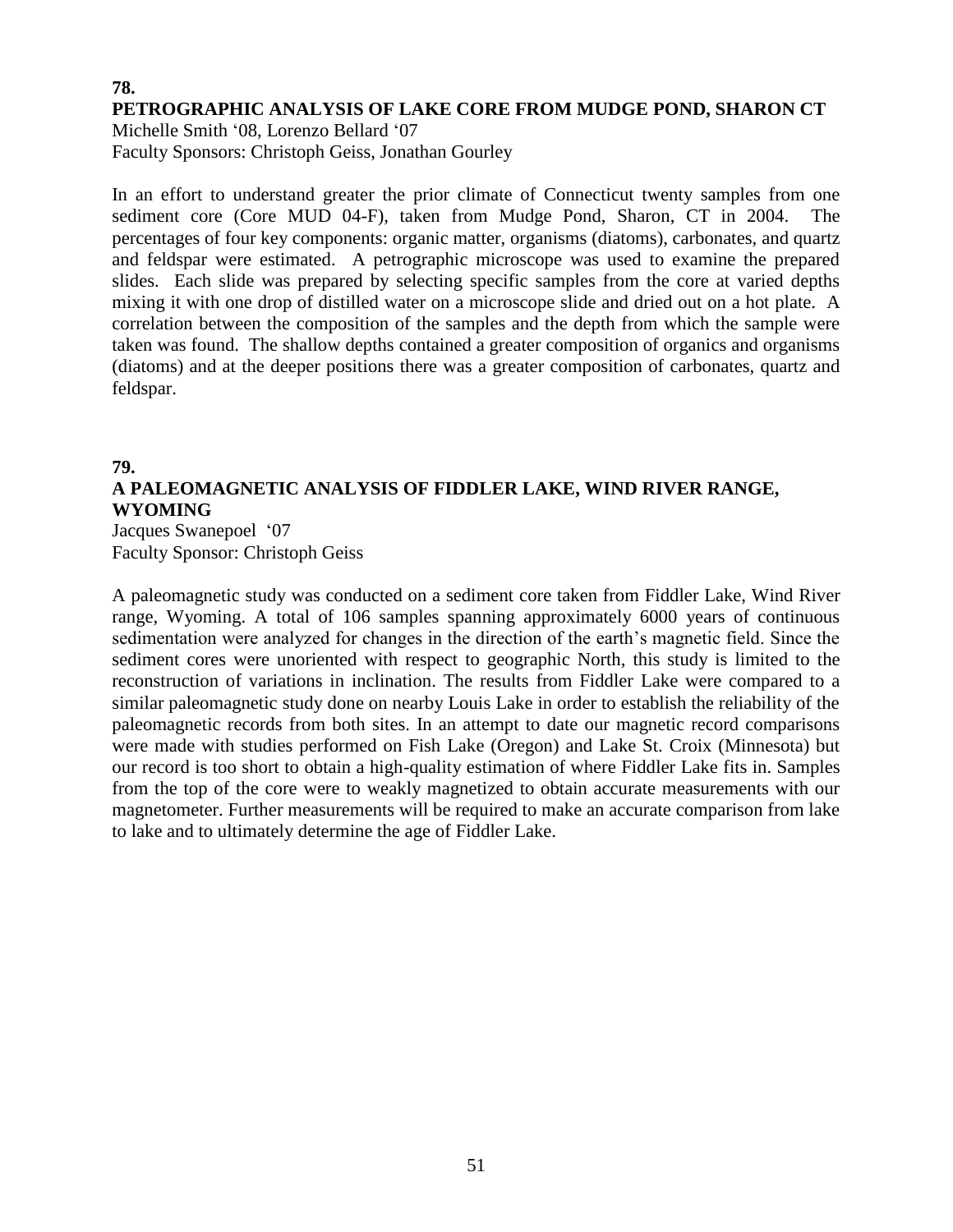**78.**

**PETROGRAPHIC ANALYSIS OF LAKE CORE FROM MUDGE POND, SHARON CT**

Michelle Smith '08, Lorenzo Bellard '07
Faculty Sponsors: Christoph Geiss, Jonathan Gourley

In an effort to understand greater the prior climate of Connecticut twenty samples from one sediment core (Core MUD 04-F), taken from Mudge Pond, Sharon, CT in 2004. The percentages of four key components: organic matter, organisms (diatoms), carbonates, and quartz and feldspar were estimated. A petrographic microscope was used to examine the prepared slides. Each slide was prepared by selecting specific samples from the core at varied depths mixing it with one drop of distilled water on a microscope slide and dried out on a hot plate. A correlation between the composition of the samples and the depth from which the sample were taken was found. The shallow depths contained a greater composition of organics and organisms (diatoms) and at the deeper positions there was a greater composition of carbonates, quartz and feldspar.

**79.**

**A PALEOMAGNETIC ANALYSIS OF FIDDLER LAKE, WIND RIVER RANGE, WYOMING**

Jacques Swanepoel '07
Faculty Sponsor: Christoph Geiss

A paleomagnetic study was conducted on a sediment core taken from Fiddler Lake, Wind River range, Wyoming. A total of 106 samples spanning approximately 6000 years of continuous sedimentation were analyzed for changes in the direction of the earth's magnetic field. Since the sediment cores were unoriented with respect to geographic North, this study is limited to the reconstruction of variations in inclination. The results from Fiddler Lake were compared to a similar paleomagnetic study done on nearby Louis Lake in order to establish the reliability of the paleomagnetic records from both sites. In an attempt to date our magnetic record comparisons were made with studies performed on Fish Lake (Oregon) and Lake St. Croix (Minnesota) but our record is too short to obtain a high-quality estimation of where Fiddler Lake fits in. Samples from the top of the core were to weakly magnetized to obtain accurate measurements with our magnetometer. Further measurements will be required to make an accurate comparison from lake to lake and to ultimately determine the age of Fiddler Lake.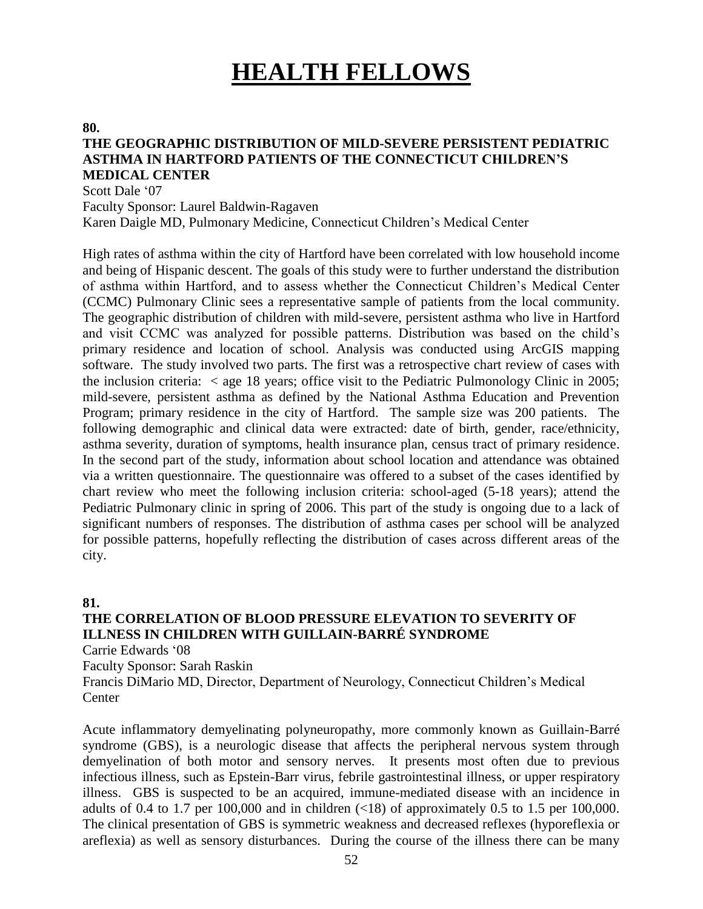# HEALTH FELLOWS

**80.**

### THE GEOGRAPHIC DISTRIBUTION OF MILD-SEVERE PERSISTENT PEDIATRIC ASTHMA IN HARTFORD PATIENTS OF THE CONNECTICUT CHILDREN'S MEDICAL CENTER

Scott Dale '07
Faculty Sponsor: Laurel Baldwin-Ragaven
Karen Daigle MD, Pulmonary Medicine, Connecticut Children's Medical Center

High rates of asthma within the city of Hartford have been correlated with low household income and being of Hispanic descent. The goals of this study were to further understand the distribution of asthma within Hartford, and to assess whether the Connecticut Children's Medical Center (CCMC) Pulmonary Clinic sees a representative sample of patients from the local community. The geographic distribution of children with mild-severe, persistent asthma who live in Hartford and visit CCMC was analyzed for possible patterns. Distribution was based on the child's primary residence and location of school. Analysis was conducted using ArcGIS mapping software. The study involved two parts. The first was a retrospective chart review of cases with the inclusion criteria: < age 18 years; office visit to the Pediatric Pulmonology Clinic in 2005; mild-severe, persistent asthma as defined by the National Asthma Education and Prevention Program; primary residence in the city of Hartford. The sample size was 200 patients. The following demographic and clinical data were extracted: date of birth, gender, race/ethnicity, asthma severity, duration of symptoms, health insurance plan, census tract of primary residence. In the second part of the study, information about school location and attendance was obtained via a written questionnaire. The questionnaire was offered to a subset of the cases identified by chart review who meet the following inclusion criteria: school-aged (5-18 years); attend the Pediatric Pulmonary clinic in spring of 2006. This part of the study is ongoing due to a lack of significant numbers of responses. The distribution of asthma cases per school will be analyzed for possible patterns, hopefully reflecting the distribution of cases across different areas of the city.

**81.**

### THE CORRELATION OF BLOOD PRESSURE ELEVATION TO SEVERITY OF ILLNESS IN CHILDREN WITH GUILLAIN-BARRÉ SYNDROME

Carrie Edwards '08
Faculty Sponsor: Sarah Raskin
Francis DiMario MD, Director, Department of Neurology, Connecticut Children's Medical Center

Acute inflammatory demyelinating polyneuropathy, more commonly known as Guillain-Barré syndrome (GBS), is a neurologic disease that affects the peripheral nervous system through demyelination of both motor and sensory nerves. It presents most often due to previous infectious illness, such as Epstein-Barr virus, febrile gastrointestinal illness, or upper respiratory illness. GBS is suspected to be an acquired, immune-mediated disease with an incidence in adults of 0.4 to 1.7 per 100,000 and in children (<18) of approximately 0.5 to 1.5 per 100,000. The clinical presentation of GBS is symmetric weakness and decreased reflexes (hyporeflexia or areflexia) as well as sensory disturbances. During the course of the illness there can be many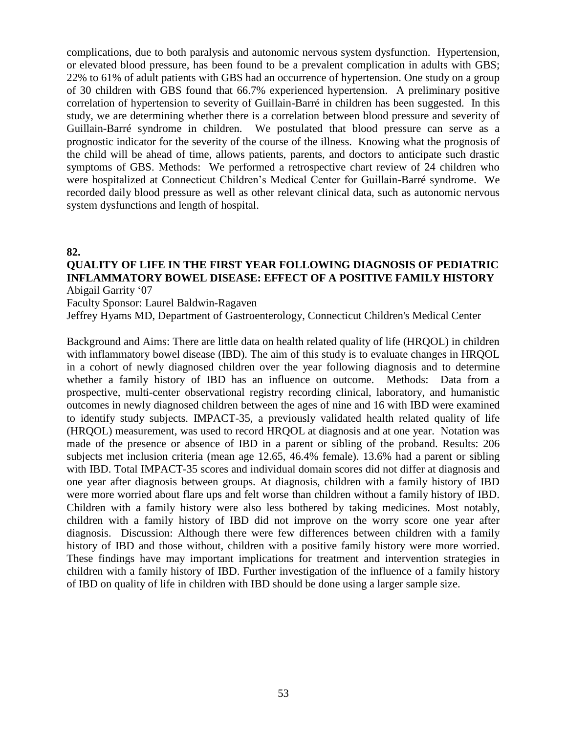complications, due to both paralysis and autonomic nervous system dysfunction. Hypertension, or elevated blood pressure, has been found to be a prevalent complication in adults with GBS; 22% to 61% of adult patients with GBS had an occurrence of hypertension. One study on a group of 30 children with GBS found that 66.7% experienced hypertension. A preliminary positive correlation of hypertension to severity of Guillain-Barré in children has been suggested. In this study, we are determining whether there is a correlation between blood pressure and severity of Guillain-Barré syndrome in children. We postulated that blood pressure can serve as a prognostic indicator for the severity of the course of the illness. Knowing what the prognosis of the child will be ahead of time, allows patients, parents, and doctors to anticipate such drastic symptoms of GBS. Methods: We performed a retrospective chart review of 24 children who were hospitalized at Connecticut Children's Medical Center for Guillain-Barré syndrome. We recorded daily blood pressure as well as other relevant clinical data, such as autonomic nervous system dysfunctions and length of hospital.

**82.**

**QUALITY OF LIFE IN THE FIRST YEAR FOLLOWING DIAGNOSIS OF PEDIATRIC INFLAMMATORY BOWEL DISEASE: EFFECT OF A POSITIVE FAMILY HISTORY**

Abigail Garrity '07

Faculty Sponsor: Laurel Baldwin-Ragaven

Jeffrey Hyams MD, Department of Gastroenterology, Connecticut Children's Medical Center

Background and Aims: There are little data on health related quality of life (HRQOL) in children with inflammatory bowel disease (IBD). The aim of this study is to evaluate changes in HRQOL in a cohort of newly diagnosed children over the year following diagnosis and to determine whether a family history of IBD has an influence on outcome. Methods: Data from a prospective, multi-center observational registry recording clinical, laboratory, and humanistic outcomes in newly diagnosed children between the ages of nine and 16 with IBD were examined to identify study subjects. IMPACT-35, a previously validated health related quality of life (HRQOL) measurement, was used to record HRQOL at diagnosis and at one year. Notation was made of the presence or absence of IBD in a parent or sibling of the proband. Results: 206 subjects met inclusion criteria (mean age 12.65, 46.4% female). 13.6% had a parent or sibling with IBD. Total IMPACT-35 scores and individual domain scores did not differ at diagnosis and one year after diagnosis between groups. At diagnosis, children with a family history of IBD were more worried about flare ups and felt worse than children without a family history of IBD. Children with a family history were also less bothered by taking medicines. Most notably, children with a family history of IBD did not improve on the worry score one year after diagnosis. Discussion: Although there were few differences between children with a family history of IBD and those without, children with a positive family history were more worried. These findings have may important implications for treatment and intervention strategies in children with a family history of IBD. Further investigation of the influence of a family history of IBD on quality of life in children with IBD should be done using a larger sample size.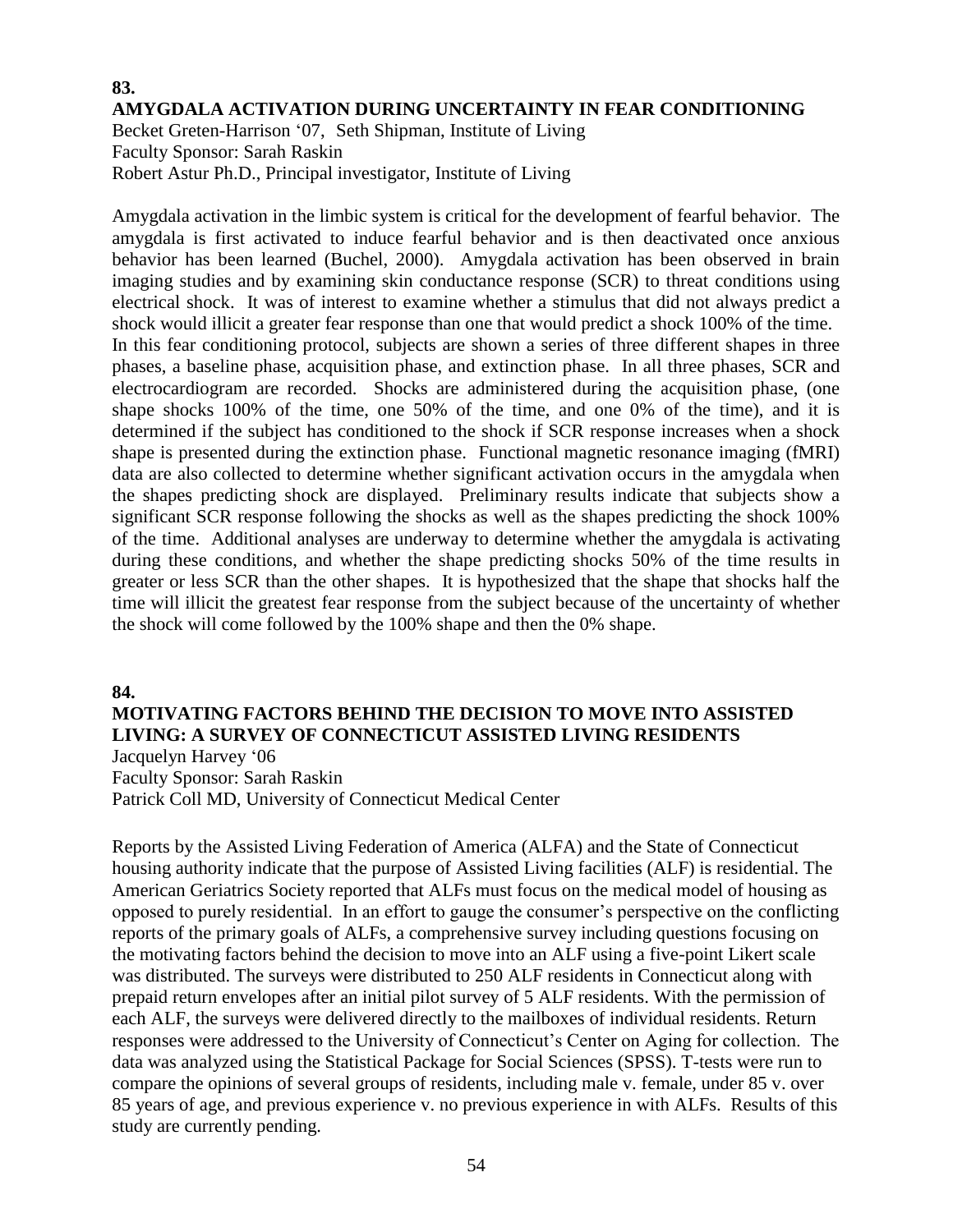**83.**

### AMYGDALA ACTIVATION DURING UNCERTAINTY IN FEAR CONDITIONING

Becket Greten-Harrison '07, Seth Shipman, Institute of Living
Faculty Sponsor: Sarah Raskin
Robert Astur Ph.D., Principal investigator, Institute of Living

Amygdala activation in the limbic system is critical for the development of fearful behavior. The amygdala is first activated to induce fearful behavior and is then deactivated once anxious behavior has been learned (Buchel, 2000). Amygdala activation has been observed in brain imaging studies and by examining skin conductance response (SCR) to threat conditions using electrical shock. It was of interest to examine whether a stimulus that did not always predict a shock would illicit a greater fear response than one that would predict a shock 100% of the time. In this fear conditioning protocol, subjects are shown a series of three different shapes in three phases, a baseline phase, acquisition phase, and extinction phase. In all three phases, SCR and electrocardiogram are recorded. Shocks are administered during the acquisition phase, (one shape shocks 100% of the time, one 50% of the time, and one 0% of the time), and it is determined if the subject has conditioned to the shock if SCR response increases when a shock shape is presented during the extinction phase. Functional magnetic resonance imaging (fMRI) data are also collected to determine whether significant activation occurs in the amygdala when the shapes predicting shock are displayed. Preliminary results indicate that subjects show a significant SCR response following the shocks as well as the shapes predicting the shock 100% of the time. Additional analyses are underway to determine whether the amygdala is activating during these conditions, and whether the shape predicting shocks 50% of the time results in greater or less SCR than the other shapes. It is hypothesized that the shape that shocks half the time will illicit the greatest fear response from the subject because of the uncertainty of whether the shock will come followed by the 100% shape and then the 0% shape.

**84.**

### MOTIVATING FACTORS BEHIND THE DECISION TO MOVE INTO ASSISTED LIVING: A SURVEY OF CONNECTICUT ASSISTED LIVING RESIDENTS

Jacquelyn Harvey '06
Faculty Sponsor: Sarah Raskin
Patrick Coll MD, University of Connecticut Medical Center

Reports by the Assisted Living Federation of America (ALFA) and the State of Connecticut housing authority indicate that the purpose of Assisted Living facilities (ALF) is residential. The American Geriatrics Society reported that ALFs must focus on the medical model of housing as opposed to purely residential. In an effort to gauge the consumer's perspective on the conflicting reports of the primary goals of ALFs, a comprehensive survey including questions focusing on the motivating factors behind the decision to move into an ALF using a five-point Likert scale was distributed. The surveys were distributed to 250 ALF residents in Connecticut along with prepaid return envelopes after an initial pilot survey of 5 ALF residents. With the permission of each ALF, the surveys were delivered directly to the mailboxes of individual residents. Return responses were addressed to the University of Connecticut's Center on Aging for collection. The data was analyzed using the Statistical Package for Social Sciences (SPSS). T-tests were run to compare the opinions of several groups of residents, including male v. female, under 85 v. over 85 years of age, and previous experience v. no previous experience in with ALFs. Results of this study are currently pending.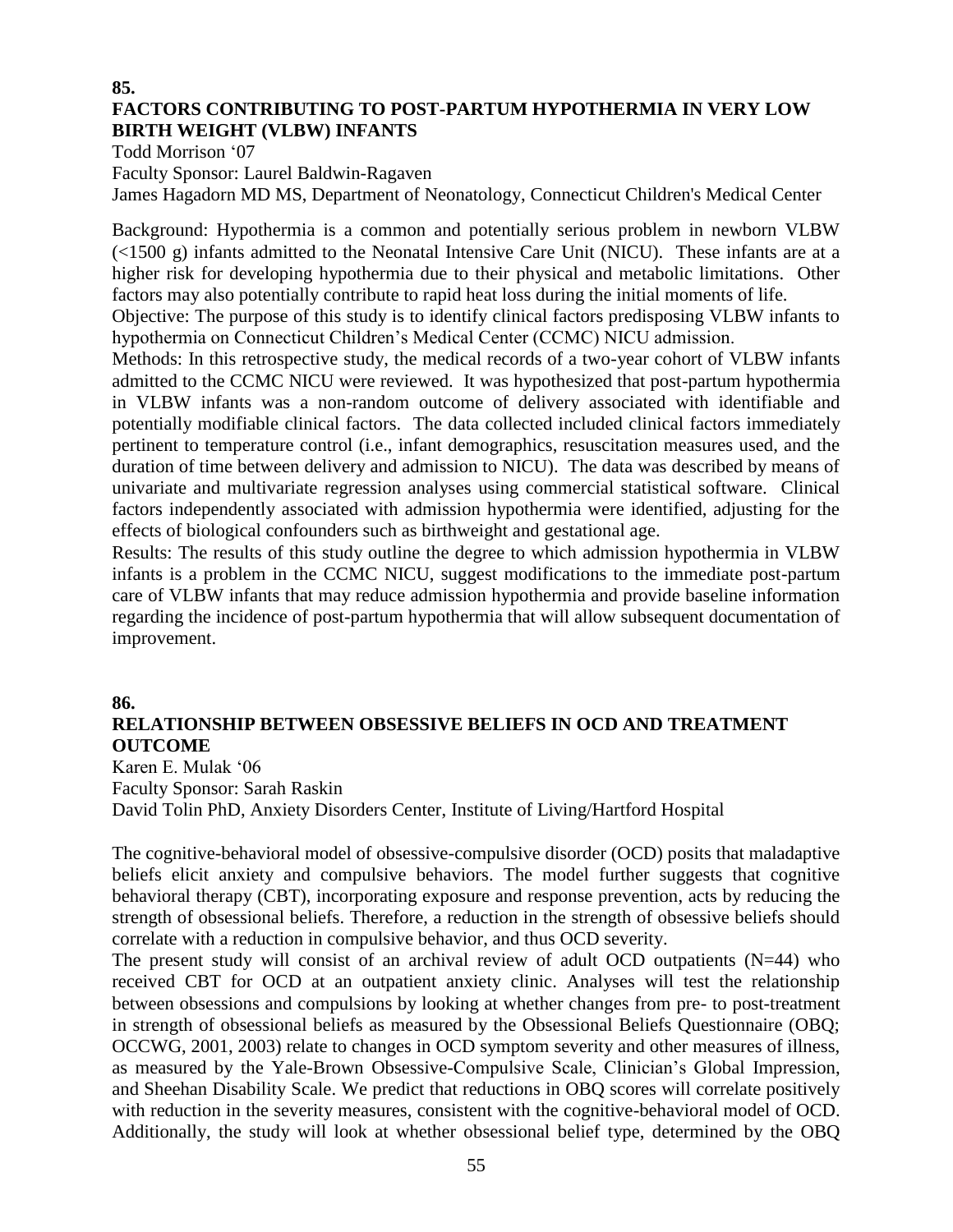**85.**

### FACTORS CONTRIBUTING TO POST-PARTUM HYPOTHERMIA IN VERY LOW BIRTH WEIGHT (VLBW) INFANTS

Todd Morrison '07
Faculty Sponsor: Laurel Baldwin-Ragaven
James Hagadorn MD MS, Department of Neonatology, Connecticut Children's Medical Center

Background: Hypothermia is a common and potentially serious problem in newborn VLBW (<1500 g) infants admitted to the Neonatal Intensive Care Unit (NICU). These infants are at a higher risk for developing hypothermia due to their physical and metabolic limitations. Other factors may also potentially contribute to rapid heat loss during the initial moments of life.
Objective: The purpose of this study is to identify clinical factors predisposing VLBW infants to hypothermia on Connecticut Children's Medical Center (CCMC) NICU admission.
Methods: In this retrospective study, the medical records of a two-year cohort of VLBW infants admitted to the CCMC NICU were reviewed. It was hypothesized that post-partum hypothermia in VLBW infants was a non-random outcome of delivery associated with identifiable and potentially modifiable clinical factors. The data collected included clinical factors immediately pertinent to temperature control (i.e., infant demographics, resuscitation measures used, and the duration of time between delivery and admission to NICU). The data was described by means of univariate and multivariate regression analyses using commercial statistical software. Clinical factors independently associated with admission hypothermia were identified, adjusting for the effects of biological confounders such as birthweight and gestational age.
Results: The results of this study outline the degree to which admission hypothermia in VLBW infants is a problem in the CCMC NICU, suggest modifications to the immediate post-partum care of VLBW infants that may reduce admission hypothermia and provide baseline information regarding the incidence of post-partum hypothermia that will allow subsequent documentation of improvement.

**86.**

### RELATIONSHIP BETWEEN OBSESSIVE BELIEFS IN OCD AND TREATMENT OUTCOME

Karen E. Mulak '06
Faculty Sponsor: Sarah Raskin
David Tolin PhD, Anxiety Disorders Center, Institute of Living/Hartford Hospital

The cognitive-behavioral model of obsessive-compulsive disorder (OCD) posits that maladaptive beliefs elicit anxiety and compulsive behaviors. The model further suggests that cognitive behavioral therapy (CBT), incorporating exposure and response prevention, acts by reducing the strength of obsessional beliefs. Therefore, a reduction in the strength of obsessive beliefs should correlate with a reduction in compulsive behavior, and thus OCD severity.
The present study will consist of an archival review of adult OCD outpatients (N=44) who received CBT for OCD at an outpatient anxiety clinic. Analyses will test the relationship between obsessions and compulsions by looking at whether changes from pre- to post-treatment in strength of obsessional beliefs as measured by the Obsessional Beliefs Questionnaire (OBQ; OCCWG, 2001, 2003) relate to changes in OCD symptom severity and other measures of illness, as measured by the Yale-Brown Obsessive-Compulsive Scale, Clinician's Global Impression, and Sheehan Disability Scale. We predict that reductions in OBQ scores will correlate positively with reduction in the severity measures, consistent with the cognitive-behavioral model of OCD. Additionally, the study will look at whether obsessional belief type, determined by the OBQ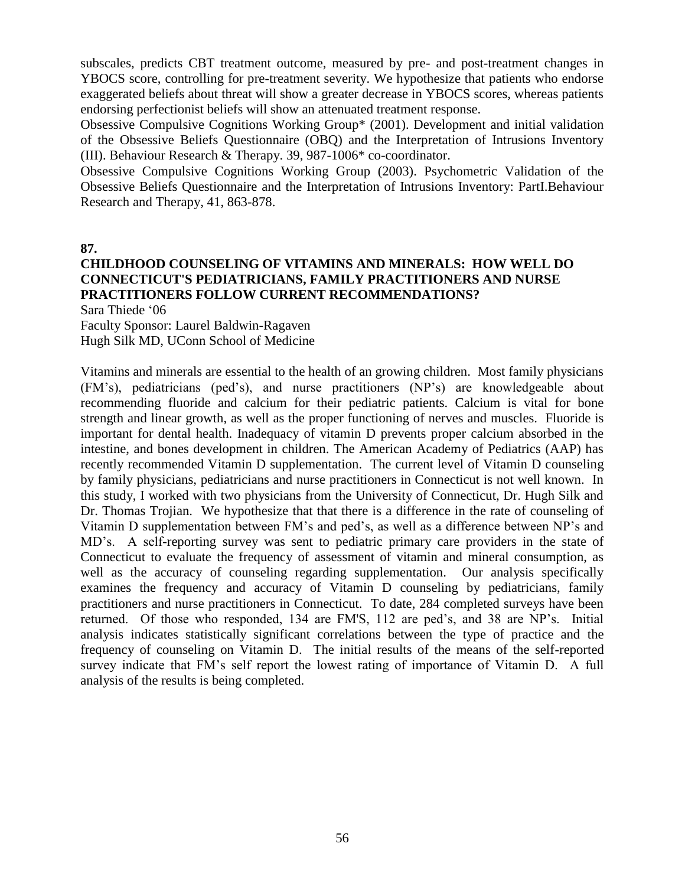subscales, predicts CBT treatment outcome, measured by pre- and post-treatment changes in YBOCS score, controlling for pre-treatment severity. We hypothesize that patients who endorse exaggerated beliefs about threat will show a greater decrease in YBOCS scores, whereas patients endorsing perfectionist beliefs will show an attenuated treatment response.

Obsessive Compulsive Cognitions Working Group* (2001). Development and initial validation of the Obsessive Beliefs Questionnaire (OBQ) and the Interpretation of Intrusions Inventory (III). Behaviour Research & Therapy. 39, 987-1006* co-coordinator.

Obsessive Compulsive Cognitions Working Group (2003). Psychometric Validation of the Obsessive Beliefs Questionnaire and the Interpretation of Intrusions Inventory: PartI.Behaviour Research and Therapy, 41, 863-878.

**87.**

## CHILDHOOD COUNSELING OF VITAMINS AND MINERALS: HOW WELL DO CONNECTICUT'S PEDIATRICIANS, FAMILY PRACTITIONERS AND NURSE PRACTITIONERS FOLLOW CURRENT RECOMMENDATIONS?

Sara Thiede '06
Faculty Sponsor: Laurel Baldwin-Ragaven
Hugh Silk MD, UConn School of Medicine

Vitamins and minerals are essential to the health of an growing children. Most family physicians (FM's), pediatricians (ped's), and nurse practitioners (NP's) are knowledgeable about recommending fluoride and calcium for their pediatric patients. Calcium is vital for bone strength and linear growth, as well as the proper functioning of nerves and muscles. Fluoride is important for dental health. Inadequacy of vitamin D prevents proper calcium absorbed in the intestine, and bones development in children. The American Academy of Pediatrics (AAP) has recently recommended Vitamin D supplementation. The current level of Vitamin D counseling by family physicians, pediatricians and nurse practitioners in Connecticut is not well known. In this study, I worked with two physicians from the University of Connecticut, Dr. Hugh Silk and Dr. Thomas Trojian. We hypothesize that that there is a difference in the rate of counseling of Vitamin D supplementation between FM's and ped's, as well as a difference between NP's and MD's. A self-reporting survey was sent to pediatric primary care providers in the state of Connecticut to evaluate the frequency of assessment of vitamin and mineral consumption, as well as the accuracy of counseling regarding supplementation. Our analysis specifically examines the frequency and accuracy of Vitamin D counseling by pediatricians, family practitioners and nurse practitioners in Connecticut. To date, 284 completed surveys have been returned. Of those who responded, 134 are FM'S, 112 are ped's, and 38 are NP's. Initial analysis indicates statistically significant correlations between the type of practice and the frequency of counseling on Vitamin D. The initial results of the means of the self-reported survey indicate that FM's self report the lowest rating of importance of Vitamin D. A full analysis of the results is being completed.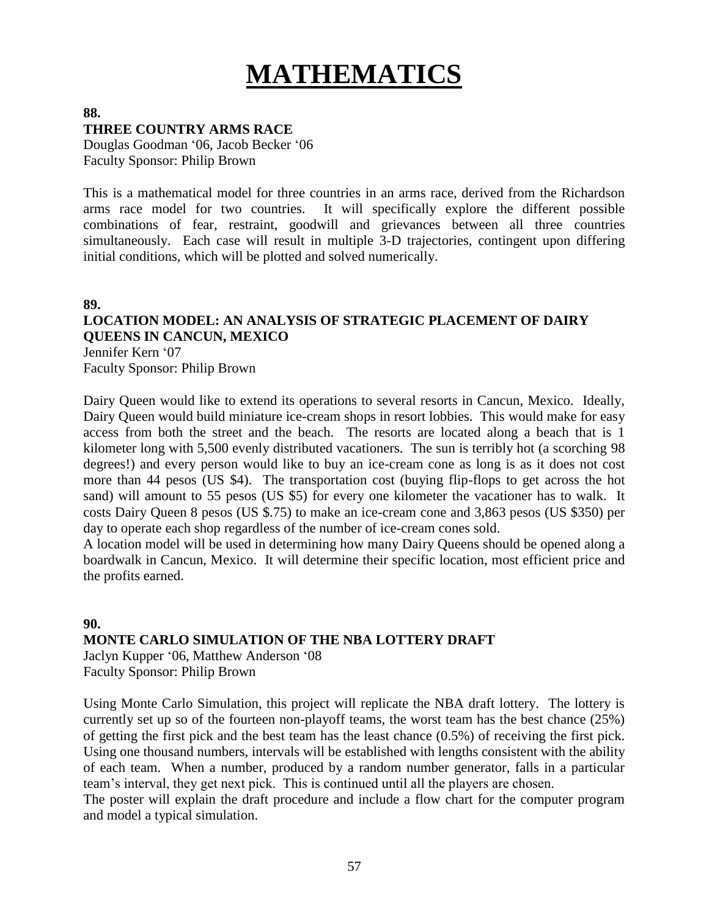# MATHEMATICS

**88.**

**THREE COUNTRY ARMS RACE**

Douglas Goodman '06, Jacob Becker '06
Faculty Sponsor: Philip Brown

This is a mathematical model for three countries in an arms race, derived from the Richardson arms race model for two countries. It will specifically explore the different possible combinations of fear, restraint, goodwill and grievances between all three countries simultaneously. Each case will result in multiple 3-D trajectories, contingent upon differing initial conditions, which will be plotted and solved numerically.

**89.**

**LOCATION MODEL: AN ANALYSIS OF STRATEGIC PLACEMENT OF DAIRY QUEENS IN CANCUN, MEXICO**

Jennifer Kern '07
Faculty Sponsor: Philip Brown

Dairy Queen would like to extend its operations to several resorts in Cancun, Mexico. Ideally, Dairy Queen would build miniature ice-cream shops in resort lobbies. This would make for easy access from both the street and the beach. The resorts are located along a beach that is 1 kilometer long with 5,500 evenly distributed vacationers. The sun is terribly hot (a scorching 98 degrees!) and every person would like to buy an ice-cream cone as long is as it does not cost more than 44 pesos (US $4). The transportation cost (buying flip-flops to get across the hot sand) will amount to 55 pesos (US $5) for every one kilometer the vacationer has to walk. It costs Dairy Queen 8 pesos (US $.75) to make an ice-cream cone and 3,863 pesos (US $350) per day to operate each shop regardless of the number of ice-cream cones sold.

A location model will be used in determining how many Dairy Queens should be opened along a boardwalk in Cancun, Mexico. It will determine their specific location, most efficient price and the profits earned.

**90.**

**MONTE CARLO SIMULATION OF THE NBA LOTTERY DRAFT**

Jaclyn Kupper '06, Matthew Anderson '08
Faculty Sponsor: Philip Brown

Using Monte Carlo Simulation, this project will replicate the NBA draft lottery. The lottery is currently set up so of the fourteen non-playoff teams, the worst team has the best chance (25%) of getting the first pick and the best team has the least chance (0.5%) of receiving the first pick. Using one thousand numbers, intervals will be established with lengths consistent with the ability of each team. When a number, produced by a random number generator, falls in a particular team's interval, they get next pick. This is continued until all the players are chosen.

The poster will explain the draft procedure and include a flow chart for the computer program and model a typical simulation.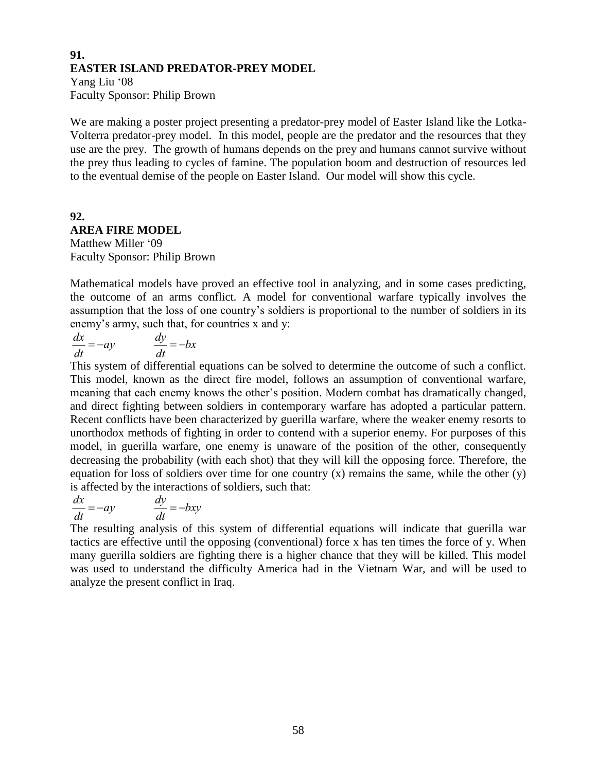**91.**
**EASTER ISLAND PREDATOR-PREY MODEL**
Yang Liu '08
Faculty Sponsor: Philip Brown

We are making a poster project presenting a predator-prey model of Easter Island like the Lotka-Volterra predator-prey model. In this model, people are the predator and the resources that they use are the prey. The growth of humans depends on the prey and humans cannot survive without the prey thus leading to cycles of famine. The population boom and destruction of resources led to the eventual demise of the people on Easter Island. Our model will show this cycle.

**92.**
**AREA FIRE MODEL**
Matthew Miller '09
Faculty Sponsor: Philip Brown

Mathematical models have proved an effective tool in analyzing, and in some cases predicting, the outcome of an arms conflict. A model for conventional warfare typically involves the assumption that the loss of one country's soldiers is proportional to the number of soldiers in its enemy's army, such that, for countries x and y:

$$\frac{dx}{dt} = -ay \qquad \frac{dy}{dt} = -bx$$

This system of differential equations can be solved to determine the outcome of such a conflict. This model, known as the direct fire model, follows an assumption of conventional warfare, meaning that each enemy knows the other's position. Modern combat has dramatically changed, and direct fighting between soldiers in contemporary warfare has adopted a particular pattern. Recent conflicts have been characterized by guerilla warfare, where the weaker enemy resorts to unorthodox methods of fighting in order to contend with a superior enemy. For purposes of this model, in guerilla warfare, one enemy is unaware of the position of the other, consequently decreasing the probability (with each shot) that they will kill the opposing force. Therefore, the equation for loss of soldiers over time for one country (x) remains the same, while the other (y) is affected by the interactions of soldiers, such that:

$$\frac{dx}{dt} = -ay \qquad \frac{dy}{dt} = -bxy$$

The resulting analysis of this system of differential equations will indicate that guerilla war tactics are effective until the opposing (conventional) force x has ten times the force of y. When many guerilla soldiers are fighting there is a higher chance that they will be killed. This model was used to understand the difficulty America had in the Vietnam War, and will be used to analyze the present conflict in Iraq.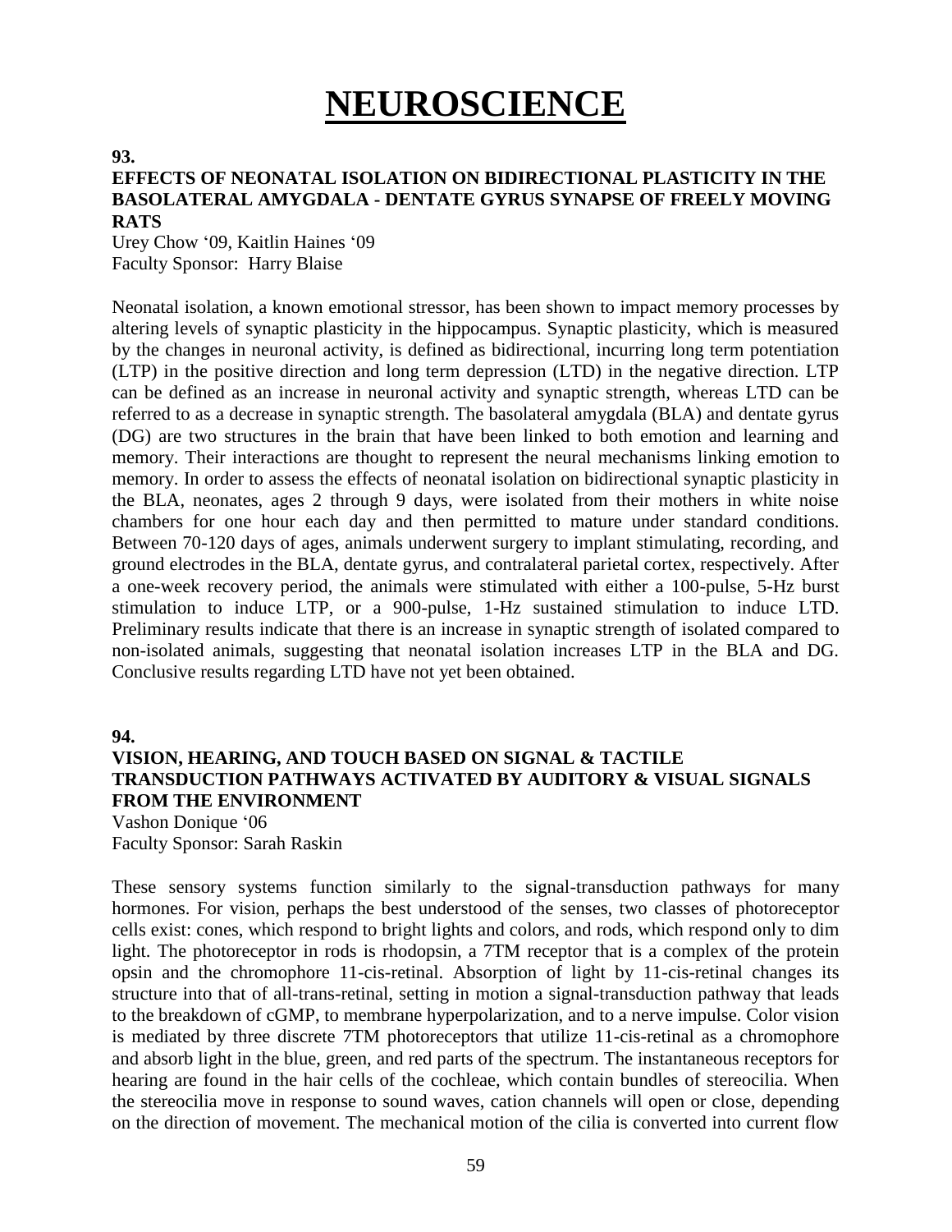# NEUROSCIENCE

**93.**

**EFFECTS OF NEONATAL ISOLATION ON BIDIRECTIONAL PLASTICITY IN THE BASOLATERAL AMYGDALA - DENTATE GYRUS SYNAPSE OF FREELY MOVING RATS**

Urey Chow '09, Kaitlin Haines '09
Faculty Sponsor: Harry Blaise

Neonatal isolation, a known emotional stressor, has been shown to impact memory processes by altering levels of synaptic plasticity in the hippocampus. Synaptic plasticity, which is measured by the changes in neuronal activity, is defined as bidirectional, incurring long term potentiation (LTP) in the positive direction and long term depression (LTD) in the negative direction. LTP can be defined as an increase in neuronal activity and synaptic strength, whereas LTD can be referred to as a decrease in synaptic strength. The basolateral amygdala (BLA) and dentate gyrus (DG) are two structures in the brain that have been linked to both emotion and learning and memory. Their interactions are thought to represent the neural mechanisms linking emotion to memory. In order to assess the effects of neonatal isolation on bidirectional synaptic plasticity in the BLA, neonates, ages 2 through 9 days, were isolated from their mothers in white noise chambers for one hour each day and then permitted to mature under standard conditions. Between 70-120 days of ages, animals underwent surgery to implant stimulating, recording, and ground electrodes in the BLA, dentate gyrus, and contralateral parietal cortex, respectively. After a one-week recovery period, the animals were stimulated with either a 100-pulse, 5-Hz burst stimulation to induce LTP, or a 900-pulse, 1-Hz sustained stimulation to induce LTD. Preliminary results indicate that there is an increase in synaptic strength of isolated compared to non-isolated animals, suggesting that neonatal isolation increases LTP in the BLA and DG. Conclusive results regarding LTD have not yet been obtained.

**94.**

**VISION, HEARING, AND TOUCH BASED ON SIGNAL & TACTILE TRANSDUCTION PATHWAYS ACTIVATED BY AUDITORY & VISUAL SIGNALS FROM THE ENVIRONMENT**

Vashon Donique '06
Faculty Sponsor: Sarah Raskin

These sensory systems function similarly to the signal-transduction pathways for many hormones. For vision, perhaps the best understood of the senses, two classes of photoreceptor cells exist: cones, which respond to bright lights and colors, and rods, which respond only to dim light. The photoreceptor in rods is rhodopsin, a 7TM receptor that is a complex of the protein opsin and the chromophore 11-cis-retinal. Absorption of light by 11-cis-retinal changes its structure into that of all-trans-retinal, setting in motion a signal-transduction pathway that leads to the breakdown of cGMP, to membrane hyperpolarization, and to a nerve impulse. Color vision is mediated by three discrete 7TM photoreceptors that utilize 11-cis-retinal as a chromophore and absorb light in the blue, green, and red parts of the spectrum. The instantaneous receptors for hearing are found in the hair cells of the cochleae, which contain bundles of stereocilia. When the stereocilia move in response to sound waves, cation channels will open or close, depending on the direction of movement. The mechanical motion of the cilia is converted into current flow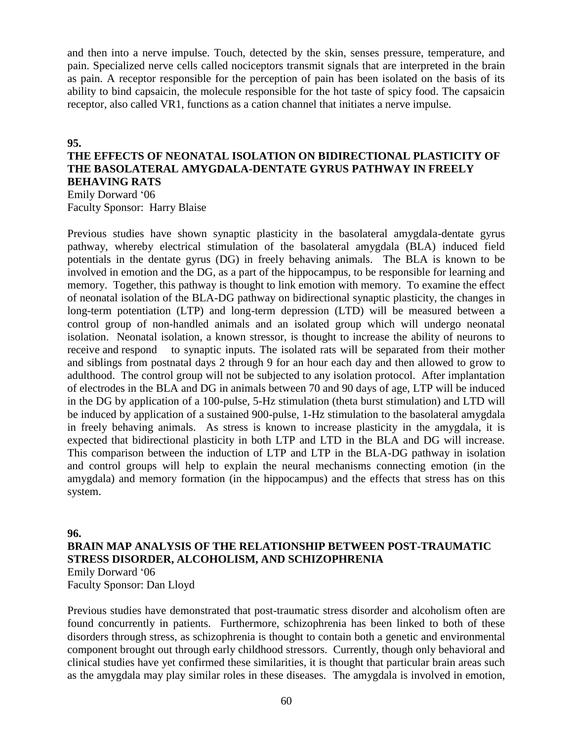and then into a nerve impulse. Touch, detected by the skin, senses pressure, temperature, and pain. Specialized nerve cells called nociceptors transmit signals that are interpreted in the brain as pain. A receptor responsible for the perception of pain has been isolated on the basis of its ability to bind capsaicin, the molecule responsible for the hot taste of spicy food. The capsaicin receptor, also called VR1, functions as a cation channel that initiates a nerve impulse.

**95.**

**THE EFFECTS OF NEONATAL ISOLATION ON BIDIRECTIONAL PLASTICITY OF THE BASOLATERAL AMYGDALA-DENTATE GYRUS PATHWAY IN FREELY BEHAVING RATS**

Emily Dorward '06
Faculty Sponsor: Harry Blaise

Previous studies have shown synaptic plasticity in the basolateral amygdala-dentate gyrus pathway, whereby electrical stimulation of the basolateral amygdala (BLA) induced field potentials in the dentate gyrus (DG) in freely behaving animals. The BLA is known to be involved in emotion and the DG, as a part of the hippocampus, to be responsible for learning and memory. Together, this pathway is thought to link emotion with memory. To examine the effect of neonatal isolation of the BLA-DG pathway on bidirectional synaptic plasticity, the changes in long-term potentiation (LTP) and long-term depression (LTD) will be measured between a control group of non-handled animals and an isolated group which will undergo neonatal isolation. Neonatal isolation, a known stressor, is thought to increase the ability of neurons to receive and respond to synaptic inputs. The isolated rats will be separated from their mother and siblings from postnatal days 2 through 9 for an hour each day and then allowed to grow to adulthood. The control group will not be subjected to any isolation protocol. After implantation of electrodes in the BLA and DG in animals between 70 and 90 days of age, LTP will be induced in the DG by application of a 100-pulse, 5-Hz stimulation (theta burst stimulation) and LTD will be induced by application of a sustained 900-pulse, 1-Hz stimulation to the basolateral amygdala in freely behaving animals. As stress is known to increase plasticity in the amygdala, it is expected that bidirectional plasticity in both LTP and LTD in the BLA and DG will increase. This comparison between the induction of LTP and LTP in the BLA-DG pathway in isolation and control groups will help to explain the neural mechanisms connecting emotion (in the amygdala) and memory formation (in the hippocampus) and the effects that stress has on this system.

**96.**

**BRAIN MAP ANALYSIS OF THE RELATIONSHIP BETWEEN POST-TRAUMATIC STRESS DISORDER, ALCOHOLISM, AND SCHIZOPHRENIA**

Emily Dorward '06
Faculty Sponsor: Dan Lloyd

Previous studies have demonstrated that post-traumatic stress disorder and alcoholism often are found concurrently in patients. Furthermore, schizophrenia has been linked to both of these disorders through stress, as schizophrenia is thought to contain both a genetic and environmental component brought out through early childhood stressors. Currently, though only behavioral and clinical studies have yet confirmed these similarities, it is thought that particular brain areas such as the amygdala may play similar roles in these diseases. The amygdala is involved in emotion,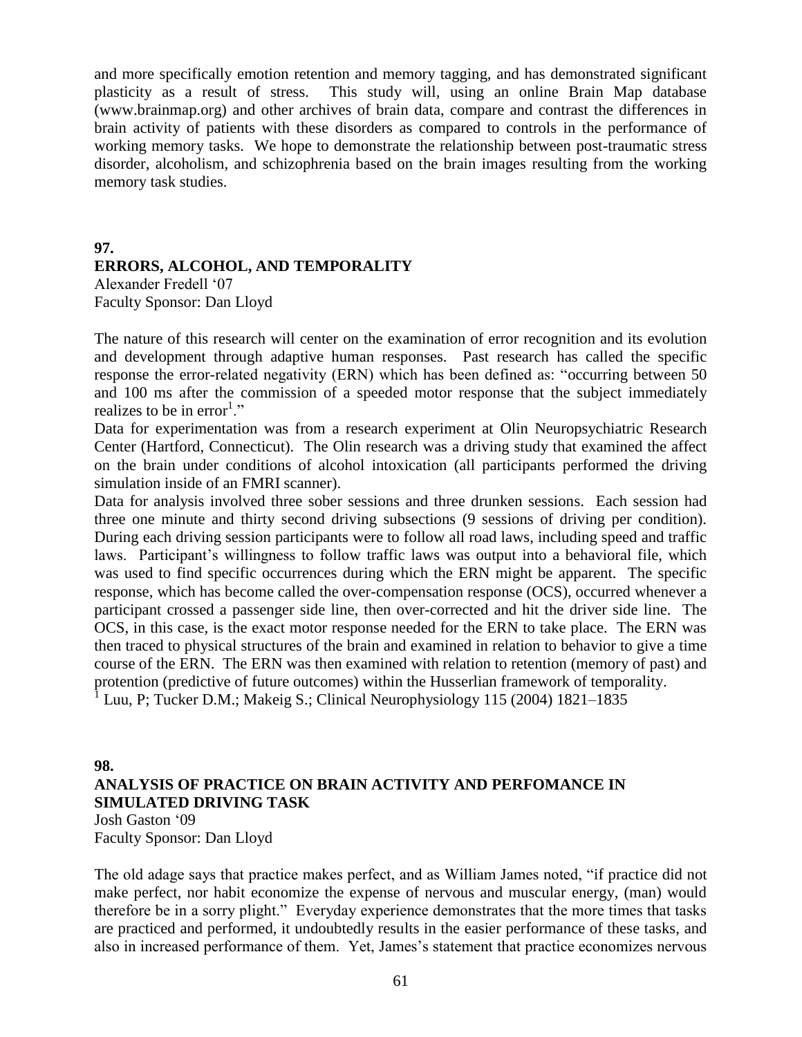and more specifically emotion retention and memory tagging, and has demonstrated significant plasticity as a result of stress. This study will, using an online Brain Map database (www.brainmap.org) and other archives of brain data, compare and contrast the differences in brain activity of patients with these disorders as compared to controls in the performance of working memory tasks. We hope to demonstrate the relationship between post-traumatic stress disorder, alcoholism, and schizophrenia based on the brain images resulting from the working memory task studies.

## 97.
## ERRORS, ALCOHOL, AND TEMPORALITY

Alexander Fredell '07
Faculty Sponsor: Dan Lloyd

The nature of this research will center on the examination of error recognition and its evolution and development through adaptive human responses. Past research has called the specific response the error-related negativity (ERN) which has been defined as: "occurring between 50 and 100 ms after the commission of a speeded motor response that the subject immediately realizes to be in error[1]."

Data for experimentation was from a research experiment at Olin Neuropsychiatric Research Center (Hartford, Connecticut). The Olin research was a driving study that examined the affect on the brain under conditions of alcohol intoxication (all participants performed the driving simulation inside of an FMRI scanner).

Data for analysis involved three sober sessions and three drunken sessions. Each session had three one minute and thirty second driving subsections (9 sessions of driving per condition). During each driving session participants were to follow all road laws, including speed and traffic laws. Participant's willingness to follow traffic laws was output into a behavioral file, which was used to find specific occurrences during which the ERN might be apparent. The specific response, which has become called the over-compensation response (OCS), occurred whenever a participant crossed a passenger side line, then over-corrected and hit the driver side line. The OCS, in this case, is the exact motor response needed for the ERN to take place. The ERN was then traced to physical structures of the brain and examined in relation to behavior to give a time course of the ERN. The ERN was then examined with relation to retention (memory of past) and protention (predictive of future outcomes) within the Husserlian framework of temporality.

[1] Luu, P; Tucker D.M.; Makeig S.; Clinical Neurophysiology 115 (2004) 1821–1835

## 98.
## ANALYSIS OF PRACTICE ON BRAIN ACTIVITY AND PERFOMANCE IN SIMULATED DRIVING TASK

Josh Gaston '09
Faculty Sponsor: Dan Lloyd

The old adage says that practice makes perfect, and as William James noted, "if practice did not make perfect, nor habit economize the expense of nervous and muscular energy, (man) would therefore be in a sorry plight." Everyday experience demonstrates that the more times that tasks are practiced and performed, it undoubtedly results in the easier performance of these tasks, and also in increased performance of them. Yet, James's statement that practice economizes nervous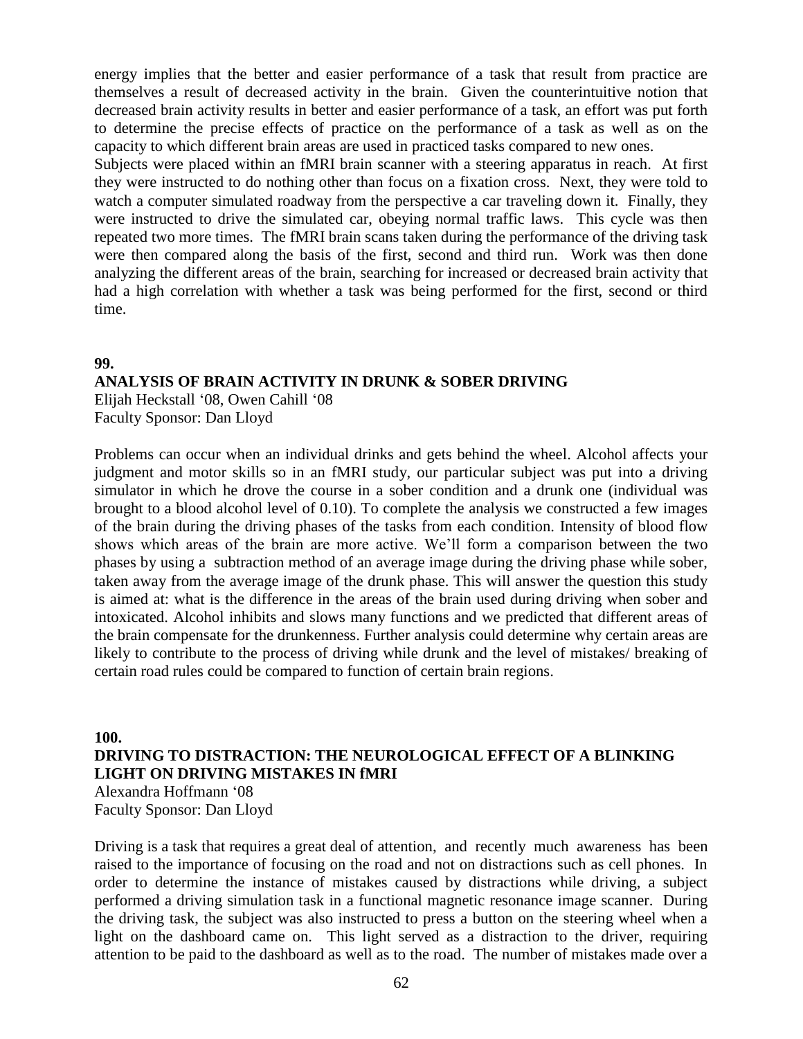energy implies that the better and easier performance of a task that result from practice are themselves a result of decreased activity in the brain. Given the counterintuitive notion that decreased brain activity results in better and easier performance of a task, an effort was put forth to determine the precise effects of practice on the performance of a task as well as on the capacity to which different brain areas are used in practiced tasks compared to new ones.

Subjects were placed within an fMRI brain scanner with a steering apparatus in reach. At first they were instructed to do nothing other than focus on a fixation cross. Next, they were told to watch a computer simulated roadway from the perspective a car traveling down it. Finally, they were instructed to drive the simulated car, obeying normal traffic laws. This cycle was then repeated two more times. The fMRI brain scans taken during the performance of the driving task were then compared along the basis of the first, second and third run. Work was then done analyzing the different areas of the brain, searching for increased or decreased brain activity that had a high correlation with whether a task was being performed for the first, second or third time.

**99.**

**ANALYSIS OF BRAIN ACTIVITY IN DRUNK & SOBER DRIVING**

Elijah Heckstall '08, Owen Cahill '08
Faculty Sponsor: Dan Lloyd

Problems can occur when an individual drinks and gets behind the wheel. Alcohol affects your judgment and motor skills so in an fMRI study, our particular subject was put into a driving simulator in which he drove the course in a sober condition and a drunk one (individual was brought to a blood alcohol level of 0.10). To complete the analysis we constructed a few images of the brain during the driving phases of the tasks from each condition. Intensity of blood flow shows which areas of the brain are more active. We'll form a comparison between the two phases by using a subtraction method of an average image during the driving phase while sober, taken away from the average image of the drunk phase. This will answer the question this study is aimed at: what is the difference in the areas of the brain used during driving when sober and intoxicated. Alcohol inhibits and slows many functions and we predicted that different areas of the brain compensate for the drunkenness. Further analysis could determine why certain areas are likely to contribute to the process of driving while drunk and the level of mistakes/ breaking of certain road rules could be compared to function of certain brain regions.

**100.**

**DRIVING TO DISTRACTION: THE NEUROLOGICAL EFFECT OF A BLINKING LIGHT ON DRIVING MISTAKES IN fMRI**

Alexandra Hoffmann '08
Faculty Sponsor: Dan Lloyd

Driving is a task that requires a great deal of attention, and recently much awareness has been raised to the importance of focusing on the road and not on distractions such as cell phones. In order to determine the instance of mistakes caused by distractions while driving, a subject performed a driving simulation task in a functional magnetic resonance image scanner. During the driving task, the subject was also instructed to press a button on the steering wheel when a light on the dashboard came on. This light served as a distraction to the driver, requiring attention to be paid to the dashboard as well as to the road. The number of mistakes made over a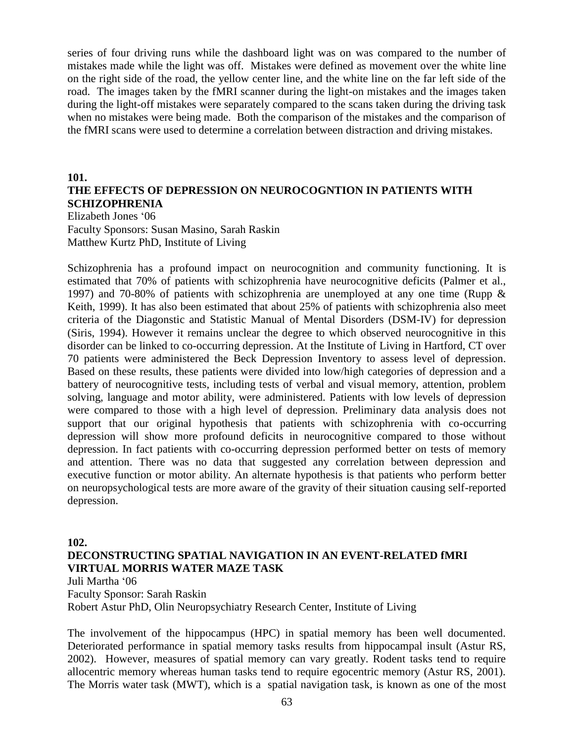series of four driving runs while the dashboard light was on was compared to the number of mistakes made while the light was off. Mistakes were defined as movement over the white line on the right side of the road, the yellow center line, and the white line on the far left side of the road. The images taken by the fMRI scanner during the light-on mistakes and the images taken during the light-off mistakes were separately compared to the scans taken during the driving task when no mistakes were being made. Both the comparison of the mistakes and the comparison of the fMRI scans were used to determine a correlation between distraction and driving mistakes.

**101.**

**THE EFFECTS OF DEPRESSION ON NEUROCOGNTION IN PATIENTS WITH SCHIZOPHRENIA**

Elizabeth Jones '06
Faculty Sponsors: Susan Masino, Sarah Raskin
Matthew Kurtz PhD, Institute of Living

Schizophrenia has a profound impact on neurocognition and community functioning. It is estimated that 70% of patients with schizophrenia have neurocognitive deficits (Palmer et al., 1997) and 70-80% of patients with schizophrenia are unemployed at any one time (Rupp & Keith, 1999). It has also been estimated that about 25% of patients with schizophrenia also meet criteria of the Diagonstic and Statistic Manual of Mental Disorders (DSM-IV) for depression (Siris, 1994). However it remains unclear the degree to which observed neurocognitive in this disorder can be linked to co-occurring depression. At the Institute of Living in Hartford, CT over 70 patients were administered the Beck Depression Inventory to assess level of depression. Based on these results, these patients were divided into low/high categories of depression and a battery of neurocognitive tests, including tests of verbal and visual memory, attention, problem solving, language and motor ability, were administered. Patients with low levels of depression were compared to those with a high level of depression. Preliminary data analysis does not support that our original hypothesis that patients with schizophrenia with co-occurring depression will show more profound deficits in neurocognitive compared to those without depression. In fact patients with co-occurring depression performed better on tests of memory and attention. There was no data that suggested any correlation between depression and executive function or motor ability. An alternate hypothesis is that patients who perform better on neuropsychological tests are more aware of the gravity of their situation causing self-reported depression.

**102.**

**DECONSTRUCTING SPATIAL NAVIGATION IN AN EVENT-RELATED fMRI VIRTUAL MORRIS WATER MAZE TASK**

Juli Martha '06
Faculty Sponsor: Sarah Raskin
Robert Astur PhD, Olin Neuropsychiatry Research Center, Institute of Living

The involvement of the hippocampus (HPC) in spatial memory has been well documented. Deteriorated performance in spatial memory tasks results from hippocampal insult (Astur RS, 2002). However, measures of spatial memory can vary greatly. Rodent tasks tend to require allocentric memory whereas human tasks tend to require egocentric memory (Astur RS, 2001). The Morris water task (MWT), which is a spatial navigation task, is known as one of the most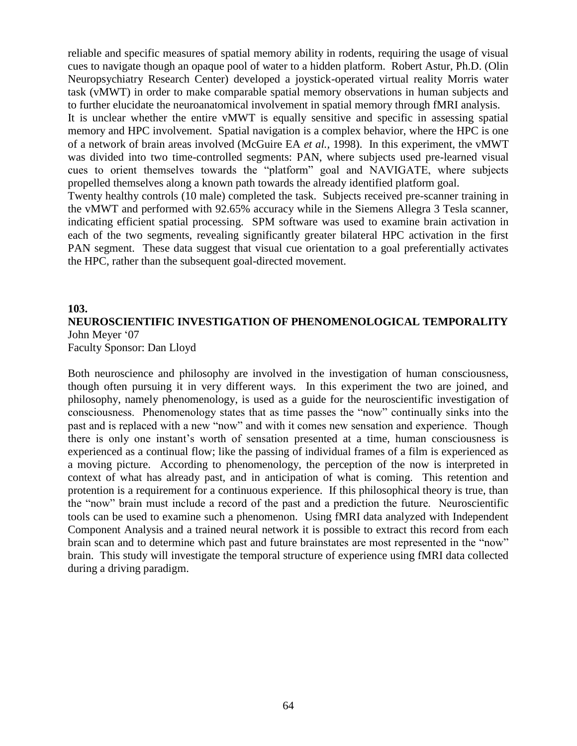reliable and specific measures of spatial memory ability in rodents, requiring the usage of visual cues to navigate though an opaque pool of water to a hidden platform. Robert Astur, Ph.D. (Olin Neuropsychiatry Research Center) developed a joystick-operated virtual reality Morris water task (vMWT) in order to make comparable spatial memory observations in human subjects and to further elucidate the neuroanatomical involvement in spatial memory through fMRI analysis.

It is unclear whether the entire vMWT is equally sensitive and specific in assessing spatial memory and HPC involvement. Spatial navigation is a complex behavior, where the HPC is one of a network of brain areas involved (McGuire EA *et al.*, 1998). In this experiment, the vMWT was divided into two time-controlled segments: PAN, where subjects used pre-learned visual cues to orient themselves towards the "platform" goal and NAVIGATE, where subjects propelled themselves along a known path towards the already identified platform goal.

Twenty healthy controls (10 male) completed the task. Subjects received pre-scanner training in the vMWT and performed with 92.65% accuracy while in the Siemens Allegra 3 Tesla scanner, indicating efficient spatial processing. SPM software was used to examine brain activation in each of the two segments, revealing significantly greater bilateral HPC activation in the first PAN segment. These data suggest that visual cue orientation to a goal preferentially activates the HPC, rather than the subsequent goal-directed movement.

**103.**

## NEUROSCIENTIFIC INVESTIGATION OF PHENOMENOLOGICAL TEMPORALITY

John Meyer '07
Faculty Sponsor: Dan Lloyd

Both neuroscience and philosophy are involved in the investigation of human consciousness, though often pursuing it in very different ways. In this experiment the two are joined, and philosophy, namely phenomenology, is used as a guide for the neuroscientific investigation of consciousness. Phenomenology states that as time passes the "now" continually sinks into the past and is replaced with a new "now" and with it comes new sensation and experience. Though there is only one instant's worth of sensation presented at a time, human consciousness is experienced as a continual flow; like the passing of individual frames of a film is experienced as a moving picture. According to phenomenology, the perception of the now is interpreted in context of what has already past, and in anticipation of what is coming. This retention and protention is a requirement for a continuous experience. If this philosophical theory is true, than the "now" brain must include a record of the past and a prediction the future. Neuroscientific tools can be used to examine such a phenomenon. Using fMRI data analyzed with Independent Component Analysis and a trained neural network it is possible to extract this record from each brain scan and to determine which past and future brainstates are most represented in the "now" brain. This study will investigate the temporal structure of experience using fMRI data collected during a driving paradigm.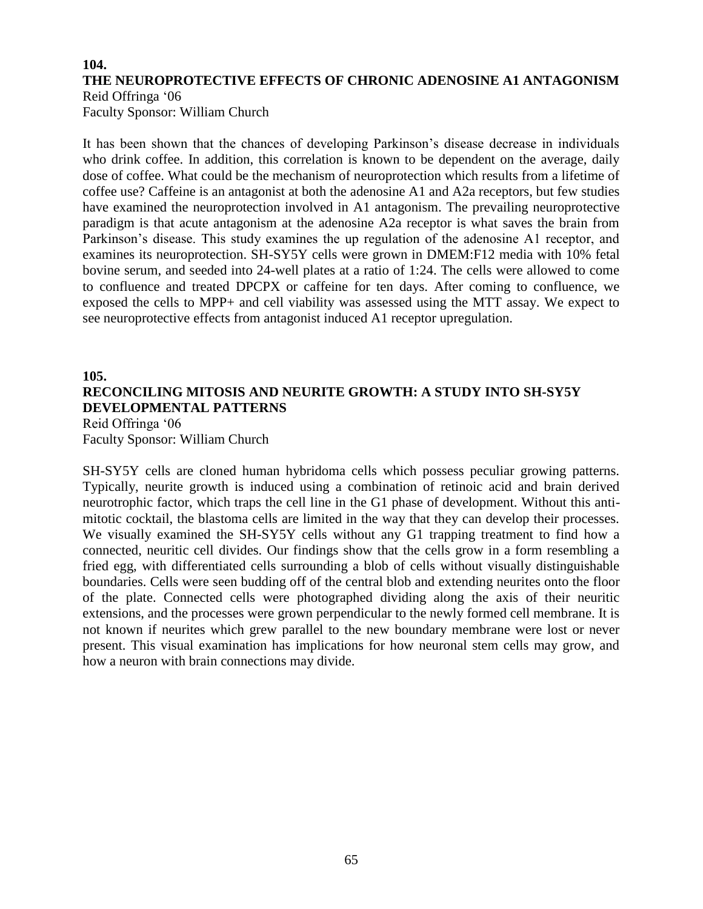## 104.

## THE NEUROPROTECTIVE EFFECTS OF CHRONIC ADENOSINE A1 ANTAGONISM

Reid Offringa '06
Faculty Sponsor: William Church

It has been shown that the chances of developing Parkinson's disease decrease in individuals who drink coffee. In addition, this correlation is known to be dependent on the average, daily dose of coffee. What could be the mechanism of neuroprotection which results from a lifetime of coffee use? Caffeine is an antagonist at both the adenosine A1 and A2a receptors, but few studies have examined the neuroprotection involved in A1 antagonism. The prevailing neuroprotective paradigm is that acute antagonism at the adenosine A2a receptor is what saves the brain from Parkinson's disease. This study examines the up regulation of the adenosine A1 receptor, and examines its neuroprotection. SH-SY5Y cells were grown in DMEM:F12 media with 10% fetal bovine serum, and seeded into 24-well plates at a ratio of 1:24. The cells were allowed to come to confluence and treated DPCPX or caffeine for ten days. After coming to confluence, we exposed the cells to MPP+ and cell viability was assessed using the MTT assay. We expect to see neuroprotective effects from antagonist induced A1 receptor upregulation.

## 105.

## RECONCILING MITOSIS AND NEURITE GROWTH: A STUDY INTO SH-SY5Y DEVELOPMENTAL PATTERNS

Reid Offringa '06
Faculty Sponsor: William Church

SH-SY5Y cells are cloned human hybridoma cells which possess peculiar growing patterns. Typically, neurite growth is induced using a combination of retinoic acid and brain derived neurotrophic factor, which traps the cell line in the G1 phase of development. Without this anti-mitotic cocktail, the blastoma cells are limited in the way that they can develop their processes. We visually examined the SH-SY5Y cells without any G1 trapping treatment to find how a connected, neuritic cell divides. Our findings show that the cells grow in a form resembling a fried egg, with differentiated cells surrounding a blob of cells without visually distinguishable boundaries. Cells were seen budding off of the central blob and extending neurites onto the floor of the plate. Connected cells were photographed dividing along the axis of their neuritic extensions, and the processes were grown perpendicular to the newly formed cell membrane. It is not known if neurites which grew parallel to the new boundary membrane were lost or never present. This visual examination has implications for how neuronal stem cells may grow, and how a neuron with brain connections may divide.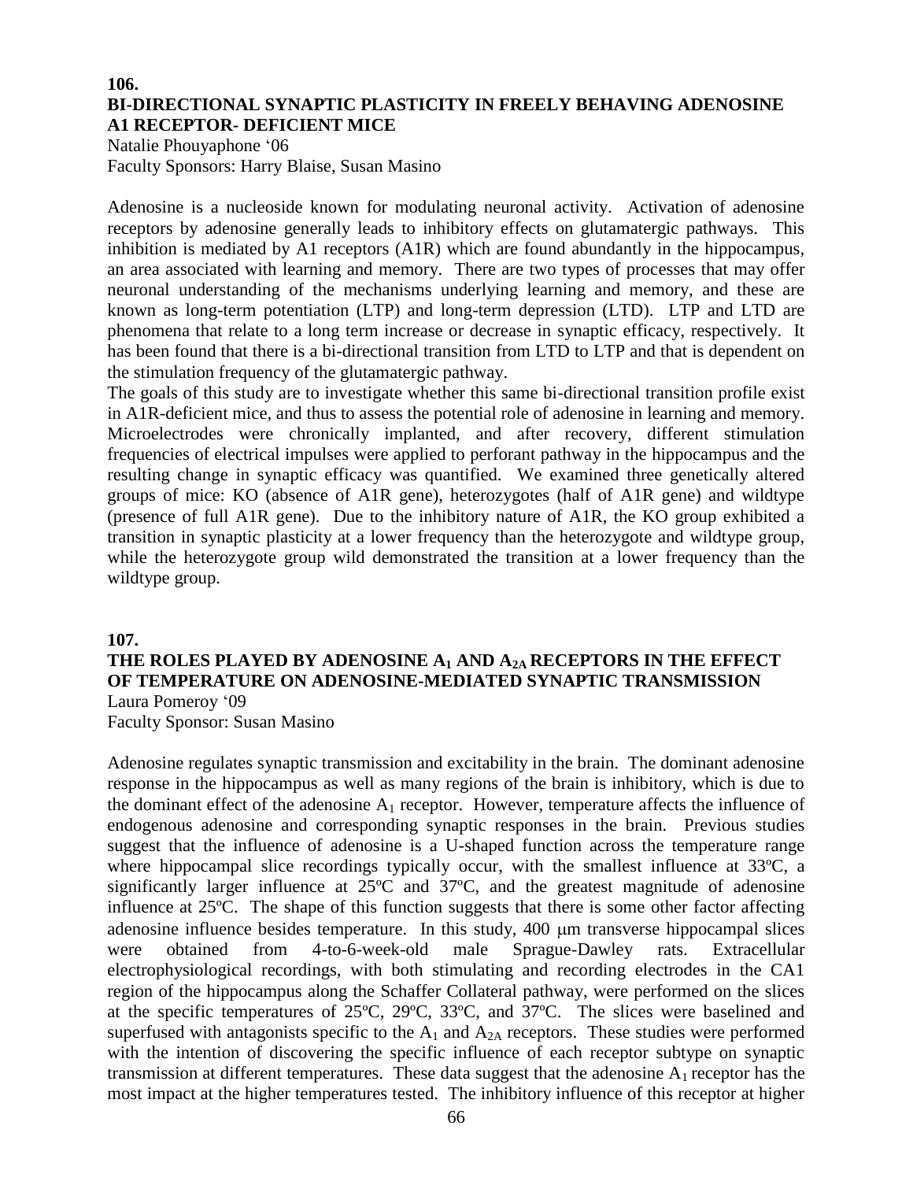## 106.

## BI-DIRECTIONAL SYNAPTIC PLASTICITY IN FREELY BEHAVING ADENOSINE A1 RECEPTOR- DEFICIENT MICE

Natalie Phouyaphone '06
Faculty Sponsors: Harry Blaise, Susan Masino

Adenosine is a nucleoside known for modulating neuronal activity. Activation of adenosine receptors by adenosine generally leads to inhibitory effects on glutamatergic pathways. This inhibition is mediated by A1 receptors (A1R) which are found abundantly in the hippocampus, an area associated with learning and memory. There are two types of processes that may offer neuronal understanding of the mechanisms underlying learning and memory, and these are known as long-term potentiation (LTP) and long-term depression (LTD). LTP and LTD are phenomena that relate to a long term increase or decrease in synaptic efficacy, respectively. It has been found that there is a bi-directional transition from LTD to LTP and that is dependent on the stimulation frequency of the glutamatergic pathway.

The goals of this study are to investigate whether this same bi-directional transition profile exist in A1R-deficient mice, and thus to assess the potential role of adenosine in learning and memory. Microelectrodes were chronically implanted, and after recovery, different stimulation frequencies of electrical impulses were applied to perforant pathway in the hippocampus and the resulting change in synaptic efficacy was quantified. We examined three genetically altered groups of mice: KO (absence of A1R gene), heterozygotes (half of A1R gene) and wildtype (presence of full A1R gene). Due to the inhibitory nature of A1R, the KO group exhibited a transition in synaptic plasticity at a lower frequency than the heterozygote and wildtype group, while the heterozygote group wild demonstrated the transition at a lower frequency than the wildtype group.

## 107.

## THE ROLES PLAYED BY ADENOSINE $A_1$ AND $A_{2A}$ RECEPTORS IN THE EFFECT OF TEMPERATURE ON ADENOSINE-MEDIATED SYNAPTIC TRANSMISSION

Laura Pomeroy '09
Faculty Sponsor: Susan Masino

Adenosine regulates synaptic transmission and excitability in the brain. The dominant adenosine response in the hippocampus as well as many regions of the brain is inhibitory, which is due to the dominant effect of the adenosine $A_1$ receptor. However, temperature affects the influence of endogenous adenosine and corresponding synaptic responses in the brain. Previous studies suggest that the influence of adenosine is a U-shaped function across the temperature range where hippocampal slice recordings typically occur, with the smallest influence at 33ºC, a significantly larger influence at 25ºC and 37ºC, and the greatest magnitude of adenosine influence at 25ºC. The shape of this function suggests that there is some other factor affecting adenosine influence besides temperature. In this study, 400 μm transverse hippocampal slices were obtained from 4-to-6-week-old male Sprague-Dawley rats. Extracellular electrophysiological recordings, with both stimulating and recording electrodes in the CA1 region of the hippocampus along the Schaffer Collateral pathway, were performed on the slices at the specific temperatures of 25ºC, 29ºC, 33ºC, and 37ºC. The slices were baselined and superfused with antagonists specific to the $A_1$ and $A_{2A}$ receptors. These studies were performed with the intention of discovering the specific influence of each receptor subtype on synaptic transmission at different temperatures. These data suggest that the adenosine $A_1$ receptor has the most impact at the higher temperatures tested. The inhibitory influence of this receptor at higher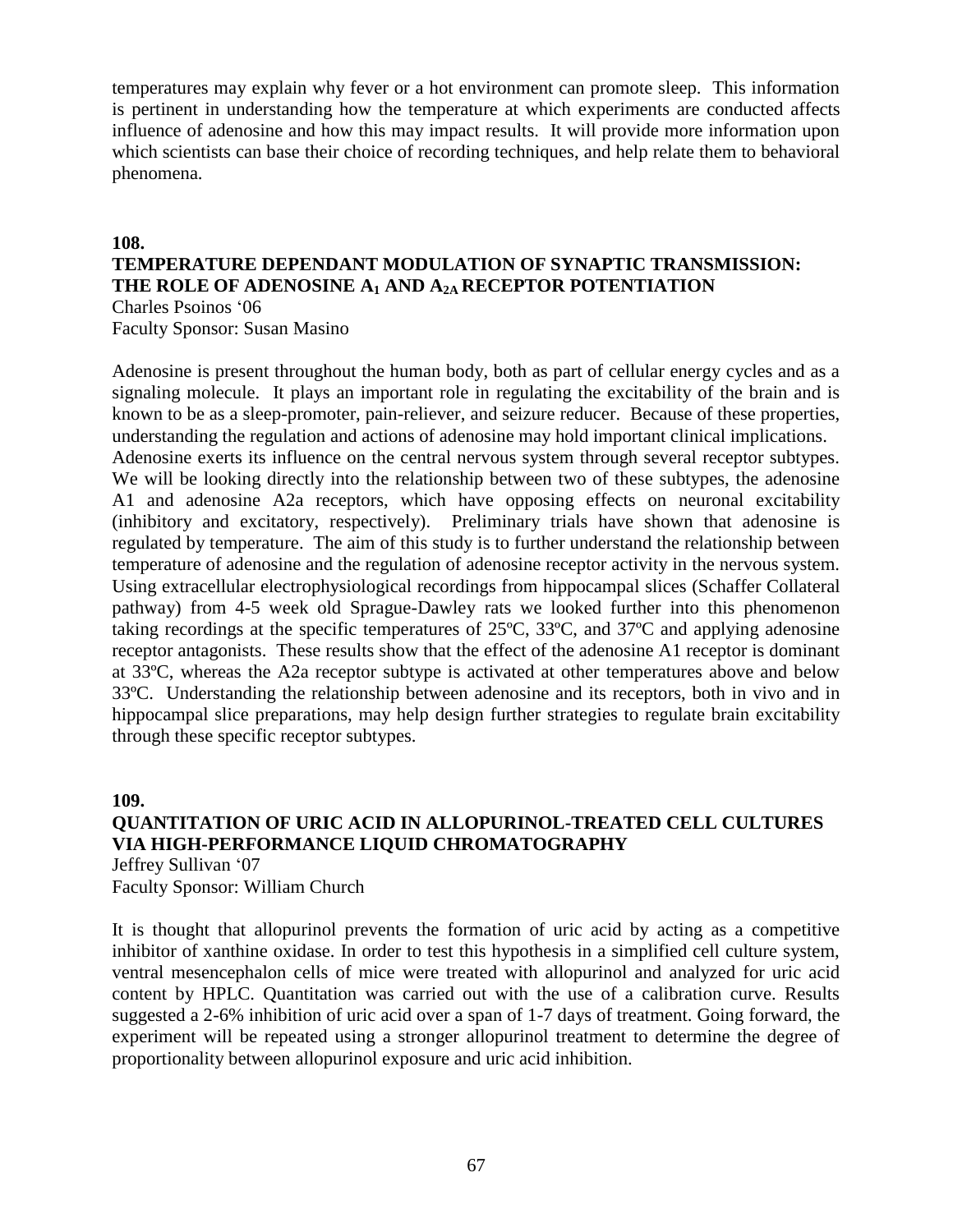temperatures may explain why fever or a hot environment can promote sleep. This information is pertinent in understanding how the temperature at which experiments are conducted affects influence of adenosine and how this may impact results. It will provide more information upon which scientists can base their choice of recording techniques, and help relate them to behavioral phenomena.

**108.**

**TEMPERATURE DEPENDANT MODULATION OF SYNAPTIC TRANSMISSION: THE ROLE OF ADENOSINE $A_1$ AND $A_{2A}$ RECEPTOR POTENTIATION**

Charles Psoinos '06
Faculty Sponsor: Susan Masino

Adenosine is present throughout the human body, both as part of cellular energy cycles and as a signaling molecule. It plays an important role in regulating the excitability of the brain and is known to be as a sleep-promoter, pain-reliever, and seizure reducer. Because of these properties, understanding the regulation and actions of adenosine may hold important clinical implications. Adenosine exerts its influence on the central nervous system through several receptor subtypes. We will be looking directly into the relationship between two of these subtypes, the adenosine A1 and adenosine A2a receptors, which have opposing effects on neuronal excitability (inhibitory and excitatory, respectively). Preliminary trials have shown that adenosine is regulated by temperature. The aim of this study is to further understand the relationship between temperature of adenosine and the regulation of adenosine receptor activity in the nervous system. Using extracellular electrophysiological recordings from hippocampal slices (Schaffer Collateral pathway) from 4-5 week old Sprague-Dawley rats we looked further into this phenomenon taking recordings at the specific temperatures of 25ºC, 33ºC, and 37ºC and applying adenosine receptor antagonists. These results show that the effect of the adenosine A1 receptor is dominant at 33ºC, whereas the A2a receptor subtype is activated at other temperatures above and below 33ºC. Understanding the relationship between adenosine and its receptors, both in vivo and in hippocampal slice preparations, may help design further strategies to regulate brain excitability through these specific receptor subtypes.

**109.**

**QUANTITATION OF URIC ACID IN ALLOPURINOL-TREATED CELL CULTURES VIA HIGH-PERFORMANCE LIQUID CHROMATOGRAPHY**

Jeffrey Sullivan '07
Faculty Sponsor: William Church

It is thought that allopurinol prevents the formation of uric acid by acting as a competitive inhibitor of xanthine oxidase. In order to test this hypothesis in a simplified cell culture system, ventral mesencephalon cells of mice were treated with allopurinol and analyzed for uric acid content by HPLC. Quantitation was carried out with the use of a calibration curve. Results suggested a 2-6% inhibition of uric acid over a span of 1-7 days of treatment. Going forward, the experiment will be repeated using a stronger allopurinol treatment to determine the degree of proportionality between allopurinol exposure and uric acid inhibition.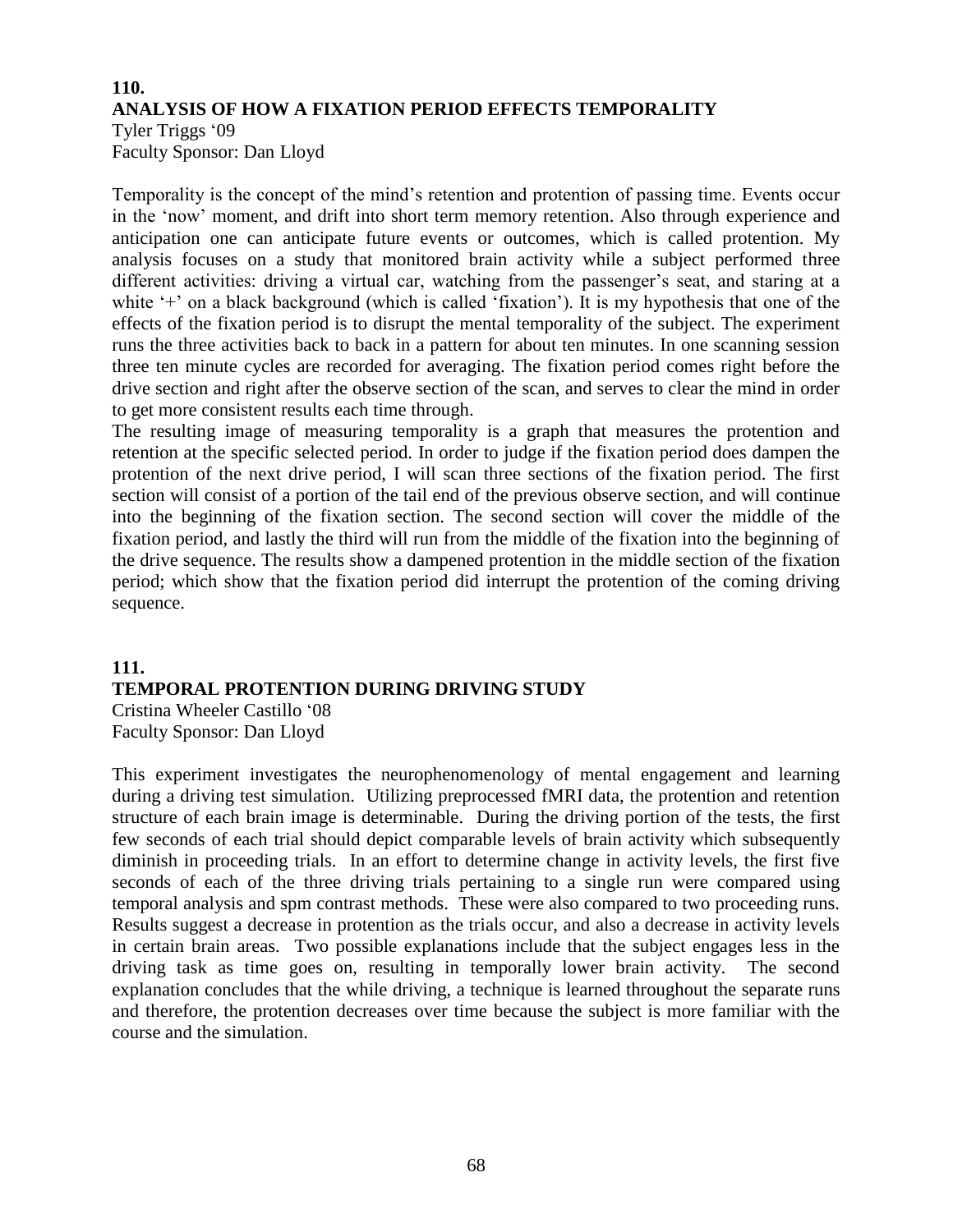## 110.
## ANALYSIS OF HOW A FIXATION PERIOD EFFECTS TEMPORALITY

Tyler Triggs '09
Faculty Sponsor: Dan Lloyd

Temporality is the concept of the mind's retention and protention of passing time. Events occur in the 'now' moment, and drift into short term memory retention. Also through experience and anticipation one can anticipate future events or outcomes, which is called protention. My analysis focuses on a study that monitored brain activity while a subject performed three different activities: driving a virtual car, watching from the passenger's seat, and staring at a white '+' on a black background (which is called 'fixation'). It is my hypothesis that one of the effects of the fixation period is to disrupt the mental temporality of the subject. The experiment runs the three activities back to back in a pattern for about ten minutes. In one scanning session three ten minute cycles are recorded for averaging. The fixation period comes right before the drive section and right after the observe section of the scan, and serves to clear the mind in order to get more consistent results each time through.
The resulting image of measuring temporality is a graph that measures the protention and retention at the specific selected period. In order to judge if the fixation period does dampen the protention of the next drive period, I will scan three sections of the fixation period. The first section will consist of a portion of the tail end of the previous observe section, and will continue into the beginning of the fixation section. The second section will cover the middle of the fixation period, and lastly the third will run from the middle of the fixation into the beginning of the drive sequence. The results show a dampened protention in the middle section of the fixation period; which show that the fixation period did interrupt the protention of the coming driving sequence.

## 111.
## TEMPORAL PROTENTION DURING DRIVING STUDY

Cristina Wheeler Castillo '08
Faculty Sponsor: Dan Lloyd

This experiment investigates the neurophenomenology of mental engagement and learning during a driving test simulation. Utilizing preprocessed fMRI data, the protention and retention structure of each brain image is determinable. During the driving portion of the tests, the first few seconds of each trial should depict comparable levels of brain activity which subsequently diminish in proceeding trials. In an effort to determine change in activity levels, the first five seconds of each of the three driving trials pertaining to a single run were compared using temporal analysis and spm contrast methods. These were also compared to two proceeding runs. Results suggest a decrease in protention as the trials occur, and also a decrease in activity levels in certain brain areas. Two possible explanations include that the subject engages less in the driving task as time goes on, resulting in temporally lower brain activity. The second explanation concludes that the while driving, a technique is learned throughout the separate runs and therefore, the protention decreases over time because the subject is more familiar with the course and the simulation.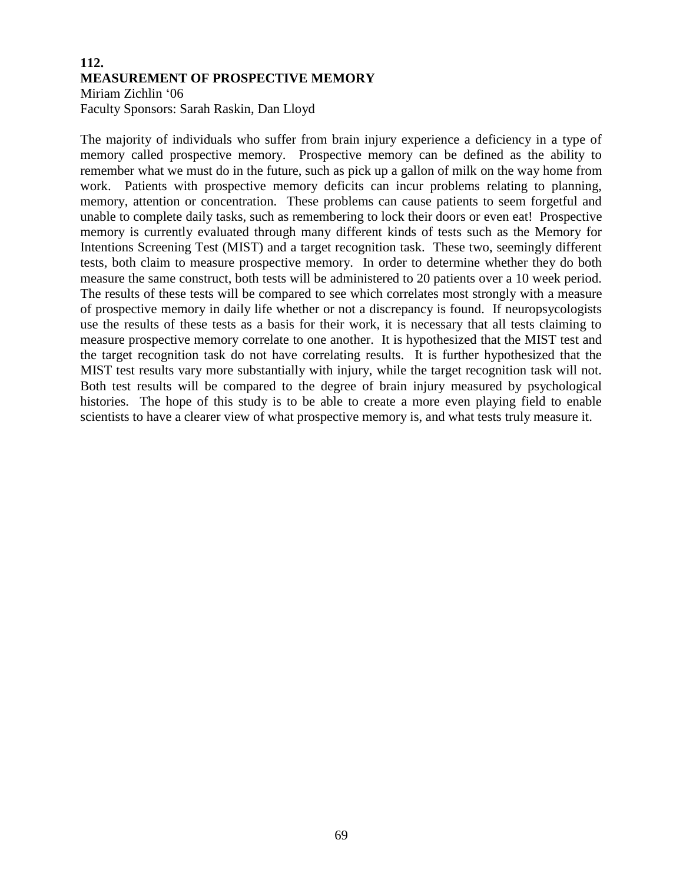## 112.
## MEASUREMENT OF PROSPECTIVE MEMORY

Miriam Zichlin '06
Faculty Sponsors: Sarah Raskin, Dan Lloyd

The majority of individuals who suffer from brain injury experience a deficiency in a type of memory called prospective memory. Prospective memory can be defined as the ability to remember what we must do in the future, such as pick up a gallon of milk on the way home from work. Patients with prospective memory deficits can incur problems relating to planning, memory, attention or concentration. These problems can cause patients to seem forgetful and unable to complete daily tasks, such as remembering to lock their doors or even eat! Prospective memory is currently evaluated through many different kinds of tests such as the Memory for Intentions Screening Test (MIST) and a target recognition task. These two, seemingly different tests, both claim to measure prospective memory. In order to determine whether they do both measure the same construct, both tests will be administered to 20 patients over a 10 week period. The results of these tests will be compared to see which correlates most strongly with a measure of prospective memory in daily life whether or not a discrepancy is found. If neuropsycologists use the results of these tests as a basis for their work, it is necessary that all tests claiming to measure prospective memory correlate to one another. It is hypothesized that the MIST test and the target recognition task do not have correlating results. It is further hypothesized that the MIST test results vary more substantially with injury, while the target recognition task will not. Both test results will be compared to the degree of brain injury measured by psychological histories. The hope of this study is to be able to create a more even playing field to enable scientists to have a clearer view of what prospective memory is, and what tests truly measure it.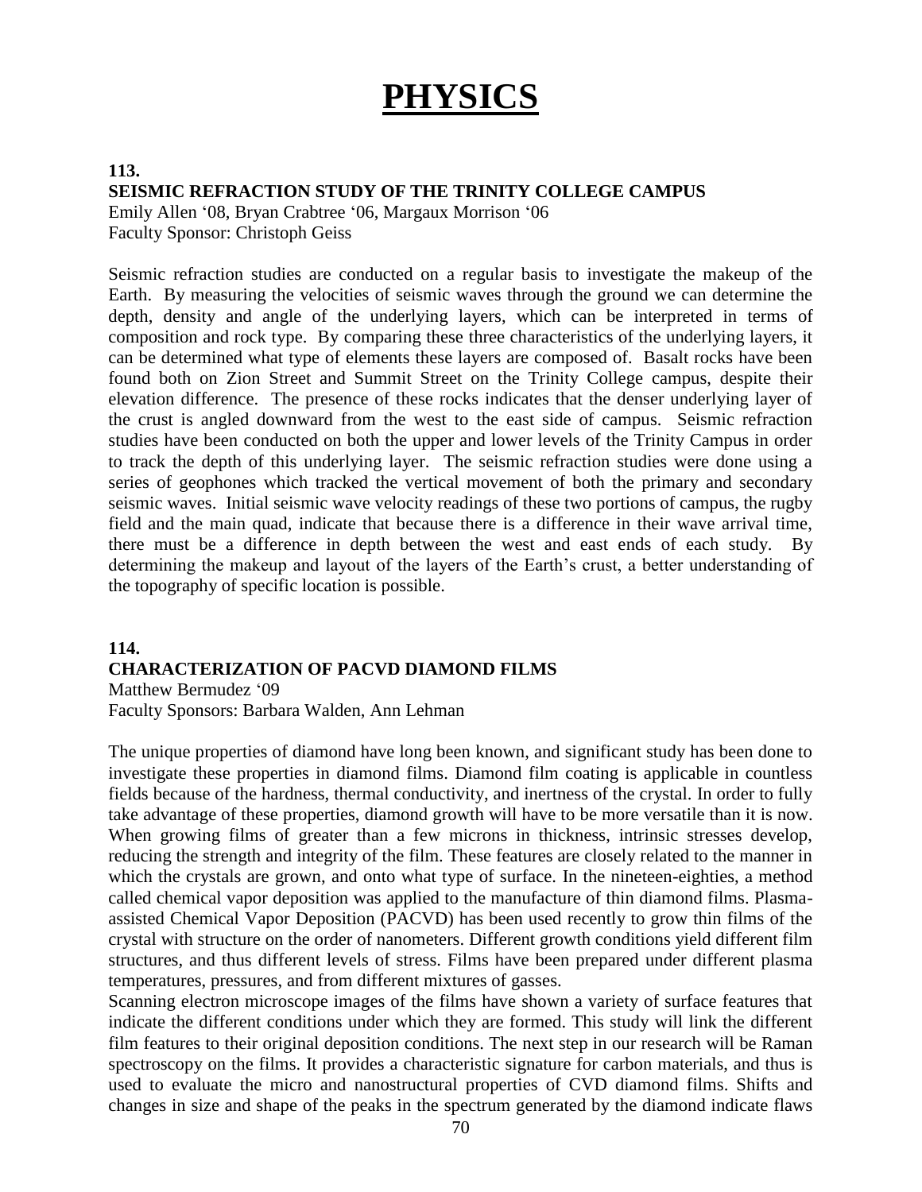# PHYSICS

**113.**
**SEISMIC REFRACTION STUDY OF THE TRINITY COLLEGE CAMPUS**
Emily Allen '08, Bryan Crabtree '06, Margaux Morrison '06
Faculty Sponsor: Christoph Geiss

Seismic refraction studies are conducted on a regular basis to investigate the makeup of the Earth. By measuring the velocities of seismic waves through the ground we can determine the depth, density and angle of the underlying layers, which can be interpreted in terms of composition and rock type. By comparing these three characteristics of the underlying layers, it can be determined what type of elements these layers are composed of. Basalt rocks have been found both on Zion Street and Summit Street on the Trinity College campus, despite their elevation difference. The presence of these rocks indicates that the denser underlying layer of the crust is angled downward from the west to the east side of campus. Seismic refraction studies have been conducted on both the upper and lower levels of the Trinity Campus in order to track the depth of this underlying layer. The seismic refraction studies were done using a series of geophones which tracked the vertical movement of both the primary and secondary seismic waves. Initial seismic wave velocity readings of these two portions of campus, the rugby field and the main quad, indicate that because there is a difference in their wave arrival time, there must be a difference in depth between the west and east ends of each study. By determining the makeup and layout of the layers of the Earth's crust, a better understanding of the topography of specific location is possible.

**114.**
**CHARACTERIZATION OF PACVD DIAMOND FILMS**
Matthew Bermudez '09
Faculty Sponsors: Barbara Walden, Ann Lehman

The unique properties of diamond have long been known, and significant study has been done to investigate these properties in diamond films. Diamond film coating is applicable in countless fields because of the hardness, thermal conductivity, and inertness of the crystal. In order to fully take advantage of these properties, diamond growth will have to be more versatile than it is now. When growing films of greater than a few microns in thickness, intrinsic stresses develop, reducing the strength and integrity of the film. These features are closely related to the manner in which the crystals are grown, and onto what type of surface. In the nineteen-eighties, a method called chemical vapor deposition was applied to the manufacture of thin diamond films. Plasma-assisted Chemical Vapor Deposition (PACVD) has been used recently to grow thin films of the crystal with structure on the order of nanometers. Different growth conditions yield different film structures, and thus different levels of stress. Films have been prepared under different plasma temperatures, pressures, and from different mixtures of gasses.

Scanning electron microscope images of the films have shown a variety of surface features that indicate the different conditions under which they are formed. This study will link the different film features to their original deposition conditions. The next step in our research will be Raman spectroscopy on the films. It provides a characteristic signature for carbon materials, and thus is used to evaluate the micro and nanostructural properties of CVD diamond films. Shifts and changes in size and shape of the peaks in the spectrum generated by the diamond indicate flaws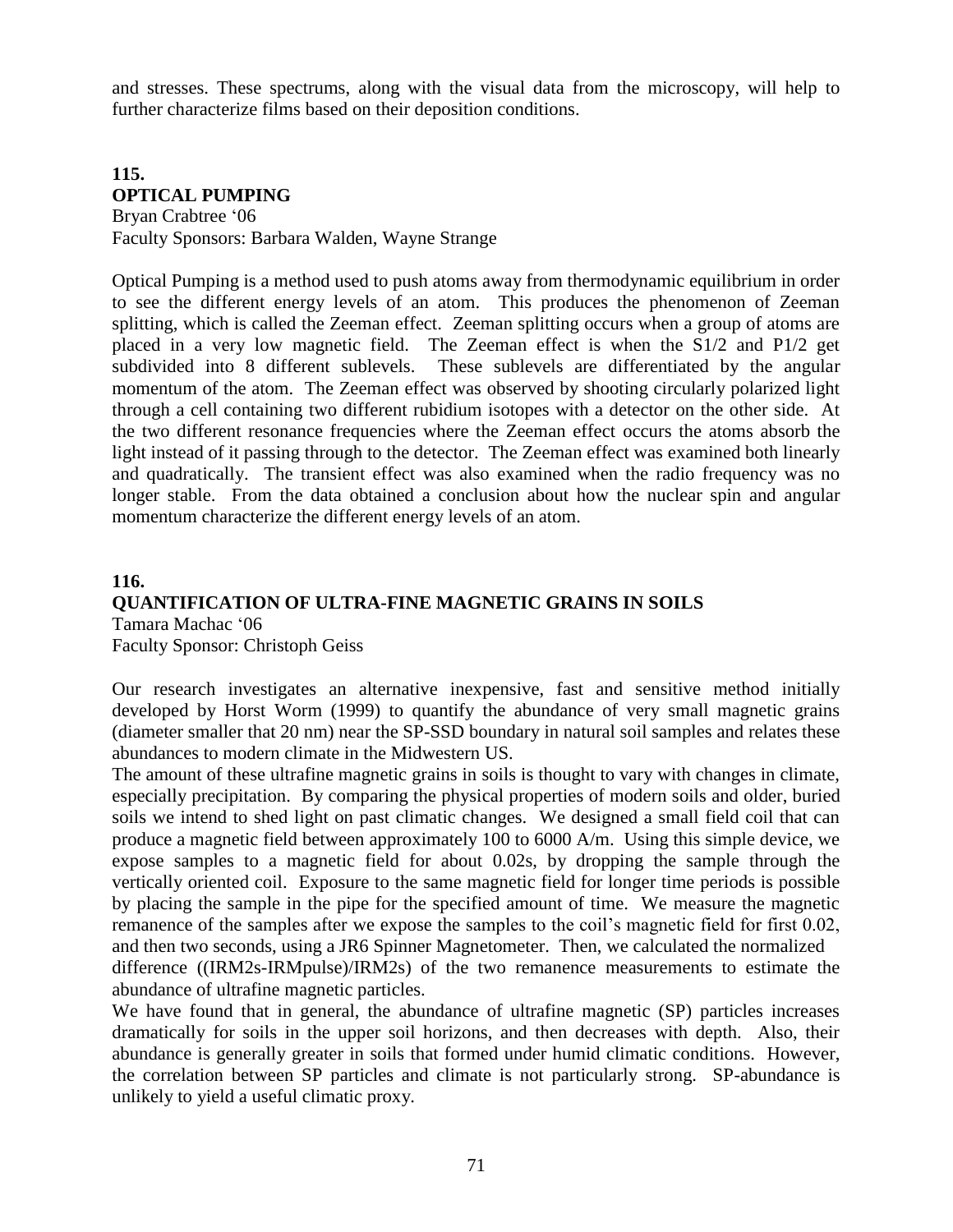and stresses. These spectrums, along with the visual data from the microscopy, will help to further characterize films based on their deposition conditions.

## 115.
## OPTICAL PUMPING

Bryan Crabtree '06
Faculty Sponsors: Barbara Walden, Wayne Strange

Optical Pumping is a method used to push atoms away from thermodynamic equilibrium in order to see the different energy levels of an atom. This produces the phenomenon of Zeeman splitting, which is called the Zeeman effect. Zeeman splitting occurs when a group of atoms are placed in a very low magnetic field. The Zeeman effect is when the S1/2 and P1/2 get subdivided into 8 different sublevels. These sublevels are differentiated by the angular momentum of the atom. The Zeeman effect was observed by shooting circularly polarized light through a cell containing two different rubidium isotopes with a detector on the other side. At the two different resonance frequencies where the Zeeman effect occurs the atoms absorb the light instead of it passing through to the detector. The Zeeman effect was examined both linearly and quadratically. The transient effect was also examined when the radio frequency was no longer stable. From the data obtained a conclusion about how the nuclear spin and angular momentum characterize the different energy levels of an atom.

## 116.
## QUANTIFICATION OF ULTRA-FINE MAGNETIC GRAINS IN SOILS

Tamara Machac '06
Faculty Sponsor: Christoph Geiss

Our research investigates an alternative inexpensive, fast and sensitive method initially developed by Horst Worm (1999) to quantify the abundance of very small magnetic grains (diameter smaller that 20 nm) near the SP-SSD boundary in natural soil samples and relates these abundances to modern climate in the Midwestern US.

The amount of these ultrafine magnetic grains in soils is thought to vary with changes in climate, especially precipitation. By comparing the physical properties of modern soils and older, buried soils we intend to shed light on past climatic changes. We designed a small field coil that can produce a magnetic field between approximately 100 to 6000 A/m. Using this simple device, we expose samples to a magnetic field for about 0.02s, by dropping the sample through the vertically oriented coil. Exposure to the same magnetic field for longer time periods is possible by placing the sample in the pipe for the specified amount of time. We measure the magnetic remanence of the samples after we expose the samples to the coil's magnetic field for first 0.02, and then two seconds, using a JR6 Spinner Magnetometer. Then, we calculated the normalized difference ((IRM2s-IRMpulse)/IRM2s) of the two remanence measurements to estimate the abundance of ultrafine magnetic particles.

We have found that in general, the abundance of ultrafine magnetic (SP) particles increases dramatically for soils in the upper soil horizons, and then decreases with depth. Also, their abundance is generally greater in soils that formed under humid climatic conditions. However, the correlation between SP particles and climate is not particularly strong. SP-abundance is unlikely to yield a useful climatic proxy.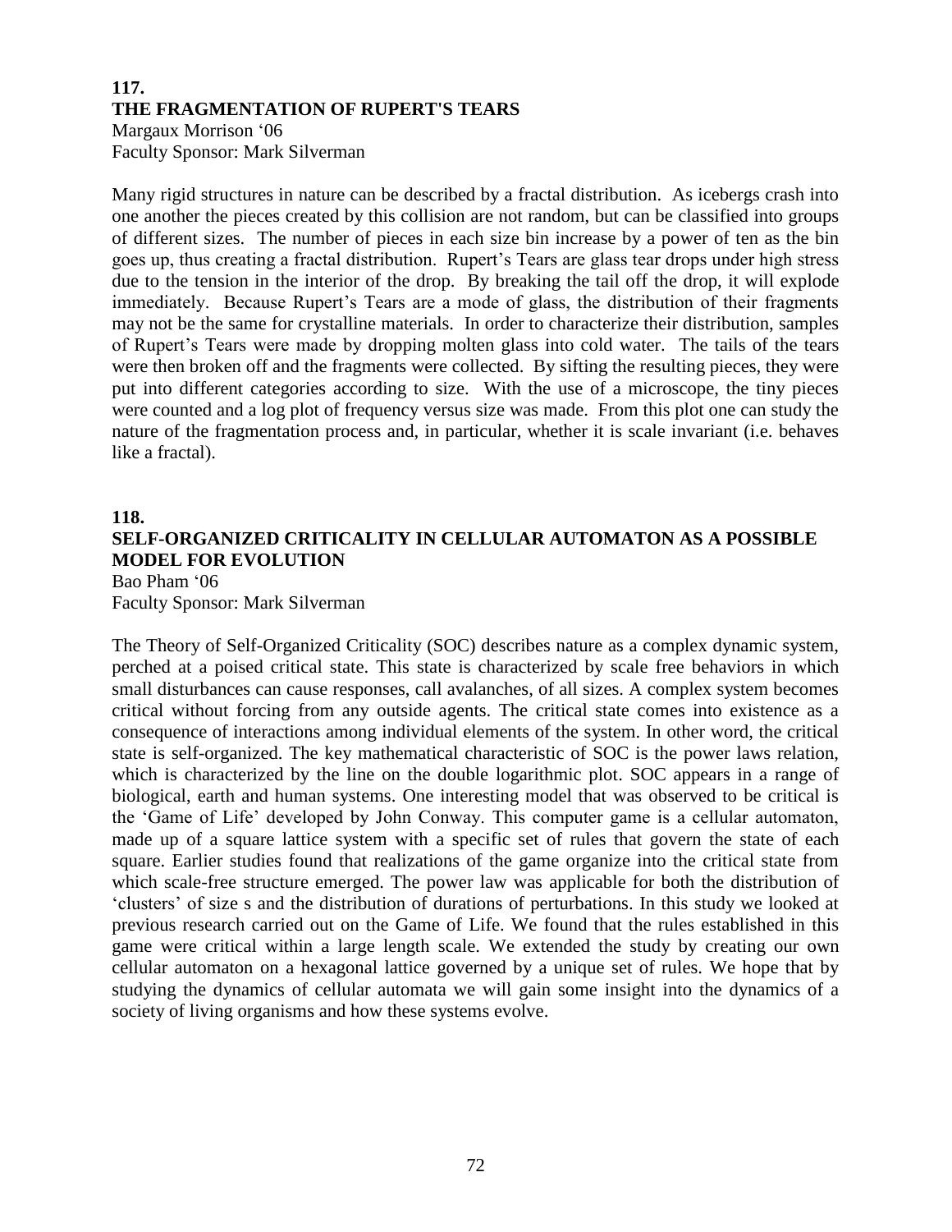## 117.
## THE FRAGMENTATION OF RUPERT'S TEARS

Margaux Morrison '06
Faculty Sponsor: Mark Silverman

Many rigid structures in nature can be described by a fractal distribution. As icebergs crash into one another the pieces created by this collision are not random, but can be classified into groups of different sizes. The number of pieces in each size bin increase by a power of ten as the bin goes up, thus creating a fractal distribution. Rupert's Tears are glass tear drops under high stress due to the tension in the interior of the drop. By breaking the tail off the drop, it will explode immediately. Because Rupert's Tears are a mode of glass, the distribution of their fragments may not be the same for crystalline materials. In order to characterize their distribution, samples of Rupert's Tears were made by dropping molten glass into cold water. The tails of the tears were then broken off and the fragments were collected. By sifting the resulting pieces, they were put into different categories according to size. With the use of a microscope, the tiny pieces were counted and a log plot of frequency versus size was made. From this plot one can study the nature of the fragmentation process and, in particular, whether it is scale invariant (i.e. behaves like a fractal).

## 118.
## SELF-ORGANIZED CRITICALITY IN CELLULAR AUTOMATON AS A POSSIBLE MODEL FOR EVOLUTION

Bao Pham '06
Faculty Sponsor: Mark Silverman

The Theory of Self-Organized Criticality (SOC) describes nature as a complex dynamic system, perched at a poised critical state. This state is characterized by scale free behaviors in which small disturbances can cause responses, call avalanches, of all sizes. A complex system becomes critical without forcing from any outside agents. The critical state comes into existence as a consequence of interactions among individual elements of the system. In other word, the critical state is self-organized. The key mathematical characteristic of SOC is the power laws relation, which is characterized by the line on the double logarithmic plot. SOC appears in a range of biological, earth and human systems. One interesting model that was observed to be critical is the 'Game of Life' developed by John Conway. This computer game is a cellular automaton, made up of a square lattice system with a specific set of rules that govern the state of each square. Earlier studies found that realizations of the game organize into the critical state from which scale-free structure emerged. The power law was applicable for both the distribution of 'clusters' of size s and the distribution of durations of perturbations. In this study we looked at previous research carried out on the Game of Life. We found that the rules established in this game were critical within a large length scale. We extended the study by creating our own cellular automaton on a hexagonal lattice governed by a unique set of rules. We hope that by studying the dynamics of cellular automata we will gain some insight into the dynamics of a society of living organisms and how these systems evolve.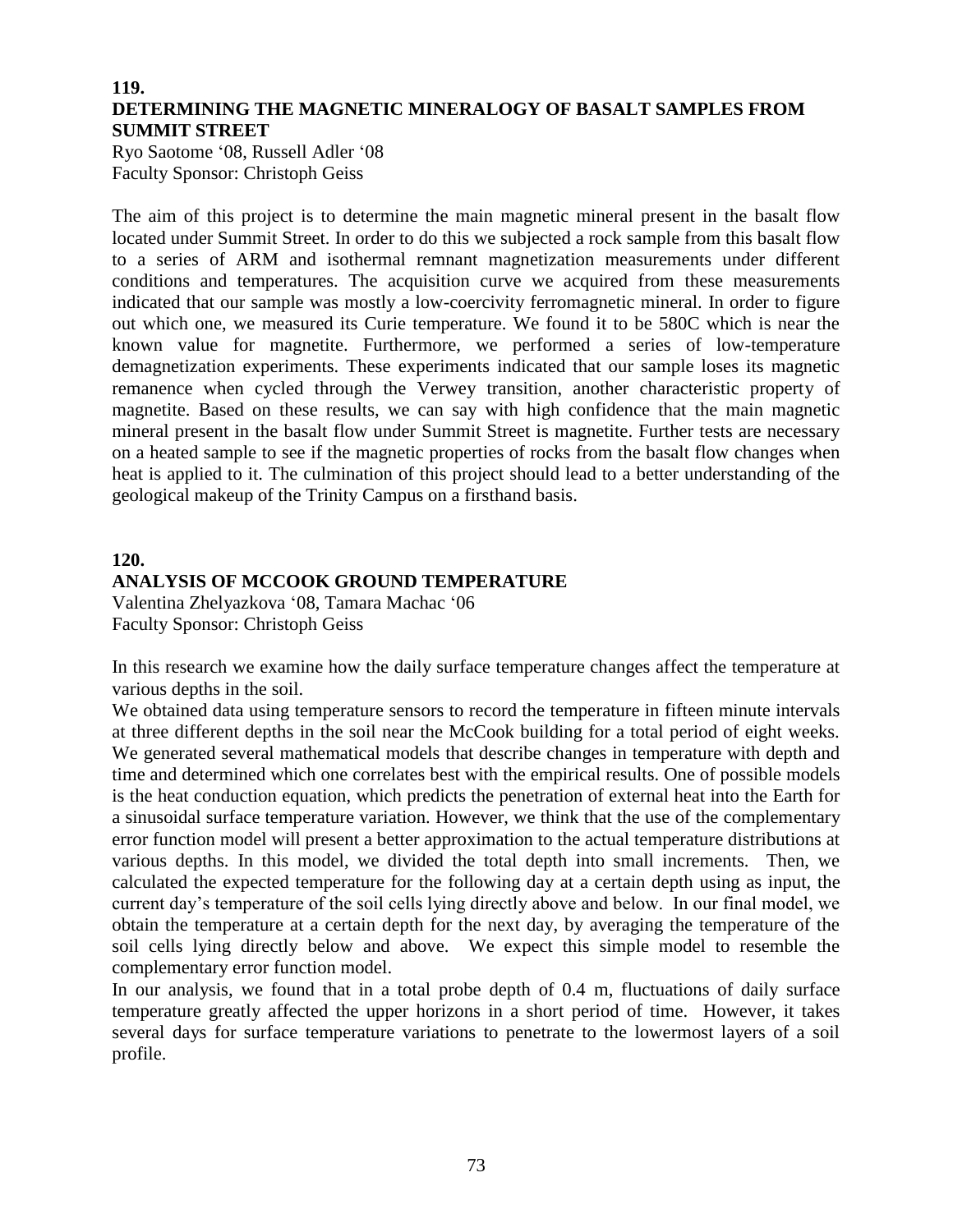## 119.
## DETERMINING THE MAGNETIC MINERALOGY OF BASALT SAMPLES FROM SUMMIT STREET

Ryo Saotome '08, Russell Adler '08
Faculty Sponsor: Christoph Geiss

The aim of this project is to determine the main magnetic mineral present in the basalt flow located under Summit Street. In order to do this we subjected a rock sample from this basalt flow to a series of ARM and isothermal remnant magnetization measurements under different conditions and temperatures. The acquisition curve we acquired from these measurements indicated that our sample was mostly a low-coercivity ferromagnetic mineral. In order to figure out which one, we measured its Curie temperature. We found it to be 580C which is near the known value for magnetite. Furthermore, we performed a series of low-temperature demagnetization experiments. These experiments indicated that our sample loses its magnetic remanence when cycled through the Verwey transition, another characteristic property of magnetite. Based on these results, we can say with high confidence that the main magnetic mineral present in the basalt flow under Summit Street is magnetite. Further tests are necessary on a heated sample to see if the magnetic properties of rocks from the basalt flow changes when heat is applied to it. The culmination of this project should lead to a better understanding of the geological makeup of the Trinity Campus on a firsthand basis.

## 120.
## ANALYSIS OF MCCOOK GROUND TEMPERATURE

Valentina Zhelyazkova '08, Tamara Machac '06
Faculty Sponsor: Christoph Geiss

In this research we examine how the daily surface temperature changes affect the temperature at various depths in the soil.

We obtained data using temperature sensors to record the temperature in fifteen minute intervals at three different depths in the soil near the McCook building for a total period of eight weeks. We generated several mathematical models that describe changes in temperature with depth and time and determined which one correlates best with the empirical results. One of possible models is the heat conduction equation, which predicts the penetration of external heat into the Earth for a sinusoidal surface temperature variation. However, we think that the use of the complementary error function model will present a better approximation to the actual temperature distributions at various depths. In this model, we divided the total depth into small increments. Then, we calculated the expected temperature for the following day at a certain depth using as input, the current day's temperature of the soil cells lying directly above and below. In our final model, we obtain the temperature at a certain depth for the next day, by averaging the temperature of the soil cells lying directly below and above. We expect this simple model to resemble the complementary error function model.

In our analysis, we found that in a total probe depth of 0.4 m, fluctuations of daily surface temperature greatly affected the upper horizons in a short period of time. However, it takes several days for surface temperature variations to penetrate to the lowermost layers of a soil profile.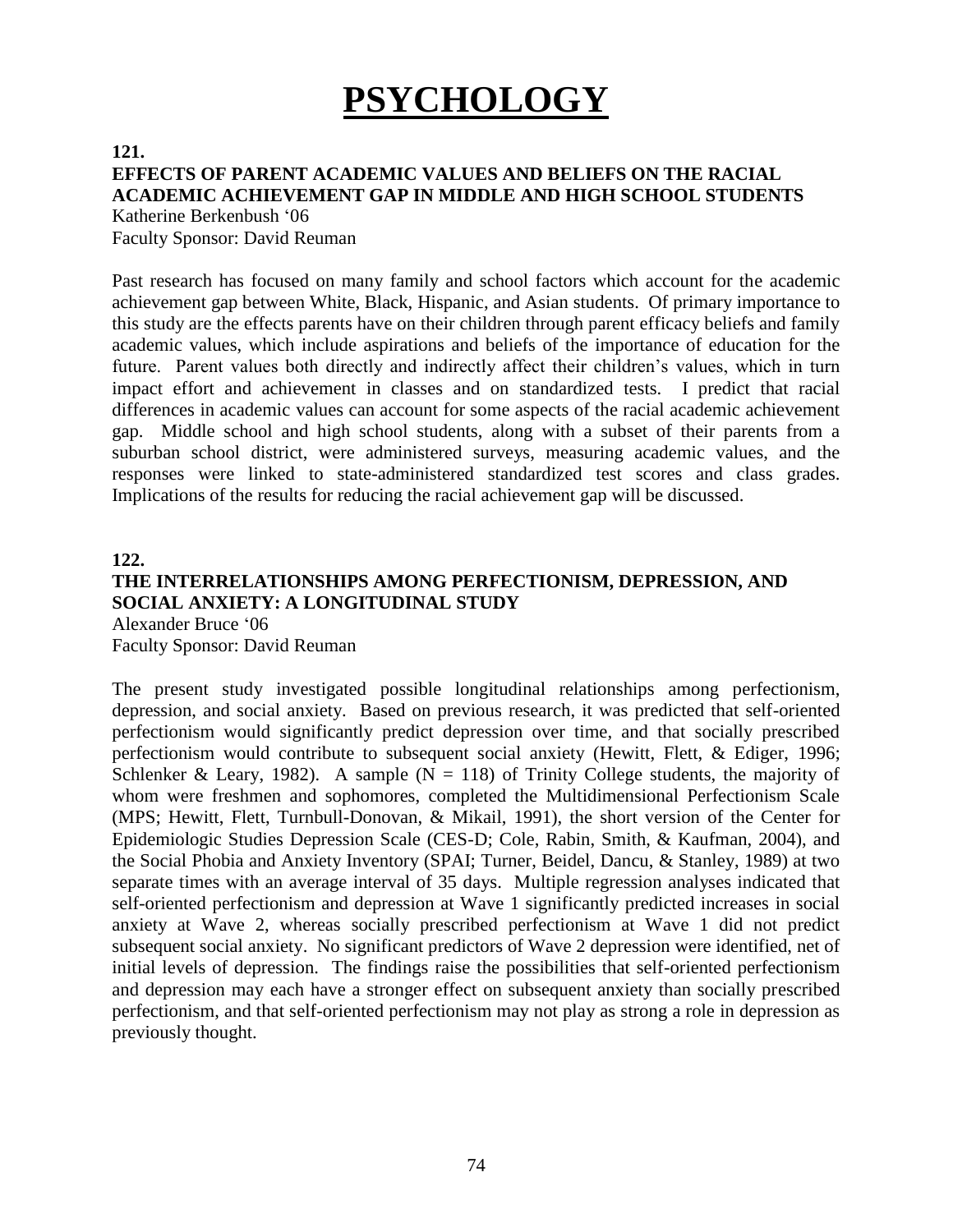# PSYCHOLOGY

**121.**

**EFFECTS OF PARENT ACADEMIC VALUES AND BELIEFS ON THE RACIAL ACADEMIC ACHIEVEMENT GAP IN MIDDLE AND HIGH SCHOOL STUDENTS**

Katherine Berkenbush '06
Faculty Sponsor: David Reuman

Past research has focused on many family and school factors which account for the academic achievement gap between White, Black, Hispanic, and Asian students. Of primary importance to this study are the effects parents have on their children through parent efficacy beliefs and family academic values, which include aspirations and beliefs of the importance of education for the future. Parent values both directly and indirectly affect their children's values, which in turn impact effort and achievement in classes and on standardized tests. I predict that racial differences in academic values can account for some aspects of the racial academic achievement gap. Middle school and high school students, along with a subset of their parents from a suburban school district, were administered surveys, measuring academic values, and the responses were linked to state-administered standardized test scores and class grades. Implications of the results for reducing the racial achievement gap will be discussed.

**122.**

**THE INTERRELATIONSHIPS AMONG PERFECTIONISM, DEPRESSION, AND SOCIAL ANXIETY: A LONGITUDINAL STUDY**

Alexander Bruce '06
Faculty Sponsor: David Reuman

The present study investigated possible longitudinal relationships among perfectionism, depression, and social anxiety. Based on previous research, it was predicted that self-oriented perfectionism would significantly predict depression over time, and that socially prescribed perfectionism would contribute to subsequent social anxiety (Hewitt, Flett, & Ediger, 1996; Schlenker & Leary, 1982). A sample ($N = 118$) of Trinity College students, the majority of whom were freshmen and sophomores, completed the Multidimensional Perfectionism Scale (MPS; Hewitt, Flett, Turnbull-Donovan, & Mikail, 1991), the short version of the Center for Epidemiologic Studies Depression Scale (CES-D; Cole, Rabin, Smith, & Kaufman, 2004), and the Social Phobia and Anxiety Inventory (SPAI; Turner, Beidel, Dancu, & Stanley, 1989) at two separate times with an average interval of 35 days. Multiple regression analyses indicated that self-oriented perfectionism and depression at Wave 1 significantly predicted increases in social anxiety at Wave 2, whereas socially prescribed perfectionism at Wave 1 did not predict subsequent social anxiety. No significant predictors of Wave 2 depression were identified, net of initial levels of depression. The findings raise the possibilities that self-oriented perfectionism and depression may each have a stronger effect on subsequent anxiety than socially prescribed perfectionism, and that self-oriented perfectionism may not play as strong a role in depression as previously thought.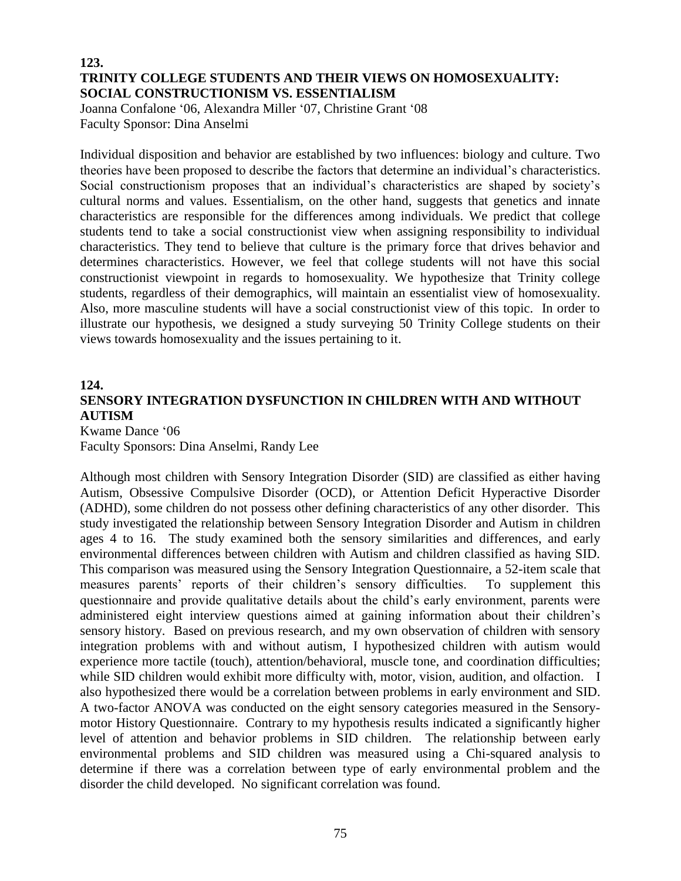## 123.

### TRINITY COLLEGE STUDENTS AND THEIR VIEWS ON HOMOSEXUALITY: SOCIAL CONSTRUCTIONISM VS. ESSENTIALISM

Joanna Confalone '06, Alexandra Miller '07, Christine Grant '08
Faculty Sponsor: Dina Anselmi

Individual disposition and behavior are established by two influences: biology and culture. Two theories have been proposed to describe the factors that determine an individual's characteristics. Social constructionism proposes that an individual's characteristics are shaped by society's cultural norms and values. Essentialism, on the other hand, suggests that genetics and innate characteristics are responsible for the differences among individuals. We predict that college students tend to take a social constructionist view when assigning responsibility to individual characteristics. They tend to believe that culture is the primary force that drives behavior and determines characteristics. However, we feel that college students will not have this social constructionist viewpoint in regards to homosexuality. We hypothesize that Trinity college students, regardless of their demographics, will maintain an essentialist view of homosexuality. Also, more masculine students will have a social constructionist view of this topic. In order to illustrate our hypothesis, we designed a study surveying 50 Trinity College students on their views towards homosexuality and the issues pertaining to it.

## 124.

### SENSORY INTEGRATION DYSFUNCTION IN CHILDREN WITH AND WITHOUT AUTISM

Kwame Dance '06
Faculty Sponsors: Dina Anselmi, Randy Lee

Although most children with Sensory Integration Disorder (SID) are classified as either having Autism, Obsessive Compulsive Disorder (OCD), or Attention Deficit Hyperactive Disorder (ADHD), some children do not possess other defining characteristics of any other disorder. This study investigated the relationship between Sensory Integration Disorder and Autism in children ages 4 to 16. The study examined both the sensory similarities and differences, and early environmental differences between children with Autism and children classified as having SID. This comparison was measured using the Sensory Integration Questionnaire, a 52-item scale that measures parents' reports of their children's sensory difficulties. To supplement this questionnaire and provide qualitative details about the child's early environment, parents were administered eight interview questions aimed at gaining information about their children's sensory history. Based on previous research, and my own observation of children with sensory integration problems with and without autism, I hypothesized children with autism would experience more tactile (touch), attention/behavioral, muscle tone, and coordination difficulties; while SID children would exhibit more difficulty with, motor, vision, audition, and olfaction. I also hypothesized there would be a correlation between problems in early environment and SID. A two-factor ANOVA was conducted on the eight sensory categories measured in the Sensory-motor History Questionnaire. Contrary to my hypothesis results indicated a significantly higher level of attention and behavior problems in SID children. The relationship between early environmental problems and SID children was measured using a Chi-squared analysis to determine if there was a correlation between type of early environmental problem and the disorder the child developed. No significant correlation was found.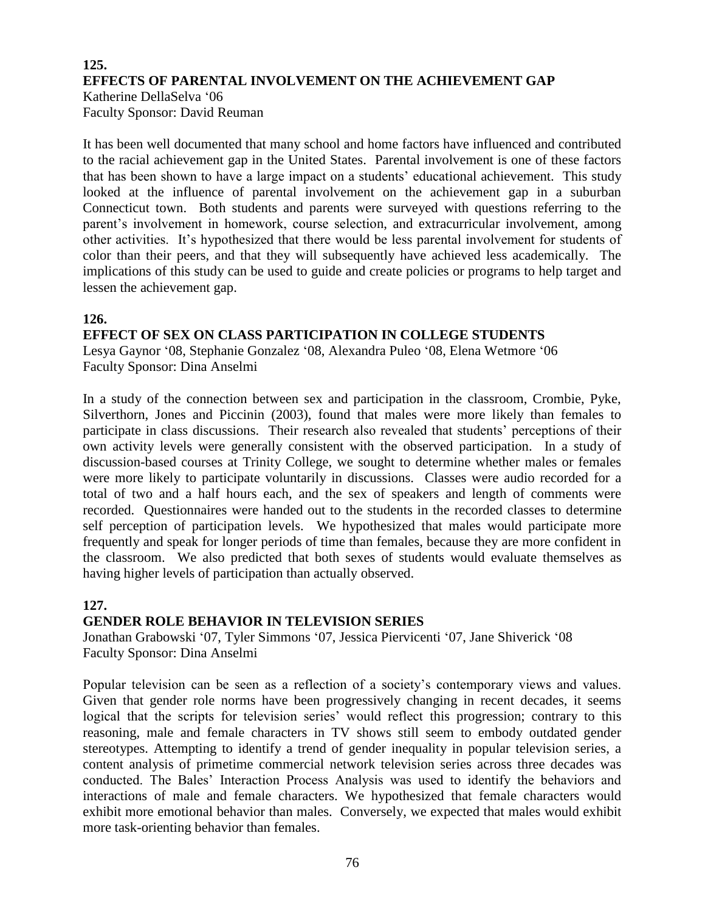**125.**

## EFFECTS OF PARENTAL INVOLVEMENT ON THE ACHIEVEMENT GAP

Katherine DellaSelva '06
Faculty Sponsor: David Reuman

It has been well documented that many school and home factors have influenced and contributed to the racial achievement gap in the United States. Parental involvement is one of these factors that has been shown to have a large impact on a students' educational achievement. This study looked at the influence of parental involvement on the achievement gap in a suburban Connecticut town. Both students and parents were surveyed with questions referring to the parent's involvement in homework, course selection, and extracurricular involvement, among other activities. It's hypothesized that there would be less parental involvement for students of color than their peers, and that they will subsequently have achieved less academically. The implications of this study can be used to guide and create policies or programs to help target and lessen the achievement gap.

**126.**

## EFFECT OF SEX ON CLASS PARTICIPATION IN COLLEGE STUDENTS

Lesya Gaynor '08, Stephanie Gonzalez '08, Alexandra Puleo '08, Elena Wetmore '06
Faculty Sponsor: Dina Anselmi

In a study of the connection between sex and participation in the classroom, Crombie, Pyke, Silverthorn, Jones and Piccinin (2003), found that males were more likely than females to participate in class discussions. Their research also revealed that students' perceptions of their own activity levels were generally consistent with the observed participation. In a study of discussion-based courses at Trinity College, we sought to determine whether males or females were more likely to participate voluntarily in discussions. Classes were audio recorded for a total of two and a half hours each, and the sex of speakers and length of comments were recorded. Questionnaires were handed out to the students in the recorded classes to determine self perception of participation levels. We hypothesized that males would participate more frequently and speak for longer periods of time than females, because they are more confident in the classroom. We also predicted that both sexes of students would evaluate themselves as having higher levels of participation than actually observed.

**127.**

## GENDER ROLE BEHAVIOR IN TELEVISION SERIES

Jonathan Grabowski '07, Tyler Simmons '07, Jessica Piervicenti '07, Jane Shiverick '08
Faculty Sponsor: Dina Anselmi

Popular television can be seen as a reflection of a society's contemporary views and values. Given that gender role norms have been progressively changing in recent decades, it seems logical that the scripts for television series' would reflect this progression; contrary to this reasoning, male and female characters in TV shows still seem to embody outdated gender stereotypes. Attempting to identify a trend of gender inequality in popular television series, a content analysis of primetime commercial network television series across three decades was conducted. The Bales' Interaction Process Analysis was used to identify the behaviors and interactions of male and female characters. We hypothesized that female characters would exhibit more emotional behavior than males. Conversely, we expected that males would exhibit more task-orienting behavior than females.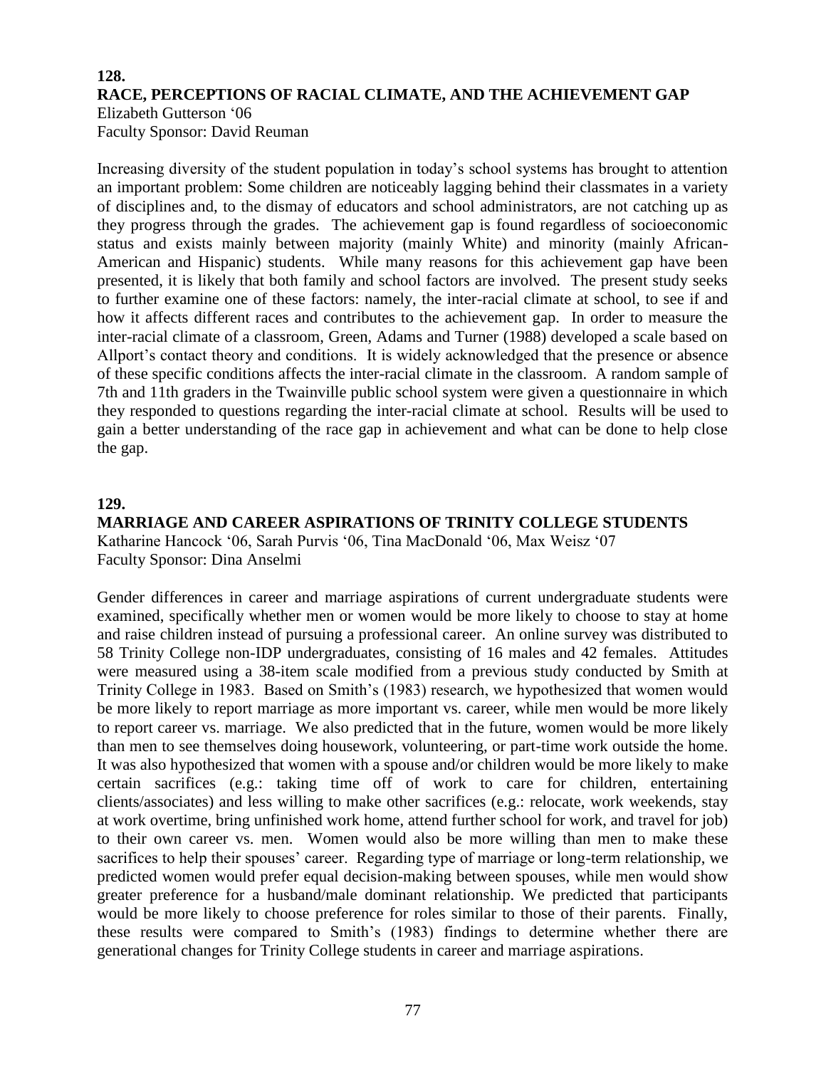**128.**

**RACE, PERCEPTIONS OF RACIAL CLIMATE, AND THE ACHIEVEMENT GAP**

Elizabeth Gutterson '06
Faculty Sponsor: David Reuman

Increasing diversity of the student population in today's school systems has brought to attention an important problem: Some children are noticeably lagging behind their classmates in a variety of disciplines and, to the dismay of educators and school administrators, are not catching up as they progress through the grades. The achievement gap is found regardless of socioeconomic status and exists mainly between majority (mainly White) and minority (mainly African-American and Hispanic) students. While many reasons for this achievement gap have been presented, it is likely that both family and school factors are involved. The present study seeks to further examine one of these factors: namely, the inter-racial climate at school, to see if and how it affects different races and contributes to the achievement gap. In order to measure the inter-racial climate of a classroom, Green, Adams and Turner (1988) developed a scale based on Allport's contact theory and conditions. It is widely acknowledged that the presence or absence of these specific conditions affects the inter-racial climate in the classroom. A random sample of 7th and 11th graders in the Twainville public school system were given a questionnaire in which they responded to questions regarding the inter-racial climate at school. Results will be used to gain a better understanding of the race gap in achievement and what can be done to help close the gap.

**129.**

**MARRIAGE AND CAREER ASPIRATIONS OF TRINITY COLLEGE STUDENTS**

Katharine Hancock '06, Sarah Purvis '06, Tina MacDonald '06, Max Weisz '07
Faculty Sponsor: Dina Anselmi

Gender differences in career and marriage aspirations of current undergraduate students were examined, specifically whether men or women would be more likely to choose to stay at home and raise children instead of pursuing a professional career. An online survey was distributed to 58 Trinity College non-IDP undergraduates, consisting of 16 males and 42 females. Attitudes were measured using a 38-item scale modified from a previous study conducted by Smith at Trinity College in 1983. Based on Smith's (1983) research, we hypothesized that women would be more likely to report marriage as more important vs. career, while men would be more likely to report career vs. marriage. We also predicted that in the future, women would be more likely than men to see themselves doing housework, volunteering, or part-time work outside the home. It was also hypothesized that women with a spouse and/or children would be more likely to make certain sacrifices (e.g.: taking time off of work to care for children, entertaining clients/associates) and less willing to make other sacrifices (e.g.: relocate, work weekends, stay at work overtime, bring unfinished work home, attend further school for work, and travel for job) to their own career vs. men. Women would also be more willing than men to make these sacrifices to help their spouses' career. Regarding type of marriage or long-term relationship, we predicted women would prefer equal decision-making between spouses, while men would show greater preference for a husband/male dominant relationship. We predicted that participants would be more likely to choose preference for roles similar to those of their parents. Finally, these results were compared to Smith's (1983) findings to determine whether there are generational changes for Trinity College students in career and marriage aspirations.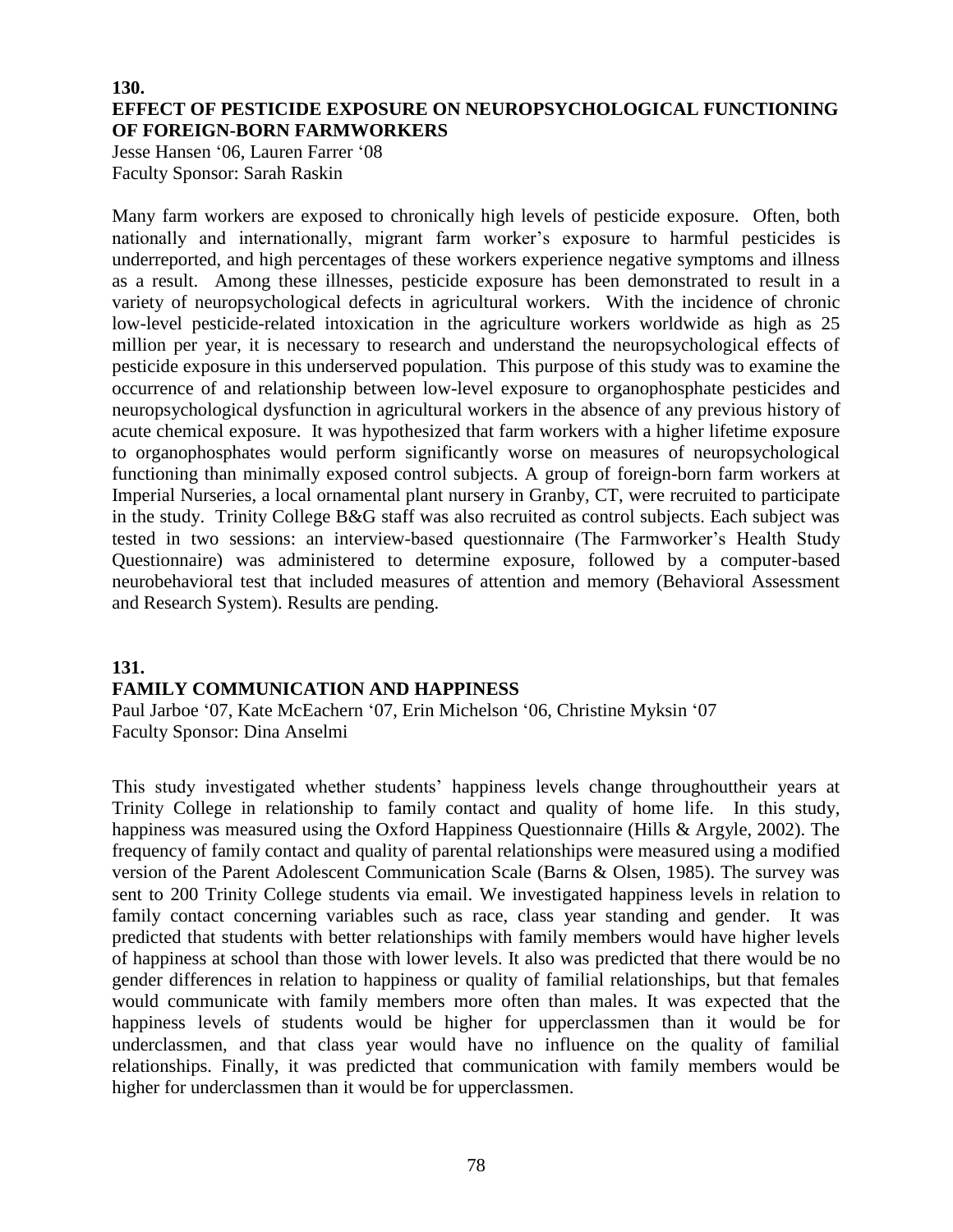**130.**

## EFFECT OF PESTICIDE EXPOSURE ON NEUROPSYCHOLOGICAL FUNCTIONING OF FOREIGN-BORN FARMWORKERS

Jesse Hansen '06, Lauren Farrer '08
Faculty Sponsor: Sarah Raskin

Many farm workers are exposed to chronically high levels of pesticide exposure. Often, both nationally and internationally, migrant farm worker's exposure to harmful pesticides is underreported, and high percentages of these workers experience negative symptoms and illness as a result. Among these illnesses, pesticide exposure has been demonstrated to result in a variety of neuropsychological defects in agricultural workers. With the incidence of chronic low-level pesticide-related intoxication in the agriculture workers worldwide as high as 25 million per year, it is necessary to research and understand the neuropsychological effects of pesticide exposure in this underserved population. This purpose of this study was to examine the occurrence of and relationship between low-level exposure to organophosphate pesticides and neuropsychological dysfunction in agricultural workers in the absence of any previous history of acute chemical exposure. It was hypothesized that farm workers with a higher lifetime exposure to organophosphates would perform significantly worse on measures of neuropsychological functioning than minimally exposed control subjects. A group of foreign-born farm workers at Imperial Nurseries, a local ornamental plant nursery in Granby, CT, were recruited to participate in the study. Trinity College B&G staff was also recruited as control subjects. Each subject was tested in two sessions: an interview-based questionnaire (The Farmworker's Health Study Questionnaire) was administered to determine exposure, followed by a computer-based neurobehavioral test that included measures of attention and memory (Behavioral Assessment and Research System). Results are pending.

**131.**

## FAMILY COMMUNICATION AND HAPPINESS

Paul Jarboe '07, Kate McEachern '07, Erin Michelson '06, Christine Myksin '07
Faculty Sponsor: Dina Anselmi

This study investigated whether students' happiness levels change throughouttheir years at Trinity College in relationship to family contact and quality of home life. In this study, happiness was measured using the Oxford Happiness Questionnaire (Hills & Argyle, 2002). The frequency of family contact and quality of parental relationships were measured using a modified version of the Parent Adolescent Communication Scale (Barns & Olsen, 1985). The survey was sent to 200 Trinity College students via email. We investigated happiness levels in relation to family contact concerning variables such as race, class year standing and gender. It was predicted that students with better relationships with family members would have higher levels of happiness at school than those with lower levels. It also was predicted that there would be no gender differences in relation to happiness or quality of familial relationships, but that females would communicate with family members more often than males. It was expected that the happiness levels of students would be higher for upperclassmen than it would be for underclassmen, and that class year would have no influence on the quality of familial relationships. Finally, it was predicted that communication with family members would be higher for underclassmen than it would be for upperclassmen.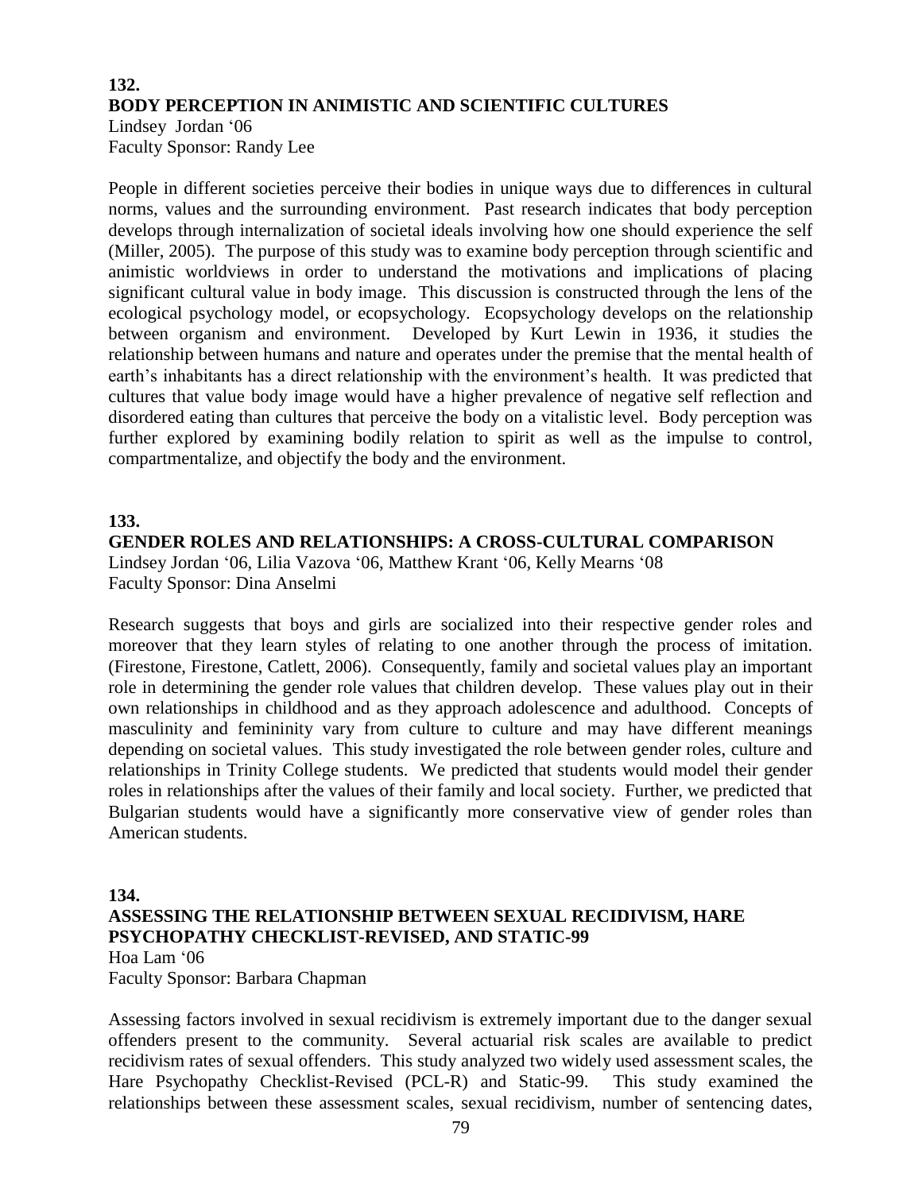## 132.
## BODY PERCEPTION IN ANIMISTIC AND SCIENTIFIC CULTURES

Lindsey Jordan '06
Faculty Sponsor: Randy Lee

People in different societies perceive their bodies in unique ways due to differences in cultural norms, values and the surrounding environment. Past research indicates that body perception develops through internalization of societal ideals involving how one should experience the self (Miller, 2005). The purpose of this study was to examine body perception through scientific and animistic worldviews in order to understand the motivations and implications of placing significant cultural value in body image. This discussion is constructed through the lens of the ecological psychology model, or ecopsychology. Ecopsychology develops on the relationship between organism and environment. Developed by Kurt Lewin in 1936, it studies the relationship between humans and nature and operates under the premise that the mental health of earth's inhabitants has a direct relationship with the environment's health. It was predicted that cultures that value body image would have a higher prevalence of negative self reflection and disordered eating than cultures that perceive the body on a vitalistic level. Body perception was further explored by examining bodily relation to spirit as well as the impulse to control, compartmentalize, and objectify the body and the environment.

## 133.
## GENDER ROLES AND RELATIONSHIPS: A CROSS-CULTURAL COMPARISON

Lindsey Jordan '06, Lilia Vazova '06, Matthew Krant '06, Kelly Mearns '08
Faculty Sponsor: Dina Anselmi

Research suggests that boys and girls are socialized into their respective gender roles and moreover that they learn styles of relating to one another through the process of imitation. (Firestone, Firestone, Catlett, 2006). Consequently, family and societal values play an important role in determining the gender role values that children develop. These values play out in their own relationships in childhood and as they approach adolescence and adulthood. Concepts of masculinity and femininity vary from culture to culture and may have different meanings depending on societal values. This study investigated the role between gender roles, culture and relationships in Trinity College students. We predicted that students would model their gender roles in relationships after the values of their family and local society. Further, we predicted that Bulgarian students would have a significantly more conservative view of gender roles than American students.

## 134.
## ASSESSING THE RELATIONSHIP BETWEEN SEXUAL RECIDIVISM, HARE PSYCHOPATHY CHECKLIST-REVISED, AND STATIC-99

Hoa Lam '06
Faculty Sponsor: Barbara Chapman

Assessing factors involved in sexual recidivism is extremely important due to the danger sexual offenders present to the community. Several actuarial risk scales are available to predict recidivism rates of sexual offenders. This study analyzed two widely used assessment scales, the Hare Psychopathy Checklist-Revised (PCL-R) and Static-99. This study examined the relationships between these assessment scales, sexual recidivism, number of sentencing dates,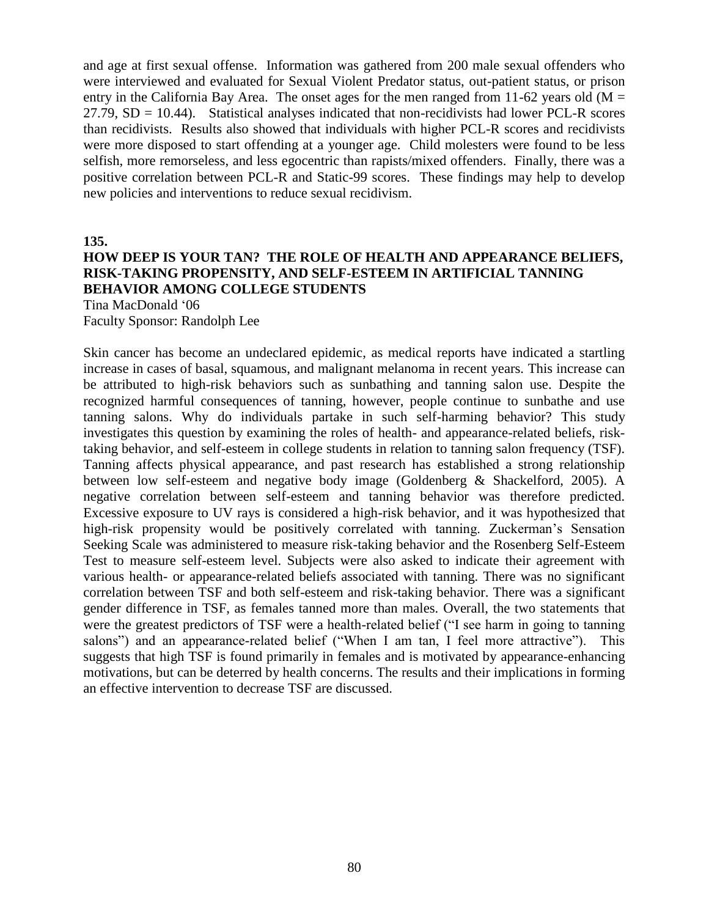and age at first sexual offense. Information was gathered from 200 male sexual offenders who were interviewed and evaluated for Sexual Violent Predator status, out-patient status, or prison entry in the California Bay Area. The onset ages for the men ranged from 11-62 years old ($M = 27.79$, $SD = 10.44$). Statistical analyses indicated that non-recidivists had lower PCL-R scores than recidivists. Results also showed that individuals with higher PCL-R scores and recidivists were more disposed to start offending at a younger age. Child molesters were found to be less selfish, more remorseless, and less egocentric than rapists/mixed offenders. Finally, there was a positive correlation between PCL-R and Static-99 scores. These findings may help to develop new policies and interventions to reduce sexual recidivism.

**135.**

**HOW DEEP IS YOUR TAN? THE ROLE OF HEALTH AND APPEARANCE BELIEFS, RISK-TAKING PROPENSITY, AND SELF-ESTEEM IN ARTIFICIAL TANNING BEHAVIOR AMONG COLLEGE STUDENTS**

Tina MacDonald '06
Faculty Sponsor: Randolph Lee

Skin cancer has become an undeclared epidemic, as medical reports have indicated a startling increase in cases of basal, squamous, and malignant melanoma in recent years. This increase can be attributed to high-risk behaviors such as sunbathing and tanning salon use. Despite the recognized harmful consequences of tanning, however, people continue to sunbathe and use tanning salons. Why do individuals partake in such self-harming behavior? This study investigates this question by examining the roles of health- and appearance-related beliefs, risk-taking behavior, and self-esteem in college students in relation to tanning salon frequency (TSF). Tanning affects physical appearance, and past research has established a strong relationship between low self-esteem and negative body image (Goldenberg & Shackelford, 2005). A negative correlation between self-esteem and tanning behavior was therefore predicted. Excessive exposure to UV rays is considered a high-risk behavior, and it was hypothesized that high-risk propensity would be positively correlated with tanning. Zuckerman's Sensation Seeking Scale was administered to measure risk-taking behavior and the Rosenberg Self-Esteem Test to measure self-esteem level. Subjects were also asked to indicate their agreement with various health- or appearance-related beliefs associated with tanning. There was no significant correlation between TSF and both self-esteem and risk-taking behavior. There was a significant gender difference in TSF, as females tanned more than males. Overall, the two statements that were the greatest predictors of TSF were a health-related belief ("I see harm in going to tanning salons") and an appearance-related belief ("When I am tan, I feel more attractive"). This suggests that high TSF is found primarily in females and is motivated by appearance-enhancing motivations, but can be deterred by health concerns. The results and their implications in forming an effective intervention to decrease TSF are discussed.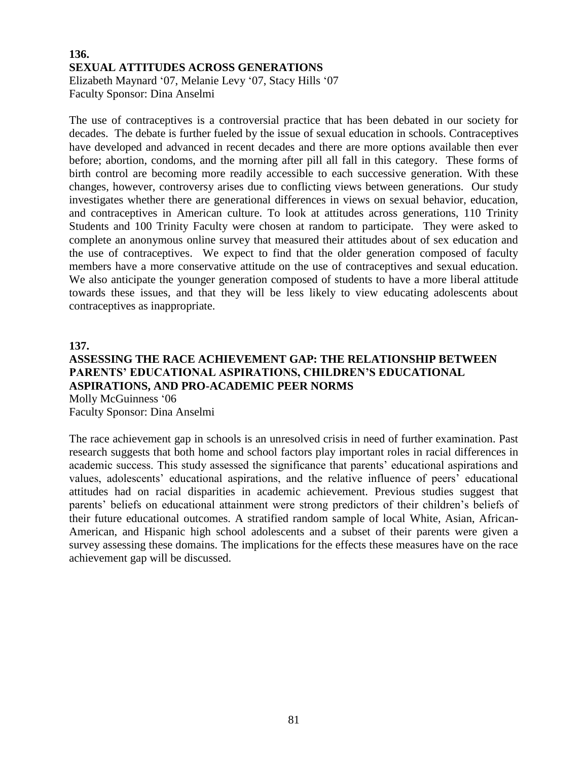**136.**

**SEXUAL ATTITUDES ACROSS GENERATIONS**

Elizabeth Maynard '07, Melanie Levy '07, Stacy Hills '07
Faculty Sponsor: Dina Anselmi

The use of contraceptives is a controversial practice that has been debated in our society for decades. The debate is further fueled by the issue of sexual education in schools. Contraceptives have developed and advanced in recent decades and there are more options available then ever before; abortion, condoms, and the morning after pill all fall in this category. These forms of birth control are becoming more readily accessible to each successive generation. With these changes, however, controversy arises due to conflicting views between generations. Our study investigates whether there are generational differences in views on sexual behavior, education, and contraceptives in American culture. To look at attitudes across generations, 110 Trinity Students and 100 Trinity Faculty were chosen at random to participate. They were asked to complete an anonymous online survey that measured their attitudes about of sex education and the use of contraceptives. We expect to find that the older generation composed of faculty members have a more conservative attitude on the use of contraceptives and sexual education. We also anticipate the younger generation composed of students to have a more liberal attitude towards these issues, and that they will be less likely to view educating adolescents about contraceptives as inappropriate.

**137.**

**ASSESSING THE RACE ACHIEVEMENT GAP: THE RELATIONSHIP BETWEEN PARENTS' EDUCATIONAL ASPIRATIONS, CHILDREN'S EDUCATIONAL ASPIRATIONS, AND PRO-ACADEMIC PEER NORMS**

Molly McGuinness '06
Faculty Sponsor: Dina Anselmi

The race achievement gap in schools is an unresolved crisis in need of further examination. Past research suggests that both home and school factors play important roles in racial differences in academic success. This study assessed the significance that parents' educational aspirations and values, adolescents' educational aspirations, and the relative influence of peers' educational attitudes had on racial disparities in academic achievement. Previous studies suggest that parents' beliefs on educational attainment were strong predictors of their children's beliefs of their future educational outcomes. A stratified random sample of local White, Asian, African-American, and Hispanic high school adolescents and a subset of their parents were given a survey assessing these domains. The implications for the effects these measures have on the race achievement gap will be discussed.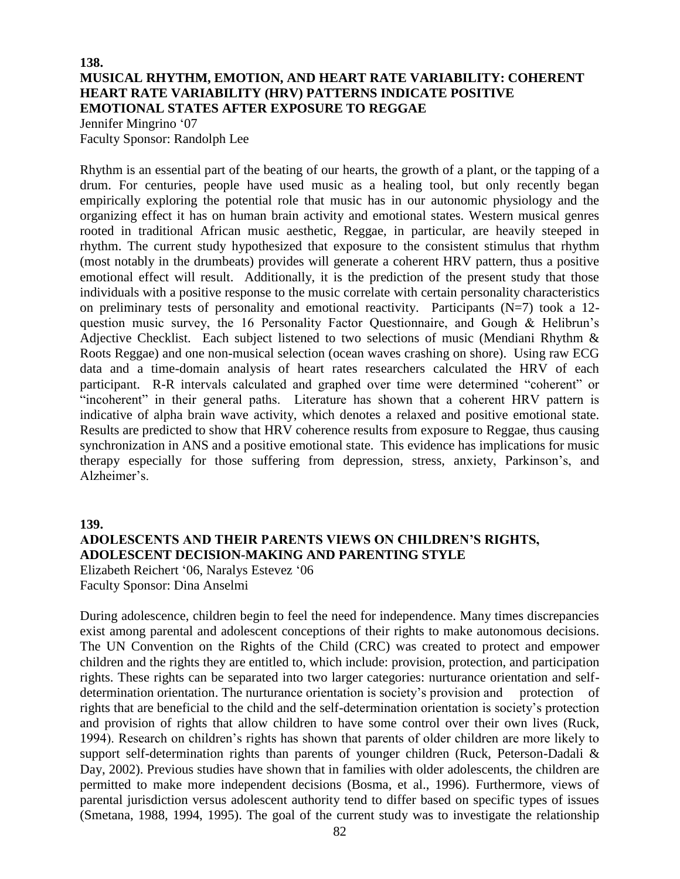**138.**

## MUSICAL RHYTHM, EMOTION, AND HEART RATE VARIABILITY: COHERENT HEART RATE VARIABILITY (HRV) PATTERNS INDICATE POSITIVE EMOTIONAL STATES AFTER EXPOSURE TO REGGAE

Jennifer Mingrino '07
Faculty Sponsor: Randolph Lee

Rhythm is an essential part of the beating of our hearts, the growth of a plant, or the tapping of a drum. For centuries, people have used music as a healing tool, but only recently began empirically exploring the potential role that music has in our autonomic physiology and the organizing effect it has on human brain activity and emotional states. Western musical genres rooted in traditional African music aesthetic, Reggae, in particular, are heavily steeped in rhythm. The current study hypothesized that exposure to the consistent stimulus that rhythm (most notably in the drumbeats) provides will generate a coherent HRV pattern, thus a positive emotional effect will result. Additionally, it is the prediction of the present study that those individuals with a positive response to the music correlate with certain personality characteristics on preliminary tests of personality and emotional reactivity. Participants (N=7) took a 12-question music survey, the 16 Personality Factor Questionnaire, and Gough & Helibrun's Adjective Checklist. Each subject listened to two selections of music (Mendiani Rhythm & Roots Reggae) and one non-musical selection (ocean waves crashing on shore). Using raw ECG data and a time-domain analysis of heart rates researchers calculated the HRV of each participant. R-R intervals calculated and graphed over time were determined "coherent" or "incoherent" in their general paths. Literature has shown that a coherent HRV pattern is indicative of alpha brain wave activity, which denotes a relaxed and positive emotional state. Results are predicted to show that HRV coherence results from exposure to Reggae, thus causing synchronization in ANS and a positive emotional state. This evidence has implications for music therapy especially for those suffering from depression, stress, anxiety, Parkinson's, and Alzheimer's.

**139.**

## ADOLESCENTS AND THEIR PARENTS VIEWS ON CHILDREN'S RIGHTS, ADOLESCENT DECISION-MAKING AND PARENTING STYLE

Elizabeth Reichert '06, Naralys Estevez '06
Faculty Sponsor: Dina Anselmi

During adolescence, children begin to feel the need for independence. Many times discrepancies exist among parental and adolescent conceptions of their rights to make autonomous decisions. The UN Convention on the Rights of the Child (CRC) was created to protect and empower children and the rights they are entitled to, which include: provision, protection, and participation rights. These rights can be separated into two larger categories: nurturance orientation and self-determination orientation. The nurturance orientation is society's provision and protection of rights that are beneficial to the child and the self-determination orientation is society's protection and provision of rights that allow children to have some control over their own lives (Ruck, 1994). Research on children's rights has shown that parents of older children are more likely to support self-determination rights than parents of younger children (Ruck, Peterson-Dadali & Day, 2002). Previous studies have shown that in families with older adolescents, the children are permitted to make more independent decisions (Bosma, et al., 1996). Furthermore, views of parental jurisdiction versus adolescent authority tend to differ based on specific types of issues (Smetana, 1988, 1994, 1995). The goal of the current study was to investigate the relationship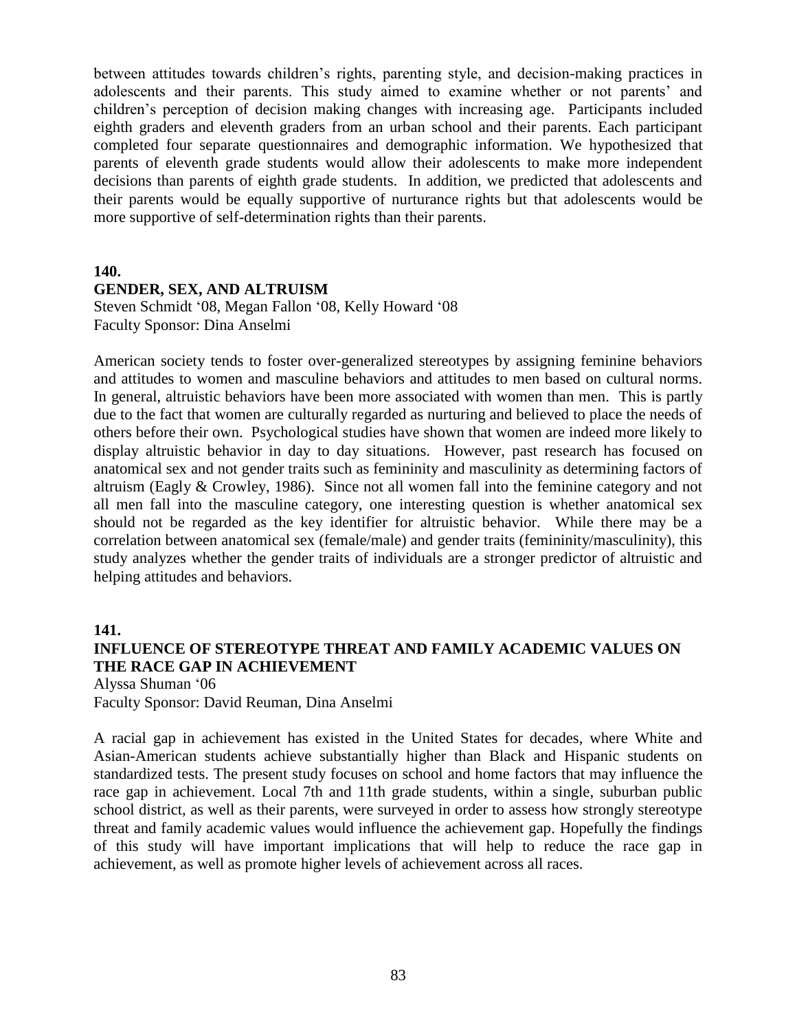between attitudes towards children's rights, parenting style, and decision-making practices in adolescents and their parents. This study aimed to examine whether or not parents' and children's perception of decision making changes with increasing age. Participants included eighth graders and eleventh graders from an urban school and their parents. Each participant completed four separate questionnaires and demographic information. We hypothesized that parents of eleventh grade students would allow their adolescents to make more independent decisions than parents of eighth grade students. In addition, we predicted that adolescents and their parents would be equally supportive of nurturance rights but that adolescents would be more supportive of self-determination rights than their parents.

**140.**

**GENDER, SEX, AND ALTRUISM**

Steven Schmidt '08, Megan Fallon '08, Kelly Howard '08
Faculty Sponsor: Dina Anselmi

American society tends to foster over-generalized stereotypes by assigning feminine behaviors and attitudes to women and masculine behaviors and attitudes to men based on cultural norms. In general, altruistic behaviors have been more associated with women than men. This is partly due to the fact that women are culturally regarded as nurturing and believed to place the needs of others before their own. Psychological studies have shown that women are indeed more likely to display altruistic behavior in day to day situations. However, past research has focused on anatomical sex and not gender traits such as femininity and masculinity as determining factors of altruism (Eagly & Crowley, 1986). Since not all women fall into the feminine category and not all men fall into the masculine category, one interesting question is whether anatomical sex should not be regarded as the key identifier for altruistic behavior. While there may be a correlation between anatomical sex (female/male) and gender traits (femininity/masculinity), this study analyzes whether the gender traits of individuals are a stronger predictor of altruistic and helping attitudes and behaviors.

**141.**

**INFLUENCE OF STEREOTYPE THREAT AND FAMILY ACADEMIC VALUES ON THE RACE GAP IN ACHIEVEMENT**

Alyssa Shuman '06
Faculty Sponsor: David Reuman, Dina Anselmi

A racial gap in achievement has existed in the United States for decades, where White and Asian-American students achieve substantially higher than Black and Hispanic students on standardized tests. The present study focuses on school and home factors that may influence the race gap in achievement. Local 7th and 11th grade students, within a single, suburban public school district, as well as their parents, were surveyed in order to assess how strongly stereotype threat and family academic values would influence the achievement gap. Hopefully the findings of this study will have important implications that will help to reduce the race gap in achievement, as well as promote higher levels of achievement across all races.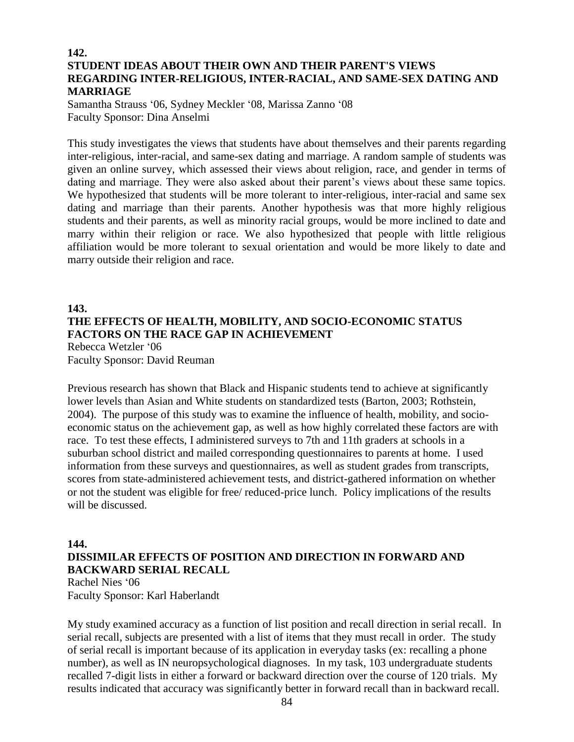**142.**

**STUDENT IDEAS ABOUT THEIR OWN AND THEIR PARENT'S VIEWS REGARDING INTER-RELIGIOUS, INTER-RACIAL, AND SAME-SEX DATING AND MARRIAGE**

Samantha Strauss '06, Sydney Meckler '08, Marissa Zanno '08
Faculty Sponsor: Dina Anselmi

This study investigates the views that students have about themselves and their parents regarding inter-religious, inter-racial, and same-sex dating and marriage. A random sample of students was given an online survey, which assessed their views about religion, race, and gender in terms of dating and marriage. They were also asked about their parent's views about these same topics. We hypothesized that students will be more tolerant to inter-religious, inter-racial and same sex dating and marriage than their parents. Another hypothesis was that more highly religious students and their parents, as well as minority racial groups, would be more inclined to date and marry within their religion or race. We also hypothesized that people with little religious affiliation would be more tolerant to sexual orientation and would be more likely to date and marry outside their religion and race.

**143.**

**THE EFFECTS OF HEALTH, MOBILITY, AND SOCIO-ECONOMIC STATUS FACTORS ON THE RACE GAP IN ACHIEVEMENT**

Rebecca Wetzler '06
Faculty Sponsor: David Reuman

Previous research has shown that Black and Hispanic students tend to achieve at significantly lower levels than Asian and White students on standardized tests (Barton, 2003; Rothstein, 2004). The purpose of this study was to examine the influence of health, mobility, and socio-economic status on the achievement gap, as well as how highly correlated these factors are with race. To test these effects, I administered surveys to 7th and 11th graders at schools in a suburban school district and mailed corresponding questionnaires to parents at home. I used information from these surveys and questionnaires, as well as student grades from transcripts, scores from state-administered achievement tests, and district-gathered information on whether or not the student was eligible for free/ reduced-price lunch. Policy implications of the results will be discussed.

**144.**

**DISSIMILAR EFFECTS OF POSITION AND DIRECTION IN FORWARD AND BACKWARD SERIAL RECALL**

Rachel Nies '06
Faculty Sponsor: Karl Haberlandt

My study examined accuracy as a function of list position and recall direction in serial recall. In serial recall, subjects are presented with a list of items that they must recall in order. The study of serial recall is important because of its application in everyday tasks (ex: recalling a phone number), as well as IN neuropsychological diagnoses. In my task, 103 undergraduate students recalled 7-digit lists in either a forward or backward direction over the course of 120 trials. My results indicated that accuracy was significantly better in forward recall than in backward recall.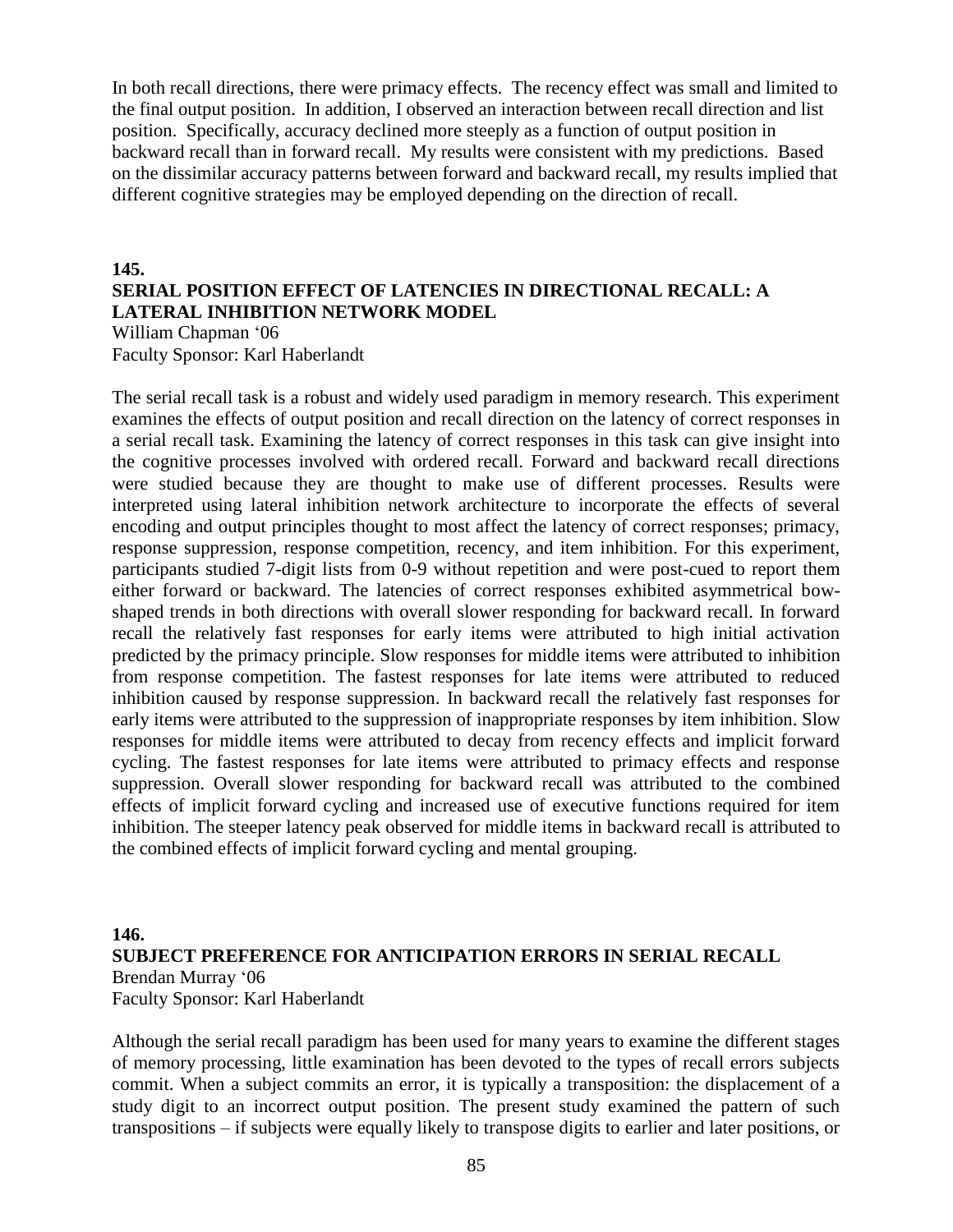In both recall directions, there were primacy effects. The recency effect was small and limited to the final output position. In addition, I observed an interaction between recall direction and list position. Specifically, accuracy declined more steeply as a function of output position in backward recall than in forward recall. My results were consistent with my predictions. Based on the dissimilar accuracy patterns between forward and backward recall, my results implied that different cognitive strategies may be employed depending on the direction of recall.

### 145.
### SERIAL POSITION EFFECT OF LATENCIES IN DIRECTIONAL RECALL: A LATERAL INHIBITION NETWORK MODEL

William Chapman '06
Faculty Sponsor: Karl Haberlandt

The serial recall task is a robust and widely used paradigm in memory research. This experiment examines the effects of output position and recall direction on the latency of correct responses in a serial recall task. Examining the latency of correct responses in this task can give insight into the cognitive processes involved with ordered recall. Forward and backward recall directions were studied because they are thought to make use of different processes. Results were interpreted using lateral inhibition network architecture to incorporate the effects of several encoding and output principles thought to most affect the latency of correct responses; primacy, response suppression, response competition, recency, and item inhibition. For this experiment, participants studied 7-digit lists from 0-9 without repetition and were post-cued to report them either forward or backward. The latencies of correct responses exhibited asymmetrical bow-shaped trends in both directions with overall slower responding for backward recall. In forward recall the relatively fast responses for early items were attributed to high initial activation predicted by the primacy principle. Slow responses for middle items were attributed to inhibition from response competition. The fastest responses for late items were attributed to reduced inhibition caused by response suppression. In backward recall the relatively fast responses for early items were attributed to the suppression of inappropriate responses by item inhibition. Slow responses for middle items were attributed to decay from recency effects and implicit forward cycling. The fastest responses for late items were attributed to primacy effects and response suppression. Overall slower responding for backward recall was attributed to the combined effects of implicit forward cycling and increased use of executive functions required for item inhibition. The steeper latency peak observed for middle items in backward recall is attributed to the combined effects of implicit forward cycling and mental grouping.

### 146.
### SUBJECT PREFERENCE FOR ANTICIPATION ERRORS IN SERIAL RECALL

Brendan Murray '06
Faculty Sponsor: Karl Haberlandt

Although the serial recall paradigm has been used for many years to examine the different stages of memory processing, little examination has been devoted to the types of recall errors subjects commit. When a subject commits an error, it is typically a transposition: the displacement of a study digit to an incorrect output position. The present study examined the pattern of such transpositions – if subjects were equally likely to transpose digits to earlier and later positions, or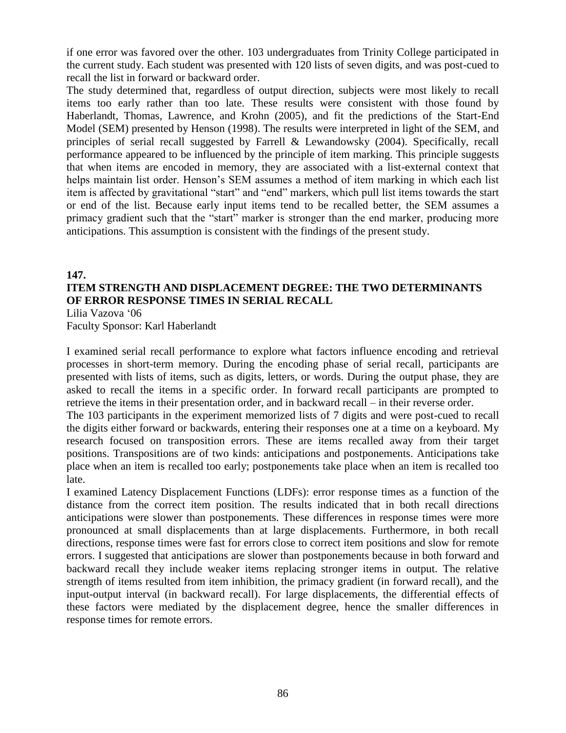if one error was favored over the other. 103 undergraduates from Trinity College participated in the current study. Each student was presented with 120 lists of seven digits, and was post-cued to recall the list in forward or backward order.

The study determined that, regardless of output direction, subjects were most likely to recall items too early rather than too late. These results were consistent with those found by Haberlandt, Thomas, Lawrence, and Krohn (2005), and fit the predictions of the Start-End Model (SEM) presented by Henson (1998). The results were interpreted in light of the SEM, and principles of serial recall suggested by Farrell & Lewandowsky (2004). Specifically, recall performance appeared to be influenced by the principle of item marking. This principle suggests that when items are encoded in memory, they are associated with a list-external context that helps maintain list order. Henson's SEM assumes a method of item marking in which each list item is affected by gravitational "start" and "end" markers, which pull list items towards the start or end of the list. Because early input items tend to be recalled better, the SEM assumes a primacy gradient such that the "start" marker is stronger than the end marker, producing more anticipations. This assumption is consistent with the findings of the present study.

**147.**

## ITEM STRENGTH AND DISPLACEMENT DEGREE: THE TWO DETERMINANTS OF ERROR RESPONSE TIMES IN SERIAL RECALL

Lilia Vazova '06
Faculty Sponsor: Karl Haberlandt

I examined serial recall performance to explore what factors influence encoding and retrieval processes in short-term memory. During the encoding phase of serial recall, participants are presented with lists of items, such as digits, letters, or words. During the output phase, they are asked to recall the items in a specific order. In forward recall participants are prompted to retrieve the items in their presentation order, and in backward recall – in their reverse order.

The 103 participants in the experiment memorized lists of 7 digits and were post-cued to recall the digits either forward or backwards, entering their responses one at a time on a keyboard. My research focused on transposition errors. These are items recalled away from their target positions. Transpositions are of two kinds: anticipations and postponements. Anticipations take place when an item is recalled too early; postponements take place when an item is recalled too late.

I examined Latency Displacement Functions (LDFs): error response times as a function of the distance from the correct item position. The results indicated that in both recall directions anticipations were slower than postponements. These differences in response times were more pronounced at small displacements than at large displacements. Furthermore, in both recall directions, response times were fast for errors close to correct item positions and slow for remote errors. I suggested that anticipations are slower than postponements because in both forward and backward recall they include weaker items replacing stronger items in output. The relative strength of items resulted from item inhibition, the primacy gradient (in forward recall), and the input-output interval (in backward recall). For large displacements, the differential effects of these factors were mediated by the displacement degree, hence the smaller differences in response times for remote errors.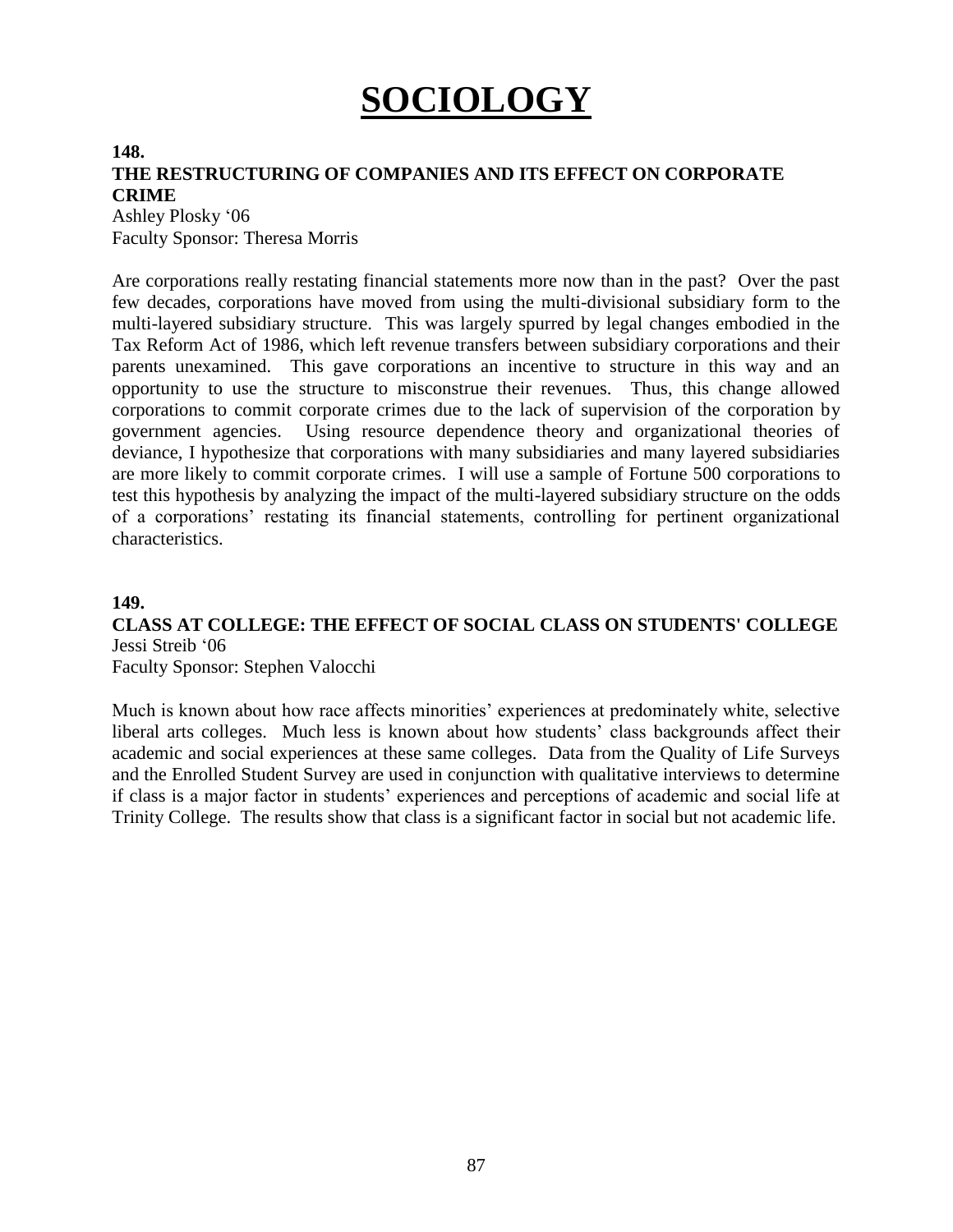# SOCIOLOGY

**148.**
**THE RESTRUCTURING OF COMPANIES AND ITS EFFECT ON CORPORATE CRIME**
Ashley Plosky '06
Faculty Sponsor: Theresa Morris

Are corporations really restating financial statements more now than in the past? Over the past few decades, corporations have moved from using the multi-divisional subsidiary form to the multi-layered subsidiary structure. This was largely spurred by legal changes embodied in the Tax Reform Act of 1986, which left revenue transfers between subsidiary corporations and their parents unexamined. This gave corporations an incentive to structure in this way and an opportunity to use the structure to misconstrue their revenues. Thus, this change allowed corporations to commit corporate crimes due to the lack of supervision of the corporation by government agencies. Using resource dependence theory and organizational theories of deviance, I hypothesize that corporations with many subsidiaries and many layered subsidiaries are more likely to commit corporate crimes. I will use a sample of Fortune 500 corporations to test this hypothesis by analyzing the impact of the multi-layered subsidiary structure on the odds of a corporations' restating its financial statements, controlling for pertinent organizational characteristics.

**149.**
**CLASS AT COLLEGE: THE EFFECT OF SOCIAL CLASS ON STUDENTS' COLLEGE**
Jessi Streib '06
Faculty Sponsor: Stephen Valocchi

Much is known about how race affects minorities' experiences at predominately white, selective liberal arts colleges. Much less is known about how students' class backgrounds affect their academic and social experiences at these same colleges. Data from the Quality of Life Surveys and the Enrolled Student Survey are used in conjunction with qualitative interviews to determine if class is a major factor in students' experiences and perceptions of academic and social life at Trinity College. The results show that class is a significant factor in social but not academic life.